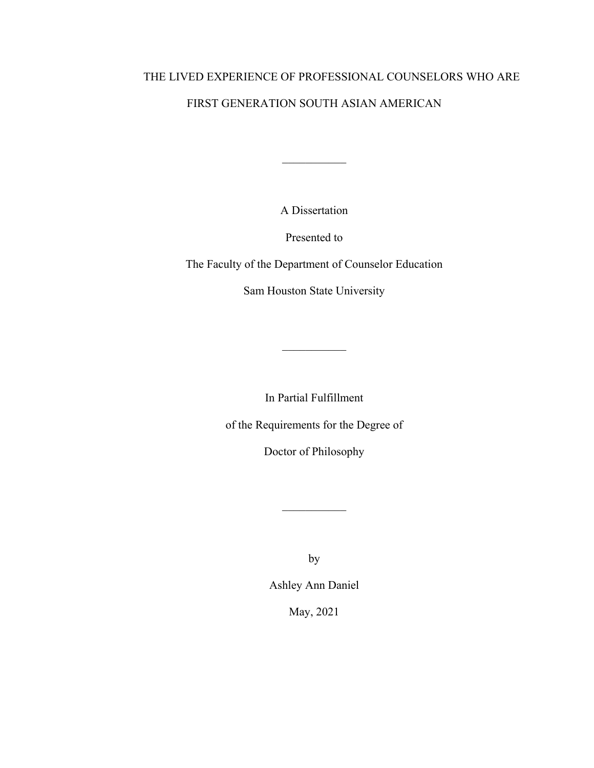# THE LIVED EXPERIENCE OF PROFESSIONAL COUNSELORS WHO ARE FIRST GENERATION SOUTH ASIAN AMERICAN

---

A Dissertation

Presented to

The Faculty of the Department of Counselor Education

Sam Houston State University

---

In Partial Fulfillment

of the Requirements for the Degree of

Doctor of Philosophy

---

by

Ashley Ann Daniel

May, 2021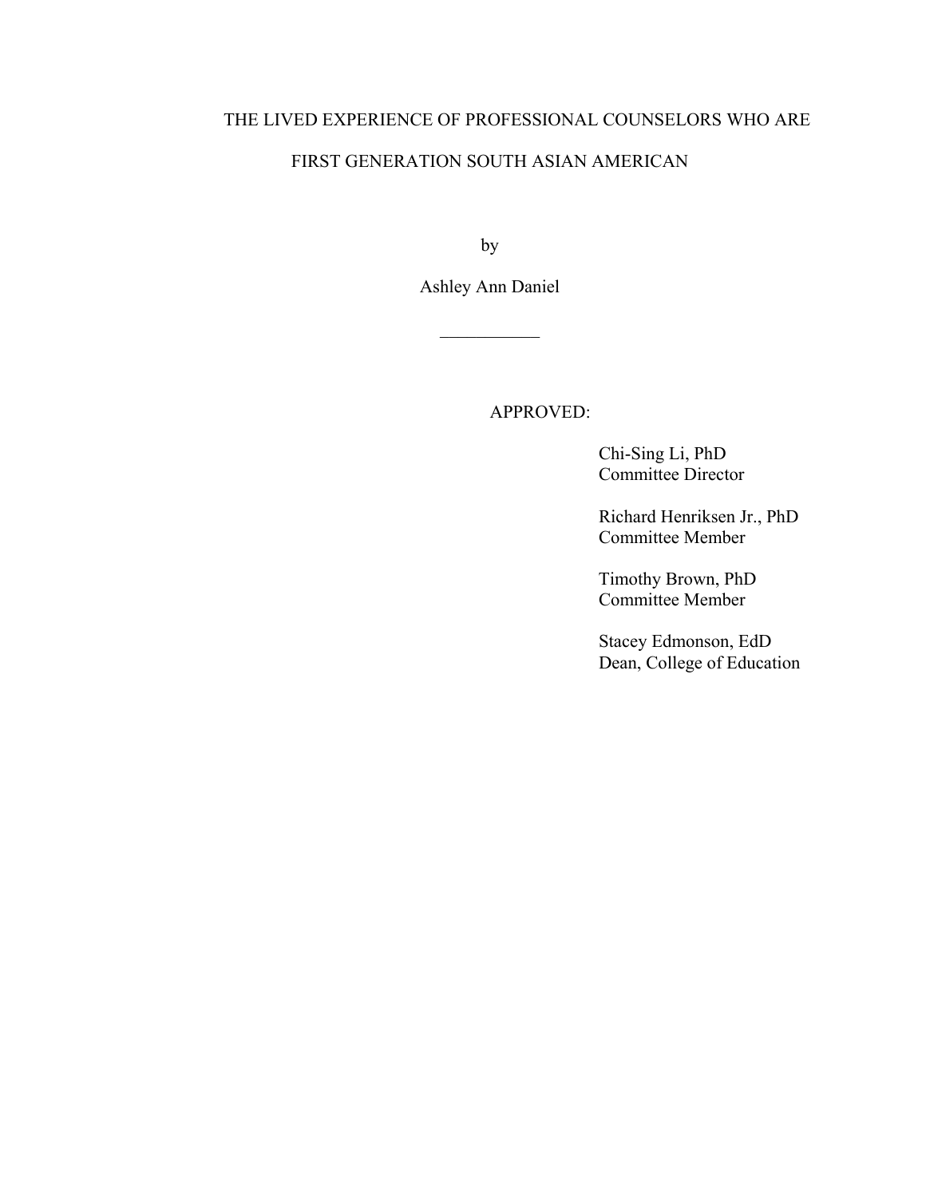THE LIVED EXPERIENCE OF PROFESSIONAL COUNSELORS WHO ARE

FIRST GENERATION SOUTH ASIAN AMERICAN

by

Ashley Ann Daniel

\_\_\_\_\_\_\_\_\_\_\_

APPROVED:

Chi-Sing Li, PhD
Committee Director

Richard Henriksen Jr., PhD
Committee Member

Timothy Brown, PhD
Committee Member

Stacey Edmonson, EdD
Dean, College of Education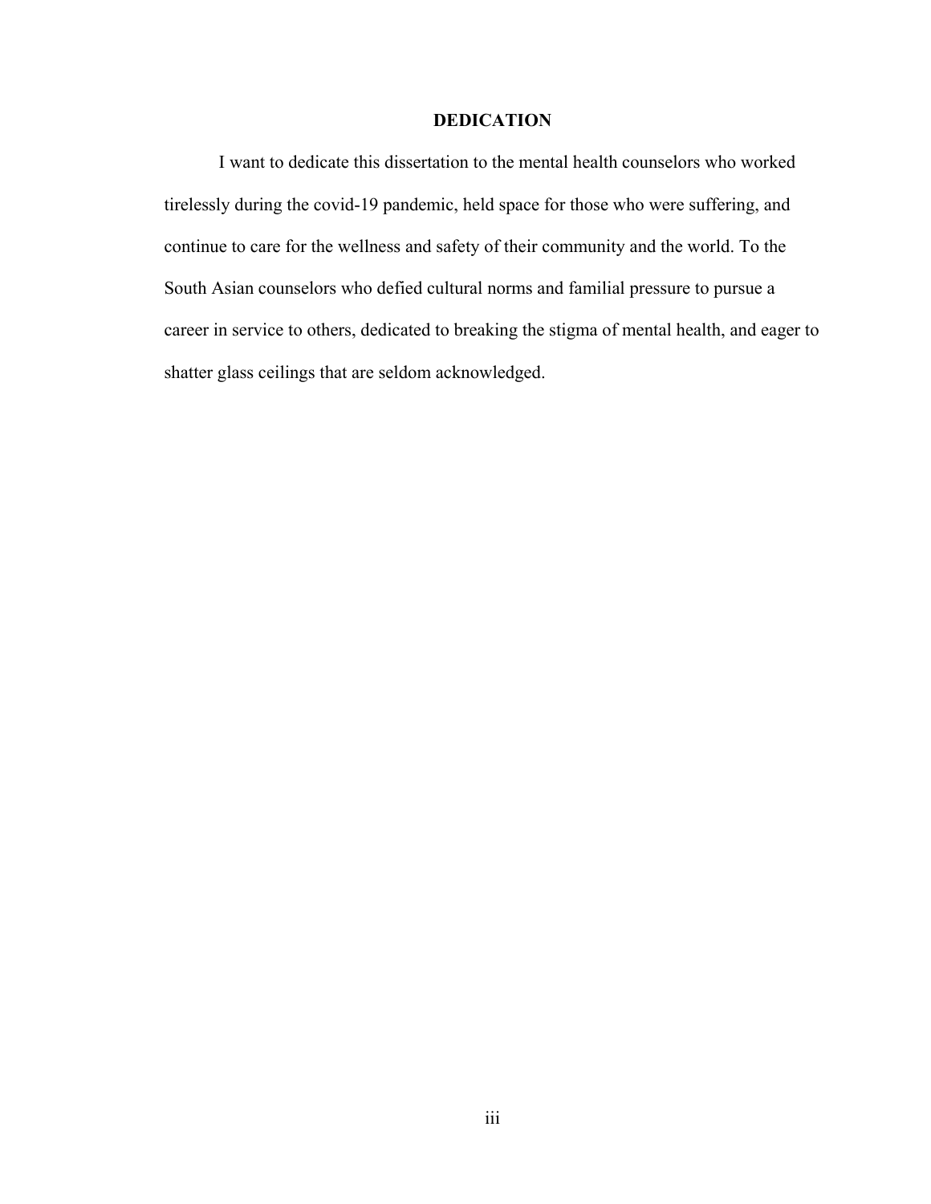## DEDICATION

I want to dedicate this dissertation to the mental health counselors who worked tirelessly during the covid-19 pandemic, held space for those who were suffering, and continue to care for the wellness and safety of their community and the world. To the South Asian counselors who defied cultural norms and familial pressure to pursue a career in service to others, dedicated to breaking the stigma of mental health, and eager to shatter glass ceilings that are seldom acknowledged.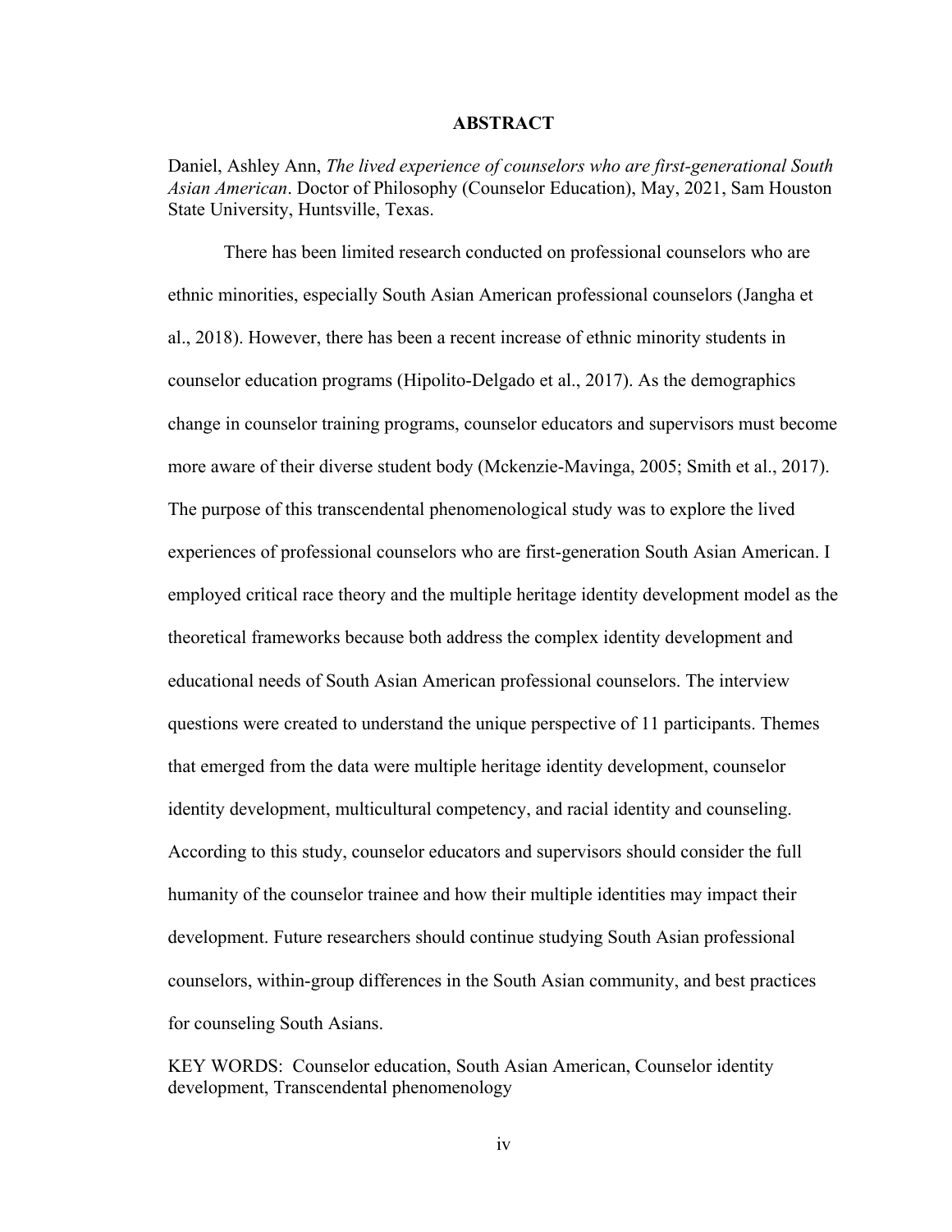# ABSTRACT

Daniel, Ashley Ann, *The lived experience of counselors who are first-generational South Asian American*. Doctor of Philosophy (Counselor Education), May, 2021, Sam Houston State University, Huntsville, Texas.

There has been limited research conducted on professional counselors who are ethnic minorities, especially South Asian American professional counselors (Jangha et al., 2018). However, there has been a recent increase of ethnic minority students in counselor education programs (Hipolito-Delgado et al., 2017). As the demographics change in counselor training programs, counselor educators and supervisors must become more aware of their diverse student body (Mckenzie-Mavinga, 2005; Smith et al., 2017). The purpose of this transcendental phenomenological study was to explore the lived experiences of professional counselors who are first-generation South Asian American. I employed critical race theory and the multiple heritage identity development model as the theoretical frameworks because both address the complex identity development and educational needs of South Asian American professional counselors. The interview questions were created to understand the unique perspective of 11 participants. Themes that emerged from the data were multiple heritage identity development, counselor identity development, multicultural competency, and racial identity and counseling. According to this study, counselor educators and supervisors should consider the full humanity of the counselor trainee and how their multiple identities may impact their development. Future researchers should continue studying South Asian professional counselors, within-group differences in the South Asian community, and best practices for counseling South Asians.

KEY WORDS: Counselor education, South Asian American, Counselor identity development, Transcendental phenomenology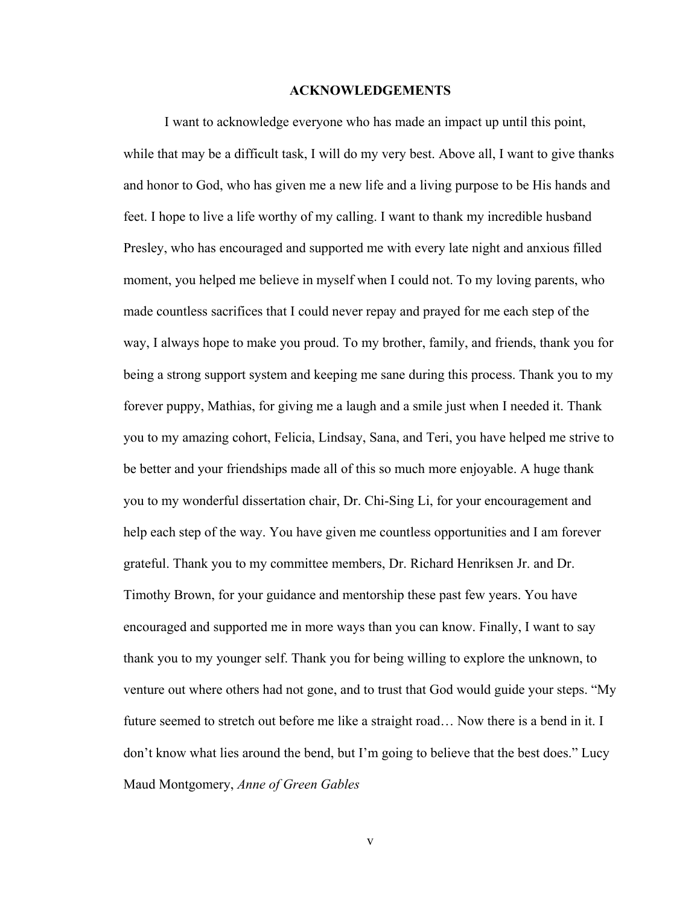## ACKNOWLEDGEMENTS

I want to acknowledge everyone who has made an impact up until this point, while that may be a difficult task, I will do my very best. Above all, I want to give thanks and honor to God, who has given me a new life and a living purpose to be His hands and feet. I hope to live a life worthy of my calling. I want to thank my incredible husband Presley, who has encouraged and supported me with every late night and anxious filled moment, you helped me believe in myself when I could not. To my loving parents, who made countless sacrifices that I could never repay and prayed for me each step of the way, I always hope to make you proud. To my brother, family, and friends, thank you for being a strong support system and keeping me sane during this process. Thank you to my forever puppy, Mathias, for giving me a laugh and a smile just when I needed it. Thank you to my amazing cohort, Felicia, Lindsay, Sana, and Teri, you have helped me strive to be better and your friendships made all of this so much more enjoyable. A huge thank you to my wonderful dissertation chair, Dr. Chi-Sing Li, for your encouragement and help each step of the way. You have given me countless opportunities and I am forever grateful. Thank you to my committee members, Dr. Richard Henriksen Jr. and Dr. Timothy Brown, for your guidance and mentorship these past few years. You have encouraged and supported me in more ways than you can know. Finally, I want to say thank you to my younger self. Thank you for being willing to explore the unknown, to venture out where others had not gone, and to trust that God would guide your steps. "My future seemed to stretch out before me like a straight road… Now there is a bend in it. I don't know what lies around the bend, but I'm going to believe that the best does." Lucy Maud Montgomery, *Anne of Green Gables*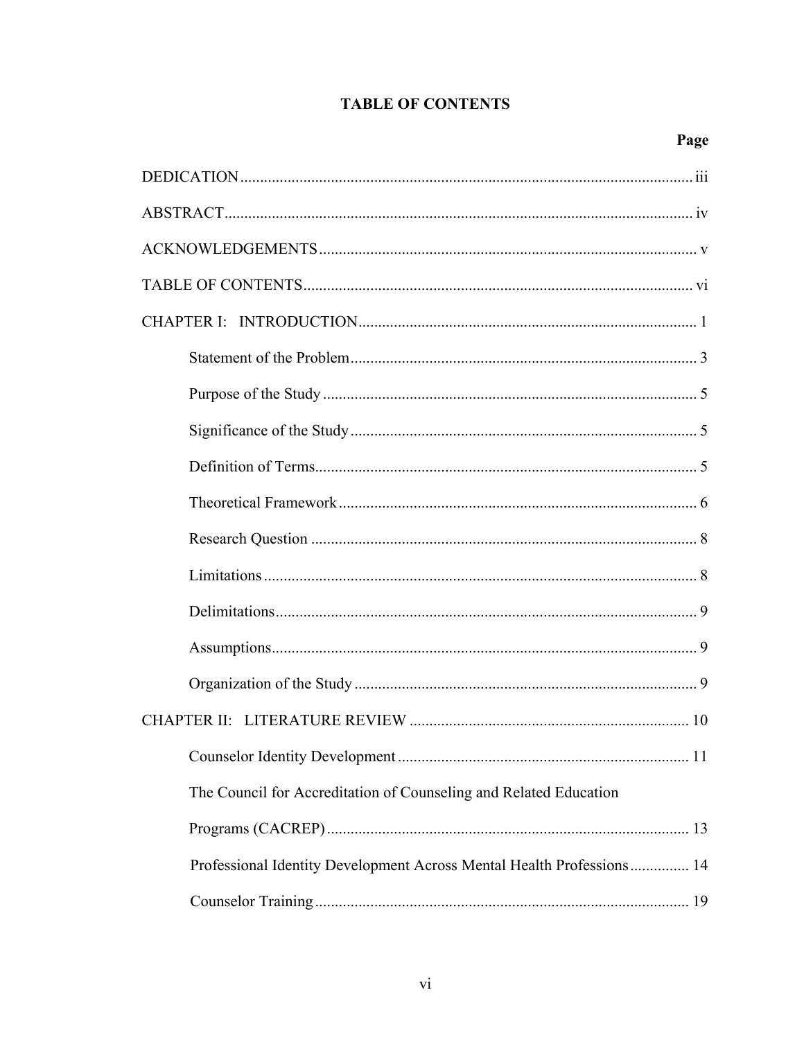# TABLE OF CONTENTS

| | Page |
|---|---|
| DEDICATION | iii |
| ABSTRACT | iv |
| ACKNOWLEDGEMENTS | v |
| TABLE OF CONTENTS | vi |
| CHAPTER I: INTRODUCTION | 1 |
| Statement of the Problem | 3 |
| Purpose of the Study | 5 |
| Significance of the Study | 5 |
| Definition of Terms | 5 |
| Theoretical Framework | 6 |
| Research Question | 8 |
| Limitations | 8 |
| Delimitations | 9 |
| Assumptions | 9 |
| Organization of the Study | 9 |
| CHAPTER II: LITERATURE REVIEW | 10 |
| Counselor Identity Development | 11 |
| The Council for Accreditation of Counseling and Related Education Programs (CACREP) | 13 |
| Professional Identity Development Across Mental Health Professions | 14 |
| Counselor Training | 19 |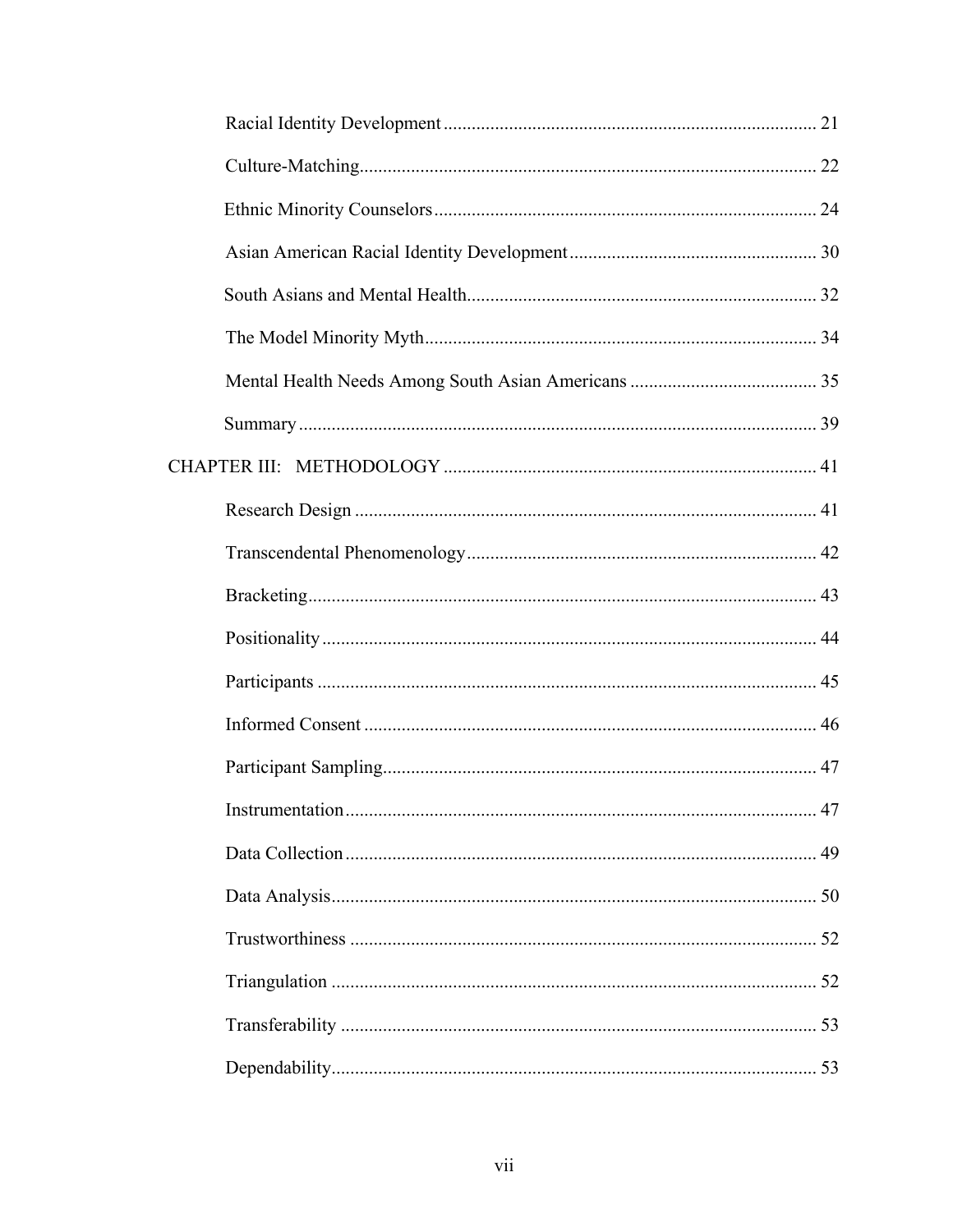Racial Identity Development ............................................................................... 21

Culture-Matching................................................................................................. 22

Ethnic Minority Counselors ................................................................................. 24

Asian American Racial Identity Development .................................................... 30

South Asians and Mental Health.......................................................................... 32

The Model Minority Myth................................................................................... 34

Mental Health Needs Among South Asian Americans ........................................ 35

Summary .............................................................................................................. 39

CHAPTER III: METHODOLOGY ................................................................................ 41

Research Design .................................................................................................. 41

Transcendental Phenomenology.......................................................................... 42

Bracketing............................................................................................................ 43

Positionality......................................................................................................... 44

Participants .......................................................................................................... 45

Informed Consent ................................................................................................ 46

Participant Sampling............................................................................................ 47

Instrumentation.................................................................................................... 47

Data Collection .................................................................................................... 49

Data Analysis....................................................................................................... 50

Trustworthiness ................................................................................................... 52

Triangulation ....................................................................................................... 52

Transferability ..................................................................................................... 53

Dependability....................................................................................................... 53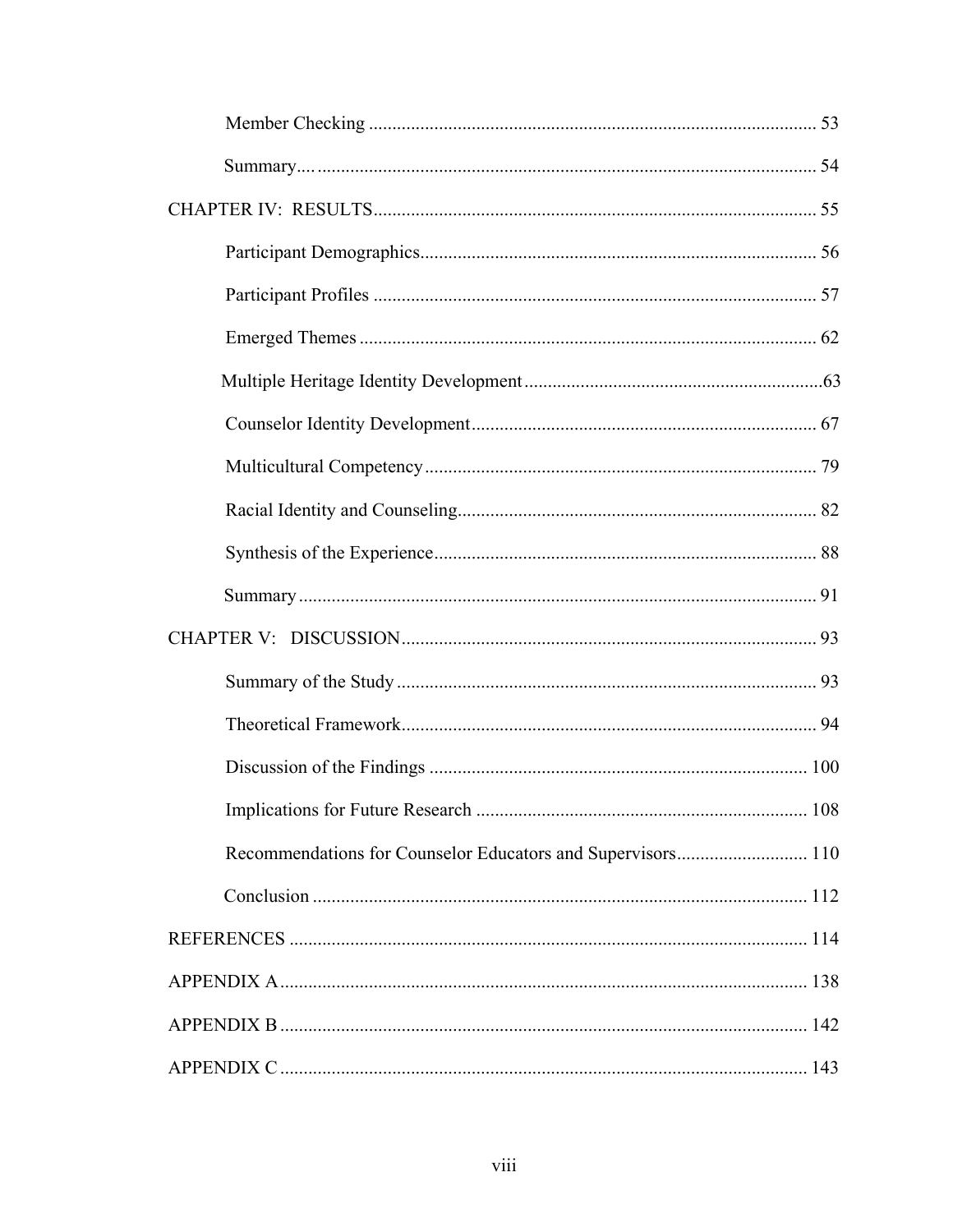Member Checking ............................................................................................... 53

Summary.... .......................................................................................................... 54

CHAPTER IV: RESULTS.............................................................................................. 55

Participant Demographics.................................................................................... 56

Participant Profiles .............................................................................................. 57

Emerged Themes ................................................................................................. 62

Multiple Heritage Identity Development ...............................................................63

Counselor Identity Development......................................................................... 67

Multicultural Competency ................................................................................... 79

Racial Identity and Counseling............................................................................ 82

Synthesis of the Experience................................................................................. 88

Summary .............................................................................................................. 91

CHAPTER V: DISCUSSION........................................................................................ 93

Summary of the Study ......................................................................................... 93

Theoretical Framework........................................................................................ 94

Discussion of the Findings ................................................................................ 100

Implications for Future Research ...................................................................... 108

Recommendations for Counselor Educators and Supervisors............................ 110

Conclusion ......................................................................................................... 112

REFERENCES .............................................................................................................. 114

APPENDIX A ................................................................................................................ 138

APPENDIX B ................................................................................................................ 142

APPENDIX C ................................................................................................................ 143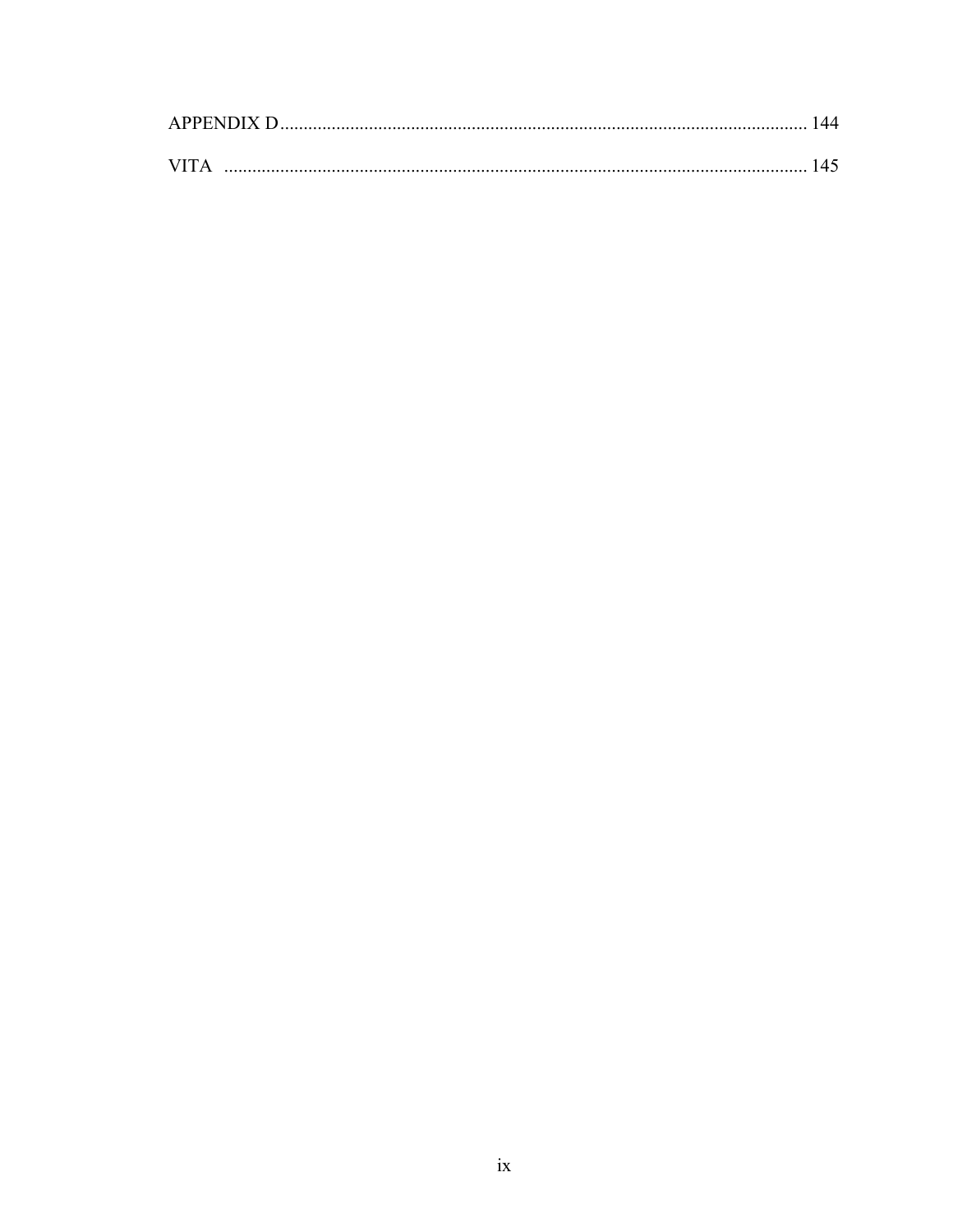APPENDIX D................................................................................................................ 144

VITA ........................................................................................................................... 145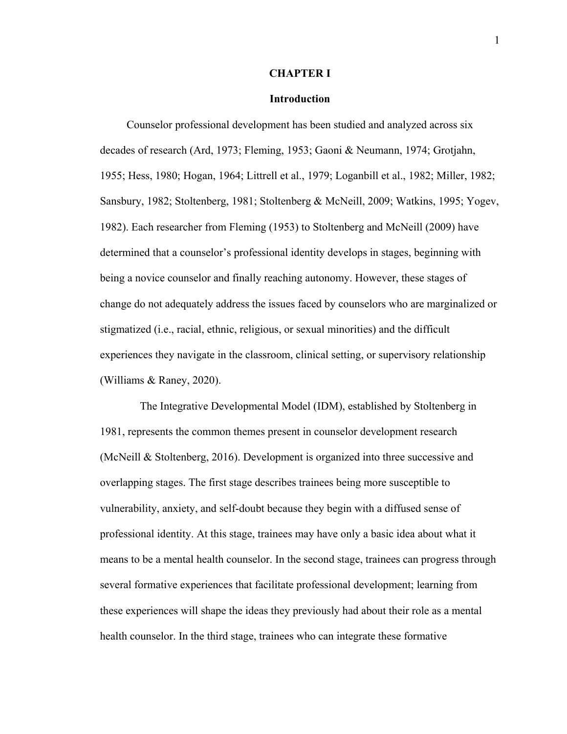# CHAPTER I

## Introduction

Counselor professional development has been studied and analyzed across six decades of research (Ard, 1973; Fleming, 1953; Gaoni & Neumann, 1974; Grotjahn, 1955; Hess, 1980; Hogan, 1964; Littrell et al., 1979; Loganbill et al., 1982; Miller, 1982; Sansbury, 1982; Stoltenberg, 1981; Stoltenberg & McNeill, 2009; Watkins, 1995; Yogev, 1982). Each researcher from Fleming (1953) to Stoltenberg and McNeill (2009) have determined that a counselor's professional identity develops in stages, beginning with being a novice counselor and finally reaching autonomy. However, these stages of change do not adequately address the issues faced by counselors who are marginalized or stigmatized (i.e., racial, ethnic, religious, or sexual minorities) and the difficult experiences they navigate in the classroom, clinical setting, or supervisory relationship (Williams & Raney, 2020).

The Integrative Developmental Model (IDM), established by Stoltenberg in 1981, represents the common themes present in counselor development research (McNeill & Stoltenberg, 2016). Development is organized into three successive and overlapping stages. The first stage describes trainees being more susceptible to vulnerability, anxiety, and self-doubt because they begin with a diffused sense of professional identity. At this stage, trainees may have only a basic idea about what it means to be a mental health counselor. In the second stage, trainees can progress through several formative experiences that facilitate professional development; learning from these experiences will shape the ideas they previously had about their role as a mental health counselor. In the third stage, trainees who can integrate these formative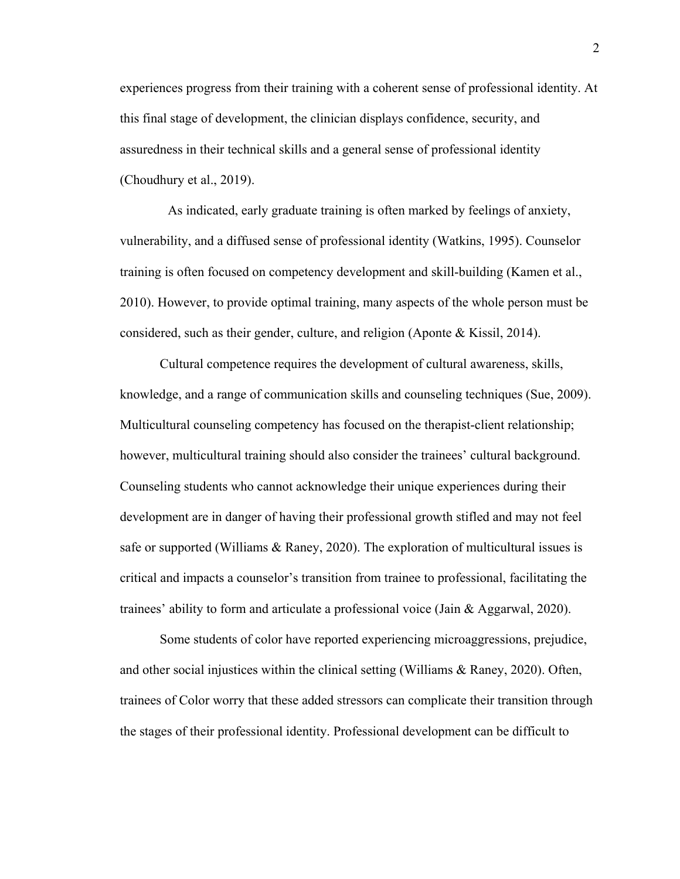experiences progress from their training with a coherent sense of professional identity. At this final stage of development, the clinician displays confidence, security, and assuredness in their technical skills and a general sense of professional identity (Choudhury et al., 2019).

As indicated, early graduate training is often marked by feelings of anxiety, vulnerability, and a diffused sense of professional identity (Watkins, 1995). Counselor training is often focused on competency development and skill-building (Kamen et al., 2010). However, to provide optimal training, many aspects of the whole person must be considered, such as their gender, culture, and religion (Aponte & Kissil, 2014).

Cultural competence requires the development of cultural awareness, skills, knowledge, and a range of communication skills and counseling techniques (Sue, 2009). Multicultural counseling competency has focused on the therapist-client relationship; however, multicultural training should also consider the trainees' cultural background. Counseling students who cannot acknowledge their unique experiences during their development are in danger of having their professional growth stifled and may not feel safe or supported (Williams & Raney, 2020). The exploration of multicultural issues is critical and impacts a counselor's transition from trainee to professional, facilitating the trainees' ability to form and articulate a professional voice (Jain & Aggarwal, 2020).

Some students of color have reported experiencing microaggressions, prejudice, and other social injustices within the clinical setting (Williams & Raney, 2020). Often, trainees of Color worry that these added stressors can complicate their transition through the stages of their professional identity. Professional development can be difficult to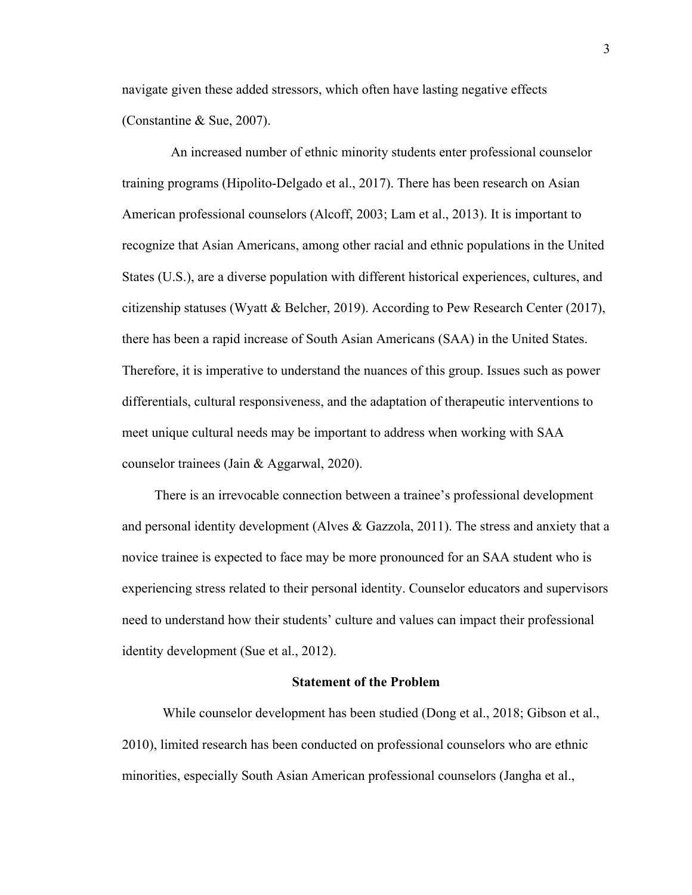navigate given these added stressors, which often have lasting negative effects (Constantine & Sue, 2007).

An increased number of ethnic minority students enter professional counselor training programs (Hipolito-Delgado et al., 2017). There has been research on Asian American professional counselors (Alcoff, 2003; Lam et al., 2013). It is important to recognize that Asian Americans, among other racial and ethnic populations in the United States (U.S.), are a diverse population with different historical experiences, cultures, and citizenship statuses (Wyatt & Belcher, 2019). According to Pew Research Center (2017), there has been a rapid increase of South Asian Americans (SAA) in the United States. Therefore, it is imperative to understand the nuances of this group. Issues such as power differentials, cultural responsiveness, and the adaptation of therapeutic interventions to meet unique cultural needs may be important to address when working with SAA counselor trainees (Jain & Aggarwal, 2020).

There is an irrevocable connection between a trainee's professional development and personal identity development (Alves & Gazzola, 2011). The stress and anxiety that a novice trainee is expected to face may be more pronounced for an SAA student who is experiencing stress related to their personal identity. Counselor educators and supervisors need to understand how their students' culture and values can impact their professional identity development (Sue et al., 2012).

## Statement of the Problem

While counselor development has been studied (Dong et al., 2018; Gibson et al., 2010), limited research has been conducted on professional counselors who are ethnic minorities, especially South Asian American professional counselors (Jangha et al.,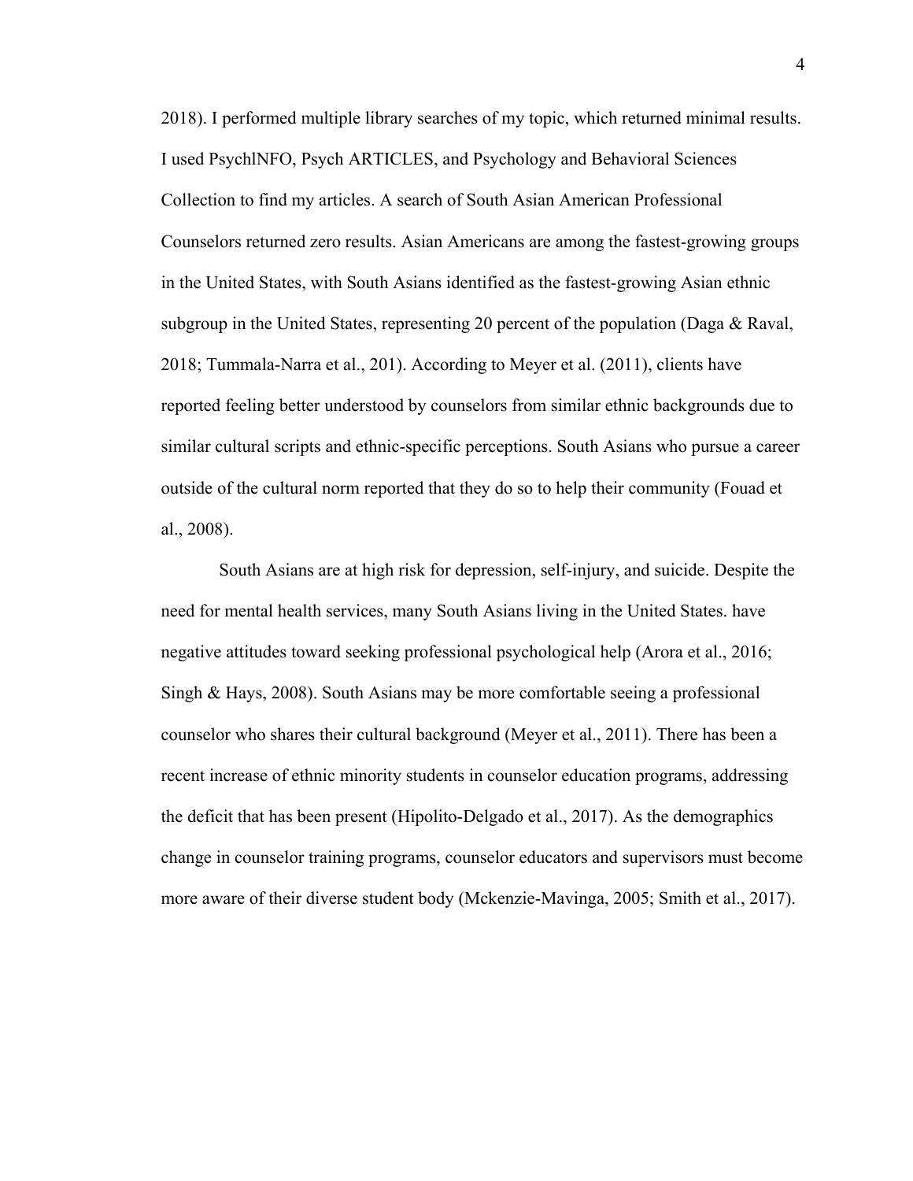2018). I performed multiple library searches of my topic, which returned minimal results. I used PsychlNFO, Psych ARTICLES, and Psychology and Behavioral Sciences Collection to find my articles. A search of South Asian American Professional Counselors returned zero results. Asian Americans are among the fastest-growing groups in the United States, with South Asians identified as the fastest-growing Asian ethnic subgroup in the United States, representing 20 percent of the population (Daga & Raval, 2018; Tummala-Narra et al., 201). According to Meyer et al. (2011), clients have reported feeling better understood by counselors from similar ethnic backgrounds due to similar cultural scripts and ethnic-specific perceptions. South Asians who pursue a career outside of the cultural norm reported that they do so to help their community (Fouad et al., 2008).

South Asians are at high risk for depression, self-injury, and suicide. Despite the need for mental health services, many South Asians living in the United States. have negative attitudes toward seeking professional psychological help (Arora et al., 2016; Singh & Hays, 2008). South Asians may be more comfortable seeing a professional counselor who shares their cultural background (Meyer et al., 2011). There has been a recent increase of ethnic minority students in counselor education programs, addressing the deficit that has been present (Hipolito-Delgado et al., 2017). As the demographics change in counselor training programs, counselor educators and supervisors must become more aware of their diverse student body (Mckenzie-Mavinga, 2005; Smith et al., 2017).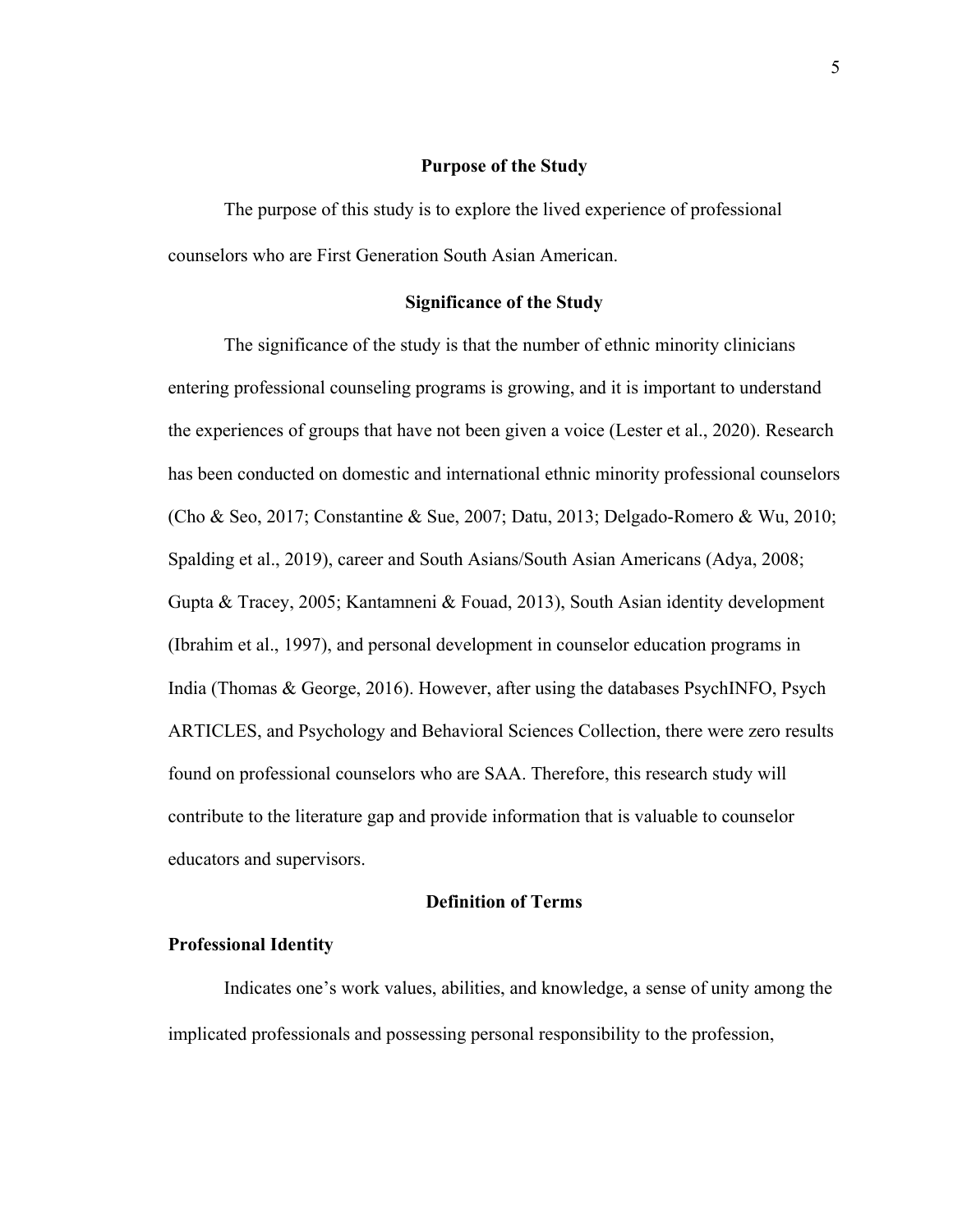## Purpose of the Study

The purpose of this study is to explore the lived experience of professional counselors who are First Generation South Asian American.

## Significance of the Study

The significance of the study is that the number of ethnic minority clinicians entering professional counseling programs is growing, and it is important to understand the experiences of groups that have not been given a voice (Lester et al., 2020). Research has been conducted on domestic and international ethnic minority professional counselors (Cho & Seo, 2017; Constantine & Sue, 2007; Datu, 2013; Delgado-Romero & Wu, 2010; Spalding et al., 2019), career and South Asians/South Asian Americans (Adya, 2008; Gupta & Tracey, 2005; Kantamneni & Fouad, 2013), South Asian identity development (Ibrahim et al., 1997), and personal development in counselor education programs in India (Thomas & George, 2016). However, after using the databases PsychINFO, Psych ARTICLES, and Psychology and Behavioral Sciences Collection, there were zero results found on professional counselors who are SAA. Therefore, this research study will contribute to the literature gap and provide information that is valuable to counselor educators and supervisors.

## Definition of Terms

### Professional Identity

Indicates one's work values, abilities, and knowledge, a sense of unity among the implicated professionals and possessing personal responsibility to the profession,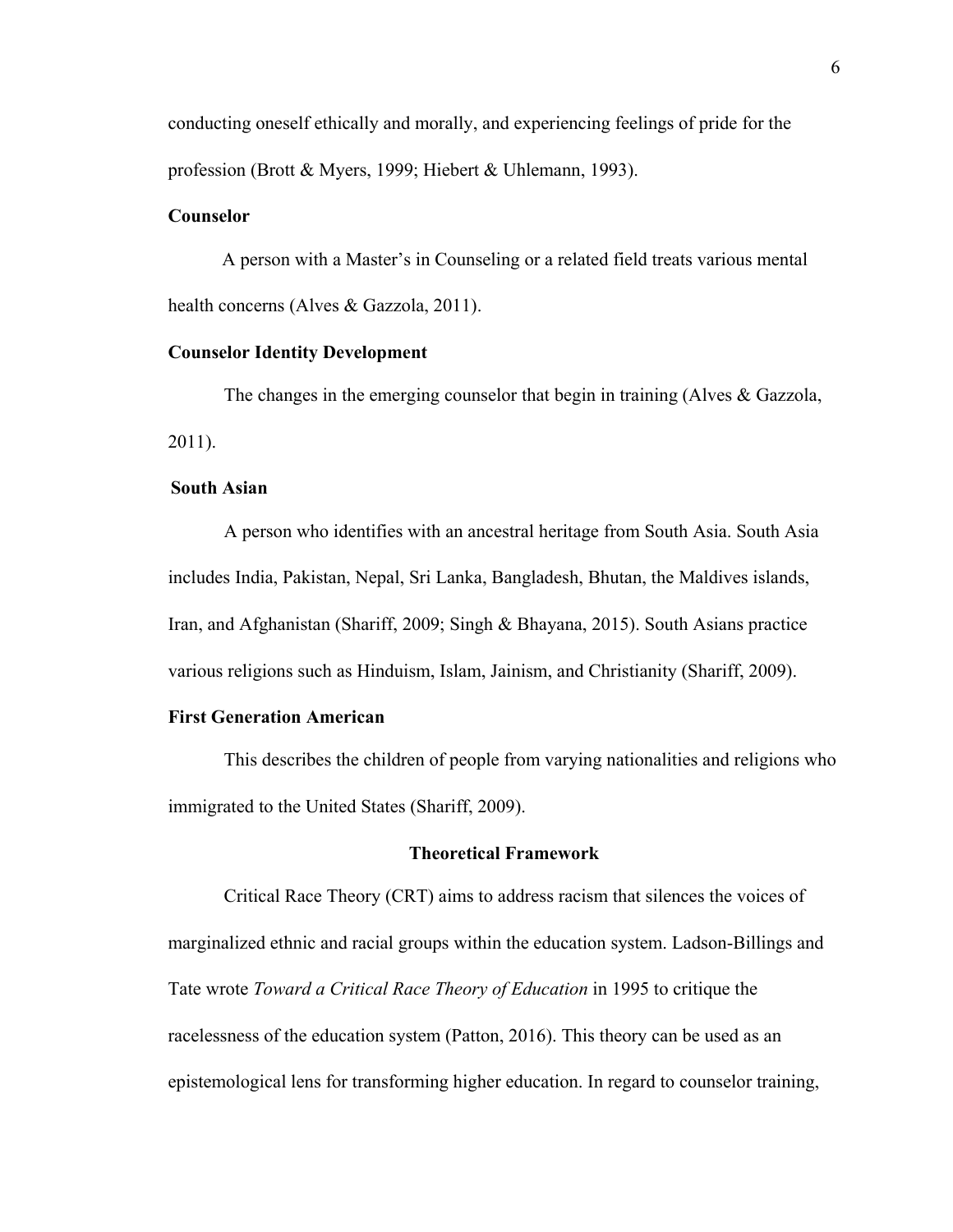conducting oneself ethically and morally, and experiencing feelings of pride for the profession (Brott & Myers, 1999; Hiebert & Uhlemann, 1993).

**Counselor**

A person with a Master's in Counseling or a related field treats various mental health concerns (Alves & Gazzola, 2011).

**Counselor Identity Development**

The changes in the emerging counselor that begin in training (Alves & Gazzola, 2011).

**South Asian**

A person who identifies with an ancestral heritage from South Asia. South Asia includes India, Pakistan, Nepal, Sri Lanka, Bangladesh, Bhutan, the Maldives islands, Iran, and Afghanistan (Shariff, 2009; Singh & Bhayana, 2015). South Asians practice various religions such as Hinduism, Islam, Jainism, and Christianity (Shariff, 2009).

**First Generation American**

This describes the children of people from varying nationalities and religions who immigrated to the United States (Shariff, 2009).

## Theoretical Framework

Critical Race Theory (CRT) aims to address racism that silences the voices of marginalized ethnic and racial groups within the education system. Ladson-Billings and Tate wrote *Toward a Critical Race Theory of Education* in 1995 to critique the racelessness of the education system (Patton, 2016). This theory can be used as an epistemological lens for transforming higher education. In regard to counselor training,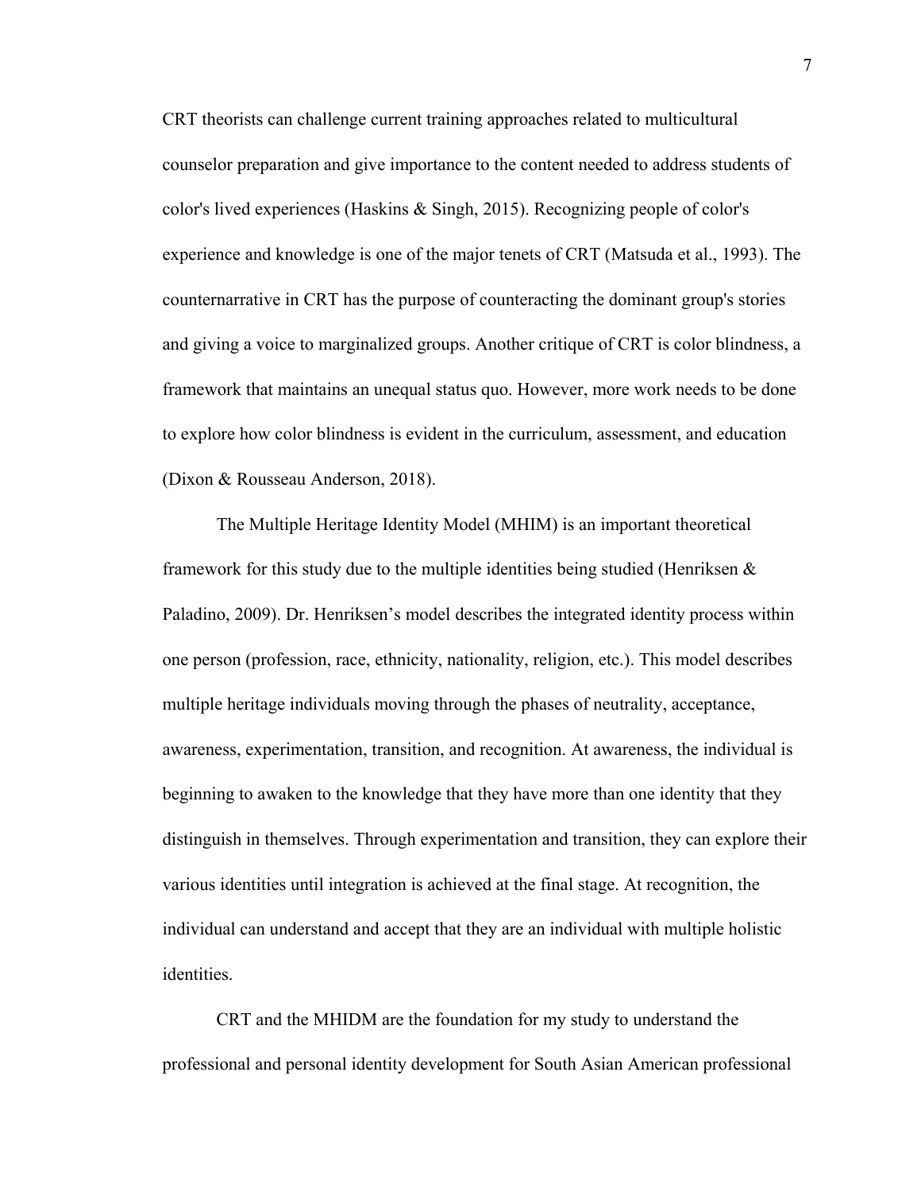CRT theorists can challenge current training approaches related to multicultural counselor preparation and give importance to the content needed to address students of color's lived experiences (Haskins & Singh, 2015). Recognizing people of color's experience and knowledge is one of the major tenets of CRT (Matsuda et al., 1993). The counternarrative in CRT has the purpose of counteracting the dominant group's stories and giving a voice to marginalized groups. Another critique of CRT is color blindness, a framework that maintains an unequal status quo. However, more work needs to be done to explore how color blindness is evident in the curriculum, assessment, and education (Dixon & Rousseau Anderson, 2018).

The Multiple Heritage Identity Model (MHIM) is an important theoretical framework for this study due to the multiple identities being studied (Henriksen & Paladino, 2009). Dr. Henriksen's model describes the integrated identity process within one person (profession, race, ethnicity, nationality, religion, etc.). This model describes multiple heritage individuals moving through the phases of neutrality, acceptance, awareness, experimentation, transition, and recognition. At awareness, the individual is beginning to awaken to the knowledge that they have more than one identity that they distinguish in themselves. Through experimentation and transition, they can explore their various identities until integration is achieved at the final stage. At recognition, the individual can understand and accept that they are an individual with multiple holistic identities.

CRT and the MHIDM are the foundation for my study to understand the professional and personal identity development for South Asian American professional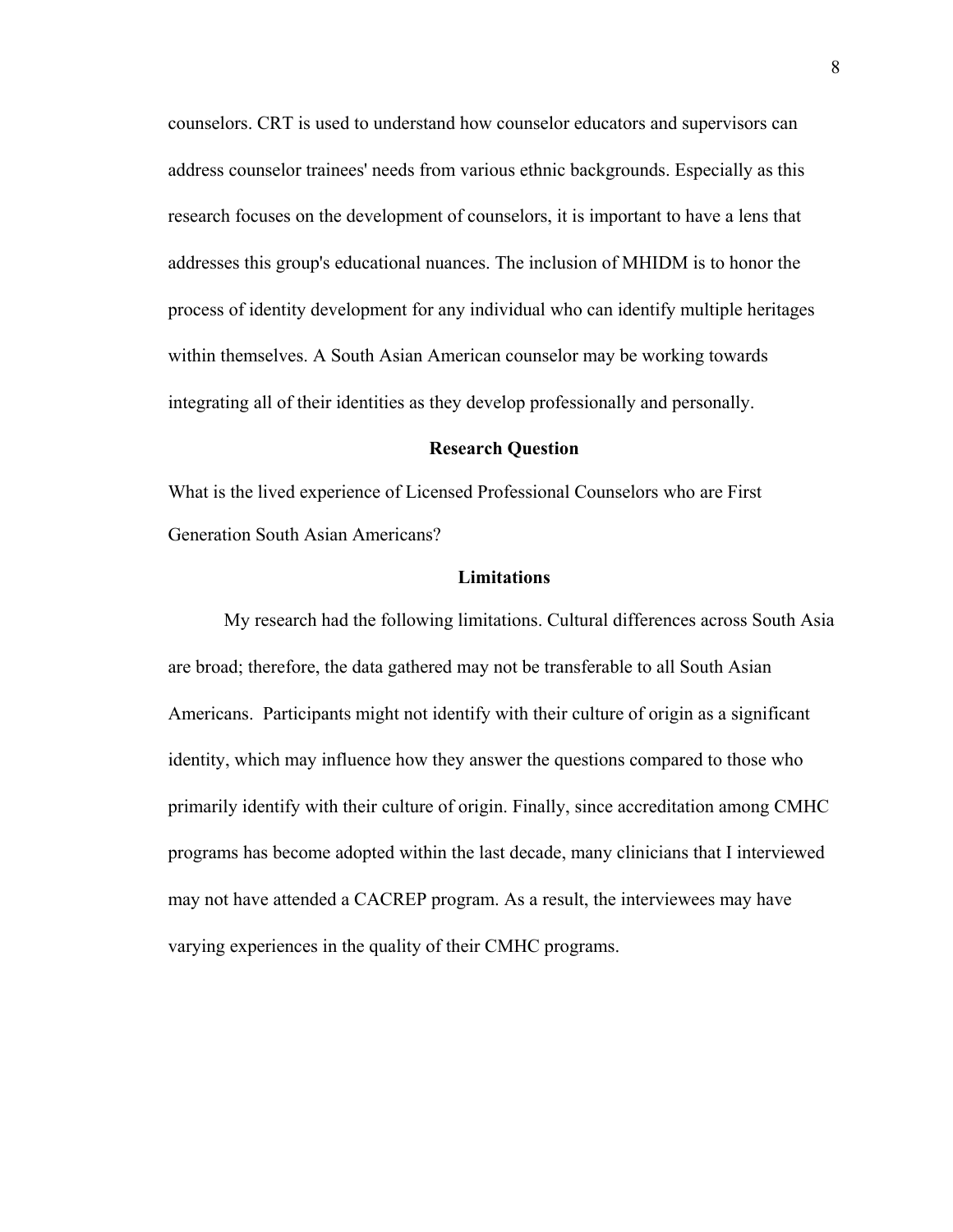counselors. CRT is used to understand how counselor educators and supervisors can address counselor trainees' needs from various ethnic backgrounds. Especially as this research focuses on the development of counselors, it is important to have a lens that addresses this group's educational nuances. The inclusion of MHIDM is to honor the process of identity development for any individual who can identify multiple heritages within themselves. A South Asian American counselor may be working towards integrating all of their identities as they develop professionally and personally.

## Research Question

What is the lived experience of Licensed Professional Counselors who are First Generation South Asian Americans?

## Limitations

My research had the following limitations. Cultural differences across South Asia are broad; therefore, the data gathered may not be transferable to all South Asian Americans. Participants might not identify with their culture of origin as a significant identity, which may influence how they answer the questions compared to those who primarily identify with their culture of origin. Finally, since accreditation among CMHC programs has become adopted within the last decade, many clinicians that I interviewed may not have attended a CACREP program. As a result, the interviewees may have varying experiences in the quality of their CMHC programs.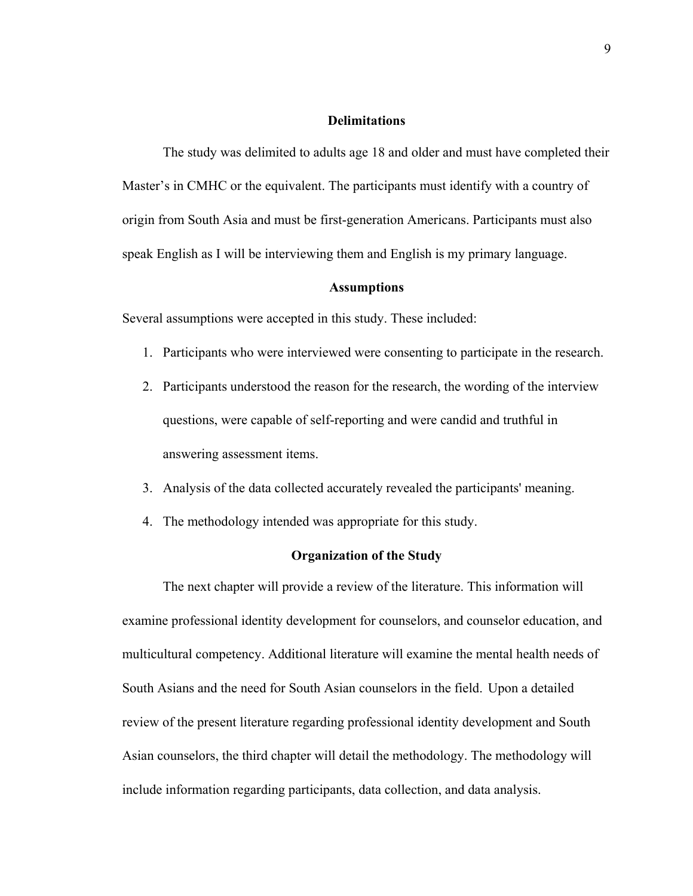## Delimitations

The study was delimited to adults age 18 and older and must have completed their Master's in CMHC or the equivalent. The participants must identify with a country of origin from South Asia and must be first-generation Americans. Participants must also speak English as I will be interviewing them and English is my primary language.

## Assumptions

Several assumptions were accepted in this study. These included:

1. Participants who were interviewed were consenting to participate in the research.
2. Participants understood the reason for the research, the wording of the interview questions, were capable of self-reporting and were candid and truthful in answering assessment items.
3. Analysis of the data collected accurately revealed the participants' meaning.
4. The methodology intended was appropriate for this study.

## Organization of the Study

The next chapter will provide a review of the literature. This information will examine professional identity development for counselors, and counselor education, and multicultural competency. Additional literature will examine the mental health needs of South Asians and the need for South Asian counselors in the field. Upon a detailed review of the present literature regarding professional identity development and South Asian counselors, the third chapter will detail the methodology. The methodology will include information regarding participants, data collection, and data analysis.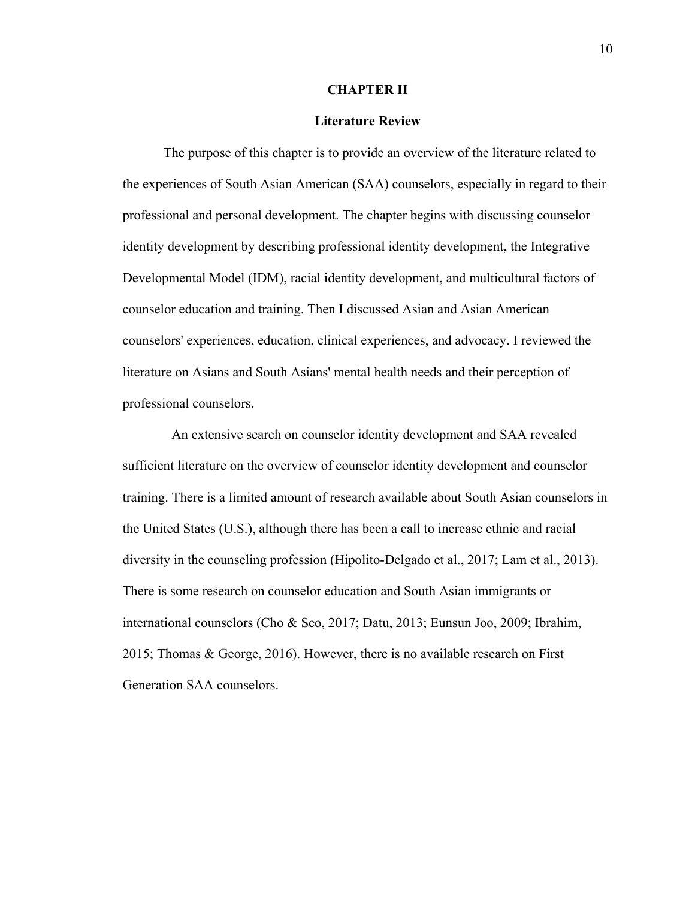# CHAPTER II

## Literature Review

The purpose of this chapter is to provide an overview of the literature related to the experiences of South Asian American (SAA) counselors, especially in regard to their professional and personal development. The chapter begins with discussing counselor identity development by describing professional identity development, the Integrative Developmental Model (IDM), racial identity development, and multicultural factors of counselor education and training. Then I discussed Asian and Asian American counselors' experiences, education, clinical experiences, and advocacy. I reviewed the literature on Asians and South Asians' mental health needs and their perception of professional counselors.

An extensive search on counselor identity development and SAA revealed sufficient literature on the overview of counselor identity development and counselor training. There is a limited amount of research available about South Asian counselors in the United States (U.S.), although there has been a call to increase ethnic and racial diversity in the counseling profession (Hipolito-Delgado et al., 2017; Lam et al., 2013). There is some research on counselor education and South Asian immigrants or international counselors (Cho & Seo, 2017; Datu, 2013; Eunsun Joo, 2009; Ibrahim, 2015; Thomas & George, 2016). However, there is no available research on First Generation SAA counselors.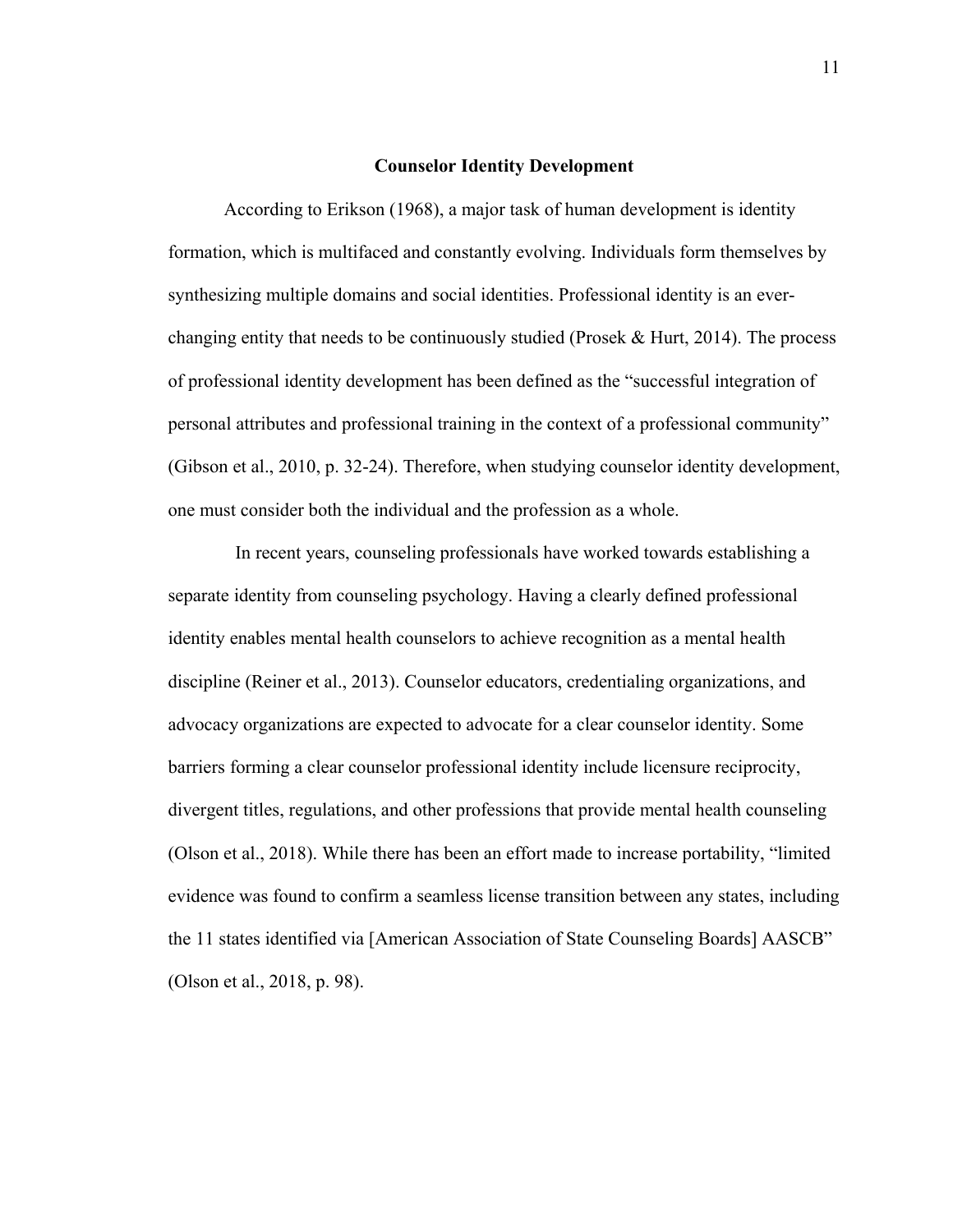## Counselor Identity Development

According to Erikson (1968), a major task of human development is identity formation, which is multifaced and constantly evolving. Individuals form themselves by synthesizing multiple domains and social identities. Professional identity is an ever-changing entity that needs to be continuously studied (Prosek & Hurt, 2014). The process of professional identity development has been defined as the "successful integration of personal attributes and professional training in the context of a professional community" (Gibson et al., 2010, p. 32-24). Therefore, when studying counselor identity development, one must consider both the individual and the profession as a whole.

In recent years, counseling professionals have worked towards establishing a separate identity from counseling psychology. Having a clearly defined professional identity enables mental health counselors to achieve recognition as a mental health discipline (Reiner et al., 2013). Counselor educators, credentialing organizations, and advocacy organizations are expected to advocate for a clear counselor identity. Some barriers forming a clear counselor professional identity include licensure reciprocity, divergent titles, regulations, and other professions that provide mental health counseling (Olson et al., 2018). While there has been an effort made to increase portability, "limited evidence was found to confirm a seamless license transition between any states, including the 11 states identified via [American Association of State Counseling Boards] AASCB" (Olson et al., 2018, p. 98).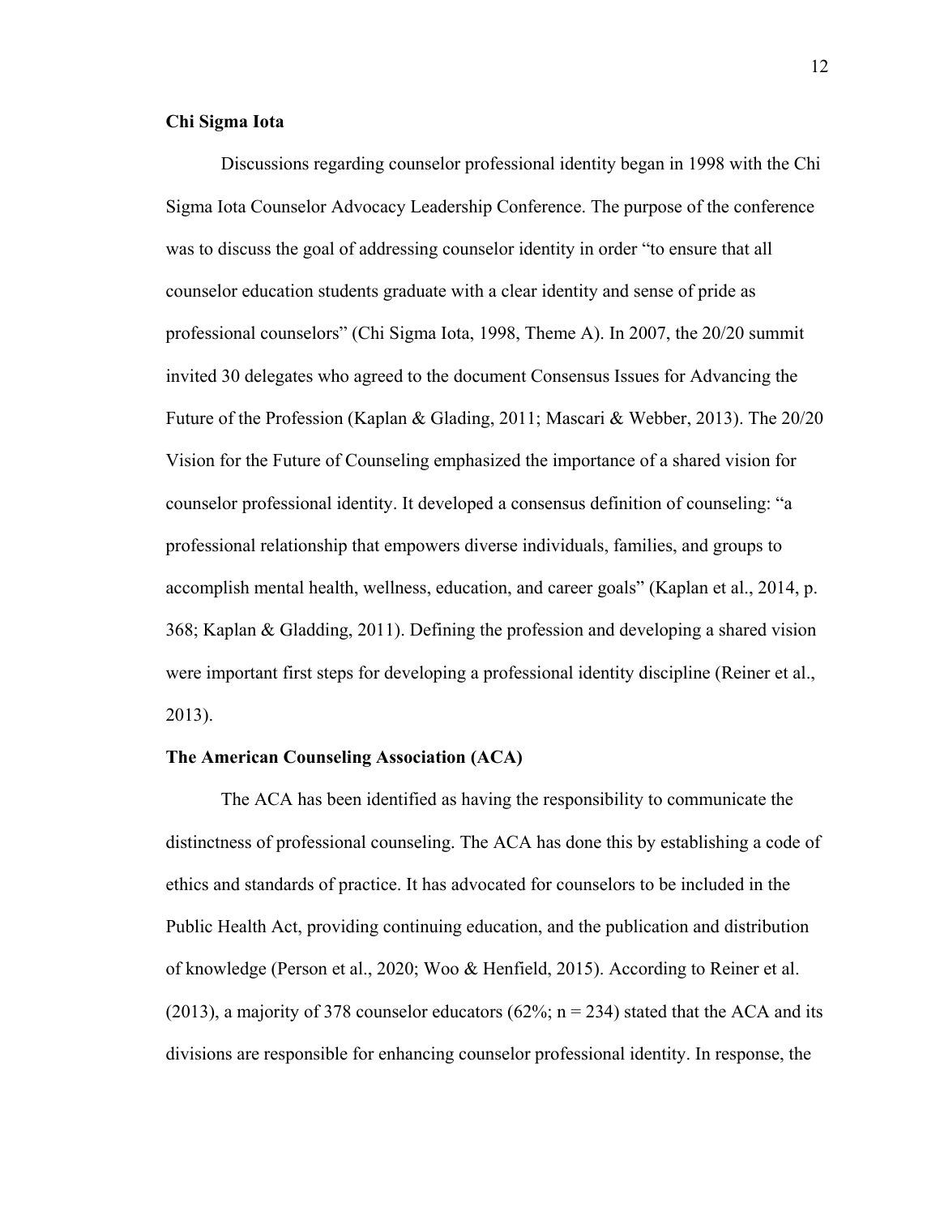**Chi Sigma Iota**

Discussions regarding counselor professional identity began in 1998 with the Chi Sigma Iota Counselor Advocacy Leadership Conference. The purpose of the conference was to discuss the goal of addressing counselor identity in order "to ensure that all counselor education students graduate with a clear identity and sense of pride as professional counselors" (Chi Sigma Iota, 1998, Theme A). In 2007, the 20/20 summit invited 30 delegates who agreed to the document Consensus Issues for Advancing the Future of the Profession (Kaplan & Glading, 2011; Mascari & Webber, 2013). The 20/20 Vision for the Future of Counseling emphasized the importance of a shared vision for counselor professional identity. It developed a consensus definition of counseling: "a professional relationship that empowers diverse individuals, families, and groups to accomplish mental health, wellness, education, and career goals" (Kaplan et al., 2014, p. 368; Kaplan & Gladding, 2011). Defining the profession and developing a shared vision were important first steps for developing a professional identity discipline (Reiner et al., 2013).

**The American Counseling Association (ACA)**

The ACA has been identified as having the responsibility to communicate the distinctness of professional counseling. The ACA has done this by establishing a code of ethics and standards of practice. It has advocated for counselors to be included in the Public Health Act, providing continuing education, and the publication and distribution of knowledge (Person et al., 2020; Woo & Henfield, 2015). According to Reiner et al. (2013), a majority of 378 counselor educators (62%; $n = 234$) stated that the ACA and its divisions are responsible for enhancing counselor professional identity. In response, the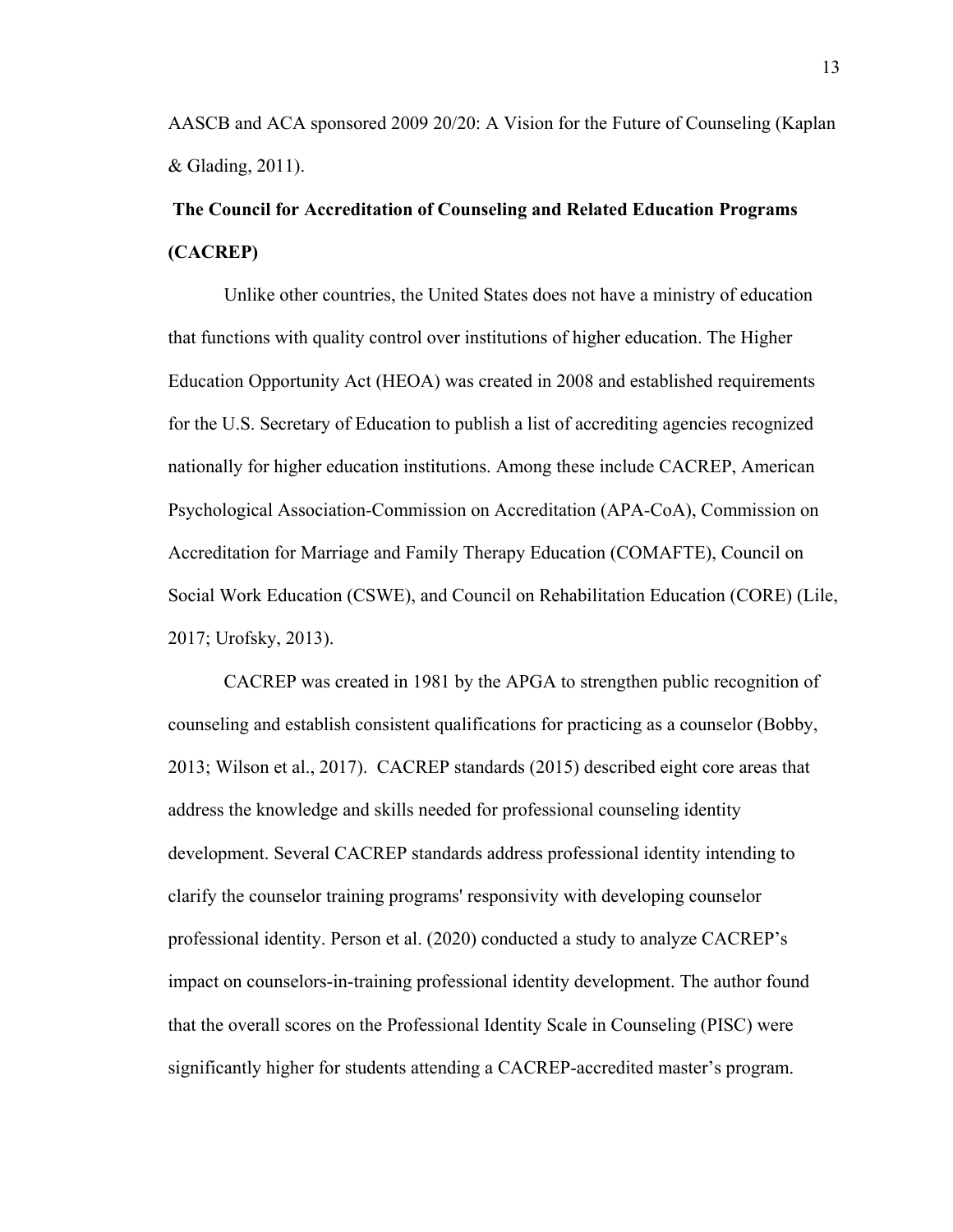AASCB and ACA sponsored 2009 20/20: A Vision for the Future of Counseling (Kaplan & Glading, 2011).

## The Council for Accreditation of Counseling and Related Education Programs (CACREP)

Unlike other countries, the United States does not have a ministry of education that functions with quality control over institutions of higher education. The Higher Education Opportunity Act (HEOA) was created in 2008 and established requirements for the U.S. Secretary of Education to publish a list of accrediting agencies recognized nationally for higher education institutions. Among these include CACREP, American Psychological Association-Commission on Accreditation (APA-CoA), Commission on Accreditation for Marriage and Family Therapy Education (COMAFTE), Council on Social Work Education (CSWE), and Council on Rehabilitation Education (CORE) (Lile, 2017; Urofsky, 2013).

CACREP was created in 1981 by the APGA to strengthen public recognition of counseling and establish consistent qualifications for practicing as a counselor (Bobby, 2013; Wilson et al., 2017). CACREP standards (2015) described eight core areas that address the knowledge and skills needed for professional counseling identity development. Several CACREP standards address professional identity intending to clarify the counselor training programs' responsivity with developing counselor professional identity. Person et al. (2020) conducted a study to analyze CACREP's impact on counselors-in-training professional identity development. The author found that the overall scores on the Professional Identity Scale in Counseling (PISC) were significantly higher for students attending a CACREP-accredited master's program.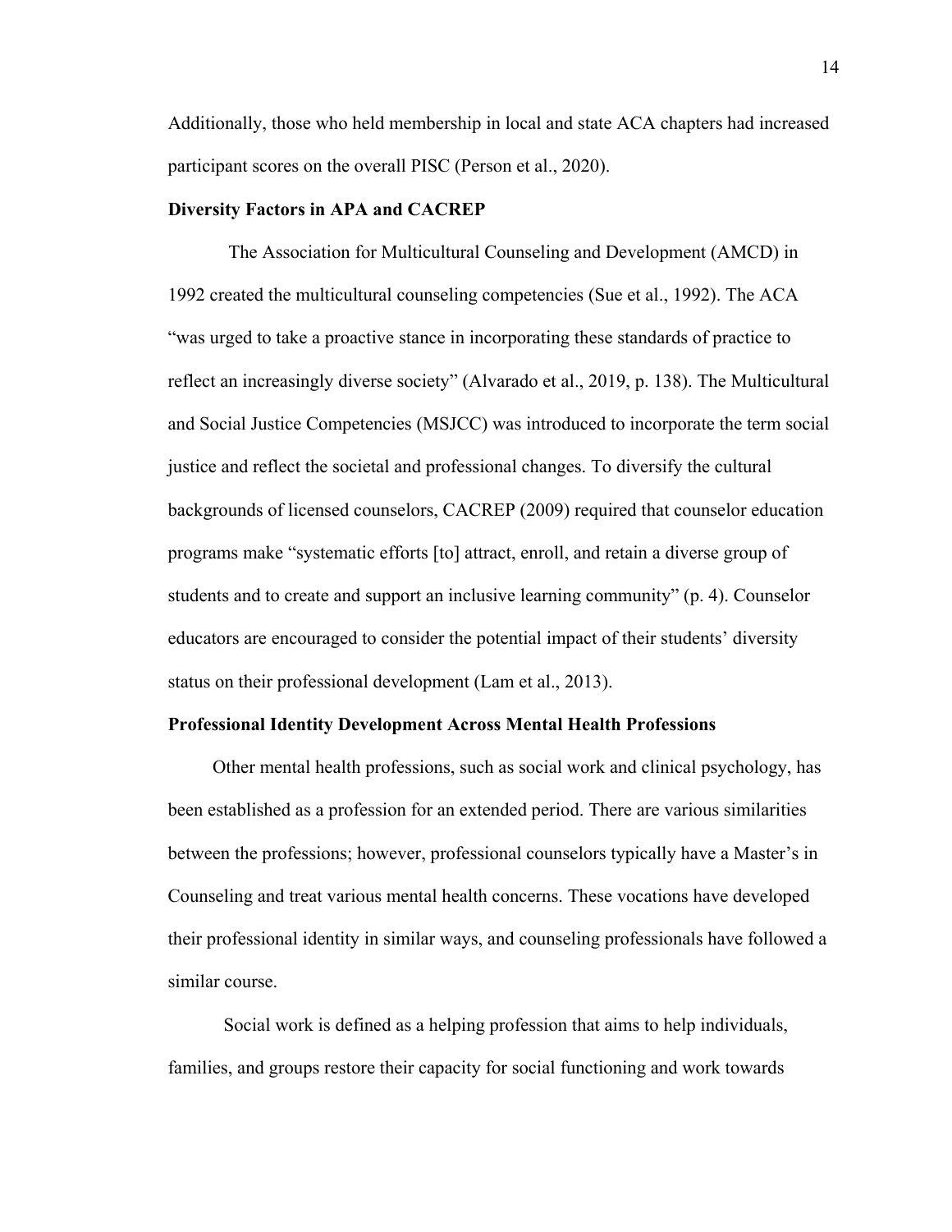Additionally, those who held membership in local and state ACA chapters had increased participant scores on the overall PISC (Person et al., 2020).

### Diversity Factors in APA and CACREP

The Association for Multicultural Counseling and Development (AMCD) in 1992 created the multicultural counseling competencies (Sue et al., 1992). The ACA "was urged to take a proactive stance in incorporating these standards of practice to reflect an increasingly diverse society" (Alvarado et al., 2019, p. 138). The Multicultural and Social Justice Competencies (MSJCC) was introduced to incorporate the term social justice and reflect the societal and professional changes. To diversify the cultural backgrounds of licensed counselors, CACREP (2009) required that counselor education programs make "systematic efforts [to] attract, enroll, and retain a diverse group of students and to create and support an inclusive learning community" (p. 4). Counselor educators are encouraged to consider the potential impact of their students' diversity status on their professional development (Lam et al., 2013).

### Professional Identity Development Across Mental Health Professions

Other mental health professions, such as social work and clinical psychology, has been established as a profession for an extended period. There are various similarities between the professions; however, professional counselors typically have a Master's in Counseling and treat various mental health concerns. These vocations have developed their professional identity in similar ways, and counseling professionals have followed a similar course.

Social work is defined as a helping profession that aims to help individuals, families, and groups restore their capacity for social functioning and work towards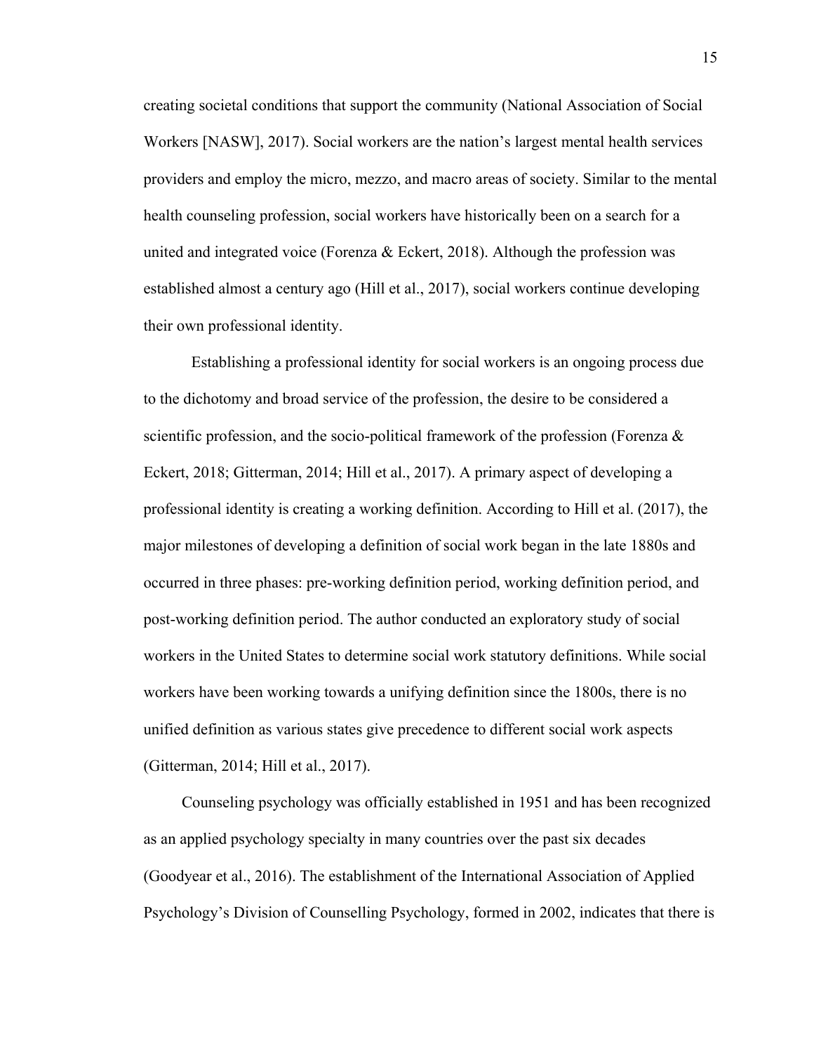creating societal conditions that support the community (National Association of Social Workers [NASW], 2017). Social workers are the nation's largest mental health services providers and employ the micro, mezzo, and macro areas of society. Similar to the mental health counseling profession, social workers have historically been on a search for a united and integrated voice (Forenza & Eckert, 2018). Although the profession was established almost a century ago (Hill et al., 2017), social workers continue developing their own professional identity.

Establishing a professional identity for social workers is an ongoing process due to the dichotomy and broad service of the profession, the desire to be considered a scientific profession, and the socio-political framework of the profession (Forenza & Eckert, 2018; Gitterman, 2014; Hill et al., 2017). A primary aspect of developing a professional identity is creating a working definition. According to Hill et al. (2017), the major milestones of developing a definition of social work began in the late 1880s and occurred in three phases: pre-working definition period, working definition period, and post-working definition period. The author conducted an exploratory study of social workers in the United States to determine social work statutory definitions. While social workers have been working towards a unifying definition since the 1800s, there is no unified definition as various states give precedence to different social work aspects (Gitterman, 2014; Hill et al., 2017).

Counseling psychology was officially established in 1951 and has been recognized as an applied psychology specialty in many countries over the past six decades (Goodyear et al., 2016). The establishment of the International Association of Applied Psychology's Division of Counselling Psychology, formed in 2002, indicates that there is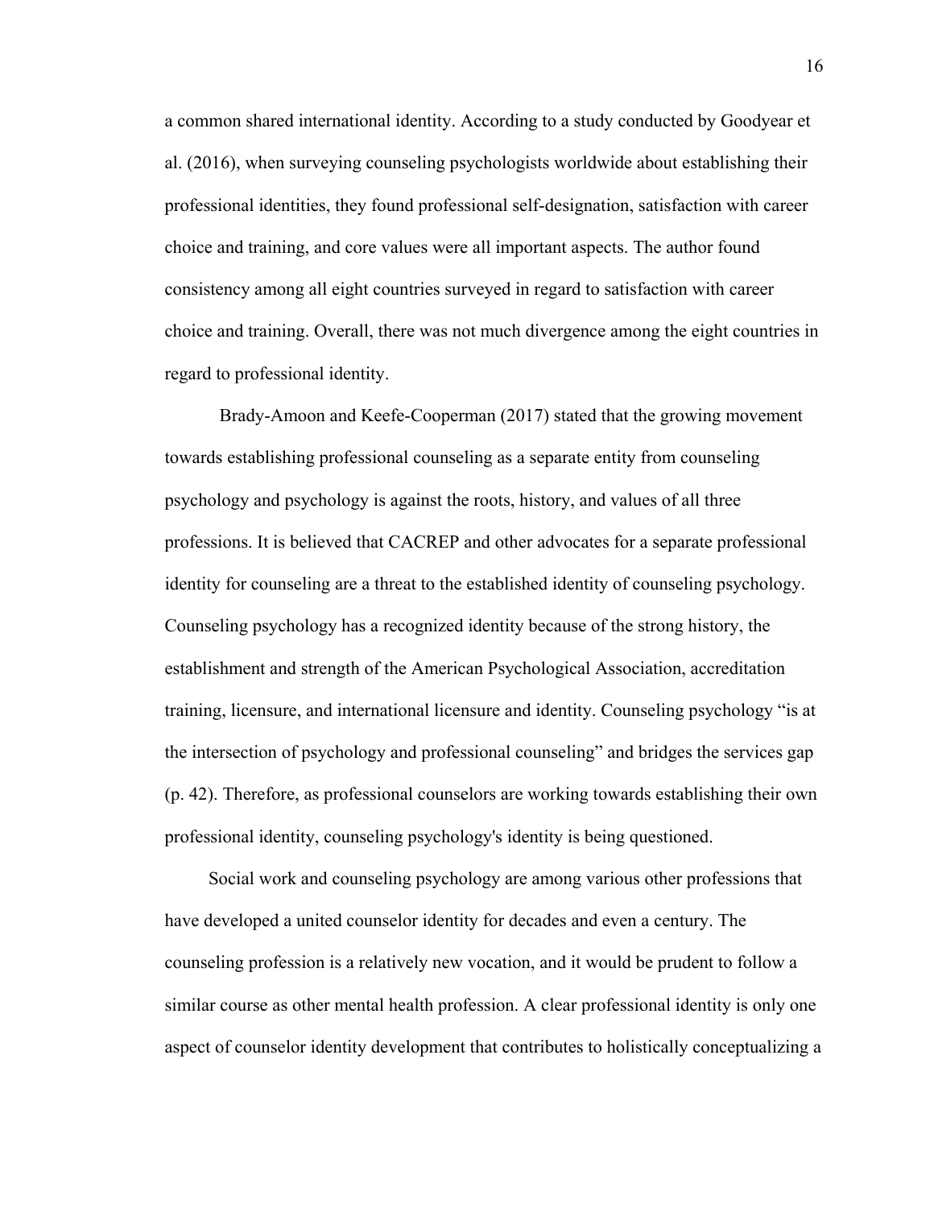a common shared international identity. According to a study conducted by Goodyear et al. (2016), when surveying counseling psychologists worldwide about establishing their professional identities, they found professional self-designation, satisfaction with career choice and training, and core values were all important aspects. The author found consistency among all eight countries surveyed in regard to satisfaction with career choice and training. Overall, there was not much divergence among the eight countries in regard to professional identity.

Brady-Amoon and Keefe-Cooperman (2017) stated that the growing movement towards establishing professional counseling as a separate entity from counseling psychology and psychology is against the roots, history, and values of all three professions. It is believed that CACREP and other advocates for a separate professional identity for counseling are a threat to the established identity of counseling psychology. Counseling psychology has a recognized identity because of the strong history, the establishment and strength of the American Psychological Association, accreditation training, licensure, and international licensure and identity. Counseling psychology "is at the intersection of psychology and professional counseling" and bridges the services gap (p. 42). Therefore, as professional counselors are working towards establishing their own professional identity, counseling psychology's identity is being questioned.

Social work and counseling psychology are among various other professions that have developed a united counselor identity for decades and even a century. The counseling profession is a relatively new vocation, and it would be prudent to follow a similar course as other mental health profession. A clear professional identity is only one aspect of counselor identity development that contributes to holistically conceptualizing a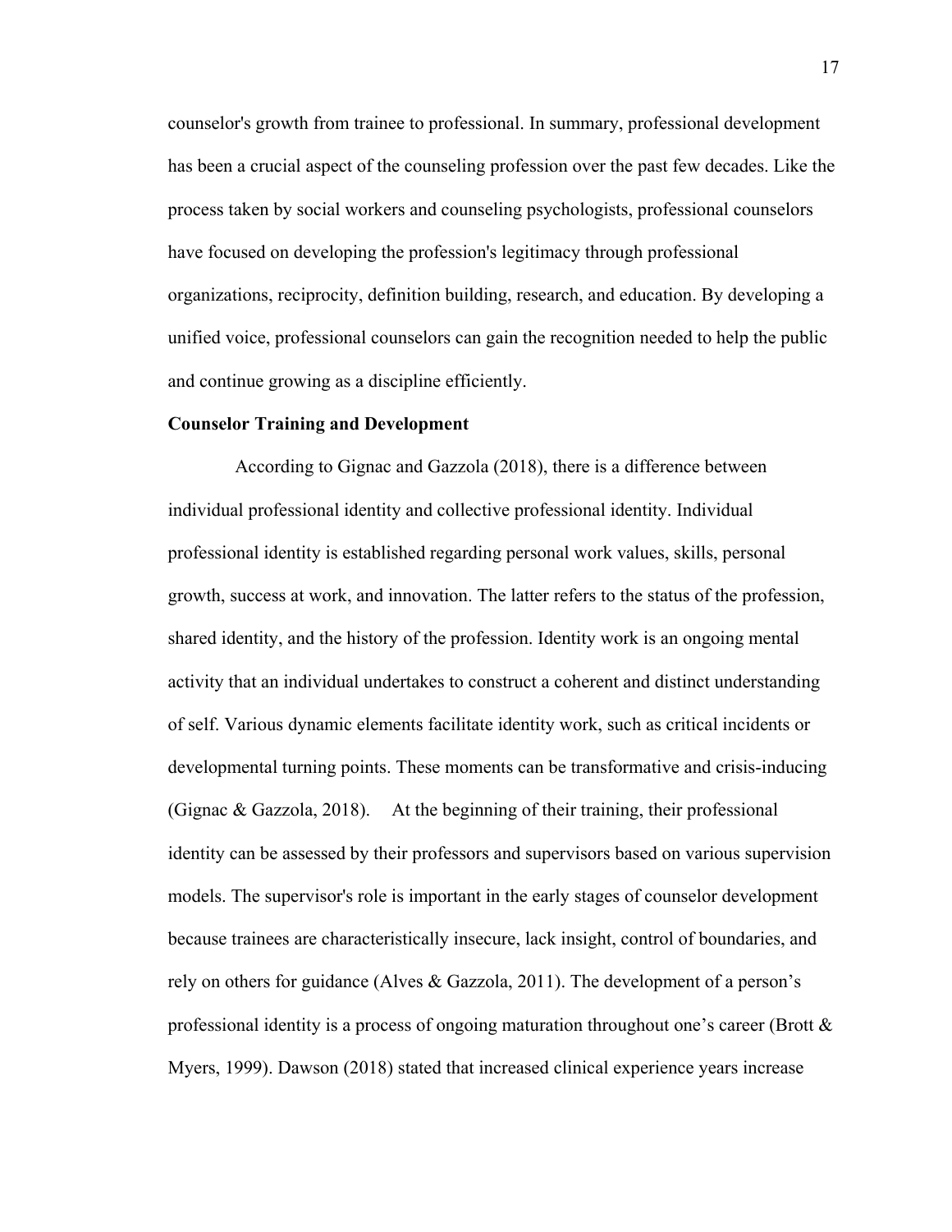counselor's growth from trainee to professional. In summary, professional development has been a crucial aspect of the counseling profession over the past few decades. Like the process taken by social workers and counseling psychologists, professional counselors have focused on developing the profession's legitimacy through professional organizations, reciprocity, definition building, research, and education. By developing a unified voice, professional counselors can gain the recognition needed to help the public and continue growing as a discipline efficiently.

**Counselor Training and Development**

According to Gignac and Gazzola (2018), there is a difference between individual professional identity and collective professional identity. Individual professional identity is established regarding personal work values, skills, personal growth, success at work, and innovation. The latter refers to the status of the profession, shared identity, and the history of the profession. Identity work is an ongoing mental activity that an individual undertakes to construct a coherent and distinct understanding of self. Various dynamic elements facilitate identity work, such as critical incidents or developmental turning points. These moments can be transformative and crisis-inducing (Gignac & Gazzola, 2018). At the beginning of their training, their professional identity can be assessed by their professors and supervisors based on various supervision models. The supervisor's role is important in the early stages of counselor development because trainees are characteristically insecure, lack insight, control of boundaries, and rely on others for guidance (Alves & Gazzola, 2011). The development of a person's professional identity is a process of ongoing maturation throughout one's career (Brott & Myers, 1999). Dawson (2018) stated that increased clinical experience years increase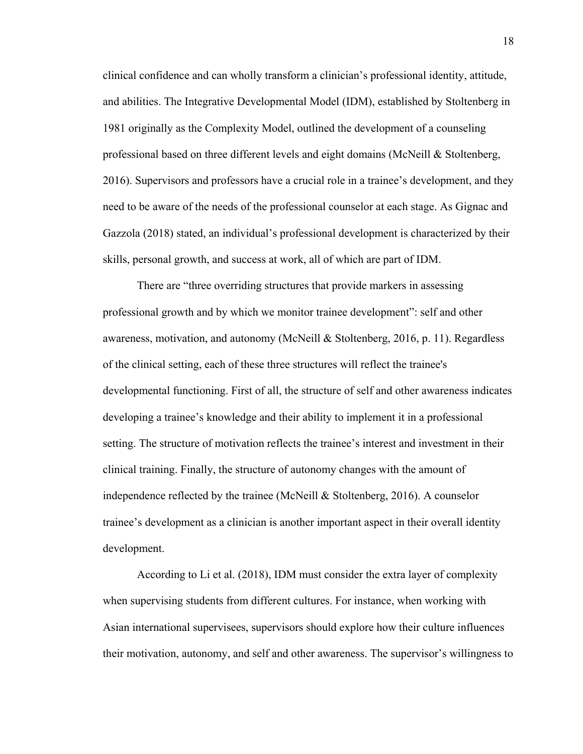clinical confidence and can wholly transform a clinician's professional identity, attitude, and abilities. The Integrative Developmental Model (IDM), established by Stoltenberg in 1981 originally as the Complexity Model, outlined the development of a counseling professional based on three different levels and eight domains (McNeill & Stoltenberg, 2016). Supervisors and professors have a crucial role in a trainee's development, and they need to be aware of the needs of the professional counselor at each stage. As Gignac and Gazzola (2018) stated, an individual's professional development is characterized by their skills, personal growth, and success at work, all of which are part of IDM.

There are "three overriding structures that provide markers in assessing professional growth and by which we monitor trainee development": self and other awareness, motivation, and autonomy (McNeill & Stoltenberg, 2016, p. 11). Regardless of the clinical setting, each of these three structures will reflect the trainee's developmental functioning. First of all, the structure of self and other awareness indicates developing a trainee's knowledge and their ability to implement it in a professional setting. The structure of motivation reflects the trainee's interest and investment in their clinical training. Finally, the structure of autonomy changes with the amount of independence reflected by the trainee (McNeill & Stoltenberg, 2016). A counselor trainee's development as a clinician is another important aspect in their overall identity development.

According to Li et al. (2018), IDM must consider the extra layer of complexity when supervising students from different cultures. For instance, when working with Asian international supervisees, supervisors should explore how their culture influences their motivation, autonomy, and self and other awareness. The supervisor's willingness to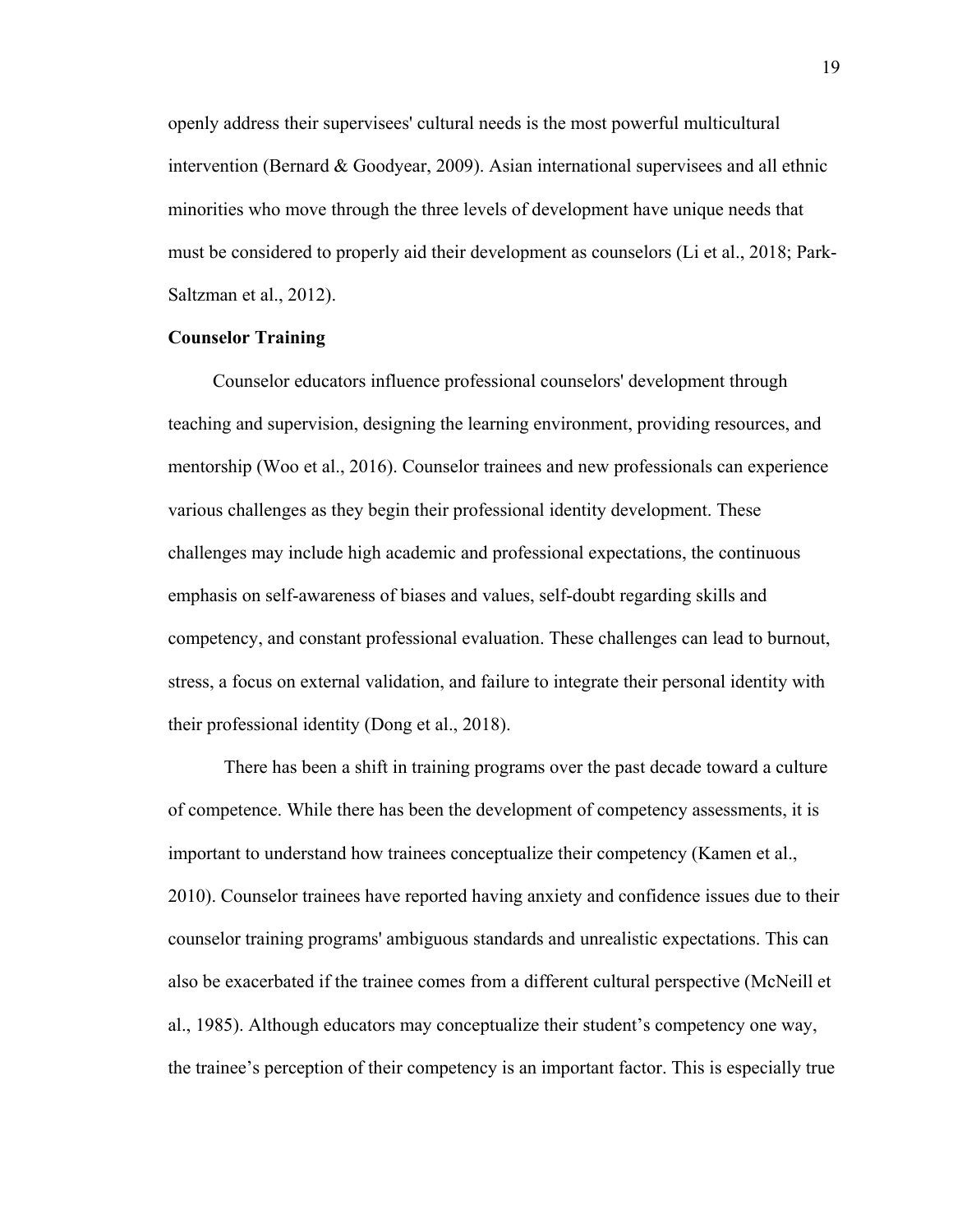openly address their supervisees' cultural needs is the most powerful multicultural intervention (Bernard & Goodyear, 2009). Asian international supervisees and all ethnic minorities who move through the three levels of development have unique needs that must be considered to properly aid their development as counselors (Li et al., 2018; Park-Saltzman et al., 2012).

**Counselor Training**

Counselor educators influence professional counselors' development through teaching and supervision, designing the learning environment, providing resources, and mentorship (Woo et al., 2016). Counselor trainees and new professionals can experience various challenges as they begin their professional identity development. These challenges may include high academic and professional expectations, the continuous emphasis on self-awareness of biases and values, self-doubt regarding skills and competency, and constant professional evaluation. These challenges can lead to burnout, stress, a focus on external validation, and failure to integrate their personal identity with their professional identity (Dong et al., 2018).

There has been a shift in training programs over the past decade toward a culture of competence. While there has been the development of competency assessments, it is important to understand how trainees conceptualize their competency (Kamen et al., 2010). Counselor trainees have reported having anxiety and confidence issues due to their counselor training programs' ambiguous standards and unrealistic expectations. This can also be exacerbated if the trainee comes from a different cultural perspective (McNeill et al., 1985). Although educators may conceptualize their student's competency one way, the trainee's perception of their competency is an important factor. This is especially true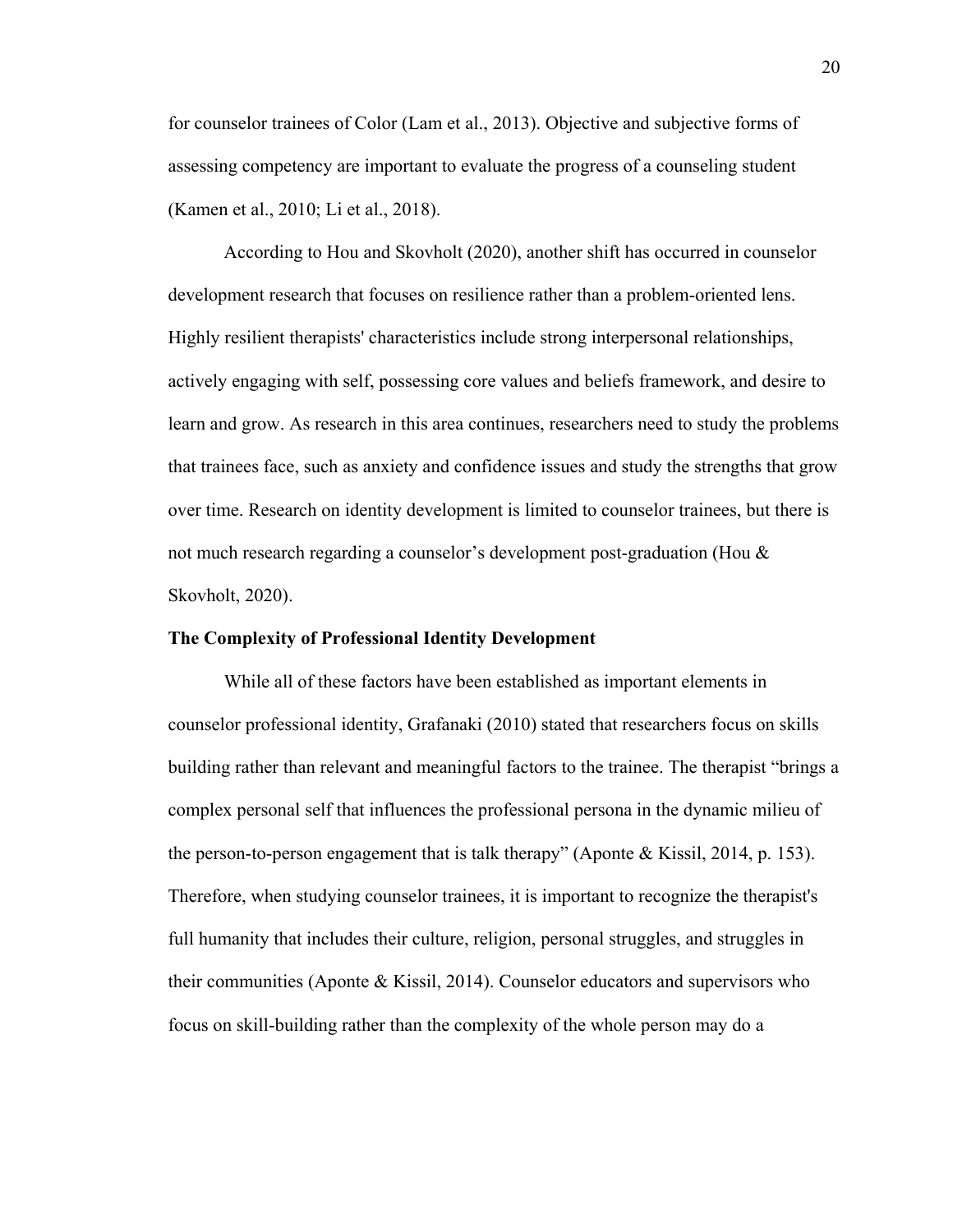for counselor trainees of Color (Lam et al., 2013). Objective and subjective forms of assessing competency are important to evaluate the progress of a counseling student (Kamen et al., 2010; Li et al., 2018).

According to Hou and Skovholt (2020), another shift has occurred in counselor development research that focuses on resilience rather than a problem-oriented lens. Highly resilient therapists' characteristics include strong interpersonal relationships, actively engaging with self, possessing core values and beliefs framework, and desire to learn and grow. As research in this area continues, researchers need to study the problems that trainees face, such as anxiety and confidence issues and study the strengths that grow over time. Research on identity development is limited to counselor trainees, but there is not much research regarding a counselor's development post-graduation (Hou & Skovholt, 2020).

**The Complexity of Professional Identity Development**

While all of these factors have been established as important elements in counselor professional identity, Grafanaki (2010) stated that researchers focus on skills building rather than relevant and meaningful factors to the trainee. The therapist "brings a complex personal self that influences the professional persona in the dynamic milieu of the person-to-person engagement that is talk therapy" (Aponte & Kissil, 2014, p. 153). Therefore, when studying counselor trainees, it is important to recognize the therapist's full humanity that includes their culture, religion, personal struggles, and struggles in their communities (Aponte & Kissil, 2014). Counselor educators and supervisors who focus on skill-building rather than the complexity of the whole person may do a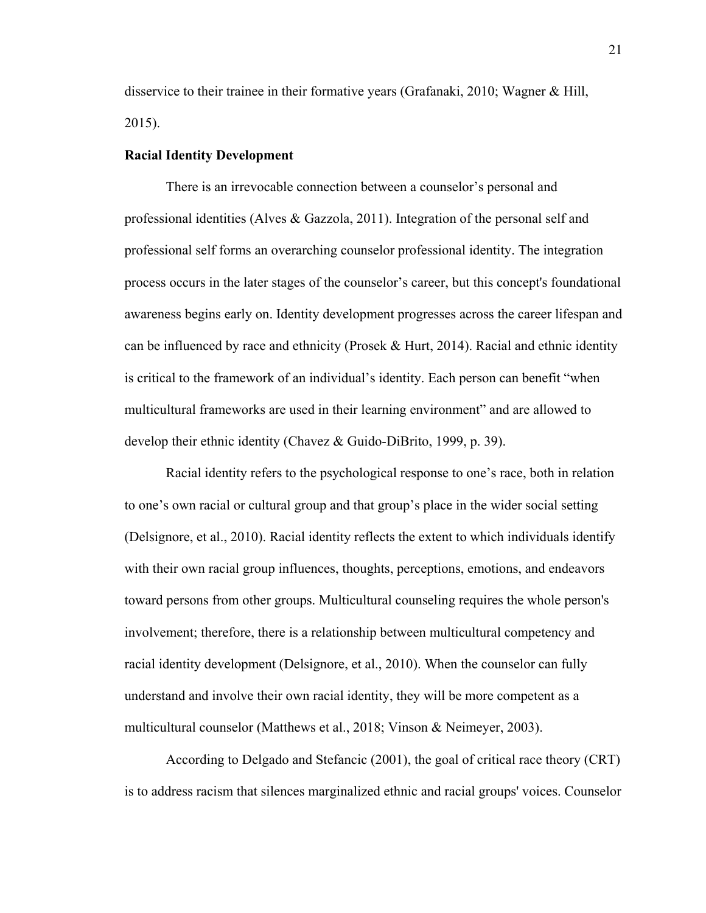disservice to their trainee in their formative years (Grafanaki, 2010; Wagner & Hill, 2015).

**Racial Identity Development**

There is an irrevocable connection between a counselor's personal and professional identities (Alves & Gazzola, 2011). Integration of the personal self and professional self forms an overarching counselor professional identity. The integration process occurs in the later stages of the counselor's career, but this concept's foundational awareness begins early on. Identity development progresses across the career lifespan and can be influenced by race and ethnicity (Prosek & Hurt, 2014). Racial and ethnic identity is critical to the framework of an individual's identity. Each person can benefit "when multicultural frameworks are used in their learning environment" and are allowed to develop their ethnic identity (Chavez & Guido-DiBrito, 1999, p. 39).

Racial identity refers to the psychological response to one's race, both in relation to one's own racial or cultural group and that group's place in the wider social setting (Delsignore, et al., 2010). Racial identity reflects the extent to which individuals identify with their own racial group influences, thoughts, perceptions, emotions, and endeavors toward persons from other groups. Multicultural counseling requires the whole person's involvement; therefore, there is a relationship between multicultural competency and racial identity development (Delsignore, et al., 2010). When the counselor can fully understand and involve their own racial identity, they will be more competent as a multicultural counselor (Matthews et al., 2018; Vinson & Neimeyer, 2003).

According to Delgado and Stefancic (2001), the goal of critical race theory (CRT) is to address racism that silences marginalized ethnic and racial groups' voices. Counselor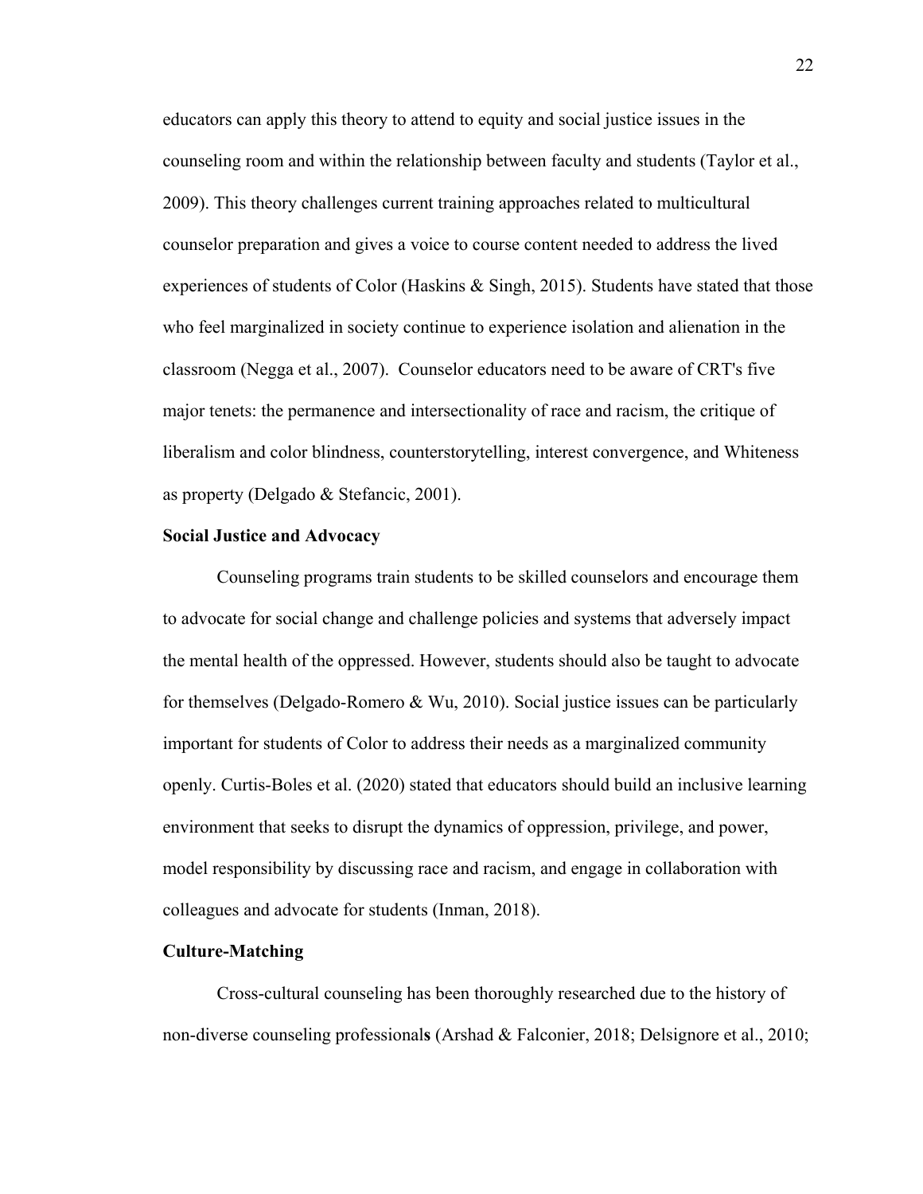educators can apply this theory to attend to equity and social justice issues in the counseling room and within the relationship between faculty and students (Taylor et al., 2009). This theory challenges current training approaches related to multicultural counselor preparation and gives a voice to course content needed to address the lived experiences of students of Color (Haskins & Singh, 2015). Students have stated that those who feel marginalized in society continue to experience isolation and alienation in the classroom (Negga et al., 2007). Counselor educators need to be aware of CRT's five major tenets: the permanence and intersectionality of race and racism, the critique of liberalism and color blindness, counterstorytelling, interest convergence, and Whiteness as property (Delgado & Stefancic, 2001).

**Social Justice and Advocacy**

Counseling programs train students to be skilled counselors and encourage them to advocate for social change and challenge policies and systems that adversely impact the mental health of the oppressed. However, students should also be taught to advocate for themselves (Delgado-Romero & Wu, 2010). Social justice issues can be particularly important for students of Color to address their needs as a marginalized community openly. Curtis-Boles et al. (2020) stated that educators should build an inclusive learning environment that seeks to disrupt the dynamics of oppression, privilege, and power, model responsibility by discussing race and racism, and engage in collaboration with colleagues and advocate for students (Inman, 2018).

**Culture-Matching**

Cross-cultural counseling has been thoroughly researched due to the history of non-diverse counseling professionals (Arshad & Falconier, 2018; Delsignore et al., 2010;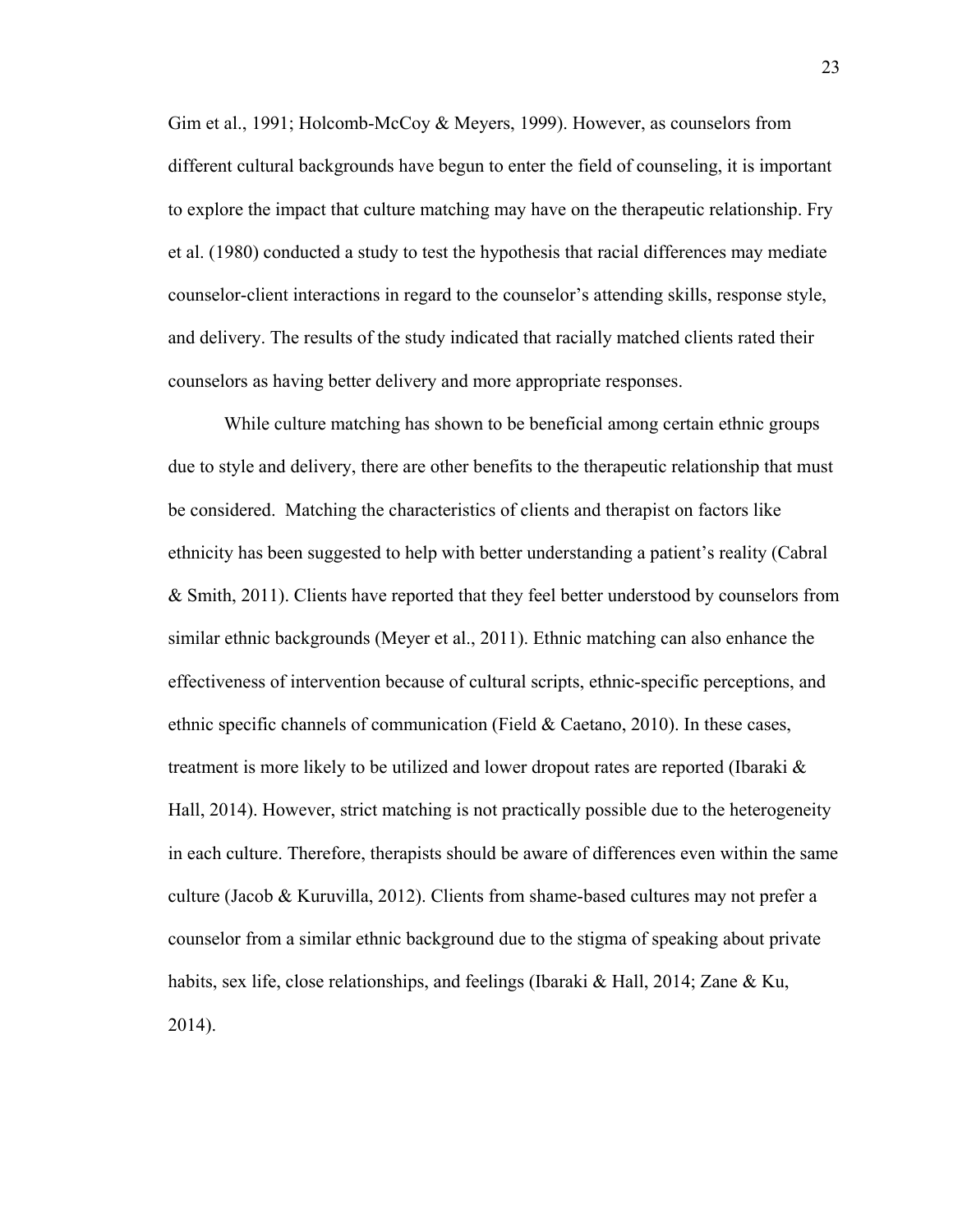Gim et al., 1991; Holcomb-McCoy & Meyers, 1999). However, as counselors from different cultural backgrounds have begun to enter the field of counseling, it is important to explore the impact that culture matching may have on the therapeutic relationship. Fry et al. (1980) conducted a study to test the hypothesis that racial differences may mediate counselor-client interactions in regard to the counselor's attending skills, response style, and delivery. The results of the study indicated that racially matched clients rated their counselors as having better delivery and more appropriate responses.

While culture matching has shown to be beneficial among certain ethnic groups due to style and delivery, there are other benefits to the therapeutic relationship that must be considered.  Matching the characteristics of clients and therapist on factors like ethnicity has been suggested to help with better understanding a patient's reality (Cabral & Smith, 2011). Clients have reported that they feel better understood by counselors from similar ethnic backgrounds (Meyer et al., 2011). Ethnic matching can also enhance the effectiveness of intervention because of cultural scripts, ethnic-specific perceptions, and ethnic specific channels of communication (Field & Caetano, 2010). In these cases, treatment is more likely to be utilized and lower dropout rates are reported (Ibaraki & Hall, 2014). However, strict matching is not practically possible due to the heterogeneity in each culture. Therefore, therapists should be aware of differences even within the same culture (Jacob & Kuruvilla, 2012). Clients from shame-based cultures may not prefer a counselor from a similar ethnic background due to the stigma of speaking about private habits, sex life, close relationships, and feelings (Ibaraki & Hall, 2014; Zane & Ku, 2014).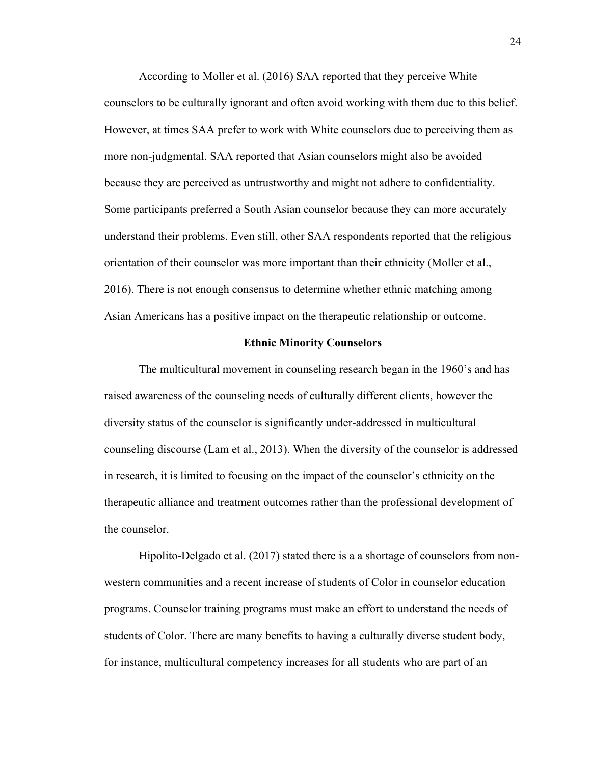According to Moller et al. (2016) SAA reported that they perceive White counselors to be culturally ignorant and often avoid working with them due to this belief. However, at times SAA prefer to work with White counselors due to perceiving them as more non-judgmental. SAA reported that Asian counselors might also be avoided because they are perceived as untrustworthy and might not adhere to confidentiality. Some participants preferred a South Asian counselor because they can more accurately understand their problems. Even still, other SAA respondents reported that the religious orientation of their counselor was more important than their ethnicity (Moller et al., 2016). There is not enough consensus to determine whether ethnic matching among Asian Americans has a positive impact on the therapeutic relationship or outcome.

## Ethnic Minority Counselors

The multicultural movement in counseling research began in the 1960's and has raised awareness of the counseling needs of culturally different clients, however the diversity status of the counselor is significantly under-addressed in multicultural counseling discourse (Lam et al., 2013). When the diversity of the counselor is addressed in research, it is limited to focusing on the impact of the counselor's ethnicity on the therapeutic alliance and treatment outcomes rather than the professional development of the counselor.

Hipolito-Delgado et al. (2017) stated there is a a shortage of counselors from non-western communities and a recent increase of students of Color in counselor education programs. Counselor training programs must make an effort to understand the needs of students of Color. There are many benefits to having a culturally diverse student body, for instance, multicultural competency increases for all students who are part of an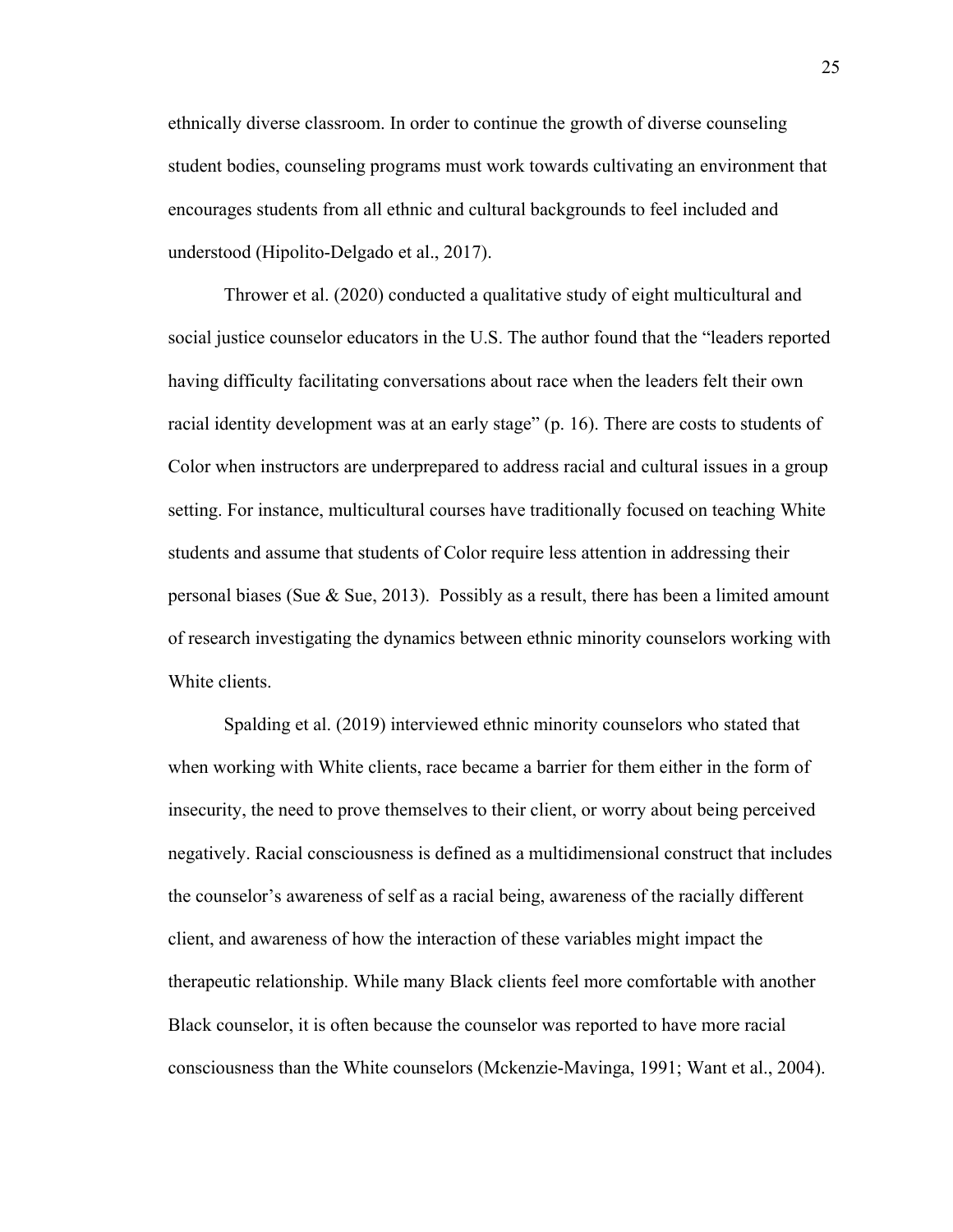ethnically diverse classroom. In order to continue the growth of diverse counseling student bodies, counseling programs must work towards cultivating an environment that encourages students from all ethnic and cultural backgrounds to feel included and understood (Hipolito-Delgado et al., 2017).

Thrower et al. (2020) conducted a qualitative study of eight multicultural and social justice counselor educators in the U.S. The author found that the "leaders reported having difficulty facilitating conversations about race when the leaders felt their own racial identity development was at an early stage" (p. 16). There are costs to students of Color when instructors are underprepared to address racial and cultural issues in a group setting. For instance, multicultural courses have traditionally focused on teaching White students and assume that students of Color require less attention in addressing their personal biases (Sue & Sue, 2013). Possibly as a result, there has been a limited amount of research investigating the dynamics between ethnic minority counselors working with White clients.

Spalding et al. (2019) interviewed ethnic minority counselors who stated that when working with White clients, race became a barrier for them either in the form of insecurity, the need to prove themselves to their client, or worry about being perceived negatively. Racial consciousness is defined as a multidimensional construct that includes the counselor's awareness of self as a racial being, awareness of the racially different client, and awareness of how the interaction of these variables might impact the therapeutic relationship. While many Black clients feel more comfortable with another Black counselor, it is often because the counselor was reported to have more racial consciousness than the White counselors (Mckenzie-Mavinga, 1991; Want et al., 2004).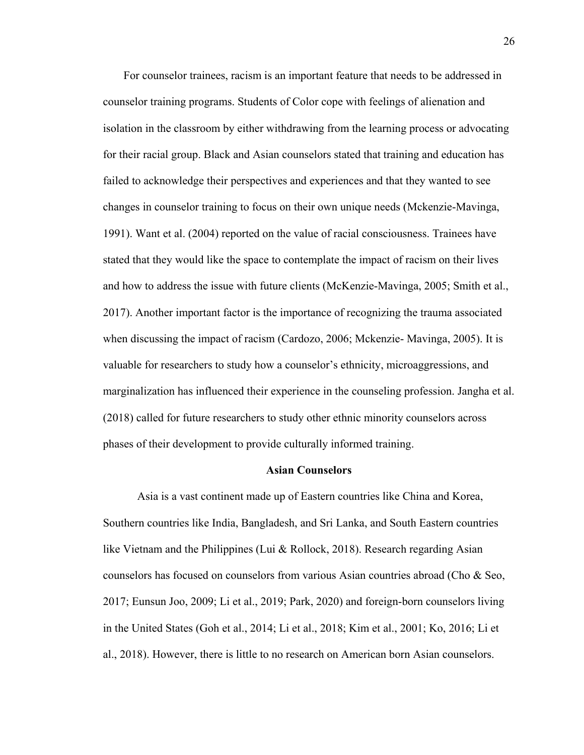For counselor trainees, racism is an important feature that needs to be addressed in counselor training programs. Students of Color cope with feelings of alienation and isolation in the classroom by either withdrawing from the learning process or advocating for their racial group. Black and Asian counselors stated that training and education has failed to acknowledge their perspectives and experiences and that they wanted to see changes in counselor training to focus on their own unique needs (Mckenzie-Mavinga, 1991). Want et al. (2004) reported on the value of racial consciousness. Trainees have stated that they would like the space to contemplate the impact of racism on their lives and how to address the issue with future clients (McKenzie-Mavinga, 2005; Smith et al., 2017). Another important factor is the importance of recognizing the trauma associated when discussing the impact of racism (Cardozo, 2006; Mckenzie- Mavinga, 2005). It is valuable for researchers to study how a counselor's ethnicity, microaggressions, and marginalization has influenced their experience in the counseling profession. Jangha et al. (2018) called for future researchers to study other ethnic minority counselors across phases of their development to provide culturally informed training.

## Asian Counselors

Asia is a vast continent made up of Eastern countries like China and Korea, Southern countries like India, Bangladesh, and Sri Lanka, and South Eastern countries like Vietnam and the Philippines (Lui & Rollock, 2018). Research regarding Asian counselors has focused on counselors from various Asian countries abroad (Cho & Seo, 2017; Eunsun Joo, 2009; Li et al., 2019; Park, 2020) and foreign-born counselors living in the United States (Goh et al., 2014; Li et al., 2018; Kim et al., 2001; Ko, 2016; Li et al., 2018). However, there is little to no research on American born Asian counselors.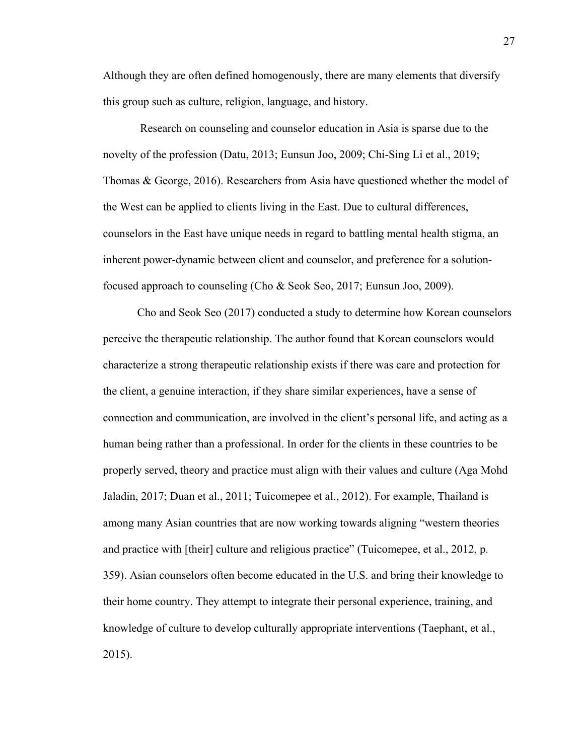Although they are often defined homogenously, there are many elements that diversify this group such as culture, religion, language, and history.

Research on counseling and counselor education in Asia is sparse due to the novelty of the profession (Datu, 2013; Eunsun Joo, 2009; Chi-Sing Li et al., 2019; Thomas & George, 2016). Researchers from Asia have questioned whether the model of the West can be applied to clients living in the East. Due to cultural differences, counselors in the East have unique needs in regard to battling mental health stigma, an inherent power-dynamic between client and counselor, and preference for a solution-focused approach to counseling (Cho & Seok Seo, 2017; Eunsun Joo, 2009).

Cho and Seok Seo (2017) conducted a study to determine how Korean counselors perceive the therapeutic relationship. The author found that Korean counselors would characterize a strong therapeutic relationship exists if there was care and protection for the client, a genuine interaction, if they share similar experiences, have a sense of connection and communication, are involved in the client's personal life, and acting as a human being rather than a professional. In order for the clients in these countries to be properly served, theory and practice must align with their values and culture (Aga Mohd Jaladin, 2017; Duan et al., 2011; Tuicomepee et al., 2012). For example, Thailand is among many Asian countries that are now working towards aligning "western theories and practice with [their] culture and religious practice" (Tuicomepee, et al., 2012, p. 359). Asian counselors often become educated in the U.S. and bring their knowledge to their home country. They attempt to integrate their personal experience, training, and knowledge of culture to develop culturally appropriate interventions (Taephant, et al., 2015).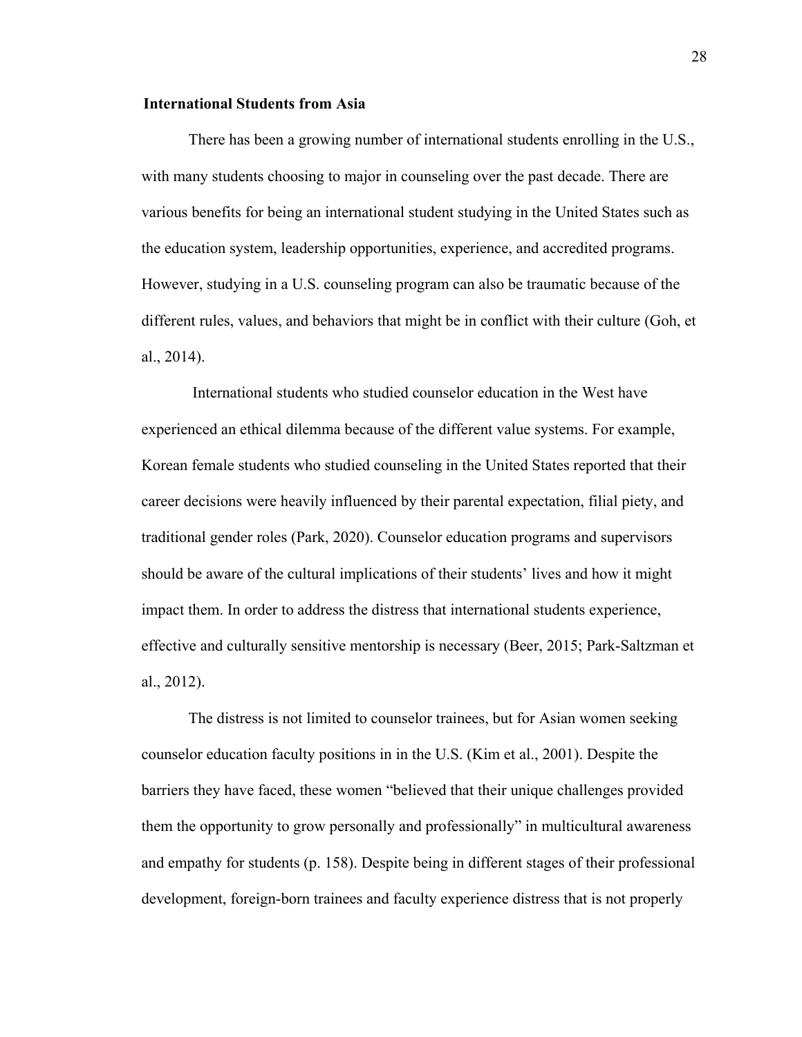### International Students from Asia

There has been a growing number of international students enrolling in the U.S., with many students choosing to major in counseling over the past decade. There are various benefits for being an international student studying in the United States such as the education system, leadership opportunities, experience, and accredited programs. However, studying in a U.S. counseling program can also be traumatic because of the different rules, values, and behaviors that might be in conflict with their culture (Goh, et al., 2014).

International students who studied counselor education in the West have experienced an ethical dilemma because of the different value systems. For example, Korean female students who studied counseling in the United States reported that their career decisions were heavily influenced by their parental expectation, filial piety, and traditional gender roles (Park, 2020). Counselor education programs and supervisors should be aware of the cultural implications of their students' lives and how it might impact them. In order to address the distress that international students experience, effective and culturally sensitive mentorship is necessary (Beer, 2015; Park-Saltzman et al., 2012).

The distress is not limited to counselor trainees, but for Asian women seeking counselor education faculty positions in in the U.S. (Kim et al., 2001). Despite the barriers they have faced, these women "believed that their unique challenges provided them the opportunity to grow personally and professionally" in multicultural awareness and empathy for students (p. 158). Despite being in different stages of their professional development, foreign-born trainees and faculty experience distress that is not properly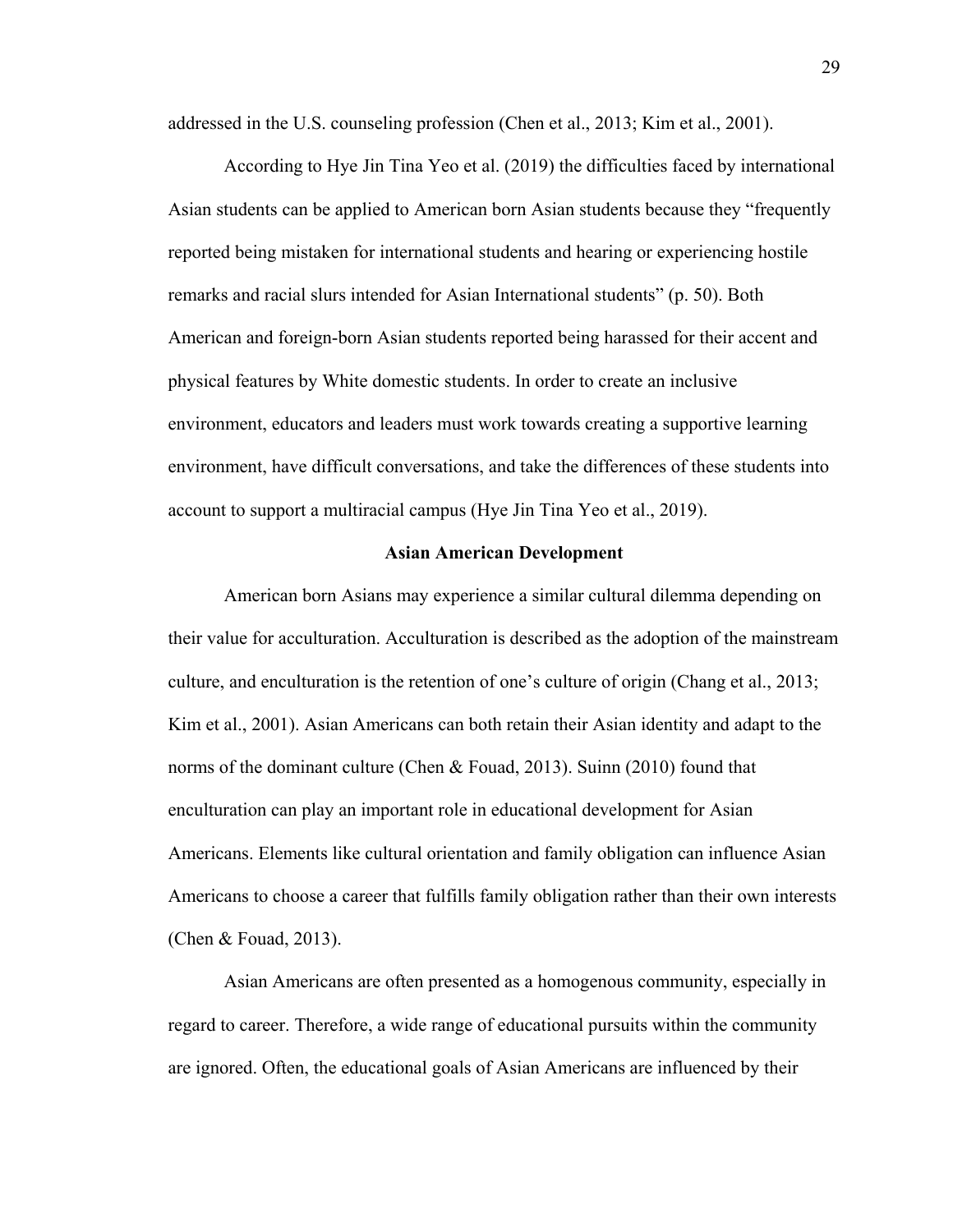addressed in the U.S. counseling profession (Chen et al., 2013; Kim et al., 2001).

According to Hye Jin Tina Yeo et al. (2019) the difficulties faced by international Asian students can be applied to American born Asian students because they "frequently reported being mistaken for international students and hearing or experiencing hostile remarks and racial slurs intended for Asian International students" (p. 50). Both American and foreign-born Asian students reported being harassed for their accent and physical features by White domestic students. In order to create an inclusive environment, educators and leaders must work towards creating a supportive learning environment, have difficult conversations, and take the differences of these students into account to support a multiracial campus (Hye Jin Tina Yeo et al., 2019).

## Asian American Development

American born Asians may experience a similar cultural dilemma depending on their value for acculturation. Acculturation is described as the adoption of the mainstream culture, and enculturation is the retention of one's culture of origin (Chang et al., 2013; Kim et al., 2001). Asian Americans can both retain their Asian identity and adapt to the norms of the dominant culture (Chen & Fouad, 2013). Suinn (2010) found that enculturation can play an important role in educational development for Asian Americans. Elements like cultural orientation and family obligation can influence Asian Americans to choose a career that fulfills family obligation rather than their own interests (Chen & Fouad, 2013).

Asian Americans are often presented as a homogenous community, especially in regard to career. Therefore, a wide range of educational pursuits within the community are ignored. Often, the educational goals of Asian Americans are influenced by their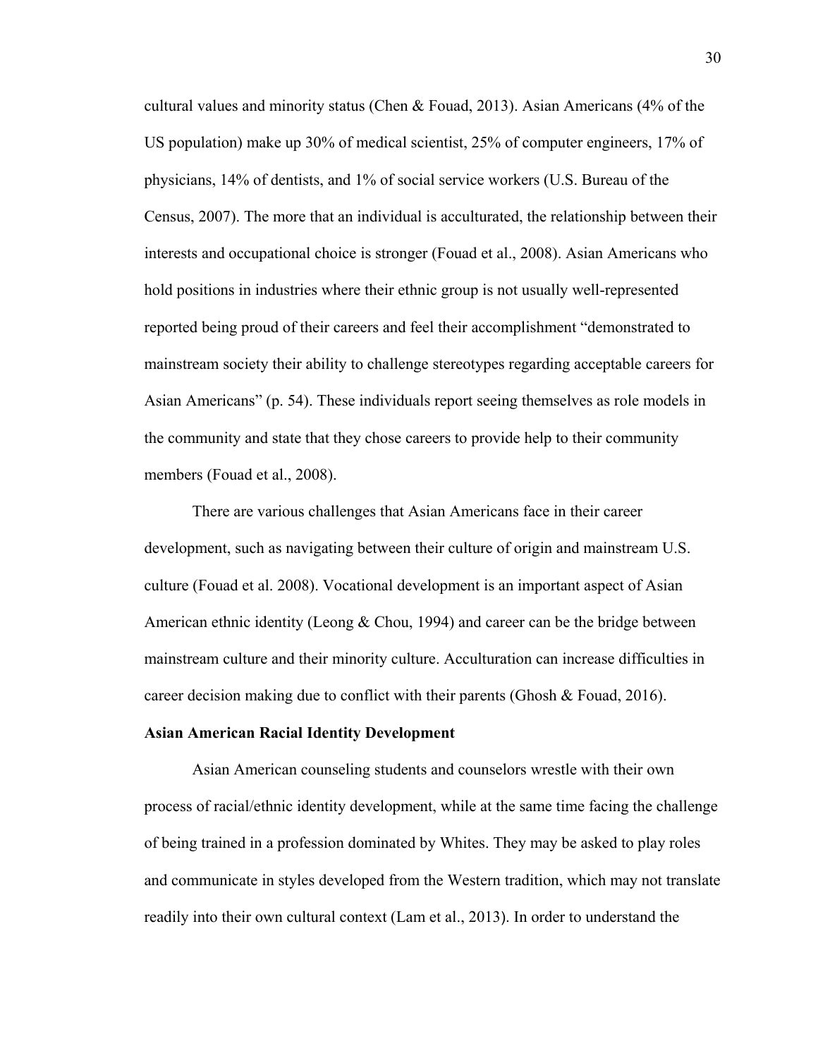cultural values and minority status (Chen & Fouad, 2013). Asian Americans (4% of the US population) make up 30% of medical scientist, 25% of computer engineers, 17% of physicians, 14% of dentists, and 1% of social service workers (U.S. Bureau of the Census, 2007). The more that an individual is acculturated, the relationship between their interests and occupational choice is stronger (Fouad et al., 2008). Asian Americans who hold positions in industries where their ethnic group is not usually well-represented reported being proud of their careers and feel their accomplishment "demonstrated to mainstream society their ability to challenge stereotypes regarding acceptable careers for Asian Americans" (p. 54). These individuals report seeing themselves as role models in the community and state that they chose careers to provide help to their community members (Fouad et al., 2008).

There are various challenges that Asian Americans face in their career development, such as navigating between their culture of origin and mainstream U.S. culture (Fouad et al. 2008). Vocational development is an important aspect of Asian American ethnic identity (Leong & Chou, 1994) and career can be the bridge between mainstream culture and their minority culture. Acculturation can increase difficulties in career decision making due to conflict with their parents (Ghosh & Fouad, 2016).

**Asian American Racial Identity Development**

Asian American counseling students and counselors wrestle with their own process of racial/ethnic identity development, while at the same time facing the challenge of being trained in a profession dominated by Whites. They may be asked to play roles and communicate in styles developed from the Western tradition, which may not translate readily into their own cultural context (Lam et al., 2013). In order to understand the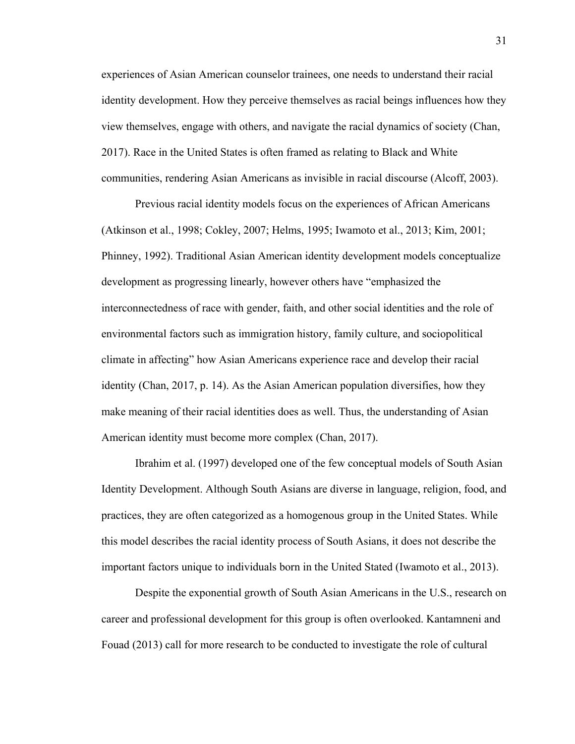experiences of Asian American counselor trainees, one needs to understand their racial identity development. How they perceive themselves as racial beings influences how they view themselves, engage with others, and navigate the racial dynamics of society (Chan, 2017). Race in the United States is often framed as relating to Black and White communities, rendering Asian Americans as invisible in racial discourse (Alcoff, 2003).

Previous racial identity models focus on the experiences of African Americans (Atkinson et al., 1998; Cokley, 2007; Helms, 1995; Iwamoto et al., 2013; Kim, 2001; Phinney, 1992). Traditional Asian American identity development models conceptualize development as progressing linearly, however others have "emphasized the interconnectedness of race with gender, faith, and other social identities and the role of environmental factors such as immigration history, family culture, and sociopolitical climate in affecting" how Asian Americans experience race and develop their racial identity (Chan, 2017, p. 14). As the Asian American population diversifies, how they make meaning of their racial identities does as well. Thus, the understanding of Asian American identity must become more complex (Chan, 2017).

Ibrahim et al. (1997) developed one of the few conceptual models of South Asian Identity Development. Although South Asians are diverse in language, religion, food, and practices, they are often categorized as a homogenous group in the United States. While this model describes the racial identity process of South Asians, it does not describe the important factors unique to individuals born in the United Stated (Iwamoto et al., 2013).

Despite the exponential growth of South Asian Americans in the U.S., research on career and professional development for this group is often overlooked. Kantamneni and Fouad (2013) call for more research to be conducted to investigate the role of cultural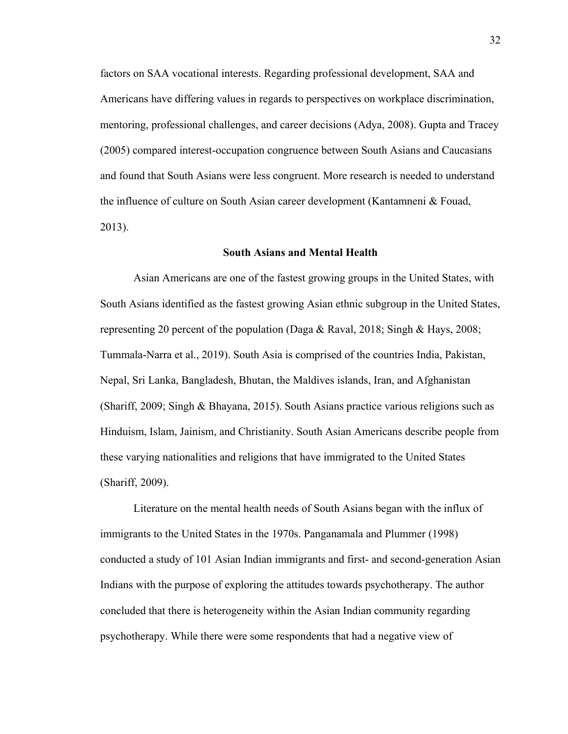factors on SAA vocational interests. Regarding professional development, SAA and Americans have differing values in regards to perspectives on workplace discrimination, mentoring, professional challenges, and career decisions (Adya, 2008). Gupta and Tracey (2005) compared interest-occupation congruence between South Asians and Caucasians and found that South Asians were less congruent. More research is needed to understand the influence of culture on South Asian career development (Kantamneni & Fouad, 2013).

## South Asians and Mental Health

Asian Americans are one of the fastest growing groups in the United States, with South Asians identified as the fastest growing Asian ethnic subgroup in the United States, representing 20 percent of the population (Daga & Raval, 2018; Singh & Hays, 2008; Tummala-Narra et al., 2019). South Asia is comprised of the countries India, Pakistan, Nepal, Sri Lanka, Bangladesh, Bhutan, the Maldives islands, Iran, and Afghanistan (Shariff, 2009; Singh & Bhayana, 2015). South Asians practice various religions such as Hinduism, Islam, Jainism, and Christianity. South Asian Americans describe people from these varying nationalities and religions that have immigrated to the United States (Shariff, 2009).

Literature on the mental health needs of South Asians began with the influx of immigrants to the United States in the 1970s. Panganamala and Plummer (1998) conducted a study of 101 Asian Indian immigrants and first- and second-generation Asian Indians with the purpose of exploring the attitudes towards psychotherapy. The author concluded that there is heterogeneity within the Asian Indian community regarding psychotherapy. While there were some respondents that had a negative view of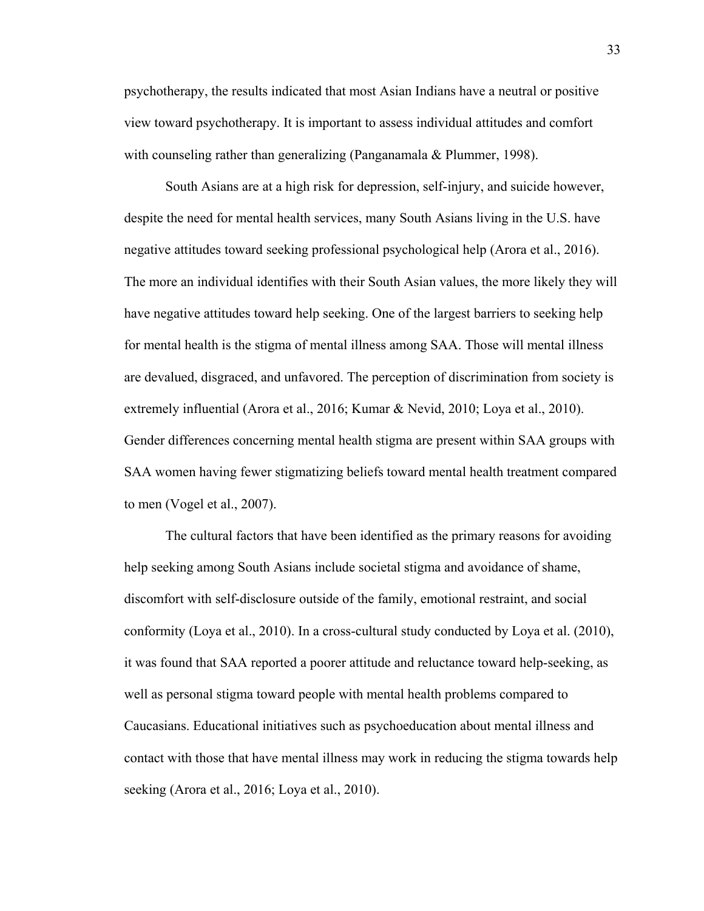psychotherapy, the results indicated that most Asian Indians have a neutral or positive view toward psychotherapy. It is important to assess individual attitudes and comfort with counseling rather than generalizing (Panganamala & Plummer, 1998).

South Asians are at a high risk for depression, self-injury, and suicide however, despite the need for mental health services, many South Asians living in the U.S. have negative attitudes toward seeking professional psychological help (Arora et al., 2016). The more an individual identifies with their South Asian values, the more likely they will have negative attitudes toward help seeking. One of the largest barriers to seeking help for mental health is the stigma of mental illness among SAA. Those will mental illness are devalued, disgraced, and unfavored. The perception of discrimination from society is extremely influential (Arora et al., 2016; Kumar & Nevid, 2010; Loya et al., 2010). Gender differences concerning mental health stigma are present within SAA groups with SAA women having fewer stigmatizing beliefs toward mental health treatment compared to men (Vogel et al., 2007).

The cultural factors that have been identified as the primary reasons for avoiding help seeking among South Asians include societal stigma and avoidance of shame, discomfort with self-disclosure outside of the family, emotional restraint, and social conformity (Loya et al., 2010). In a cross-cultural study conducted by Loya et al. (2010), it was found that SAA reported a poorer attitude and reluctance toward help-seeking, as well as personal stigma toward people with mental health problems compared to Caucasians. Educational initiatives such as psychoeducation about mental illness and contact with those that have mental illness may work in reducing the stigma towards help seeking (Arora et al., 2016; Loya et al., 2010).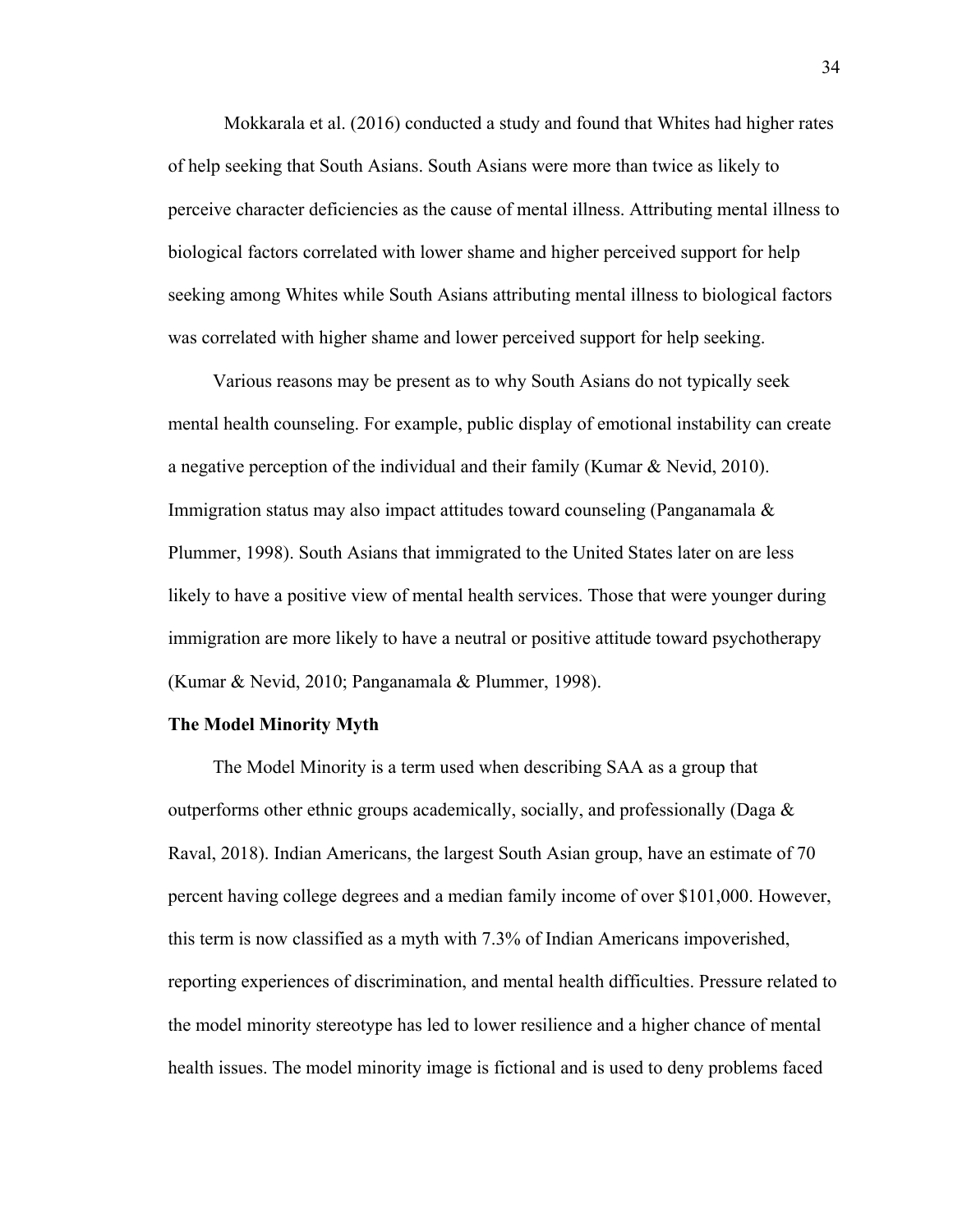Mokkarala et al. (2016) conducted a study and found that Whites had higher rates of help seeking that South Asians. South Asians were more than twice as likely to perceive character deficiencies as the cause of mental illness. Attributing mental illness to biological factors correlated with lower shame and higher perceived support for help seeking among Whites while South Asians attributing mental illness to biological factors was correlated with higher shame and lower perceived support for help seeking.

Various reasons may be present as to why South Asians do not typically seek mental health counseling. For example, public display of emotional instability can create a negative perception of the individual and their family (Kumar & Nevid, 2010). Immigration status may also impact attitudes toward counseling (Panganamala & Plummer, 1998). South Asians that immigrated to the United States later on are less likely to have a positive view of mental health services. Those that were younger during immigration are more likely to have a neutral or positive attitude toward psychotherapy (Kumar & Nevid, 2010; Panganamala & Plummer, 1998).

**The Model Minority Myth**

The Model Minority is a term used when describing SAA as a group that outperforms other ethnic groups academically, socially, and professionally (Daga & Raval, 2018). Indian Americans, the largest South Asian group, have an estimate of 70 percent having college degrees and a median family income of over $101,000. However, this term is now classified as a myth with 7.3% of Indian Americans impoverished, reporting experiences of discrimination, and mental health difficulties. Pressure related to the model minority stereotype has led to lower resilience and a higher chance of mental health issues. The model minority image is fictional and is used to deny problems faced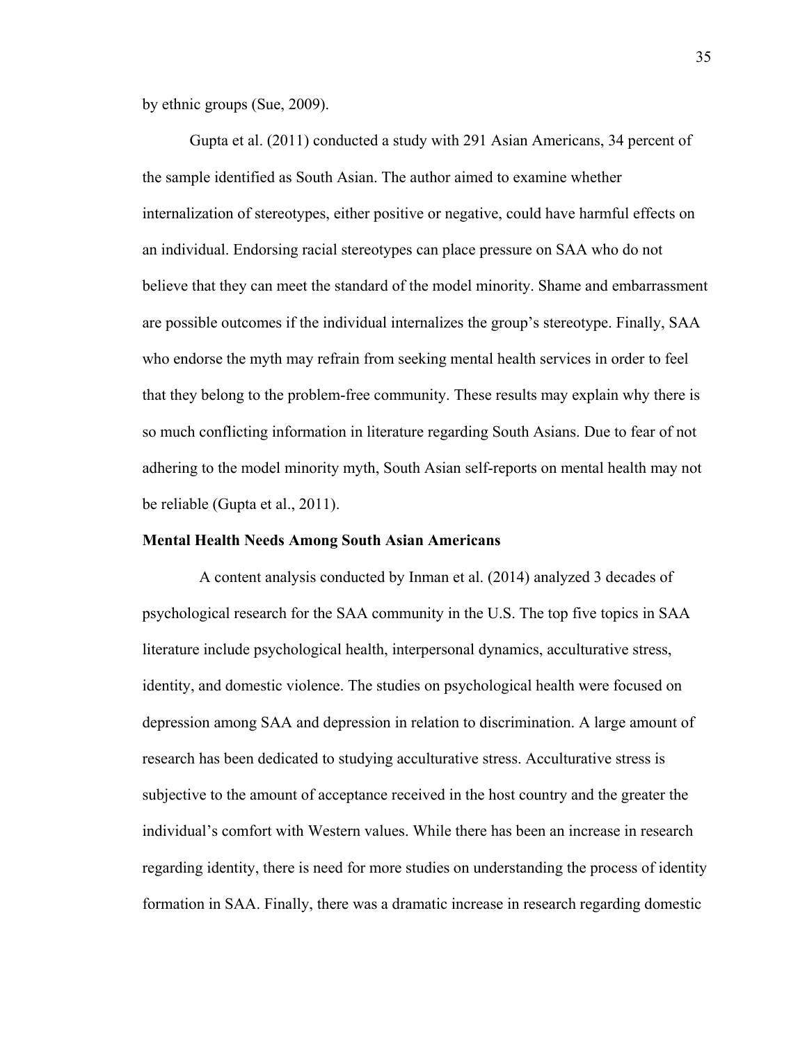by ethnic groups (Sue, 2009).

Gupta et al. (2011) conducted a study with 291 Asian Americans, 34 percent of the sample identified as South Asian. The author aimed to examine whether internalization of stereotypes, either positive or negative, could have harmful effects on an individual. Endorsing racial stereotypes can place pressure on SAA who do not believe that they can meet the standard of the model minority. Shame and embarrassment are possible outcomes if the individual internalizes the group's stereotype. Finally, SAA who endorse the myth may refrain from seeking mental health services in order to feel that they belong to the problem-free community. These results may explain why there is so much conflicting information in literature regarding South Asians. Due to fear of not adhering to the model minority myth, South Asian self-reports on mental health may not be reliable (Gupta et al., 2011).

**Mental Health Needs Among South Asian Americans**

A content analysis conducted by Inman et al. (2014) analyzed 3 decades of psychological research for the SAA community in the U.S. The top five topics in SAA literature include psychological health, interpersonal dynamics, acculturative stress, identity, and domestic violence. The studies on psychological health were focused on depression among SAA and depression in relation to discrimination. A large amount of research has been dedicated to studying acculturative stress. Acculturative stress is subjective to the amount of acceptance received in the host country and the greater the individual's comfort with Western values. While there has been an increase in research regarding identity, there is need for more studies on understanding the process of identity formation in SAA. Finally, there was a dramatic increase in research regarding domestic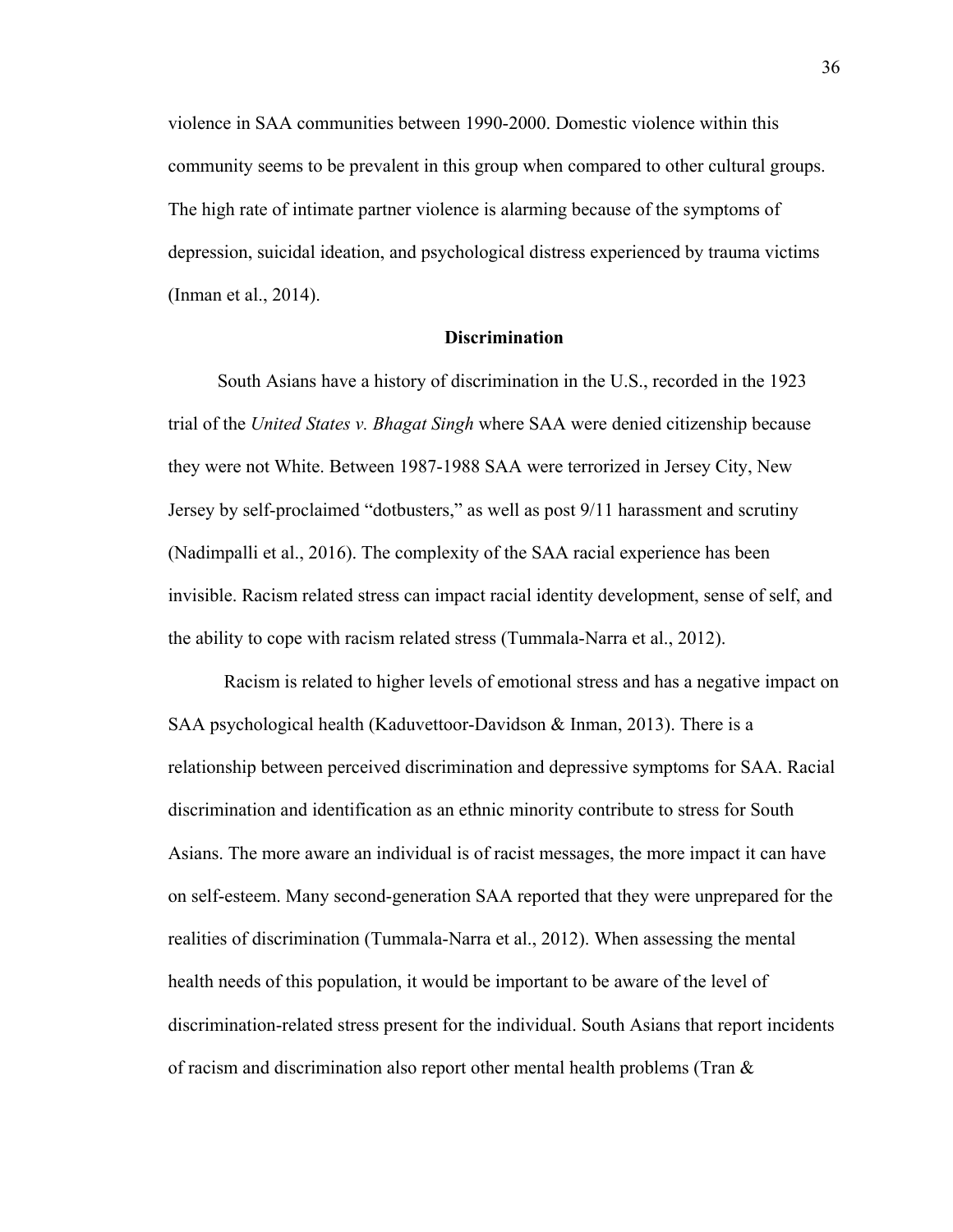violence in SAA communities between 1990-2000. Domestic violence within this community seems to be prevalent in this group when compared to other cultural groups. The high rate of intimate partner violence is alarming because of the symptoms of depression, suicidal ideation, and psychological distress experienced by trauma victims (Inman et al., 2014).

## Discrimination

South Asians have a history of discrimination in the U.S., recorded in the 1923 trial of the *United States v. Bhagat Singh* where SAA were denied citizenship because they were not White. Between 1987-1988 SAA were terrorized in Jersey City, New Jersey by self-proclaimed "dotbusters," as well as post 9/11 harassment and scrutiny (Nadimpalli et al., 2016). The complexity of the SAA racial experience has been invisible. Racism related stress can impact racial identity development, sense of self, and the ability to cope with racism related stress (Tummala-Narra et al., 2012).

Racism is related to higher levels of emotional stress and has a negative impact on SAA psychological health (Kaduvettoor-Davidson & Inman, 2013). There is a relationship between perceived discrimination and depressive symptoms for SAA. Racial discrimination and identification as an ethnic minority contribute to stress for South Asians. The more aware an individual is of racist messages, the more impact it can have on self-esteem. Many second-generation SAA reported that they were unprepared for the realities of discrimination (Tummala-Narra et al., 2012). When assessing the mental health needs of this population, it would be important to be aware of the level of discrimination-related stress present for the individual. South Asians that report incidents of racism and discrimination also report other mental health problems (Tran &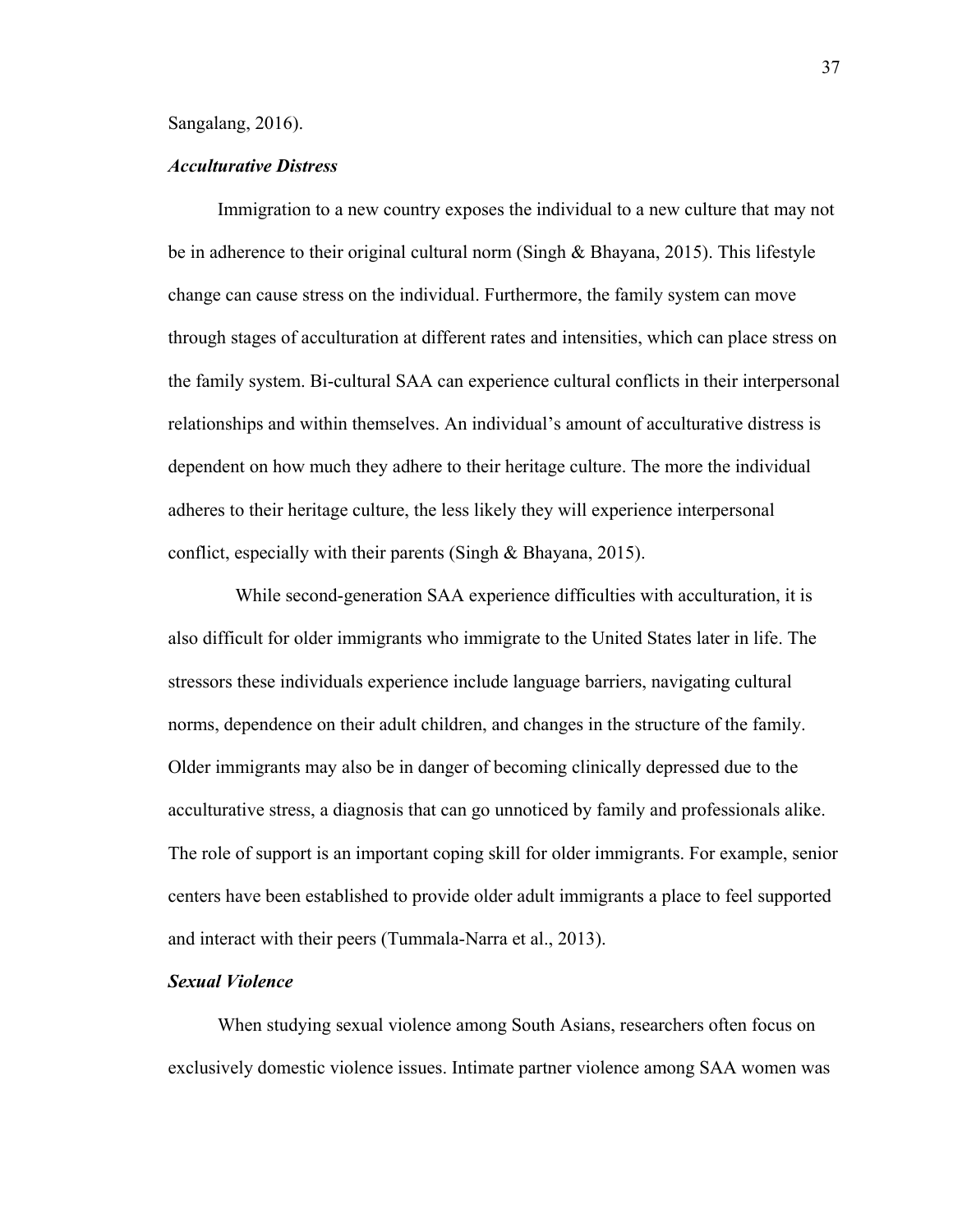Sangalang, 2016).

***Acculturative Distress***

Immigration to a new country exposes the individual to a new culture that may not be in adherence to their original cultural norm (Singh & Bhayana, 2015). This lifestyle change can cause stress on the individual. Furthermore, the family system can move through stages of acculturation at different rates and intensities, which can place stress on the family system. Bi-cultural SAA can experience cultural conflicts in their interpersonal relationships and within themselves. An individual's amount of acculturative distress is dependent on how much they adhere to their heritage culture. The more the individual adheres to their heritage culture, the less likely they will experience interpersonal conflict, especially with their parents (Singh & Bhayana, 2015).

While second-generation SAA experience difficulties with acculturation, it is also difficult for older immigrants who immigrate to the United States later in life. The stressors these individuals experience include language barriers, navigating cultural norms, dependence on their adult children, and changes in the structure of the family. Older immigrants may also be in danger of becoming clinically depressed due to the acculturative stress, a diagnosis that can go unnoticed by family and professionals alike. The role of support is an important coping skill for older immigrants. For example, senior centers have been established to provide older adult immigrants a place to feel supported and interact with their peers (Tummala-Narra et al., 2013).

***Sexual Violence***

When studying sexual violence among South Asians, researchers often focus on exclusively domestic violence issues. Intimate partner violence among SAA women was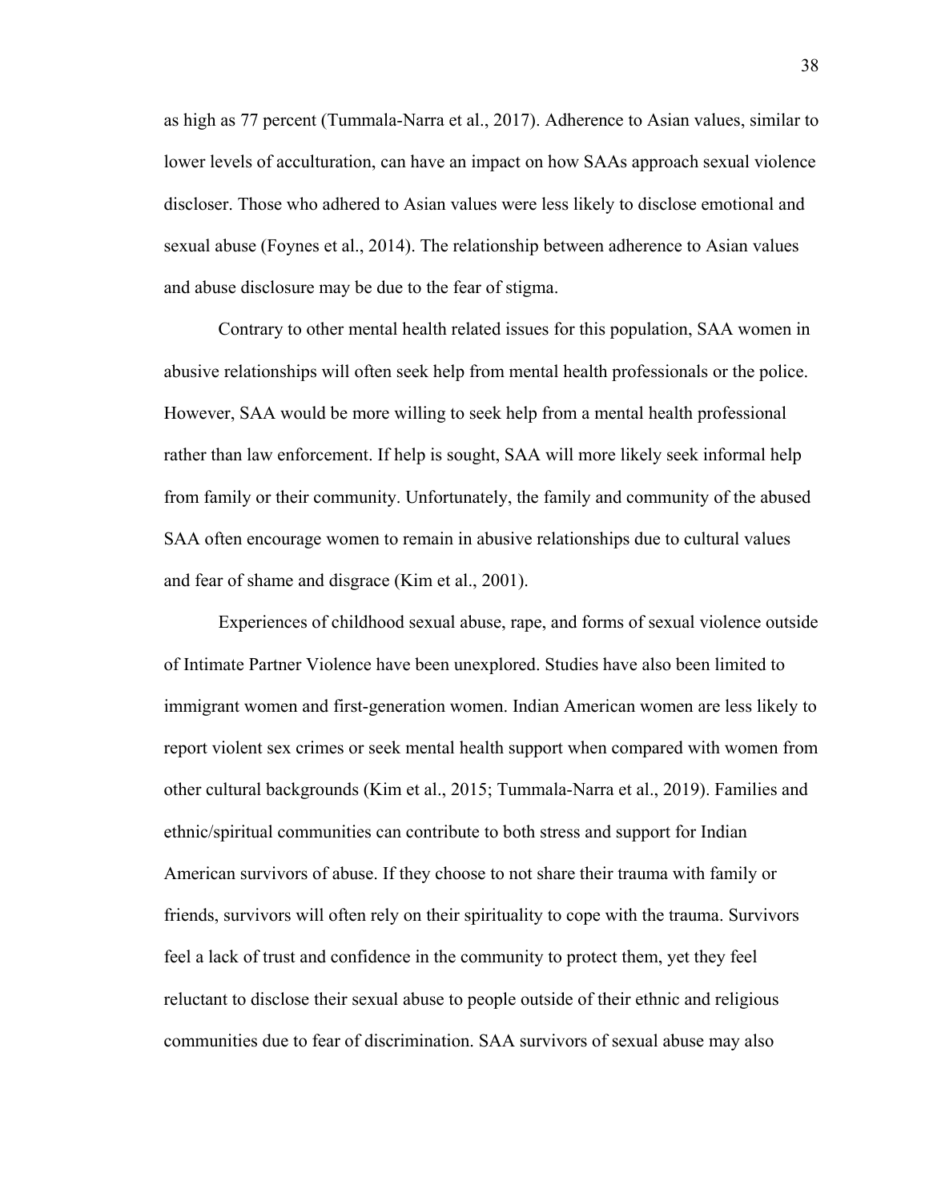as high as 77 percent (Tummala-Narra et al., 2017). Adherence to Asian values, similar to lower levels of acculturation, can have an impact on how SAAs approach sexual violence discloser. Those who adhered to Asian values were less likely to disclose emotional and sexual abuse (Foynes et al., 2014). The relationship between adherence to Asian values and abuse disclosure may be due to the fear of stigma.

Contrary to other mental health related issues for this population, SAA women in abusive relationships will often seek help from mental health professionals or the police. However, SAA would be more willing to seek help from a mental health professional rather than law enforcement. If help is sought, SAA will more likely seek informal help from family or their community. Unfortunately, the family and community of the abused SAA often encourage women to remain in abusive relationships due to cultural values and fear of shame and disgrace (Kim et al., 2001).

Experiences of childhood sexual abuse, rape, and forms of sexual violence outside of Intimate Partner Violence have been unexplored. Studies have also been limited to immigrant women and first-generation women. Indian American women are less likely to report violent sex crimes or seek mental health support when compared with women from other cultural backgrounds (Kim et al., 2015; Tummala-Narra et al., 2019). Families and ethnic/spiritual communities can contribute to both stress and support for Indian American survivors of abuse. If they choose to not share their trauma with family or friends, survivors will often rely on their spirituality to cope with the trauma. Survivors feel a lack of trust and confidence in the community to protect them, yet they feel reluctant to disclose their sexual abuse to people outside of their ethnic and religious communities due to fear of discrimination. SAA survivors of sexual abuse may also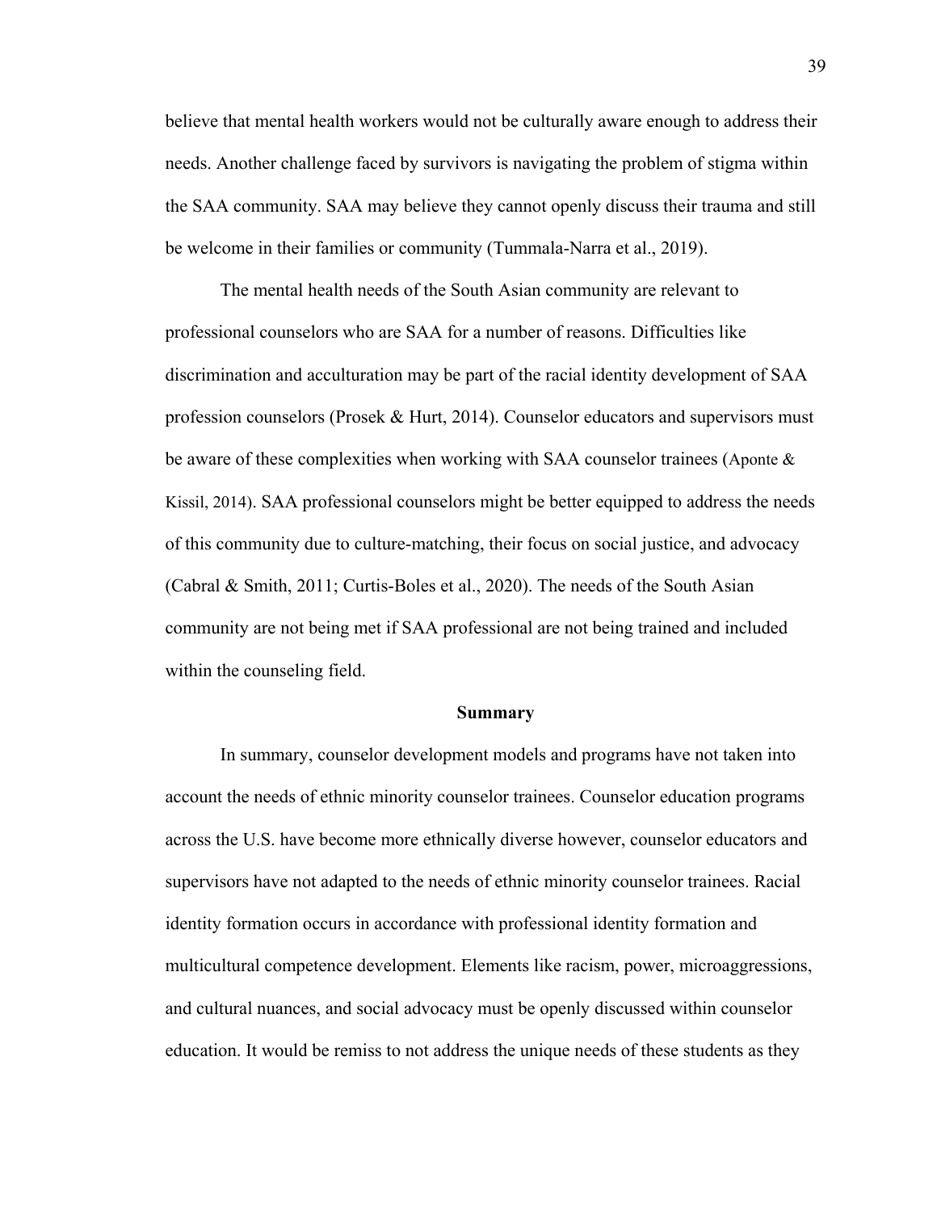believe that mental health workers would not be culturally aware enough to address their needs. Another challenge faced by survivors is navigating the problem of stigma within the SAA community. SAA may believe they cannot openly discuss their trauma and still be welcome in their families or community (Tummala-Narra et al., 2019).

The mental health needs of the South Asian community are relevant to professional counselors who are SAA for a number of reasons. Difficulties like discrimination and acculturation may be part of the racial identity development of SAA profession counselors (Prosek & Hurt, 2014). Counselor educators and supervisors must be aware of these complexities when working with SAA counselor trainees (Aponte & Kissil, 2014). SAA professional counselors might be better equipped to address the needs of this community due to culture-matching, their focus on social justice, and advocacy (Cabral & Smith, 2011; Curtis-Boles et al., 2020). The needs of the South Asian community are not being met if SAA professional are not being trained and included within the counseling field.

## Summary

In summary, counselor development models and programs have not taken into account the needs of ethnic minority counselor trainees. Counselor education programs across the U.S. have become more ethnically diverse however, counselor educators and supervisors have not adapted to the needs of ethnic minority counselor trainees. Racial identity formation occurs in accordance with professional identity formation and multicultural competence development. Elements like racism, power, microaggressions, and cultural nuances, and social advocacy must be openly discussed within counselor education. It would be remiss to not address the unique needs of these students as they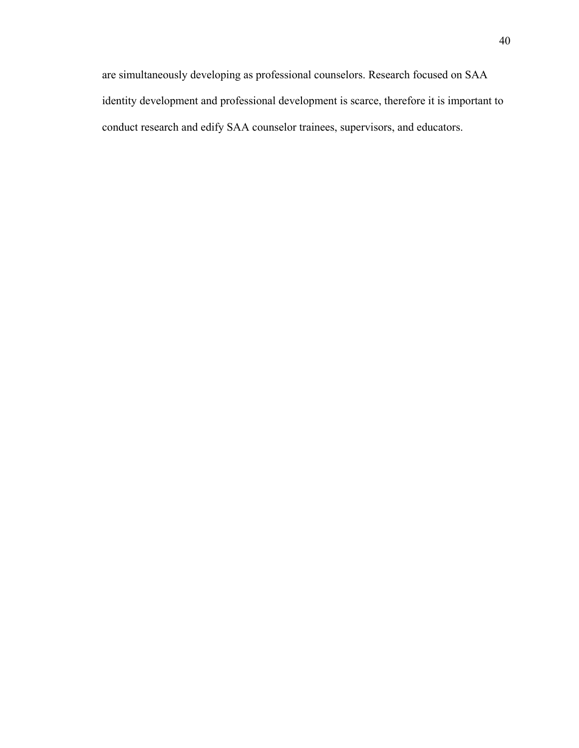are simultaneously developing as professional counselors. Research focused on SAA identity development and professional development is scarce, therefore it is important to conduct research and edify SAA counselor trainees, supervisors, and educators.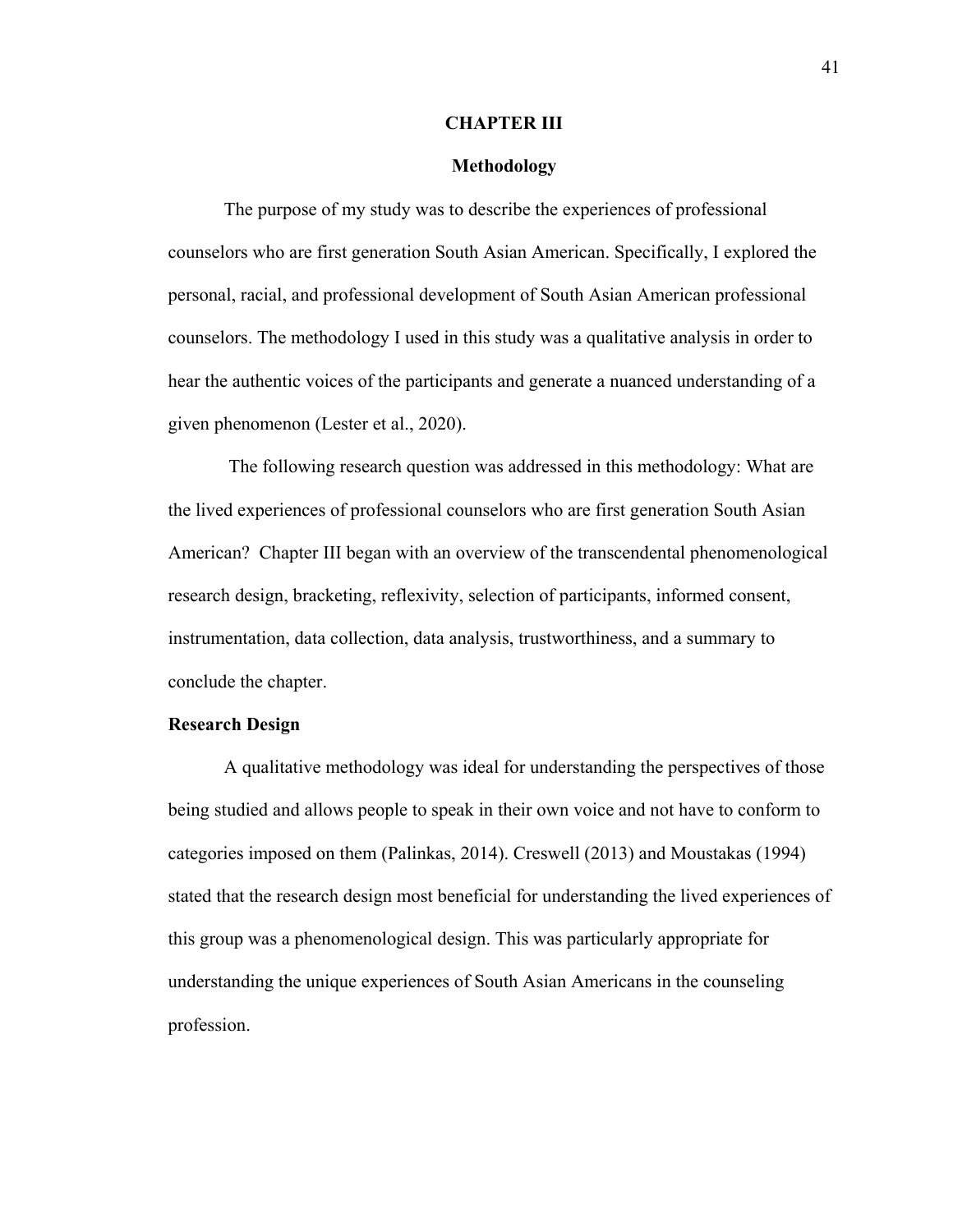# CHAPTER III

## Methodology

The purpose of my study was to describe the experiences of professional counselors who are first generation South Asian American. Specifically, I explored the personal, racial, and professional development of South Asian American professional counselors. The methodology I used in this study was a qualitative analysis in order to hear the authentic voices of the participants and generate a nuanced understanding of a given phenomenon (Lester et al., 2020).

The following research question was addressed in this methodology: What are the lived experiences of professional counselors who are first generation South Asian American? Chapter III began with an overview of the transcendental phenomenological research design, bracketing, reflexivity, selection of participants, informed consent, instrumentation, data collection, data analysis, trustworthiness, and a summary to conclude the chapter.

### Research Design

A qualitative methodology was ideal for understanding the perspectives of those being studied and allows people to speak in their own voice and not have to conform to categories imposed on them (Palinkas, 2014). Creswell (2013) and Moustakas (1994) stated that the research design most beneficial for understanding the lived experiences of this group was a phenomenological design. This was particularly appropriate for understanding the unique experiences of South Asian Americans in the counseling profession.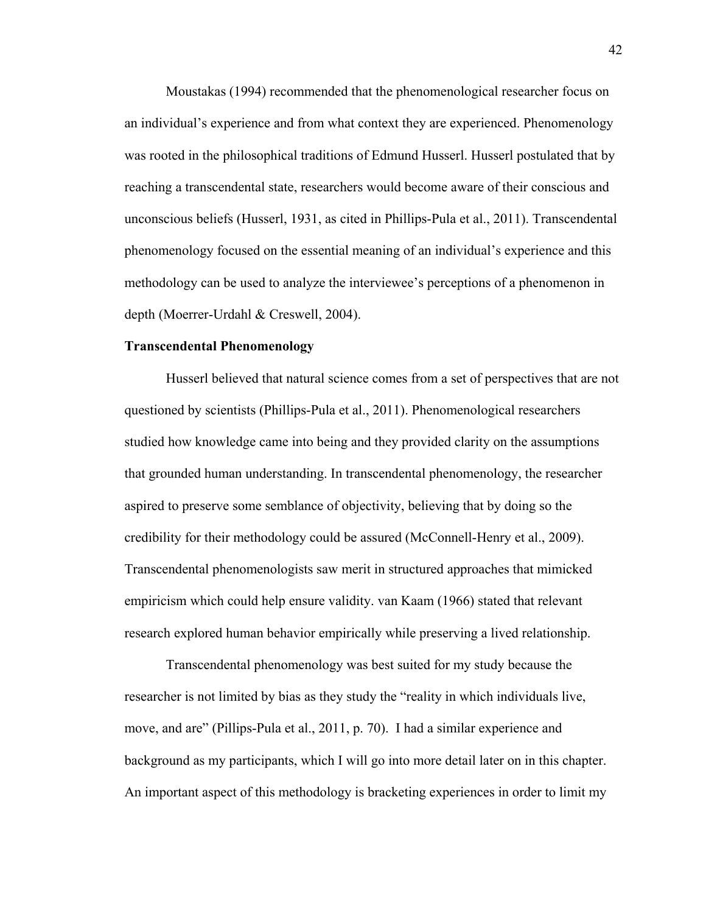Moustakas (1994) recommended that the phenomenological researcher focus on an individual's experience and from what context they are experienced. Phenomenology was rooted in the philosophical traditions of Edmund Husserl. Husserl postulated that by reaching a transcendental state, researchers would become aware of their conscious and unconscious beliefs (Husserl, 1931, as cited in Phillips-Pula et al., 2011). Transcendental phenomenology focused on the essential meaning of an individual's experience and this methodology can be used to analyze the interviewee's perceptions of a phenomenon in depth (Moerrer-Urdahl & Creswell, 2004).

**Transcendental Phenomenology**

Husserl believed that natural science comes from a set of perspectives that are not questioned by scientists (Phillips-Pula et al., 2011). Phenomenological researchers studied how knowledge came into being and they provided clarity on the assumptions that grounded human understanding. In transcendental phenomenology, the researcher aspired to preserve some semblance of objectivity, believing that by doing so the credibility for their methodology could be assured (McConnell-Henry et al., 2009). Transcendental phenomenologists saw merit in structured approaches that mimicked empiricism which could help ensure validity. van Kaam (1966) stated that relevant research explored human behavior empirically while preserving a lived relationship.

Transcendental phenomenology was best suited for my study because the researcher is not limited by bias as they study the "reality in which individuals live, move, and are" (Pillips-Pula et al., 2011, p. 70). I had a similar experience and background as my participants, which I will go into more detail later on in this chapter. An important aspect of this methodology is bracketing experiences in order to limit my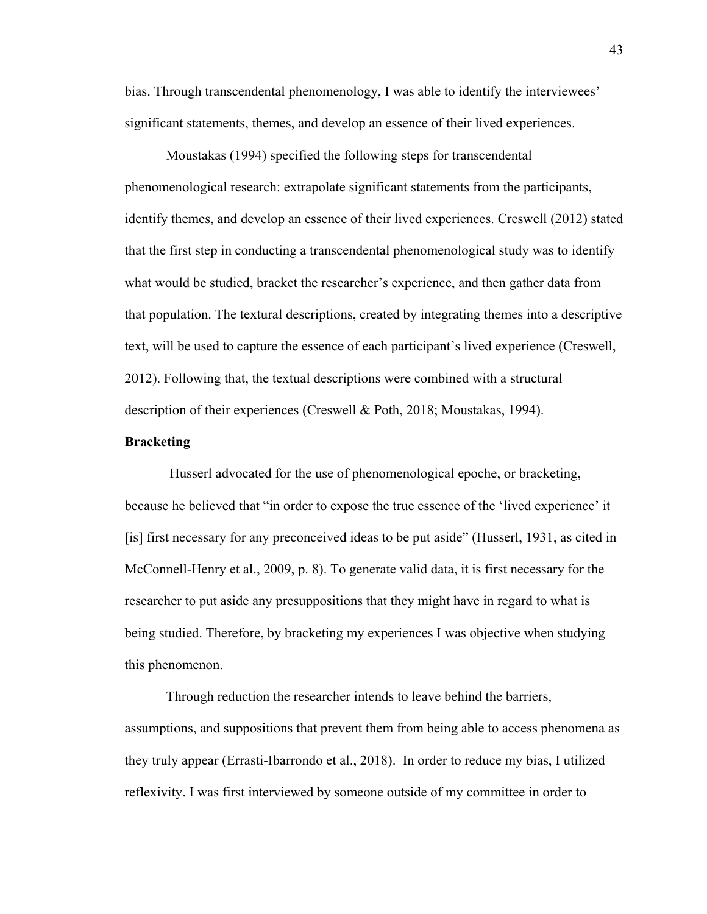bias. Through transcendental phenomenology, I was able to identify the interviewees' significant statements, themes, and develop an essence of their lived experiences.

Moustakas (1994) specified the following steps for transcendental phenomenological research: extrapolate significant statements from the participants, identify themes, and develop an essence of their lived experiences. Creswell (2012) stated that the first step in conducting a transcendental phenomenological study was to identify what would be studied, bracket the researcher's experience, and then gather data from that population. The textural descriptions, created by integrating themes into a descriptive text, will be used to capture the essence of each participant's lived experience (Creswell, 2012). Following that, the textual descriptions were combined with a structural description of their experiences (Creswell & Poth, 2018; Moustakas, 1994).

**Bracketing**

Husserl advocated for the use of phenomenological epoche, or bracketing, because he believed that "in order to expose the true essence of the 'lived experience' it [is] first necessary for any preconceived ideas to be put aside" (Husserl, 1931, as cited in McConnell-Henry et al., 2009, p. 8). To generate valid data, it is first necessary for the researcher to put aside any presuppositions that they might have in regard to what is being studied. Therefore, by bracketing my experiences I was objective when studying this phenomenon.

Through reduction the researcher intends to leave behind the barriers, assumptions, and suppositions that prevent them from being able to access phenomena as they truly appear (Errasti-Ibarrondo et al., 2018). In order to reduce my bias, I utilized reflexivity. I was first interviewed by someone outside of my committee in order to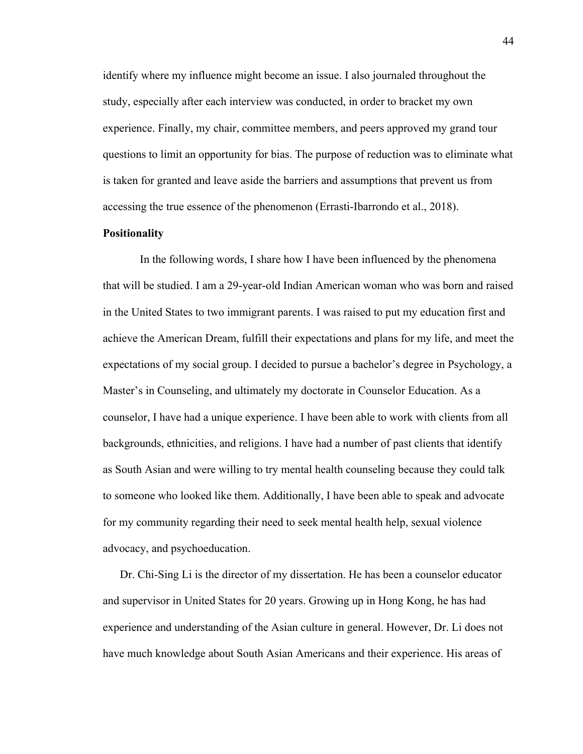identify where my influence might become an issue. I also journaled throughout the study, especially after each interview was conducted, in order to bracket my own experience. Finally, my chair, committee members, and peers approved my grand tour questions to limit an opportunity for bias. The purpose of reduction was to eliminate what is taken for granted and leave aside the barriers and assumptions that prevent us from accessing the true essence of the phenomenon (Errasti-Ibarrondo et al., 2018).

**Positionality**

In the following words, I share how I have been influenced by the phenomena that will be studied. I am a 29-year-old Indian American woman who was born and raised in the United States to two immigrant parents. I was raised to put my education first and achieve the American Dream, fulfill their expectations and plans for my life, and meet the expectations of my social group. I decided to pursue a bachelor's degree in Psychology, a Master's in Counseling, and ultimately my doctorate in Counselor Education. As a counselor, I have had a unique experience. I have been able to work with clients from all backgrounds, ethnicities, and religions. I have had a number of past clients that identify as South Asian and were willing to try mental health counseling because they could talk to someone who looked like them. Additionally, I have been able to speak and advocate for my community regarding their need to seek mental health help, sexual violence advocacy, and psychoeducation.

Dr. Chi-Sing Li is the director of my dissertation. He has been a counselor educator and supervisor in United States for 20 years. Growing up in Hong Kong, he has had experience and understanding of the Asian culture in general. However, Dr. Li does not have much knowledge about South Asian Americans and their experience. His areas of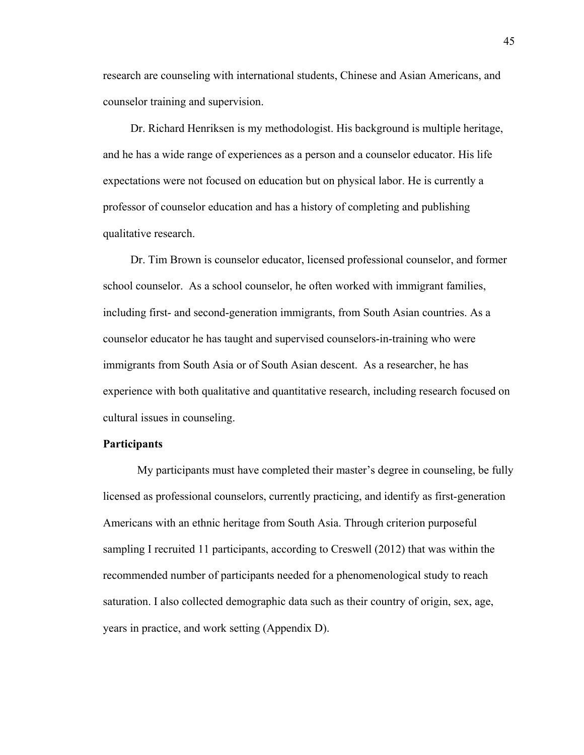research are counseling with international students, Chinese and Asian Americans, and counselor training and supervision.

Dr. Richard Henriksen is my methodologist. His background is multiple heritage, and he has a wide range of experiences as a person and a counselor educator. His life expectations were not focused on education but on physical labor. He is currently a professor of counselor education and has a history of completing and publishing qualitative research.

Dr. Tim Brown is counselor educator, licensed professional counselor, and former school counselor. As a school counselor, he often worked with immigrant families, including first- and second-generation immigrants, from South Asian countries. As a counselor educator he has taught and supervised counselors-in-training who were immigrants from South Asia or of South Asian descent. As a researcher, he has experience with both qualitative and quantitative research, including research focused on cultural issues in counseling.

**Participants**

My participants must have completed their master's degree in counseling, be fully licensed as professional counselors, currently practicing, and identify as first-generation Americans with an ethnic heritage from South Asia. Through criterion purposeful sampling I recruited 11 participants, according to Creswell (2012) that was within the recommended number of participants needed for a phenomenological study to reach saturation. I also collected demographic data such as their country of origin, sex, age, years in practice, and work setting (Appendix D).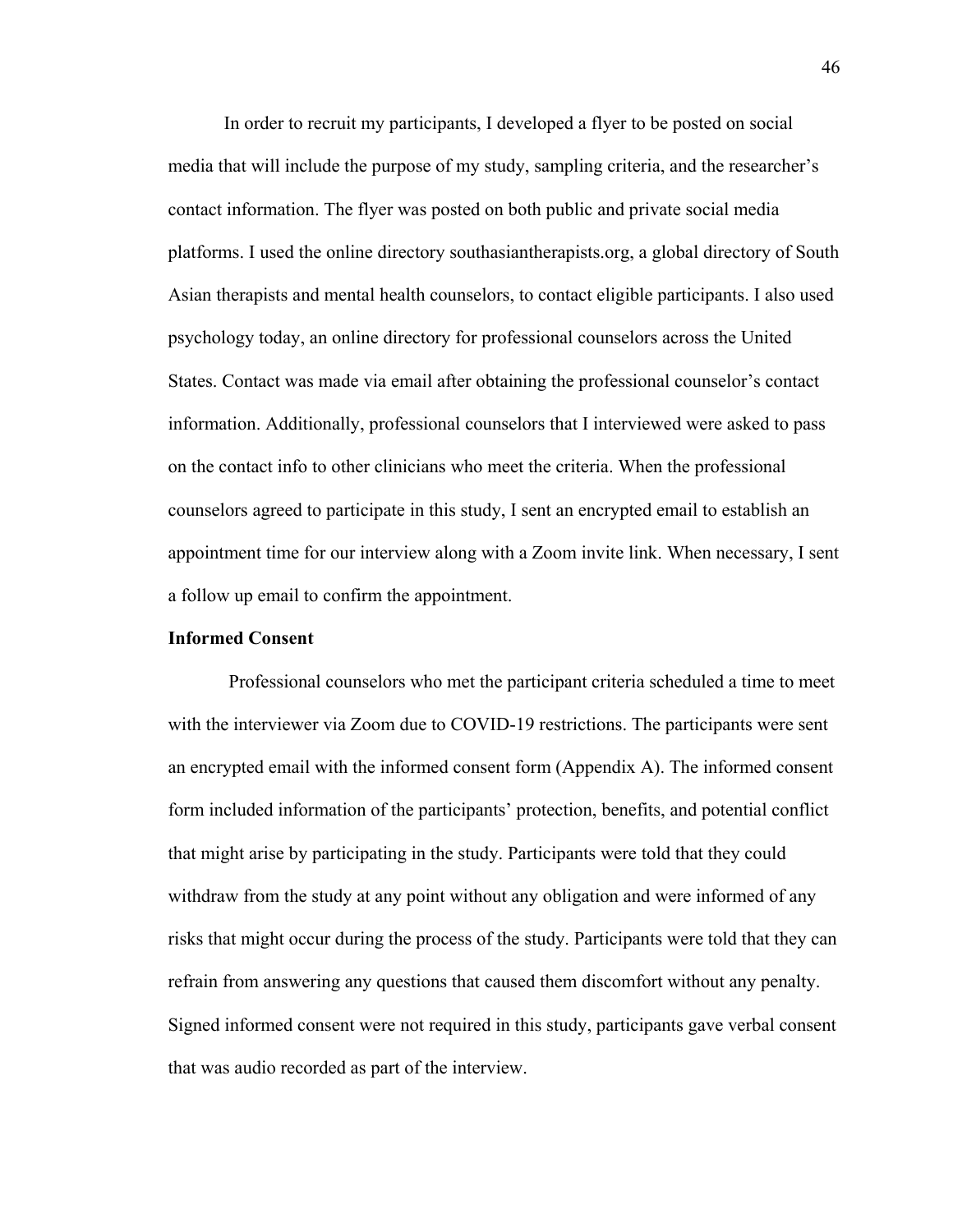In order to recruit my participants, I developed a flyer to be posted on social media that will include the purpose of my study, sampling criteria, and the researcher's contact information. The flyer was posted on both public and private social media platforms. I used the online directory southasiantherapists.org, a global directory of South Asian therapists and mental health counselors, to contact eligible participants. I also used psychology today, an online directory for professional counselors across the United States. Contact was made via email after obtaining the professional counselor's contact information. Additionally, professional counselors that I interviewed were asked to pass on the contact info to other clinicians who meet the criteria. When the professional counselors agreed to participate in this study, I sent an encrypted email to establish an appointment time for our interview along with a Zoom invite link. When necessary, I sent a follow up email to confirm the appointment.

**Informed Consent**

Professional counselors who met the participant criteria scheduled a time to meet with the interviewer via Zoom due to COVID-19 restrictions. The participants were sent an encrypted email with the informed consent form (Appendix A). The informed consent form included information of the participants' protection, benefits, and potential conflict that might arise by participating in the study. Participants were told that they could withdraw from the study at any point without any obligation and were informed of any risks that might occur during the process of the study. Participants were told that they can refrain from answering any questions that caused them discomfort without any penalty. Signed informed consent were not required in this study, participants gave verbal consent that was audio recorded as part of the interview.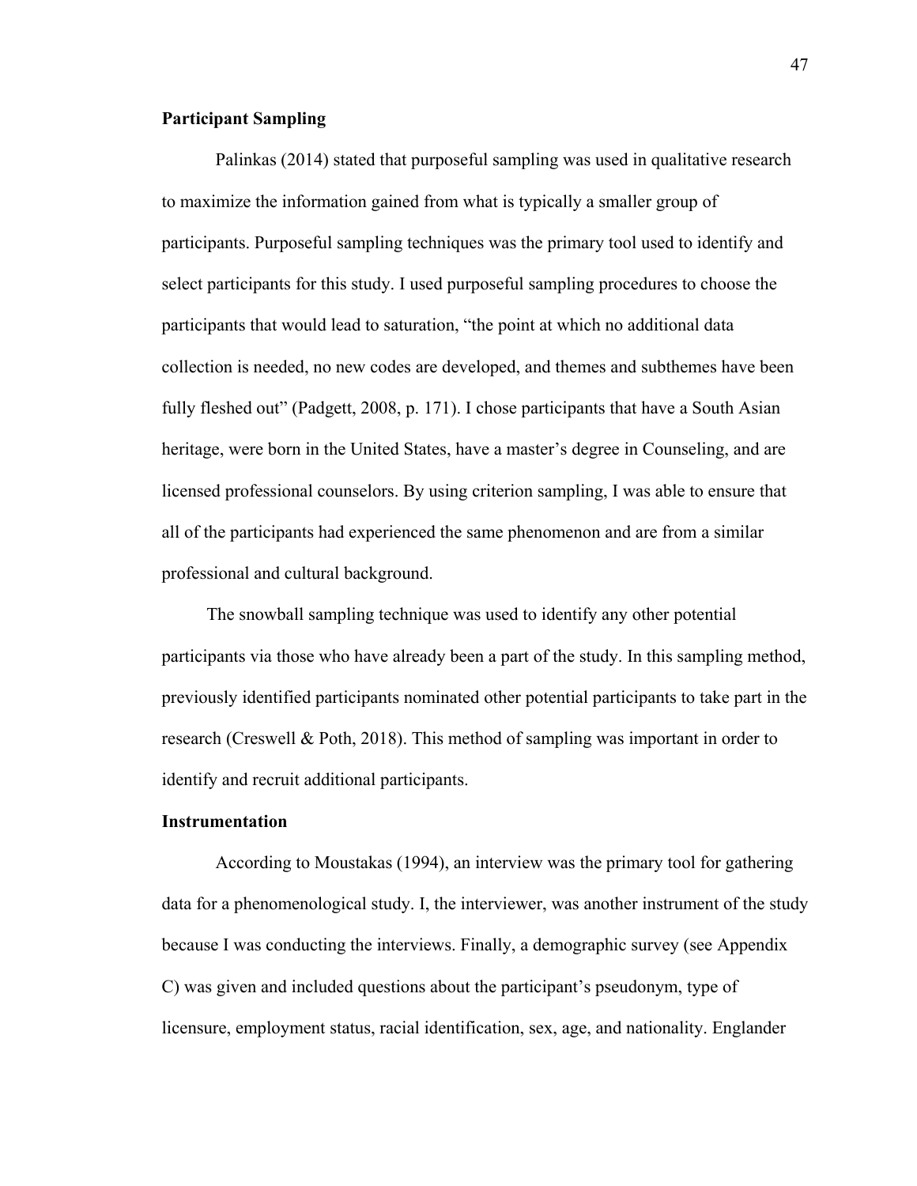## Participant Sampling

Palinkas (2014) stated that purposeful sampling was used in qualitative research to maximize the information gained from what is typically a smaller group of participants. Purposeful sampling techniques was the primary tool used to identify and select participants for this study. I used purposeful sampling procedures to choose the participants that would lead to saturation, "the point at which no additional data collection is needed, no new codes are developed, and themes and subthemes have been fully fleshed out" (Padgett, 2008, p. 171). I chose participants that have a South Asian heritage, were born in the United States, have a master's degree in Counseling, and are licensed professional counselors. By using criterion sampling, I was able to ensure that all of the participants had experienced the same phenomenon and are from a similar professional and cultural background.

The snowball sampling technique was used to identify any other potential participants via those who have already been a part of the study. In this sampling method, previously identified participants nominated other potential participants to take part in the research (Creswell & Poth, 2018). This method of sampling was important in order to identify and recruit additional participants.

## Instrumentation

According to Moustakas (1994), an interview was the primary tool for gathering data for a phenomenological study. I, the interviewer, was another instrument of the study because I was conducting the interviews. Finally, a demographic survey (see Appendix C) was given and included questions about the participant's pseudonym, type of licensure, employment status, racial identification, sex, age, and nationality. Englander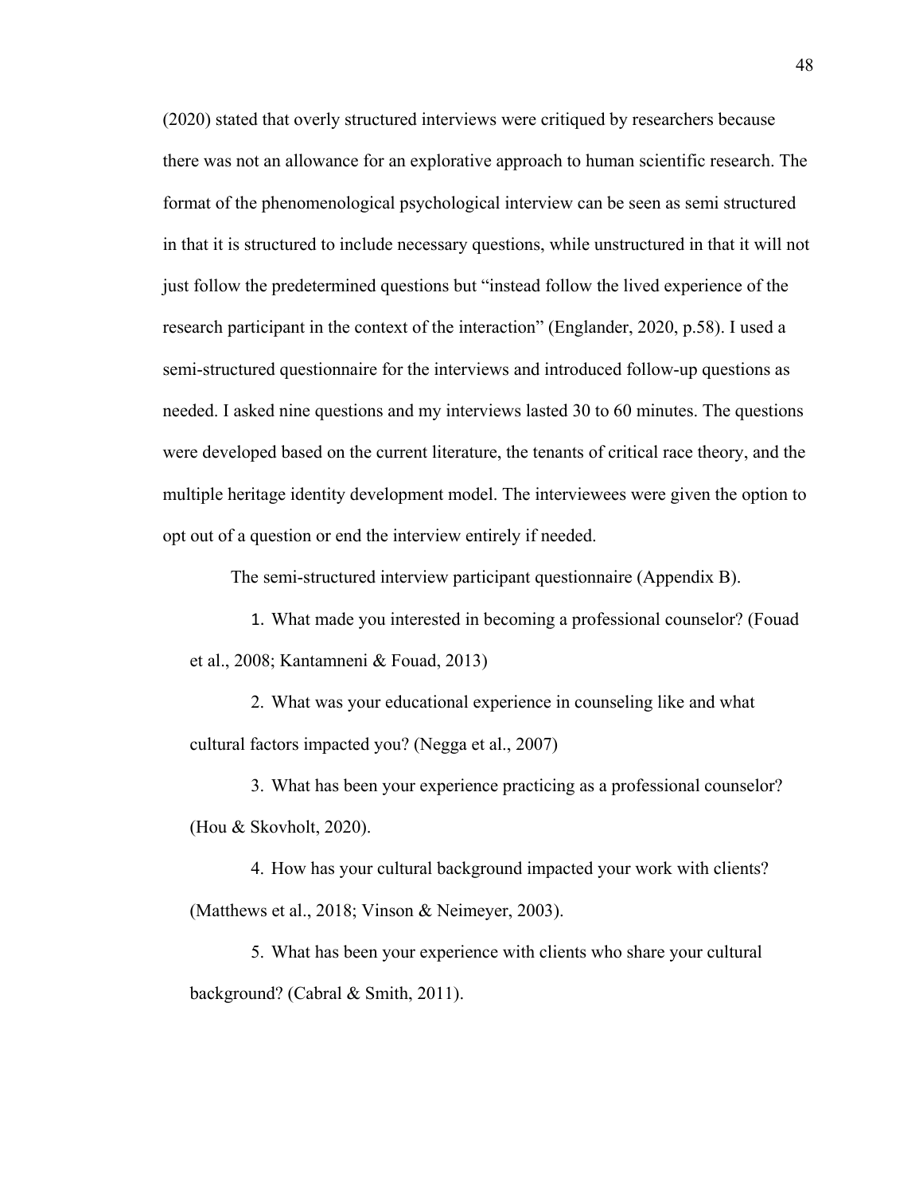(2020) stated that overly structured interviews were critiqued by researchers because there was not an allowance for an explorative approach to human scientific research. The format of the phenomenological psychological interview can be seen as semi structured in that it is structured to include necessary questions, while unstructured in that it will not just follow the predetermined questions but "instead follow the lived experience of the research participant in the context of the interaction" (Englander, 2020, p.58). I used a semi-structured questionnaire for the interviews and introduced follow-up questions as needed. I asked nine questions and my interviews lasted 30 to 60 minutes. The questions were developed based on the current literature, the tenants of critical race theory, and the multiple heritage identity development model. The interviewees were given the option to opt out of a question or end the interview entirely if needed.

The semi-structured interview participant questionnaire (Appendix B).

1. What made you interested in becoming a professional counselor? (Fouad et al., 2008; Kantamneni & Fouad, 2013)

2. What was your educational experience in counseling like and what cultural factors impacted you? (Negga et al., 2007)

3. What has been your experience practicing as a professional counselor? (Hou & Skovholt, 2020).

4. How has your cultural background impacted your work with clients? (Matthews et al., 2018; Vinson & Neimeyer, 2003).

5. What has been your experience with clients who share your cultural background? (Cabral & Smith, 2011).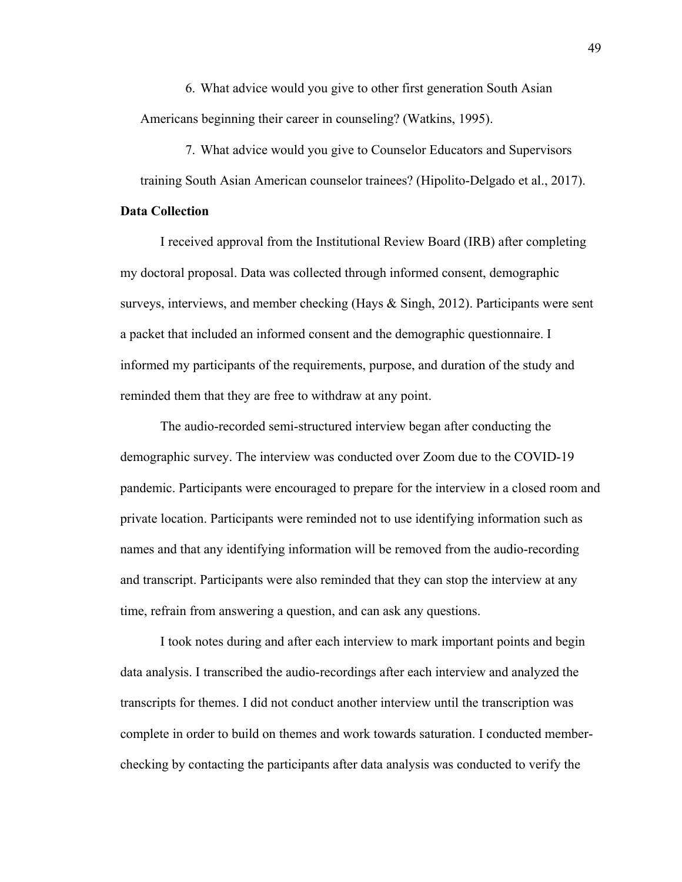6. What advice would you give to other first generation South Asian Americans beginning their career in counseling? (Watkins, 1995).

7. What advice would you give to Counselor Educators and Supervisors training South Asian American counselor trainees? (Hipolito-Delgado et al., 2017).

**Data Collection**

I received approval from the Institutional Review Board (IRB) after completing my doctoral proposal. Data was collected through informed consent, demographic surveys, interviews, and member checking (Hays & Singh, 2012). Participants were sent a packet that included an informed consent and the demographic questionnaire. I informed my participants of the requirements, purpose, and duration of the study and reminded them that they are free to withdraw at any point.

The audio-recorded semi-structured interview began after conducting the demographic survey. The interview was conducted over Zoom due to the COVID-19 pandemic. Participants were encouraged to prepare for the interview in a closed room and private location. Participants were reminded not to use identifying information such as names and that any identifying information will be removed from the audio-recording and transcript. Participants were also reminded that they can stop the interview at any time, refrain from answering a question, and can ask any questions.

I took notes during and after each interview to mark important points and begin data analysis. I transcribed the audio-recordings after each interview and analyzed the transcripts for themes. I did not conduct another interview until the transcription was complete in order to build on themes and work towards saturation. I conducted member-checking by contacting the participants after data analysis was conducted to verify the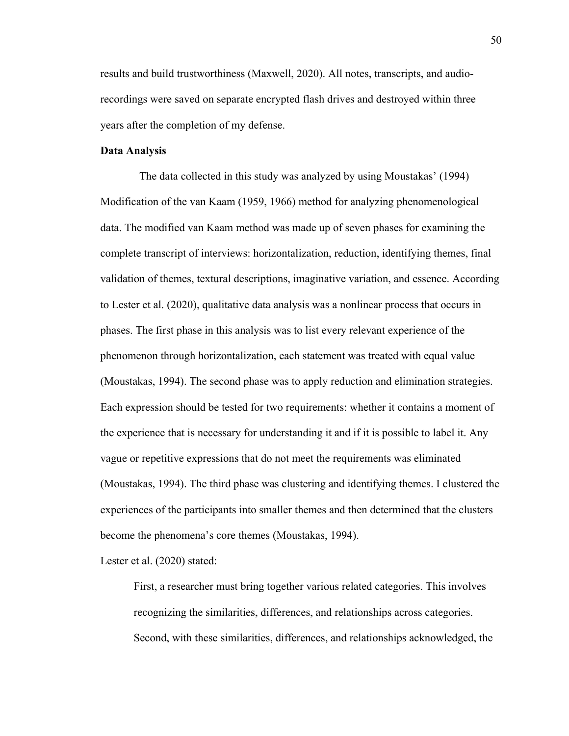results and build trustworthiness (Maxwell, 2020). All notes, transcripts, and audio-recordings were saved on separate encrypted flash drives and destroyed within three years after the completion of my defense.

**Data Analysis**

The data collected in this study was analyzed by using Moustakas' (1994) Modification of the van Kaam (1959, 1966) method for analyzing phenomenological data. The modified van Kaam method was made up of seven phases for examining the complete transcript of interviews: horizontalization, reduction, identifying themes, final validation of themes, textural descriptions, imaginative variation, and essence. According to Lester et al. (2020), qualitative data analysis was a nonlinear process that occurs in phases. The first phase in this analysis was to list every relevant experience of the phenomenon through horizontalization, each statement was treated with equal value (Moustakas, 1994). The second phase was to apply reduction and elimination strategies. Each expression should be tested for two requirements: whether it contains a moment of the experience that is necessary for understanding it and if it is possible to label it. Any vague or repetitive expressions that do not meet the requirements was eliminated (Moustakas, 1994). The third phase was clustering and identifying themes. I clustered the experiences of the participants into smaller themes and then determined that the clusters become the phenomena's core themes (Moustakas, 1994).

Lester et al. (2020) stated:

> First, a researcher must bring together various related categories. This involves recognizing the similarities, differences, and relationships across categories. Second, with these similarities, differences, and relationships acknowledged, the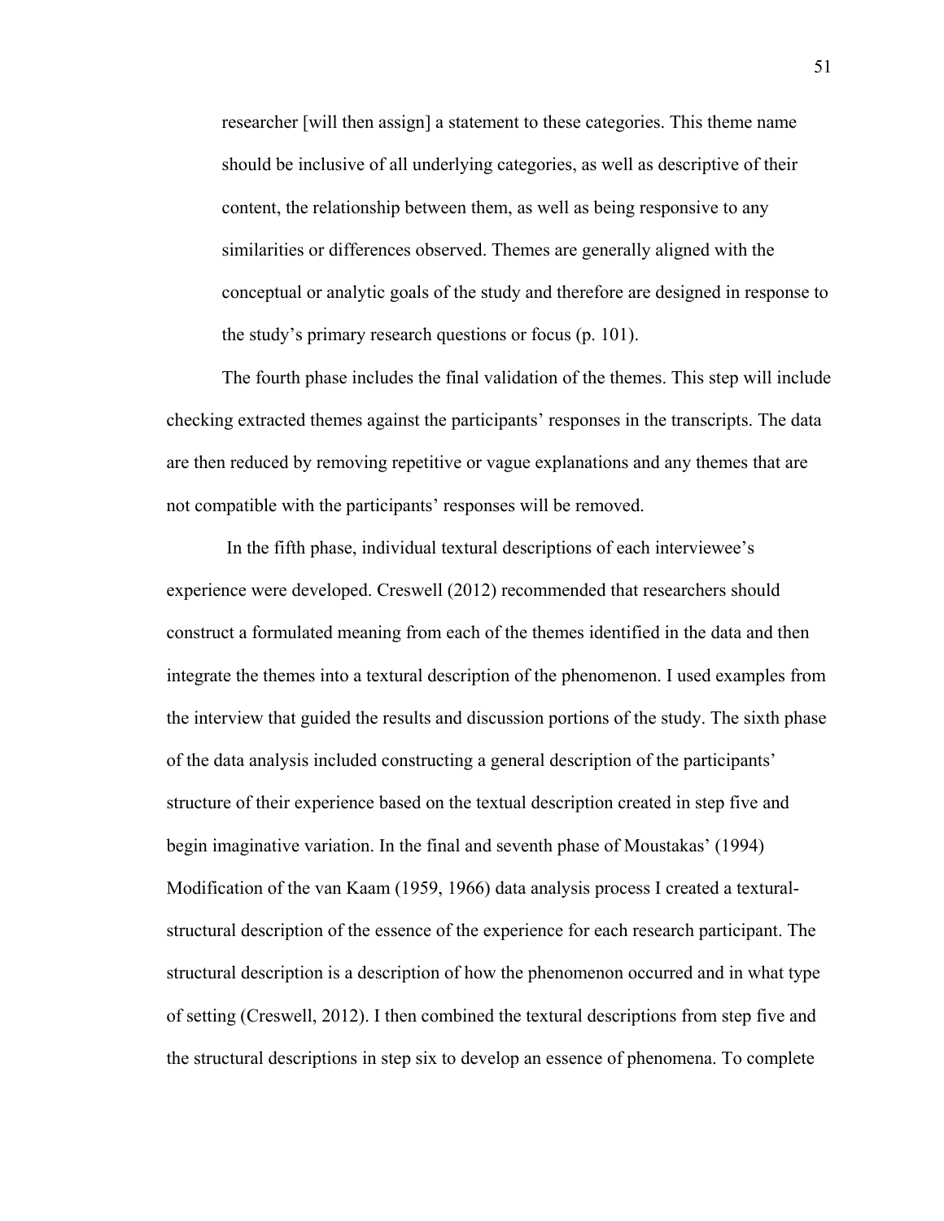researcher [will then assign] a statement to these categories. This theme name should be inclusive of all underlying categories, as well as descriptive of their content, the relationship between them, as well as being responsive to any similarities or differences observed. Themes are generally aligned with the conceptual or analytic goals of the study and therefore are designed in response to the study's primary research questions or focus (p. 101).

The fourth phase includes the final validation of the themes. This step will include checking extracted themes against the participants' responses in the transcripts. The data are then reduced by removing repetitive or vague explanations and any themes that are not compatible with the participants' responses will be removed.

In the fifth phase, individual textural descriptions of each interviewee's experience were developed. Creswell (2012) recommended that researchers should construct a formulated meaning from each of the themes identified in the data and then integrate the themes into a textural description of the phenomenon. I used examples from the interview that guided the results and discussion portions of the study. The sixth phase of the data analysis included constructing a general description of the participants' structure of their experience based on the textual description created in step five and begin imaginative variation. In the final and seventh phase of Moustakas' (1994) Modification of the van Kaam (1959, 1966) data analysis process I created a textural-structural description of the essence of the experience for each research participant. The structural description is a description of how the phenomenon occurred and in what type of setting (Creswell, 2012). I then combined the textural descriptions from step five and the structural descriptions in step six to develop an essence of phenomena. To complete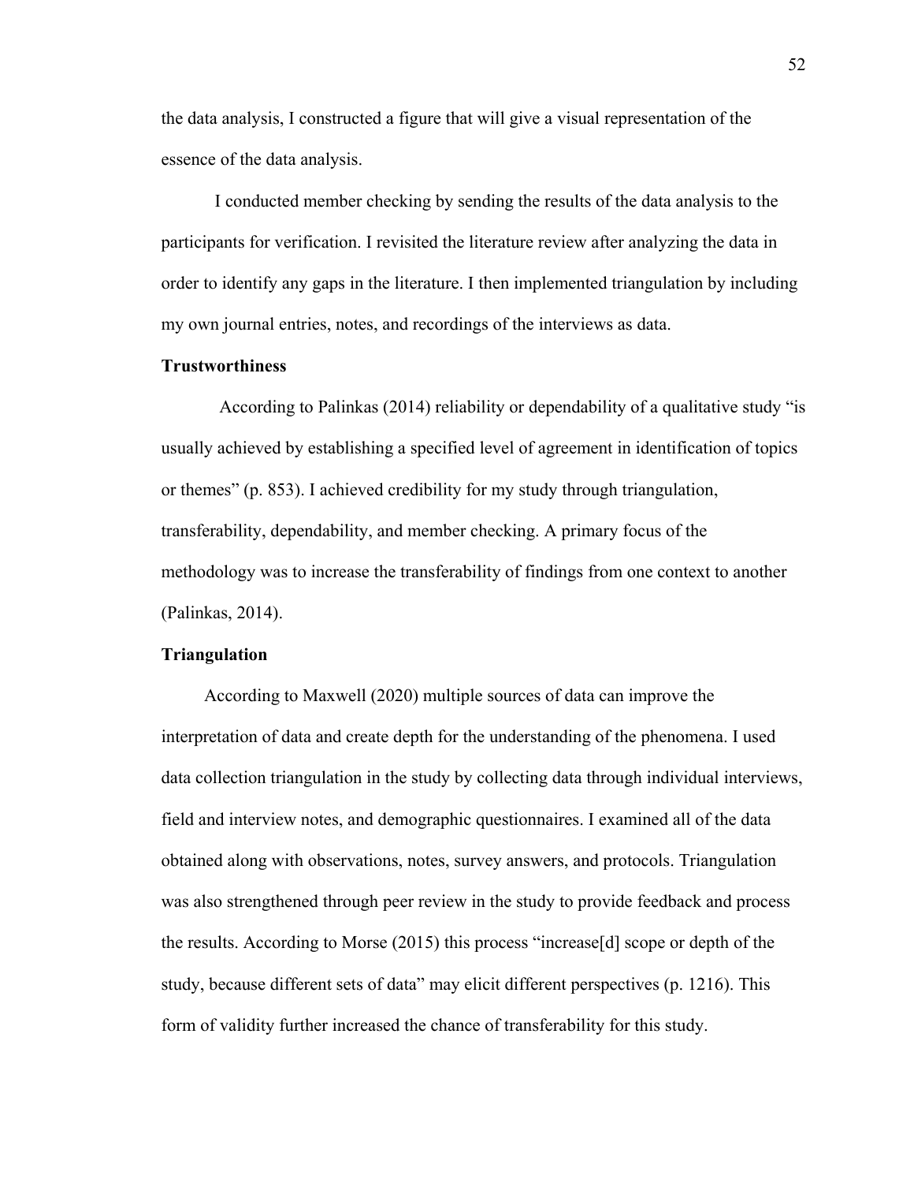the data analysis, I constructed a figure that will give a visual representation of the essence of the data analysis.

I conducted member checking by sending the results of the data analysis to the participants for verification. I revisited the literature review after analyzing the data in order to identify any gaps in the literature. I then implemented triangulation by including my own journal entries, notes, and recordings of the interviews as data.

**Trustworthiness**

According to Palinkas (2014) reliability or dependability of a qualitative study "is usually achieved by establishing a specified level of agreement in identification of topics or themes" (p. 853). I achieved credibility for my study through triangulation, transferability, dependability, and member checking. A primary focus of the methodology was to increase the transferability of findings from one context to another (Palinkas, 2014).

**Triangulation**

According to Maxwell (2020) multiple sources of data can improve the interpretation of data and create depth for the understanding of the phenomena. I used data collection triangulation in the study by collecting data through individual interviews, field and interview notes, and demographic questionnaires. I examined all of the data obtained along with observations, notes, survey answers, and protocols. Triangulation was also strengthened through peer review in the study to provide feedback and process the results. According to Morse (2015) this process "increase[d] scope or depth of the study, because different sets of data" may elicit different perspectives (p. 1216). This form of validity further increased the chance of transferability for this study.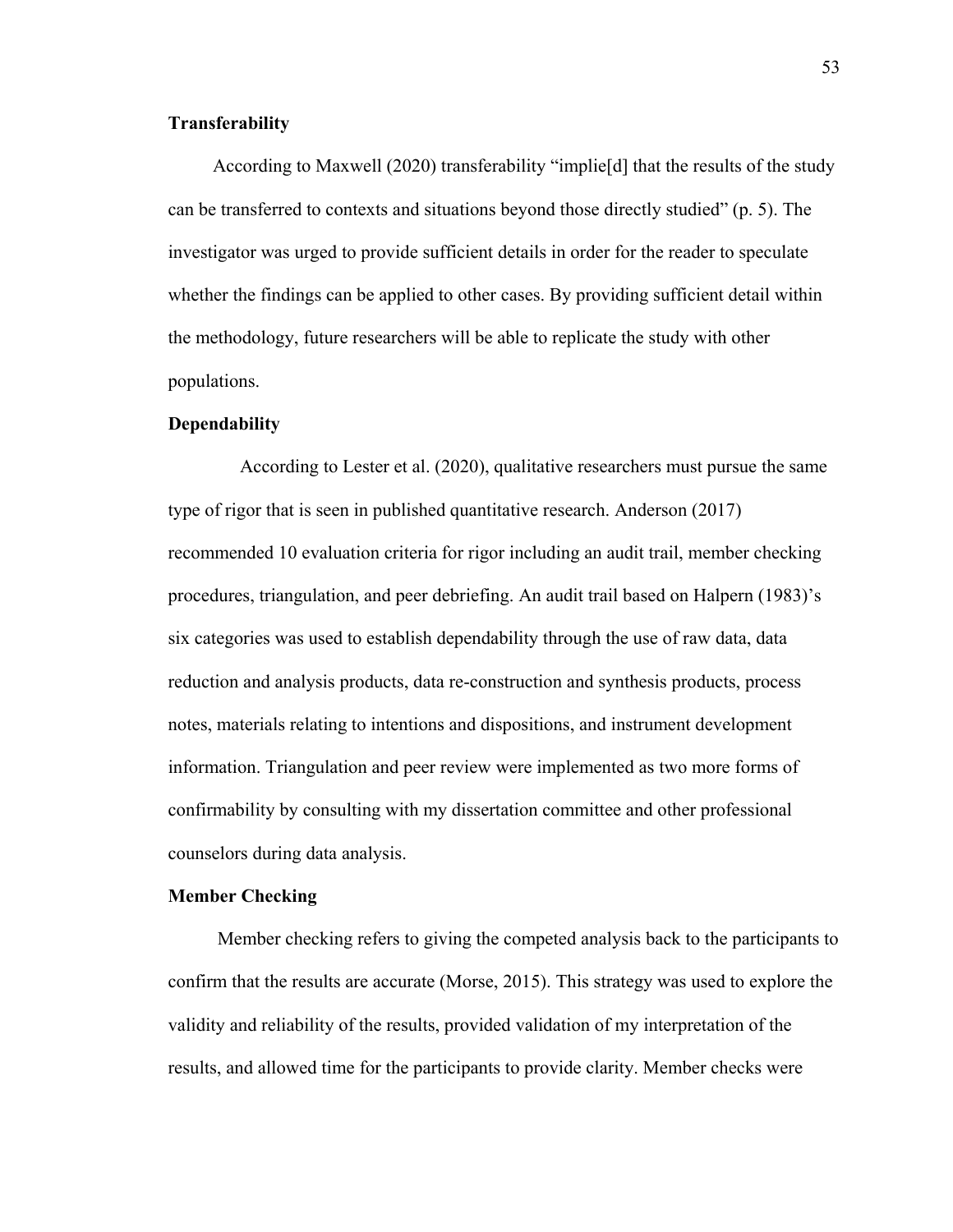### Transferability

According to Maxwell (2020) transferability "implie[d] that the results of the study can be transferred to contexts and situations beyond those directly studied" (p. 5). The investigator was urged to provide sufficient details in order for the reader to speculate whether the findings can be applied to other cases. By providing sufficient detail within the methodology, future researchers will be able to replicate the study with other populations.

### Dependability

According to Lester et al. (2020), qualitative researchers must pursue the same type of rigor that is seen in published quantitative research. Anderson (2017) recommended 10 evaluation criteria for rigor including an audit trail, member checking procedures, triangulation, and peer debriefing. An audit trail based on Halpern (1983)'s six categories was used to establish dependability through the use of raw data, data reduction and analysis products, data re-construction and synthesis products, process notes, materials relating to intentions and dispositions, and instrument development information. Triangulation and peer review were implemented as two more forms of confirmability by consulting with my dissertation committee and other professional counselors during data analysis.

### Member Checking

Member checking refers to giving the competed analysis back to the participants to confirm that the results are accurate (Morse, 2015). This strategy was used to explore the validity and reliability of the results, provided validation of my interpretation of the results, and allowed time for the participants to provide clarity. Member checks were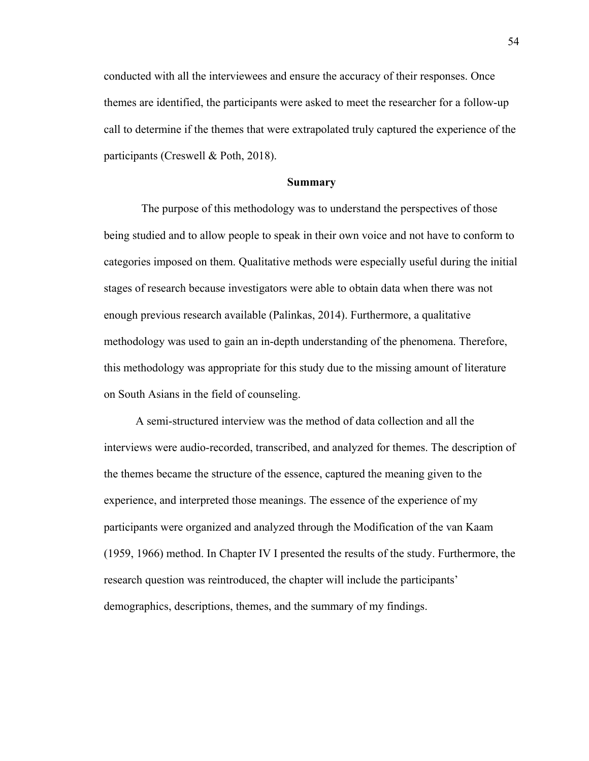conducted with all the interviewees and ensure the accuracy of their responses. Once themes are identified, the participants were asked to meet the researcher for a follow-up call to determine if the themes that were extrapolated truly captured the experience of the participants (Creswell & Poth, 2018).

## Summary

The purpose of this methodology was to understand the perspectives of those being studied and to allow people to speak in their own voice and not have to conform to categories imposed on them. Qualitative methods were especially useful during the initial stages of research because investigators were able to obtain data when there was not enough previous research available (Palinkas, 2014). Furthermore, a qualitative methodology was used to gain an in-depth understanding of the phenomena. Therefore, this methodology was appropriate for this study due to the missing amount of literature on South Asians in the field of counseling.

A semi-structured interview was the method of data collection and all the interviews were audio-recorded, transcribed, and analyzed for themes. The description of the themes became the structure of the essence, captured the meaning given to the experience, and interpreted those meanings. The essence of the experience of my participants were organized and analyzed through the Modification of the van Kaam (1959, 1966) method. In Chapter IV I presented the results of the study. Furthermore, the research question was reintroduced, the chapter will include the participants' demographics, descriptions, themes, and the summary of my findings.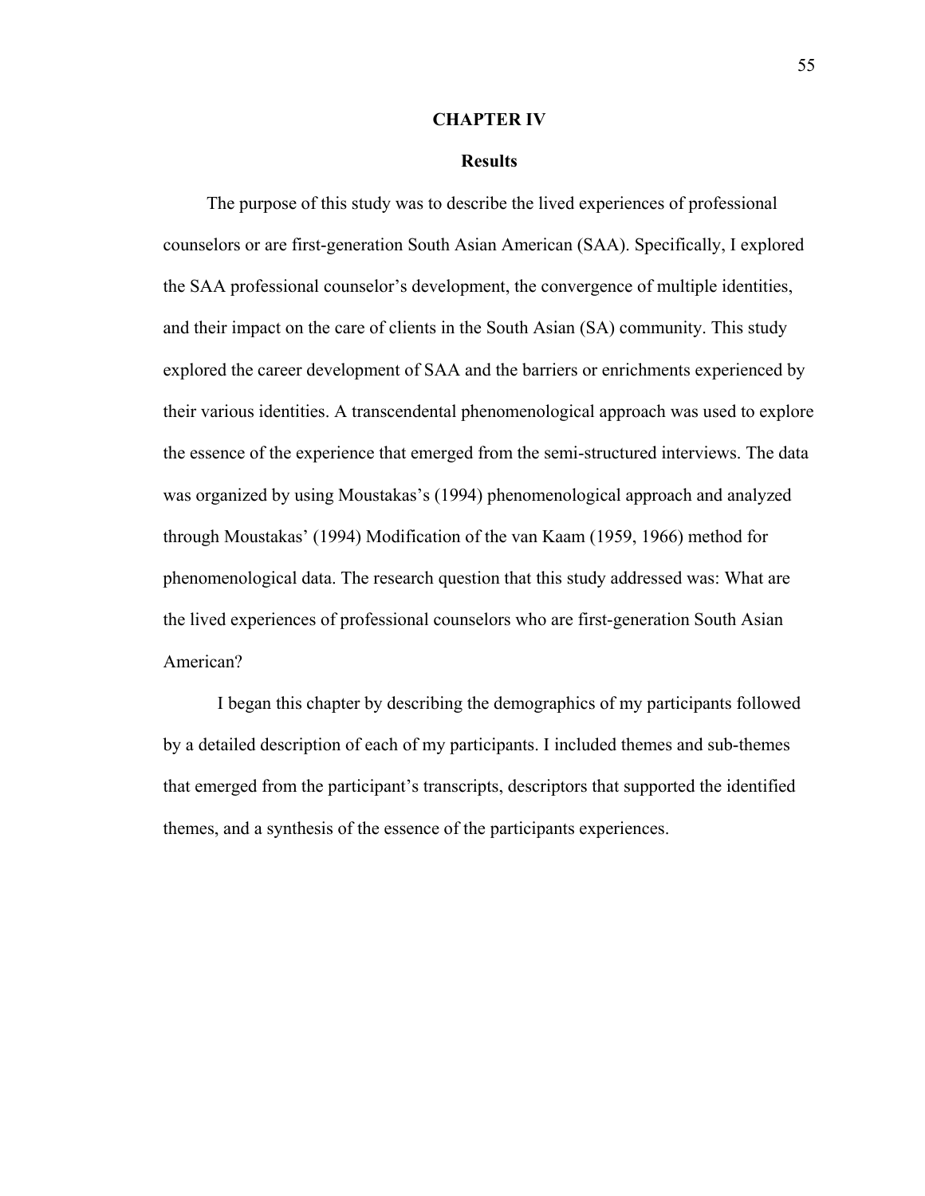# CHAPTER IV

## Results

The purpose of this study was to describe the lived experiences of professional counselors or are first-generation South Asian American (SAA). Specifically, I explored the SAA professional counselor's development, the convergence of multiple identities, and their impact on the care of clients in the South Asian (SA) community. This study explored the career development of SAA and the barriers or enrichments experienced by their various identities. A transcendental phenomenological approach was used to explore the essence of the experience that emerged from the semi-structured interviews. The data was organized by using Moustakas's (1994) phenomenological approach and analyzed through Moustakas' (1994) Modification of the van Kaam (1959, 1966) method for phenomenological data. The research question that this study addressed was: What are the lived experiences of professional counselors who are first-generation South Asian American?

I began this chapter by describing the demographics of my participants followed by a detailed description of each of my participants. I included themes and sub-themes that emerged from the participant's transcripts, descriptors that supported the identified themes, and a synthesis of the essence of the participants experiences.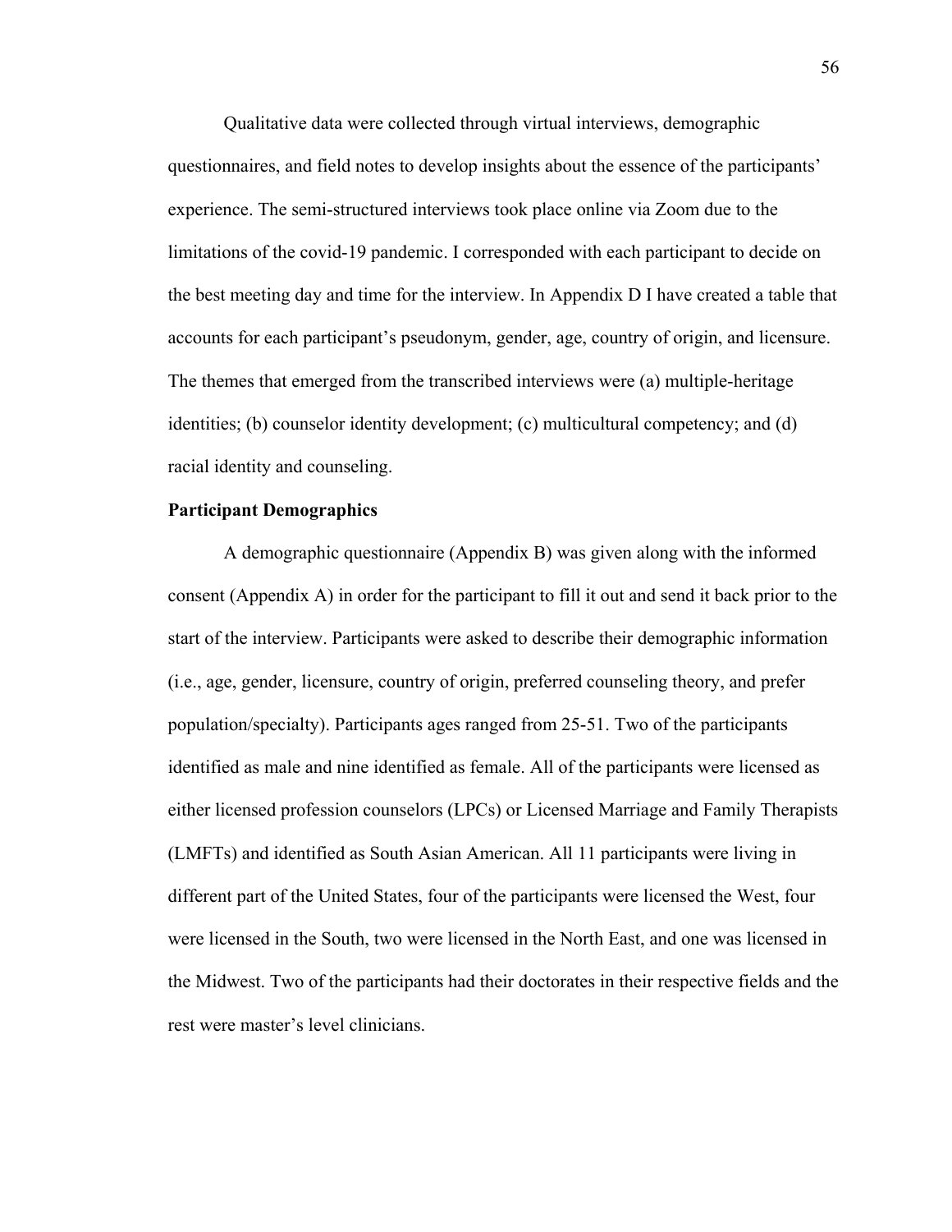Qualitative data were collected through virtual interviews, demographic questionnaires, and field notes to develop insights about the essence of the participants' experience. The semi-structured interviews took place online via Zoom due to the limitations of the covid-19 pandemic. I corresponded with each participant to decide on the best meeting day and time for the interview. In Appendix D I have created a table that accounts for each participant's pseudonym, gender, age, country of origin, and licensure. The themes that emerged from the transcribed interviews were (a) multiple-heritage identities; (b) counselor identity development; (c) multicultural competency; and (d) racial identity and counseling.

**Participant Demographics**

A demographic questionnaire (Appendix B) was given along with the informed consent (Appendix A) in order for the participant to fill it out and send it back prior to the start of the interview. Participants were asked to describe their demographic information (i.e., age, gender, licensure, country of origin, preferred counseling theory, and prefer population/specialty). Participants ages ranged from 25-51. Two of the participants identified as male and nine identified as female. All of the participants were licensed as either licensed profession counselors (LPCs) or Licensed Marriage and Family Therapists (LMFTs) and identified as South Asian American. All 11 participants were living in different part of the United States, four of the participants were licensed the West, four were licensed in the South, two were licensed in the North East, and one was licensed in the Midwest. Two of the participants had their doctorates in their respective fields and the rest were master's level clinicians.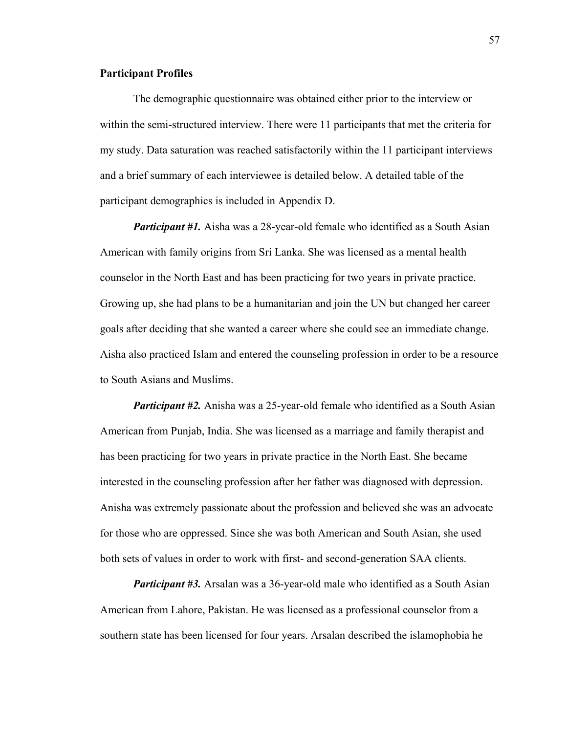**Participant Profiles**

The demographic questionnaire was obtained either prior to the interview or within the semi-structured interview. There were 11 participants that met the criteria for my study. Data saturation was reached satisfactorily within the 11 participant interviews and a brief summary of each interviewee is detailed below. A detailed table of the participant demographics is included in Appendix D.

***Participant #1.*** Aisha was a 28-year-old female who identified as a South Asian American with family origins from Sri Lanka. She was licensed as a mental health counselor in the North East and has been practicing for two years in private practice. Growing up, she had plans to be a humanitarian and join the UN but changed her career goals after deciding that she wanted a career where she could see an immediate change. Aisha also practiced Islam and entered the counseling profession in order to be a resource to South Asians and Muslims.

***Participant #2.*** Anisha was a 25-year-old female who identified as a South Asian American from Punjab, India. She was licensed as a marriage and family therapist and has been practicing for two years in private practice in the North East. She became interested in the counseling profession after her father was diagnosed with depression. Anisha was extremely passionate about the profession and believed she was an advocate for those who are oppressed. Since she was both American and South Asian, she used both sets of values in order to work with first- and second-generation SAA clients.

***Participant #3.*** Arsalan was a 36-year-old male who identified as a South Asian American from Lahore, Pakistan. He was licensed as a professional counselor from a southern state has been licensed for four years. Arsalan described the islamophobia he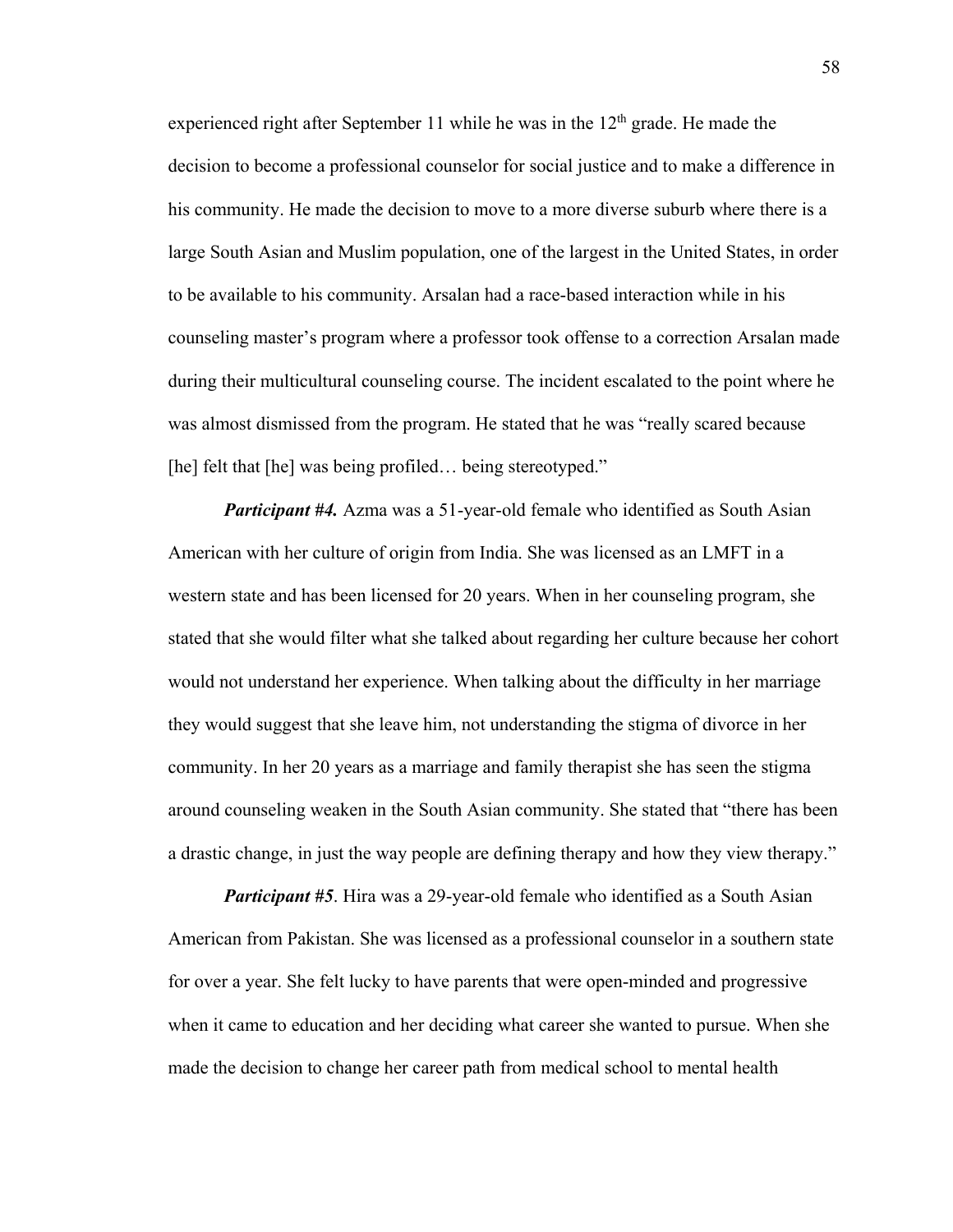experienced right after September 11 while he was in the 12th grade. He made the decision to become a professional counselor for social justice and to make a difference in his community. He made the decision to move to a more diverse suburb where there is a large South Asian and Muslim population, one of the largest in the United States, in order to be available to his community. Arsalan had a race-based interaction while in his counseling master's program where a professor took offense to a correction Arsalan made during their multicultural counseling course. The incident escalated to the point where he was almost dismissed from the program. He stated that he was "really scared because [he] felt that [he] was being profiled… being stereotyped."

***Participant #4.*** Azma was a 51-year-old female who identified as South Asian American with her culture of origin from India. She was licensed as an LMFT in a western state and has been licensed for 20 years. When in her counseling program, she stated that she would filter what she talked about regarding her culture because her cohort would not understand her experience. When talking about the difficulty in her marriage they would suggest that she leave him, not understanding the stigma of divorce in her community. In her 20 years as a marriage and family therapist she has seen the stigma around counseling weaken in the South Asian community. She stated that "there has been a drastic change, in just the way people are defining therapy and how they view therapy."

***Participant #5***. Hira was a 29-year-old female who identified as a South Asian American from Pakistan. She was licensed as a professional counselor in a southern state for over a year. She felt lucky to have parents that were open-minded and progressive when it came to education and her deciding what career she wanted to pursue. When she made the decision to change her career path from medical school to mental health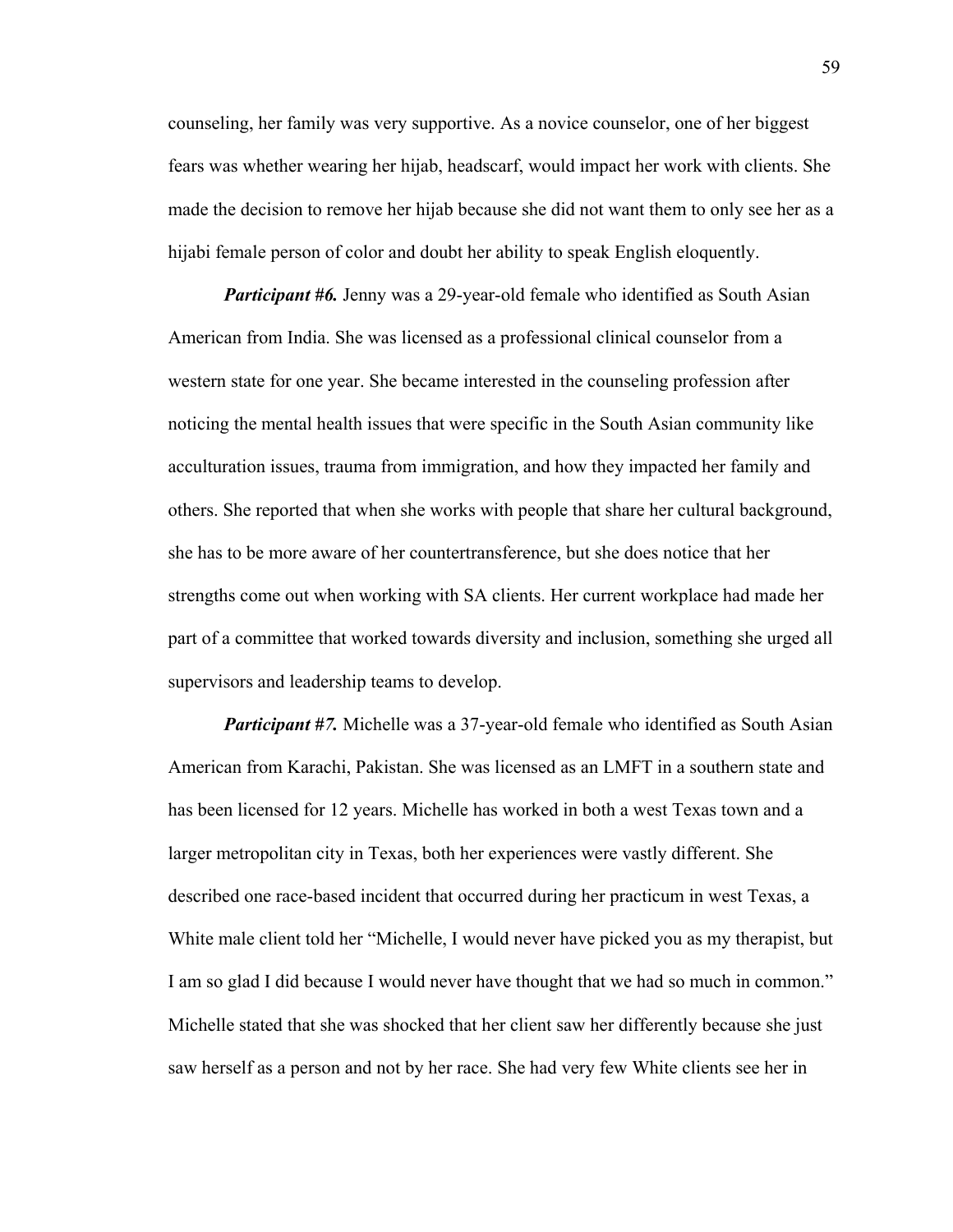counseling, her family was very supportive. As a novice counselor, one of her biggest fears was whether wearing her hijab, headscarf, would impact her work with clients. She made the decision to remove her hijab because she did not want them to only see her as a hijabi female person of color and doubt her ability to speak English eloquently.

***Participant #6.*** Jenny was a 29-year-old female who identified as South Asian American from India. She was licensed as a professional clinical counselor from a western state for one year. She became interested in the counseling profession after noticing the mental health issues that were specific in the South Asian community like acculturation issues, trauma from immigration, and how they impacted her family and others. She reported that when she works with people that share her cultural background, she has to be more aware of her countertransference, but she does notice that her strengths come out when working with SA clients. Her current workplace had made her part of a committee that worked towards diversity and inclusion, something she urged all supervisors and leadership teams to develop.

***Participant #7.*** Michelle was a 37-year-old female who identified as South Asian American from Karachi, Pakistan. She was licensed as an LMFT in a southern state and has been licensed for 12 years. Michelle has worked in both a west Texas town and a larger metropolitan city in Texas, both her experiences were vastly different. She described one race-based incident that occurred during her practicum in west Texas, a White male client told her "Michelle, I would never have picked you as my therapist, but I am so glad I did because I would never have thought that we had so much in common." Michelle stated that she was shocked that her client saw her differently because she just saw herself as a person and not by her race. She had very few White clients see her in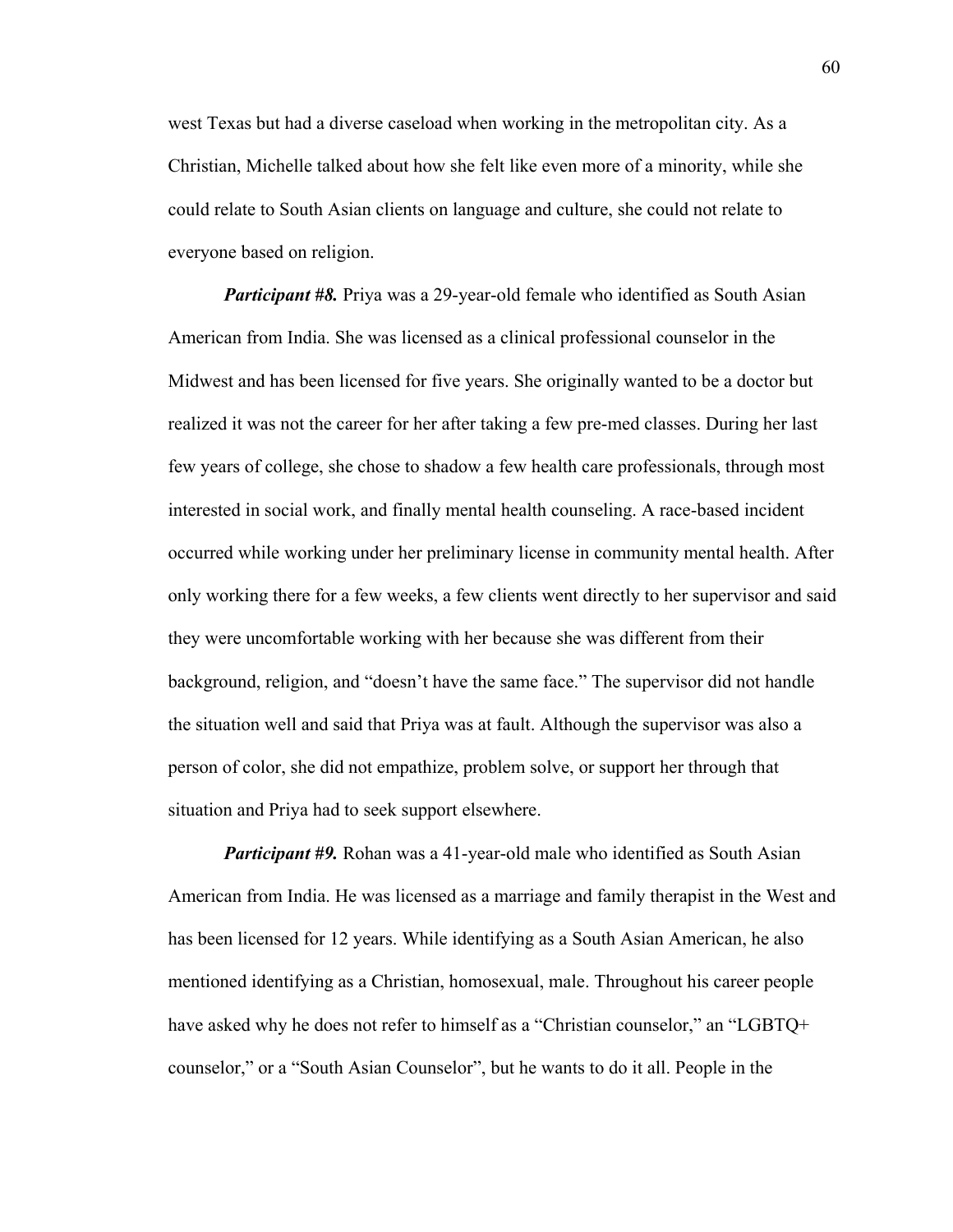west Texas but had a diverse caseload when working in the metropolitan city. As a Christian, Michelle talked about how she felt like even more of a minority, while she could relate to South Asian clients on language and culture, she could not relate to everyone based on religion.

***Participant #8.*** Priya was a 29-year-old female who identified as South Asian American from India. She was licensed as a clinical professional counselor in the Midwest and has been licensed for five years. She originally wanted to be a doctor but realized it was not the career for her after taking a few pre-med classes. During her last few years of college, she chose to shadow a few health care professionals, through most interested in social work, and finally mental health counseling. A race-based incident occurred while working under her preliminary license in community mental health. After only working there for a few weeks, a few clients went directly to her supervisor and said they were uncomfortable working with her because she was different from their background, religion, and "doesn't have the same face." The supervisor did not handle the situation well and said that Priya was at fault. Although the supervisor was also a person of color, she did not empathize, problem solve, or support her through that situation and Priya had to seek support elsewhere.

***Participant #9.*** Rohan was a 41-year-old male who identified as South Asian American from India. He was licensed as a marriage and family therapist in the West and has been licensed for 12 years. While identifying as a South Asian American, he also mentioned identifying as a Christian, homosexual, male. Throughout his career people have asked why he does not refer to himself as a "Christian counselor," an "LGBTQ+ counselor," or a "South Asian Counselor", but he wants to do it all. People in the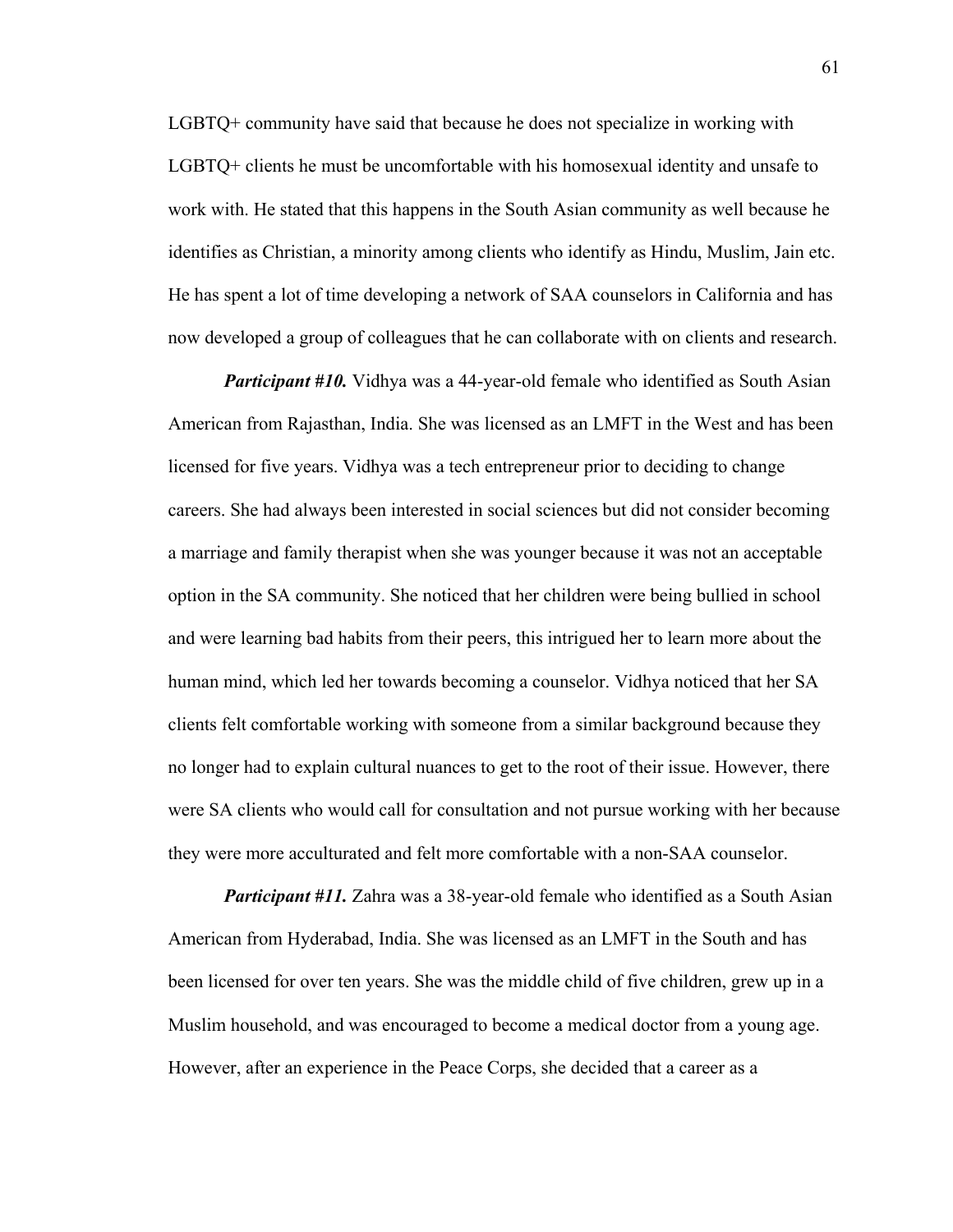LGBTQ+ community have said that because he does not specialize in working with LGBTQ+ clients he must be uncomfortable with his homosexual identity and unsafe to work with. He stated that this happens in the South Asian community as well because he identifies as Christian, a minority among clients who identify as Hindu, Muslim, Jain etc. He has spent a lot of time developing a network of SAA counselors in California and has now developed a group of colleagues that he can collaborate with on clients and research.

***Participant #10.*** Vidhya was a 44-year-old female who identified as South Asian American from Rajasthan, India. She was licensed as an LMFT in the West and has been licensed for five years. Vidhya was a tech entrepreneur prior to deciding to change careers. She had always been interested in social sciences but did not consider becoming a marriage and family therapist when she was younger because it was not an acceptable option in the SA community. She noticed that her children were being bullied in school and were learning bad habits from their peers, this intrigued her to learn more about the human mind, which led her towards becoming a counselor. Vidhya noticed that her SA clients felt comfortable working with someone from a similar background because they no longer had to explain cultural nuances to get to the root of their issue. However, there were SA clients who would call for consultation and not pursue working with her because they were more acculturated and felt more comfortable with a non-SAA counselor.

***Participant #11.*** Zahra was a 38-year-old female who identified as a South Asian American from Hyderabad, India. She was licensed as an LMFT in the South and has been licensed for over ten years. She was the middle child of five children, grew up in a Muslim household, and was encouraged to become a medical doctor from a young age. However, after an experience in the Peace Corps, she decided that a career as a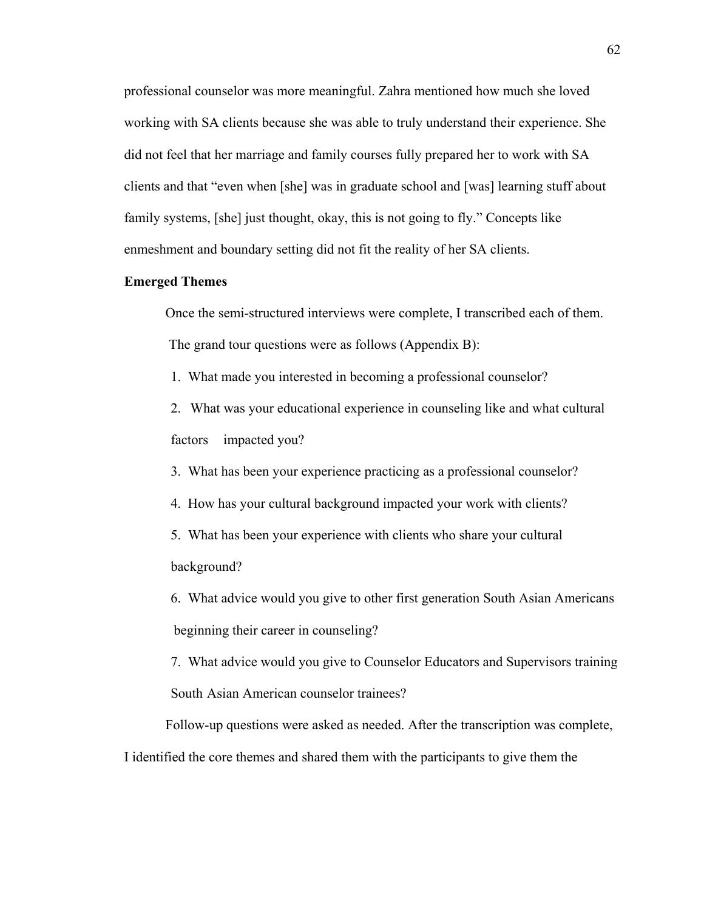professional counselor was more meaningful. Zahra mentioned how much she loved working with SA clients because she was able to truly understand their experience. She did not feel that her marriage and family courses fully prepared her to work with SA clients and that "even when [she] was in graduate school and [was] learning stuff about family systems, [she] just thought, okay, this is not going to fly." Concepts like enmeshment and boundary setting did not fit the reality of her SA clients.

**Emerged Themes**

Once the semi-structured interviews were complete, I transcribed each of them. The grand tour questions were as follows (Appendix B):

1. What made you interested in becoming a professional counselor?
2. What was your educational experience in counseling like and what cultural factors impacted you?
3. What has been your experience practicing as a professional counselor?
4. How has your cultural background impacted your work with clients?
5. What has been your experience with clients who share your cultural background?
6. What advice would you give to other first generation South Asian Americans beginning their career in counseling?
7. What advice would you give to Counselor Educators and Supervisors training South Asian American counselor trainees?

Follow-up questions were asked as needed. After the transcription was complete, I identified the core themes and shared them with the participants to give them the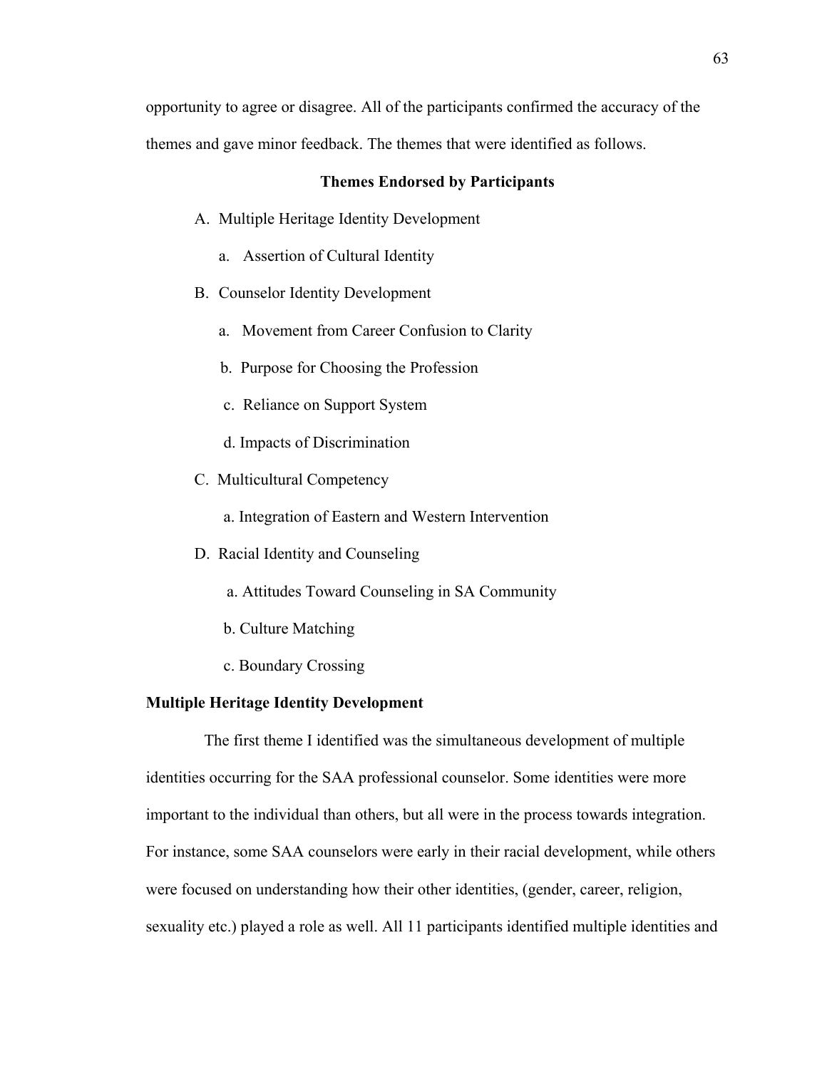opportunity to agree or disagree. All of the participants confirmed the accuracy of the themes and gave minor feedback. The themes that were identified as follows.

**Themes Endorsed by Participants**

A. Multiple Heritage Identity Development
    a. Assertion of Cultural Identity
B. Counselor Identity Development
    a. Movement from Career Confusion to Clarity
    b. Purpose for Choosing the Profession
    c. Reliance on Support System
    d. Impacts of Discrimination
C. Multicultural Competency
    a. Integration of Eastern and Western Intervention
D. Racial Identity and Counseling
    a. Attitudes Toward Counseling in SA Community
    b. Culture Matching
    c. Boundary Crossing

**Multiple Heritage Identity Development**

The first theme I identified was the simultaneous development of multiple identities occurring for the SAA professional counselor. Some identities were more important to the individual than others, but all were in the process towards integration. For instance, some SAA counselors were early in their racial development, while others were focused on understanding how their other identities, (gender, career, religion, sexuality etc.) played a role as well. All 11 participants identified multiple identities and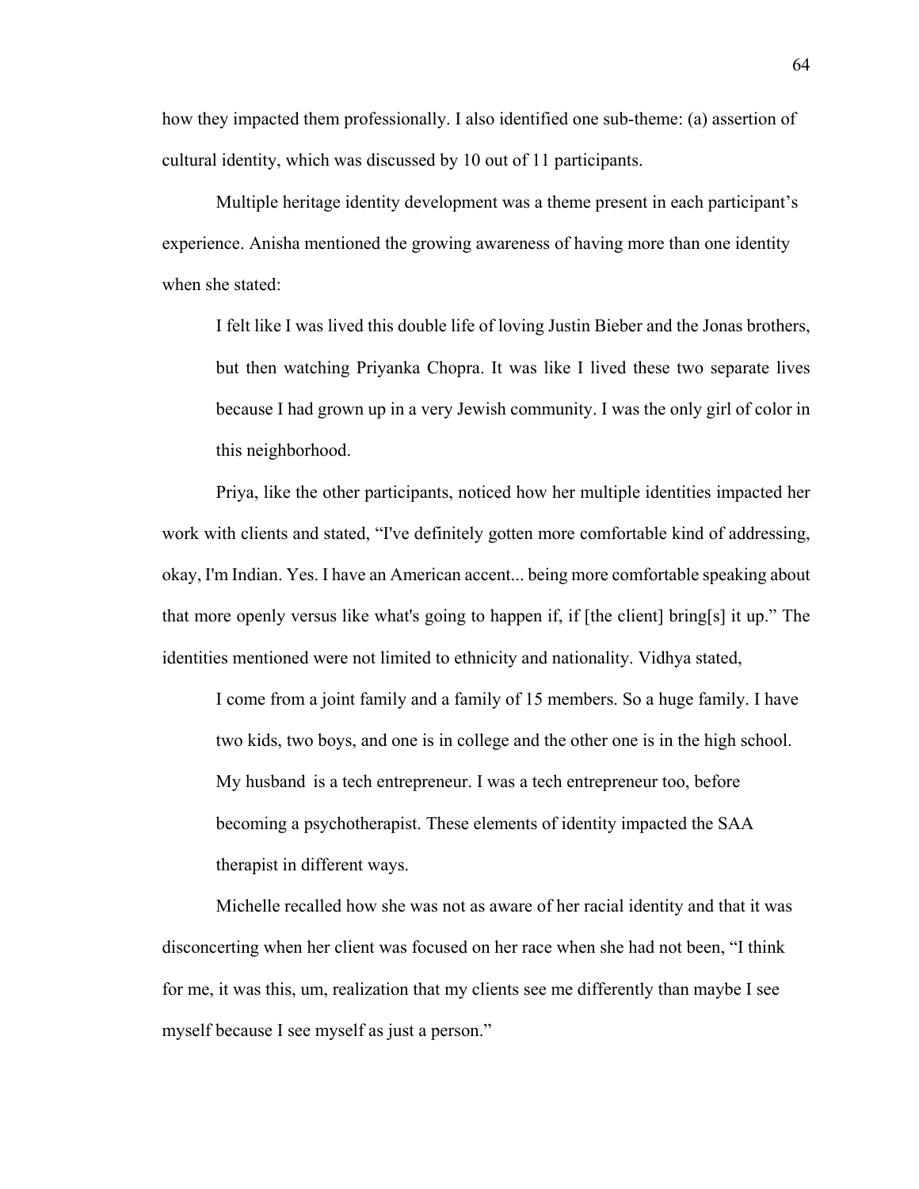how they impacted them professionally. I also identified one sub-theme: (a) assertion of cultural identity, which was discussed by 10 out of 11 participants.

Multiple heritage identity development was a theme present in each participant's experience. Anisha mentioned the growing awareness of having more than one identity when she stated:

> I felt like I was lived this double life of loving Justin Bieber and the Jonas brothers, but then watching Priyanka Chopra. It was like I lived these two separate lives because I had grown up in a very Jewish community. I was the only girl of color in this neighborhood.

Priya, like the other participants, noticed how her multiple identities impacted her work with clients and stated, "I've definitely gotten more comfortable kind of addressing, okay, I'm Indian. Yes. I have an American accent... being more comfortable speaking about that more openly versus like what's going to happen if, if [the client] bring[s] it up." The identities mentioned were not limited to ethnicity and nationality. Vidhya stated,

> I come from a joint family and a family of 15 members. So a huge family. I have two kids, two boys, and one is in college and the other one is in the high school. My husband is a tech entrepreneur. I was a tech entrepreneur too, before becoming a psychotherapist. These elements of identity impacted the SAA therapist in different ways.

Michelle recalled how she was not as aware of her racial identity and that it was disconcerting when her client was focused on her race when she had not been, "I think for me, it was this, um, realization that my clients see me differently than maybe I see myself because I see myself as just a person."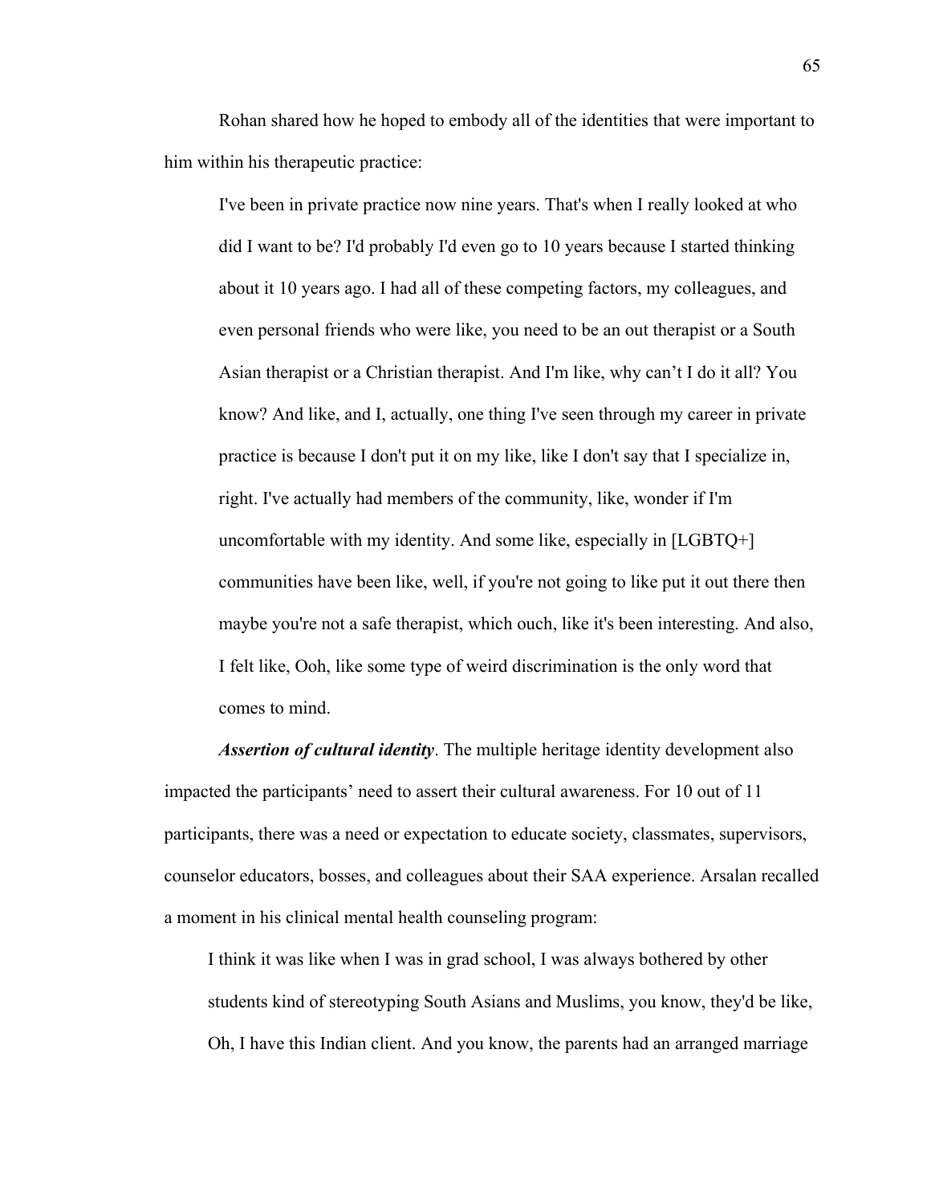Rohan shared how he hoped to embody all of the identities that were important to him within his therapeutic practice:

> I've been in private practice now nine years. That's when I really looked at who did I want to be? I'd probably I'd even go to 10 years because I started thinking about it 10 years ago. I had all of these competing factors, my colleagues, and even personal friends who were like, you need to be an out therapist or a South Asian therapist or a Christian therapist. And I'm like, why can't I do it all? You know? And like, and I, actually, one thing I've seen through my career in private practice is because I don't put it on my like, like I don't say that I specialize in, right. I've actually had members of the community, like, wonder if I'm uncomfortable with my identity. And some like, especially in [LGBTQ+] communities have been like, well, if you're not going to like put it out there then maybe you're not a safe therapist, which ouch, like it's been interesting. And also, I felt like, Ooh, like some type of weird discrimination is the only word that comes to mind.

***Assertion of cultural identity***. The multiple heritage identity development also impacted the participants' need to assert their cultural awareness. For 10 out of 11 participants, there was a need or expectation to educate society, classmates, supervisors, counselor educators, bosses, and colleagues about their SAA experience. Arsalan recalled a moment in his clinical mental health counseling program:

> I think it was like when I was in grad school, I was always bothered by other students kind of stereotyping South Asians and Muslims, you know, they'd be like, Oh, I have this Indian client. And you know, the parents had an arranged marriage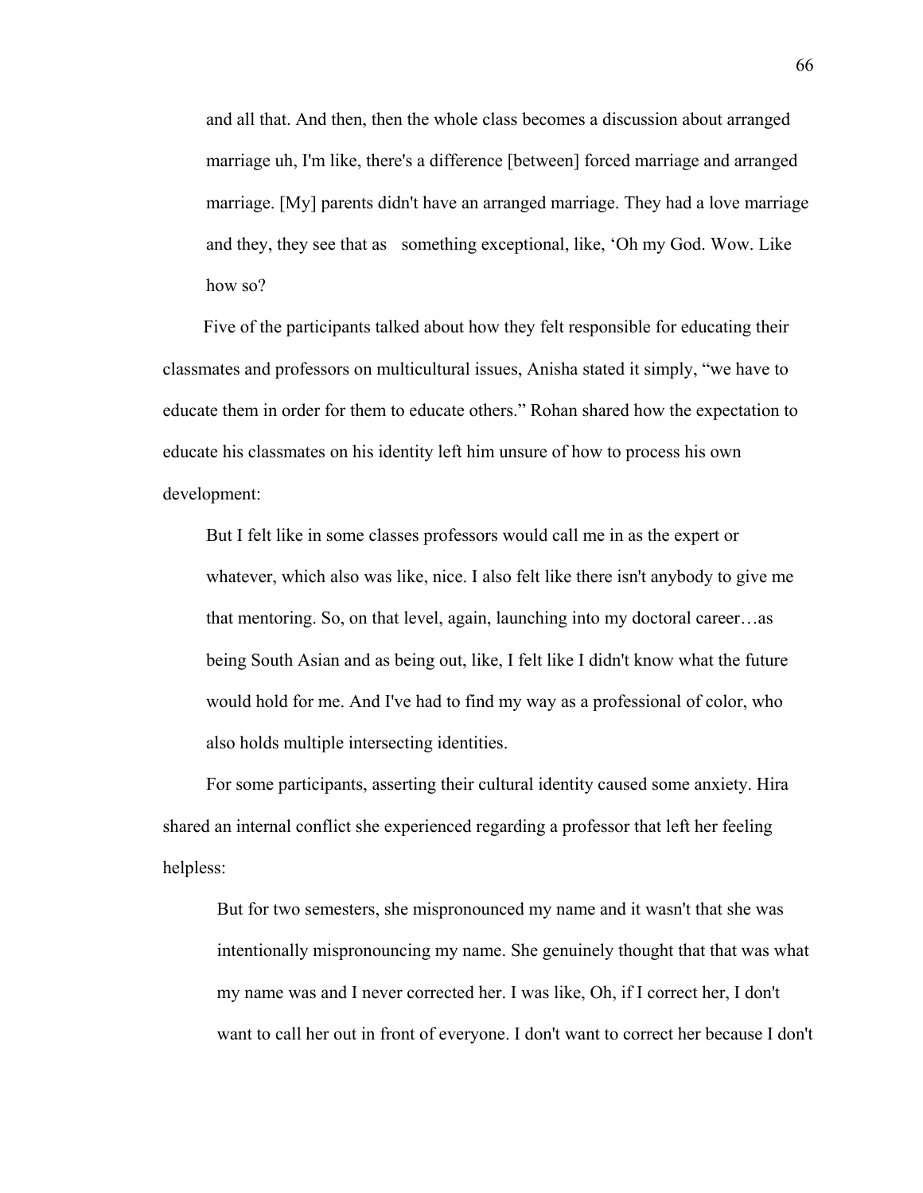> and all that. And then, then the whole class becomes a discussion about arranged marriage uh, I'm like, there's a difference [between] forced marriage and arranged marriage. [My] parents didn't have an arranged marriage. They had a love marriage and they, they see that as something exceptional, like, 'Oh my God. Wow. Like how so?

Five of the participants talked about how they felt responsible for educating their classmates and professors on multicultural issues, Anisha stated it simply, "we have to educate them in order for them to educate others." Rohan shared how the expectation to educate his classmates on his identity left him unsure of how to process his own development:

> But I felt like in some classes professors would call me in as the expert or whatever, which also was like, nice. I also felt like there isn't anybody to give me that mentoring. So, on that level, again, launching into my doctoral career…as being South Asian and as being out, like, I felt like I didn't know what the future would hold for me. And I've had to find my way as a professional of color, who also holds multiple intersecting identities.

For some participants, asserting their cultural identity caused some anxiety. Hira shared an internal conflict she experienced regarding a professor that left her feeling helpless:

> But for two semesters, she mispronounced my name and it wasn't that she was intentionally mispronouncing my name. She genuinely thought that that was what my name was and I never corrected her. I was like, Oh, if I correct her, I don't want to call her out in front of everyone. I don't want to correct her because I don't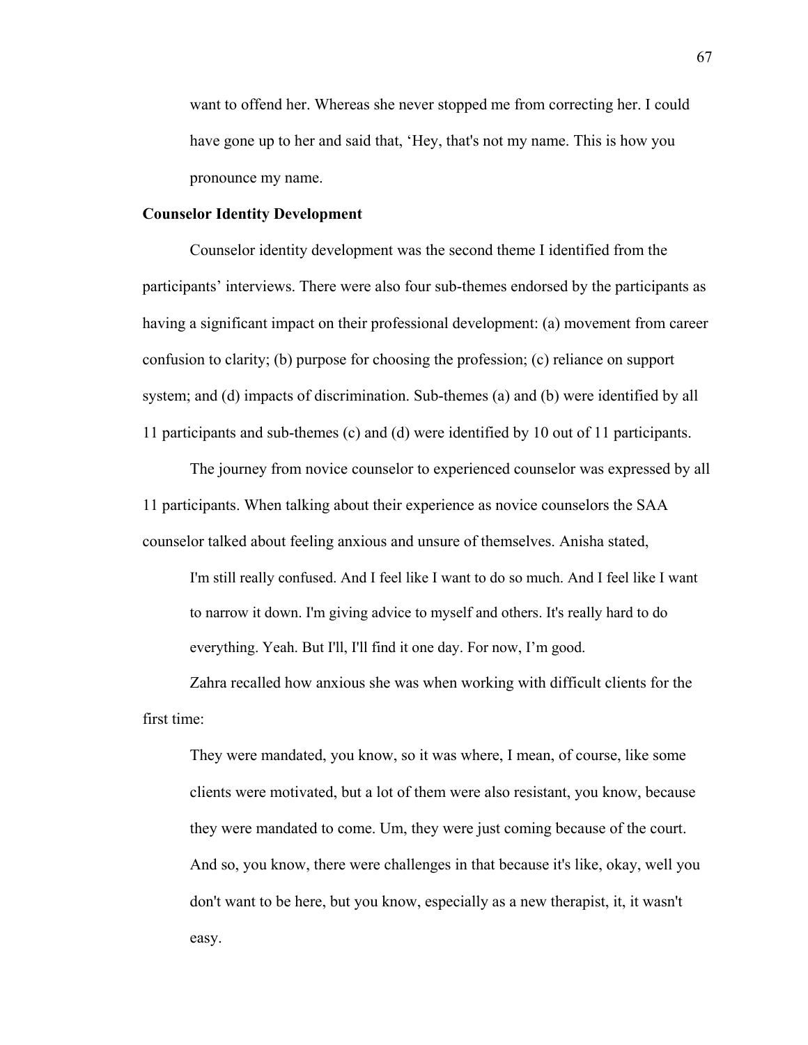want to offend her. Whereas she never stopped me from correcting her. I could have gone up to her and said that, 'Hey, that's not my name. This is how you pronounce my name.

**Counselor Identity Development**

Counselor identity development was the second theme I identified from the participants' interviews. There were also four sub-themes endorsed by the participants as having a significant impact on their professional development: (a) movement from career confusion to clarity; (b) purpose for choosing the profession; (c) reliance on support system; and (d) impacts of discrimination. Sub-themes (a) and (b) were identified by all 11 participants and sub-themes (c) and (d) were identified by 10 out of 11 participants.

The journey from novice counselor to experienced counselor was expressed by all 11 participants. When talking about their experience as novice counselors the SAA counselor talked about feeling anxious and unsure of themselves. Anisha stated,

> I'm still really confused. And I feel like I want to do so much. And I feel like I want to narrow it down. I'm giving advice to myself and others. It's really hard to do everything. Yeah. But I'll, I'll find it one day. For now, I'm good.

Zahra recalled how anxious she was when working with difficult clients for the first time:

> They were mandated, you know, so it was where, I mean, of course, like some clients were motivated, but a lot of them were also resistant, you know, because they were mandated to come. Um, they were just coming because of the court. And so, you know, there were challenges in that because it's like, okay, well you don't want to be here, but you know, especially as a new therapist, it, it wasn't easy.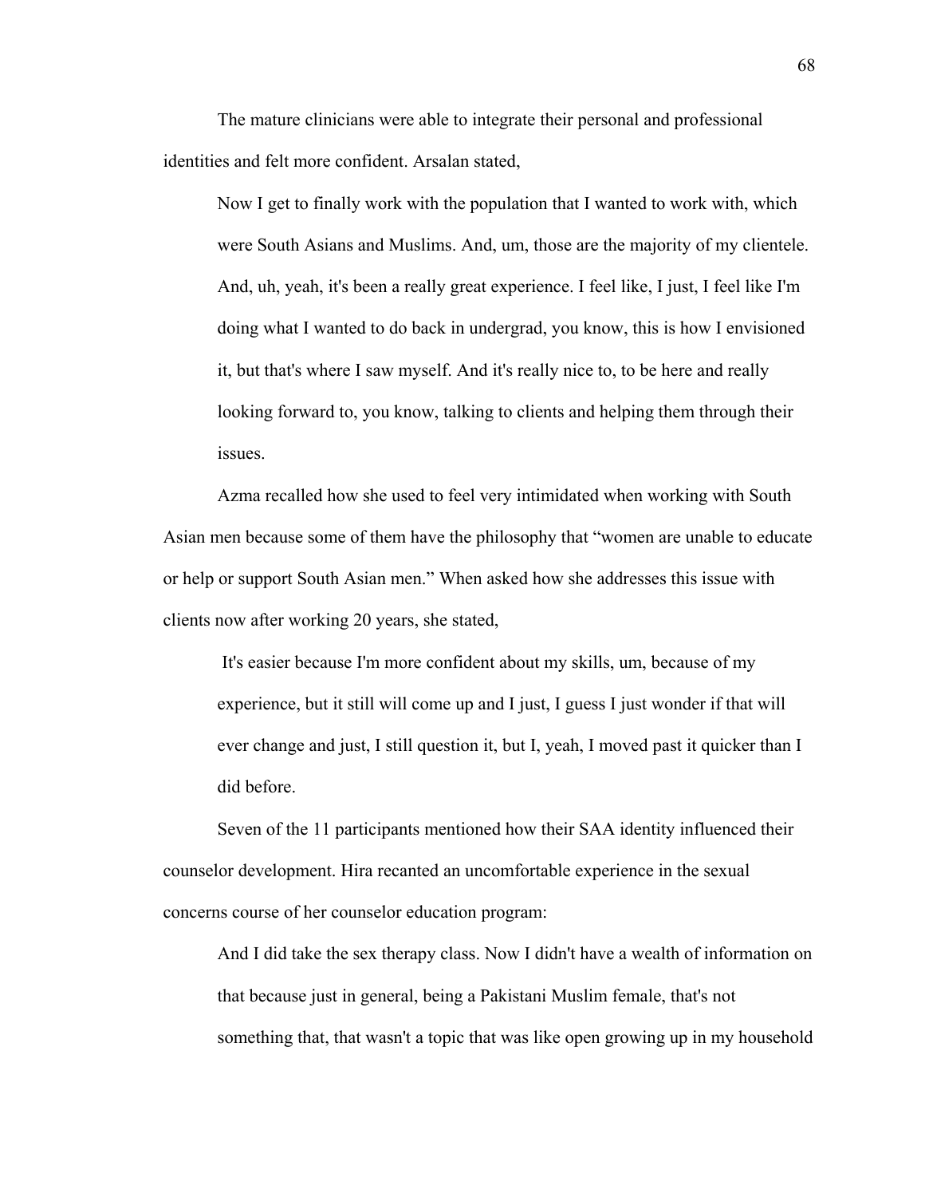The mature clinicians were able to integrate their personal and professional identities and felt more confident. Arsalan stated,

> Now I get to finally work with the population that I wanted to work with, which were South Asians and Muslims. And, um, those are the majority of my clientele. And, uh, yeah, it's been a really great experience. I feel like, I just, I feel like I'm doing what I wanted to do back in undergrad, you know, this is how I envisioned it, but that's where I saw myself. And it's really nice to, to be here and really looking forward to, you know, talking to clients and helping them through their issues.

Azma recalled how she used to feel very intimidated when working with South Asian men because some of them have the philosophy that "women are unable to educate or help or support South Asian men." When asked how she addresses this issue with clients now after working 20 years, she stated,

> It's easier because I'm more confident about my skills, um, because of my experience, but it still will come up and I just, I guess I just wonder if that will ever change and just, I still question it, but I, yeah, I moved past it quicker than I did before.

Seven of the 11 participants mentioned how their SAA identity influenced their counselor development. Hira recanted an uncomfortable experience in the sexual concerns course of her counselor education program:

> And I did take the sex therapy class. Now I didn't have a wealth of information on that because just in general, being a Pakistani Muslim female, that's not something that, that wasn't a topic that was like open growing up in my household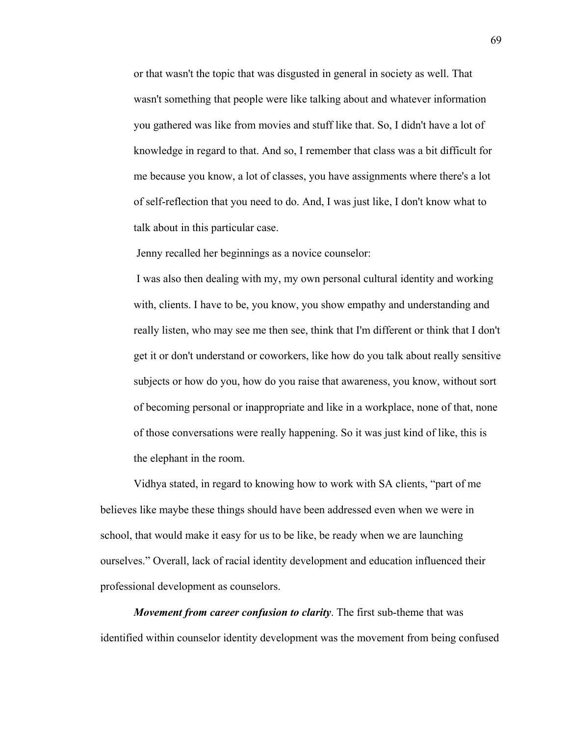or that wasn't the topic that was disgusted in general in society as well. That wasn't something that people were like talking about and whatever information you gathered was like from movies and stuff like that. So, I didn't have a lot of knowledge in regard to that. And so, I remember that class was a bit difficult for me because you know, a lot of classes, you have assignments where there's a lot of self-reflection that you need to do. And, I was just like, I don't know what to talk about in this particular case.

Jenny recalled her beginnings as a novice counselor:

> I was also then dealing with my, my own personal cultural identity and working with, clients. I have to be, you know, you show empathy and understanding and really listen, who may see me then see, think that I'm different or think that I don't get it or don't understand or coworkers, like how do you talk about really sensitive subjects or how do you, how do you raise that awareness, you know, without sort of becoming personal or inappropriate and like in a workplace, none of that, none of those conversations were really happening. So it was just kind of like, this is the elephant in the room.

Vidhya stated, in regard to knowing how to work with SA clients, "part of me believes like maybe these things should have been addressed even when we were in school, that would make it easy for us to be like, be ready when we are launching ourselves." Overall, lack of racial identity development and education influenced their professional development as counselors.

***Movement from career confusion to clarity***. The first sub-theme that was identified within counselor identity development was the movement from being confused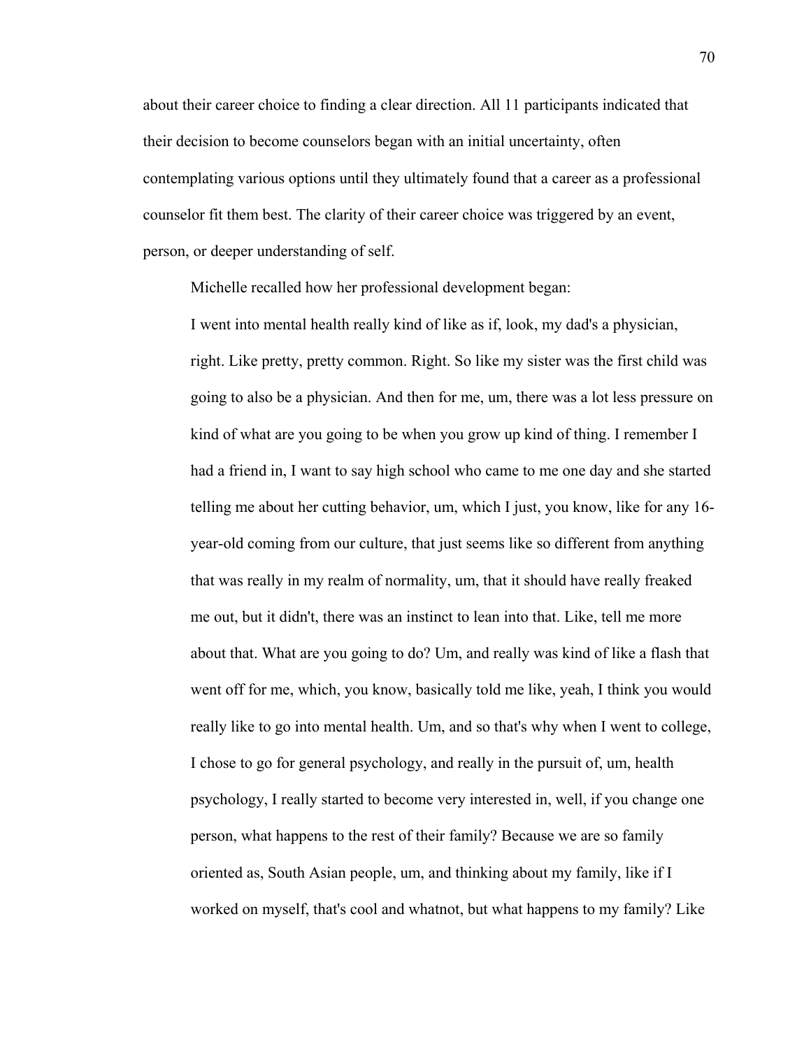about their career choice to finding a clear direction. All 11 participants indicated that their decision to become counselors began with an initial uncertainty, often contemplating various options until they ultimately found that a career as a professional counselor fit them best. The clarity of their career choice was triggered by an event, person, or deeper understanding of self.

Michelle recalled how her professional development began:

> I went into mental health really kind of like as if, look, my dad's a physician, right. Like pretty, pretty common. Right. So like my sister was the first child was going to also be a physician. And then for me, um, there was a lot less pressure on kind of what are you going to be when you grow up kind of thing. I remember I had a friend in, I want to say high school who came to me one day and she started telling me about her cutting behavior, um, which I just, you know, like for any 16-year-old coming from our culture, that just seems like so different from anything that was really in my realm of normality, um, that it should have really freaked me out, but it didn't, there was an instinct to lean into that. Like, tell me more about that. What are you going to do? Um, and really was kind of like a flash that went off for me, which, you know, basically told me like, yeah, I think you would really like to go into mental health. Um, and so that's why when I went to college, I chose to go for general psychology, and really in the pursuit of, um, health psychology, I really started to become very interested in, well, if you change one person, what happens to the rest of their family? Because we are so family oriented as, South Asian people, um, and thinking about my family, like if I worked on myself, that's cool and whatnot, but what happens to my family? Like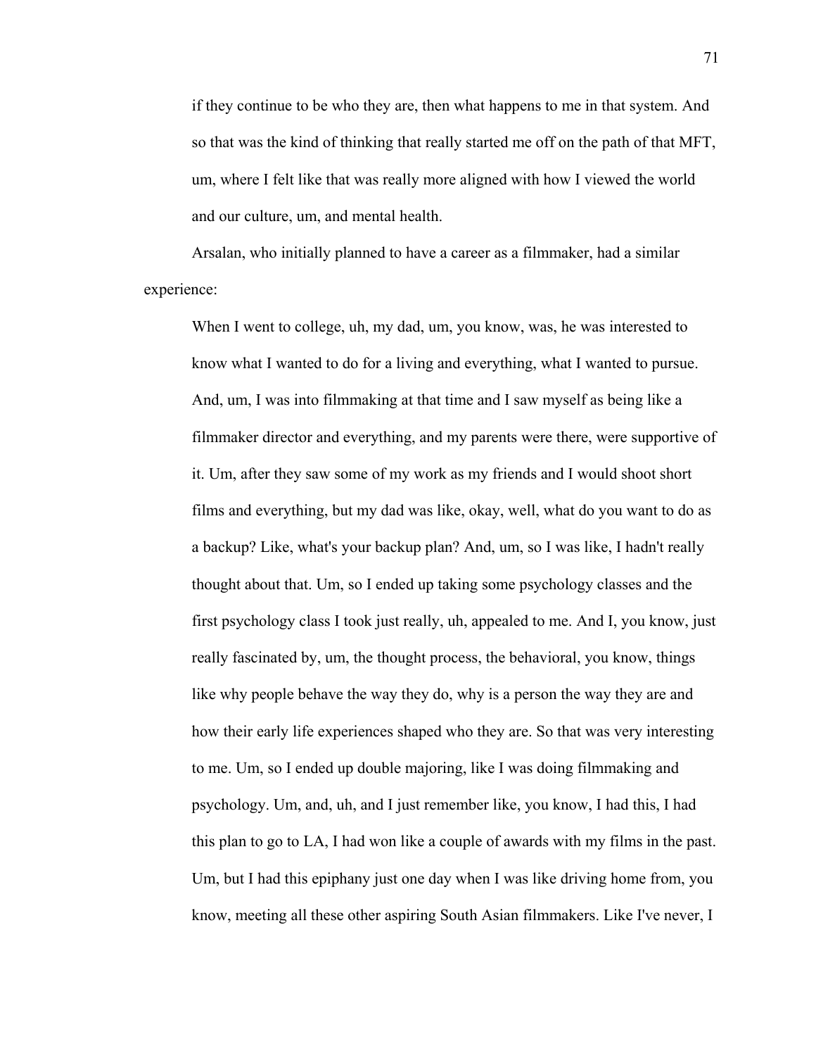> if they continue to be who they are, then what happens to me in that system. And so that was the kind of thinking that really started me off on the path of that MFT, um, where I felt like that was really more aligned with how I viewed the world and our culture, um, and mental health.

Arsalan, who initially planned to have a career as a filmmaker, had a similar experience:

> When I went to college, uh, my dad, um, you know, was, he was interested to know what I wanted to do for a living and everything, what I wanted to pursue. And, um, I was into filmmaking at that time and I saw myself as being like a filmmaker director and everything, and my parents were there, were supportive of it. Um, after they saw some of my work as my friends and I would shoot short films and everything, but my dad was like, okay, well, what do you want to do as a backup? Like, what's your backup plan? And, um, so I was like, I hadn't really thought about that. Um, so I ended up taking some psychology classes and the first psychology class I took just really, uh, appealed to me. And I, you know, just really fascinated by, um, the thought process, the behavioral, you know, things like why people behave the way they do, why is a person the way they are and how their early life experiences shaped who they are. So that was very interesting to me. Um, so I ended up double majoring, like I was doing filmmaking and psychology. Um, and, uh, and I just remember like, you know, I had this, I had this plan to go to LA, I had won like a couple of awards with my films in the past. Um, but I had this epiphany just one day when I was like driving home from, you know, meeting all these other aspiring South Asian filmmakers. Like I've never, I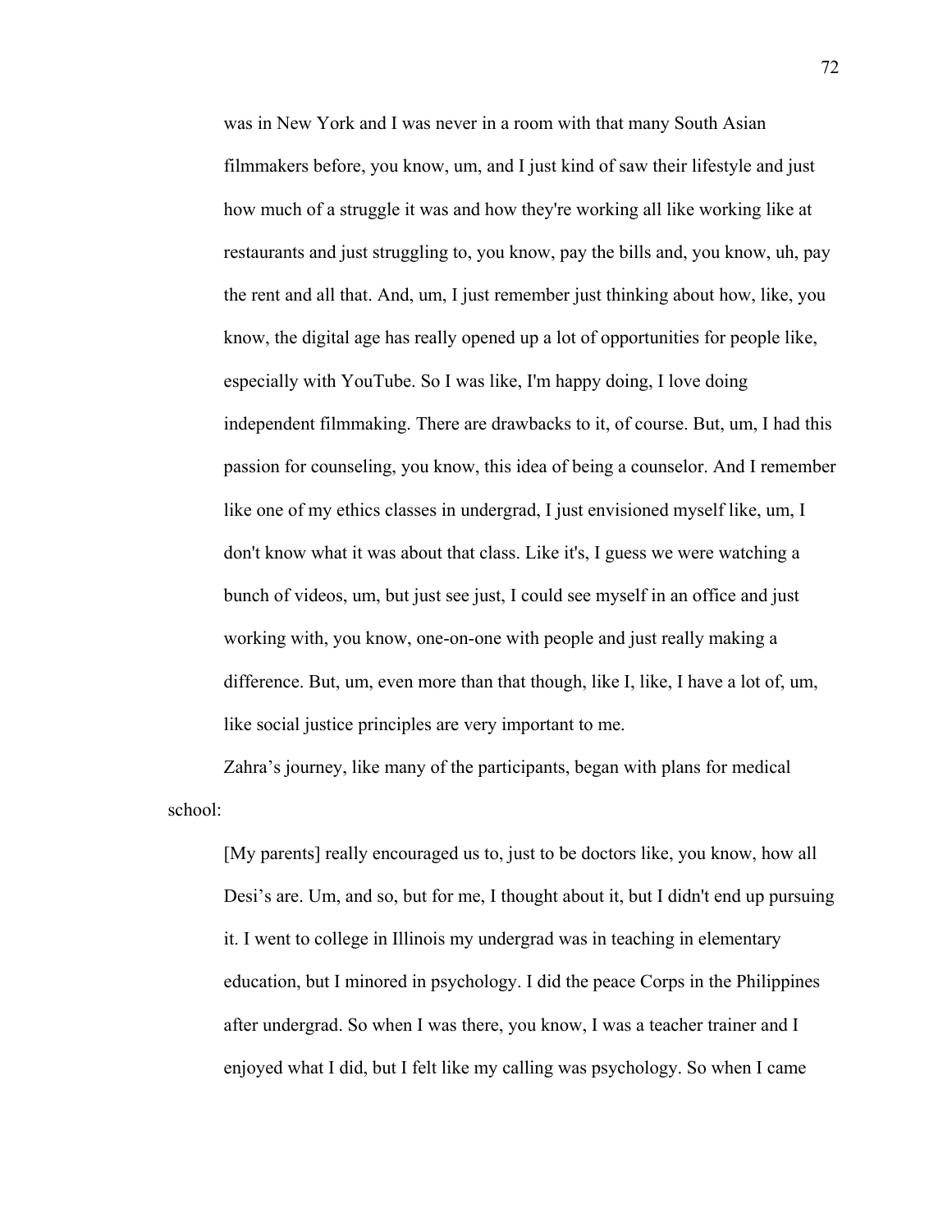> was in New York and I was never in a room with that many South Asian filmmakers before, you know, um, and I just kind of saw their lifestyle and just how much of a struggle it was and how they're working all like working like at restaurants and just struggling to, you know, pay the bills and, you know, uh, pay the rent and all that. And, um, I just remember just thinking about how, like, you know, the digital age has really opened up a lot of opportunities for people like, especially with YouTube. So I was like, I'm happy doing, I love doing independent filmmaking. There are drawbacks to it, of course. But, um, I had this passion for counseling, you know, this idea of being a counselor. And I remember like one of my ethics classes in undergrad, I just envisioned myself like, um, I don't know what it was about that class. Like it's, I guess we were watching a bunch of videos, um, but just see just, I could see myself in an office and just working with, you know, one-on-one with people and just really making a difference. But, um, even more than that though, like I, like, I have a lot of, um, like social justice principles are very important to me.

Zahra's journey, like many of the participants, began with plans for medical school:

> [My parents] really encouraged us to, just to be doctors like, you know, how all Desi's are. Um, and so, but for me, I thought about it, but I didn't end up pursuing it. I went to college in Illinois my undergrad was in teaching in elementary education, but I minored in psychology. I did the peace Corps in the Philippines after undergrad. So when I was there, you know, I was a teacher trainer and I enjoyed what I did, but I felt like my calling was psychology. So when I came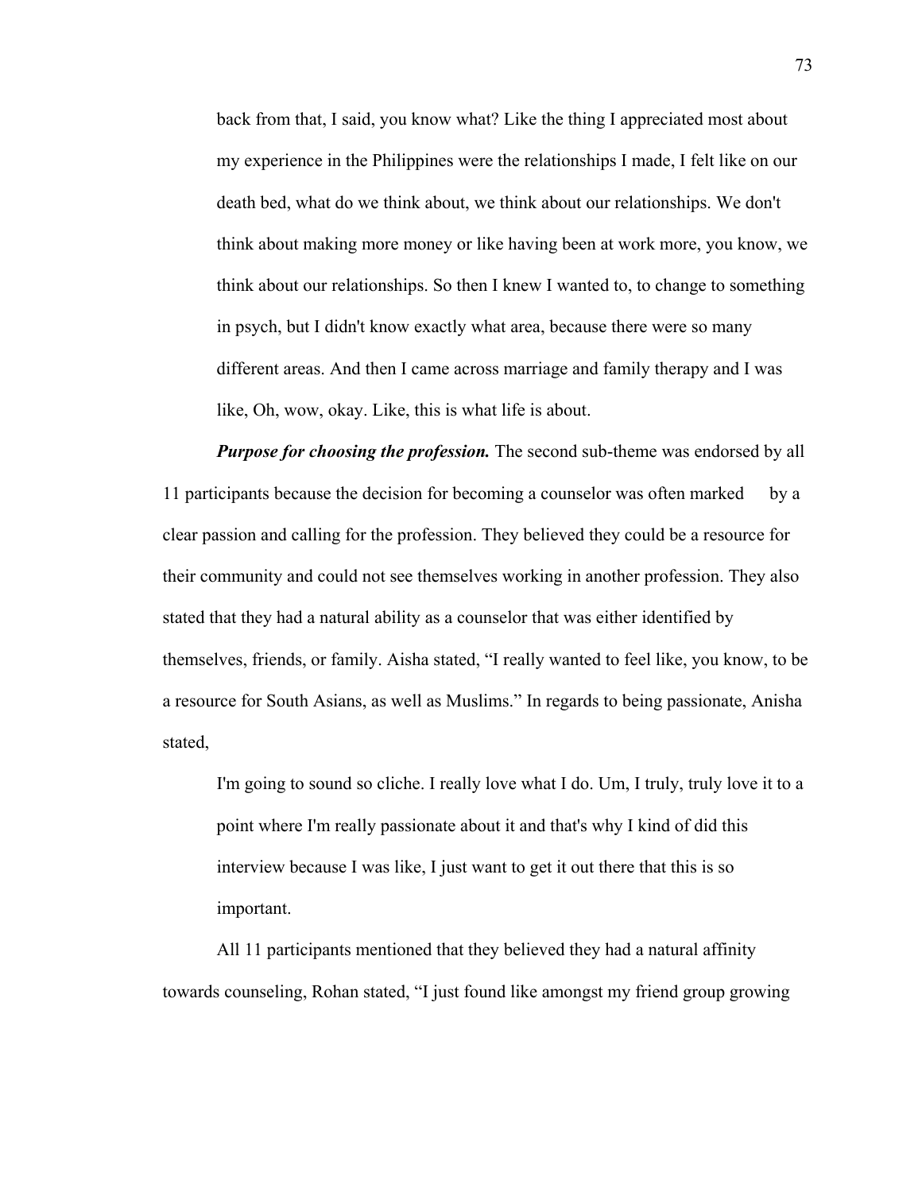> back from that, I said, you know what? Like the thing I appreciated most about my experience in the Philippines were the relationships I made, I felt like on our death bed, what do we think about, we think about our relationships. We don't think about making more money or like having been at work more, you know, we think about our relationships. So then I knew I wanted to, to change to something in psych, but I didn't know exactly what area, because there were so many different areas. And then I came across marriage and family therapy and I was like, Oh, wow, okay. Like, this is what life is about.

***Purpose for choosing the profession.*** The second sub-theme was endorsed by all 11 participants because the decision for becoming a counselor was often marked by a clear passion and calling for the profession. They believed they could be a resource for their community and could not see themselves working in another profession. They also stated that they had a natural ability as a counselor that was either identified by themselves, friends, or family. Aisha stated, "I really wanted to feel like, you know, to be a resource for South Asians, as well as Muslims." In regards to being passionate, Anisha stated,

> I'm going to sound so cliche. I really love what I do. Um, I truly, truly love it to a point where I'm really passionate about it and that's why I kind of did this interview because I was like, I just want to get it out there that this is so important.

All 11 participants mentioned that they believed they had a natural affinity towards counseling, Rohan stated, "I just found like amongst my friend group growing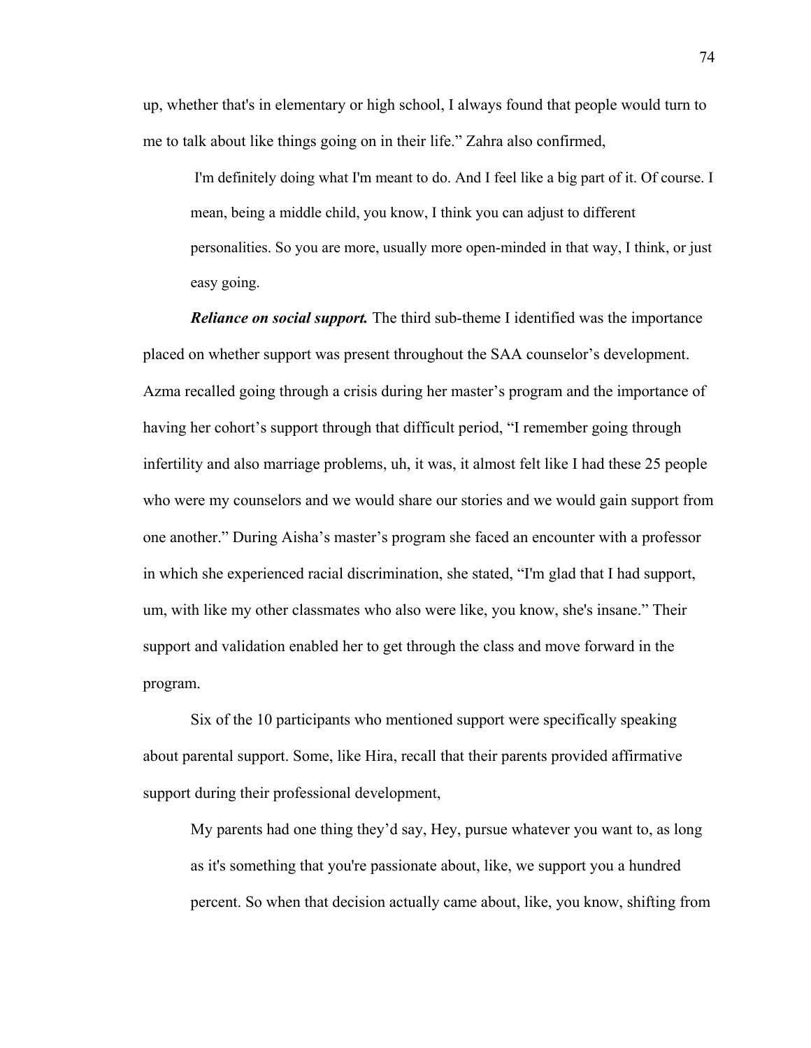up, whether that's in elementary or high school, I always found that people would turn to me to talk about like things going on in their life." Zahra also confirmed,

> I'm definitely doing what I'm meant to do. And I feel like a big part of it. Of course. I mean, being a middle child, you know, I think you can adjust to different personalities. So you are more, usually more open-minded in that way, I think, or just easy going.

***Reliance on social support.*** The third sub-theme I identified was the importance placed on whether support was present throughout the SAA counselor's development. Azma recalled going through a crisis during her master's program and the importance of having her cohort's support through that difficult period, "I remember going through infertility and also marriage problems, uh, it was, it almost felt like I had these 25 people who were my counselors and we would share our stories and we would gain support from one another." During Aisha's master's program she faced an encounter with a professor in which she experienced racial discrimination, she stated, "I'm glad that I had support, um, with like my other classmates who also were like, you know, she's insane." Their support and validation enabled her to get through the class and move forward in the program.

Six of the 10 participants who mentioned support were specifically speaking about parental support. Some, like Hira, recall that their parents provided affirmative support during their professional development,

> My parents had one thing they'd say, Hey, pursue whatever you want to, as long as it's something that you're passionate about, like, we support you a hundred percent. So when that decision actually came about, like, you know, shifting from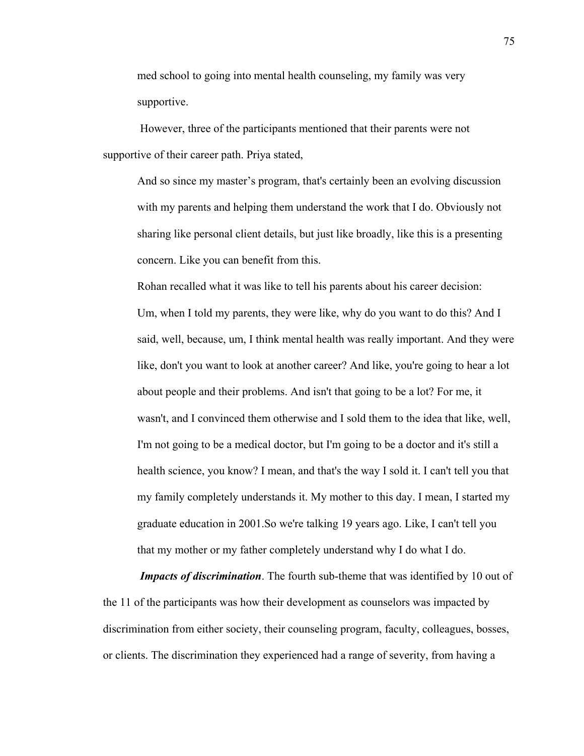med school to going into mental health counseling, my family was very supportive.

However, three of the participants mentioned that their parents were not supportive of their career path. Priya stated,

> And so since my master's program, that's certainly been an evolving discussion with my parents and helping them understand the work that I do. Obviously not sharing like personal client details, but just like broadly, like this is a presenting concern. Like you can benefit from this.

Rohan recalled what it was like to tell his parents about his career decision:

> Um, when I told my parents, they were like, why do you want to do this? And I said, well, because, um, I think mental health was really important. And they were like, don't you want to look at another career? And like, you're going to hear a lot about people and their problems. And isn't that going to be a lot? For me, it wasn't, and I convinced them otherwise and I sold them to the idea that like, well, I'm not going to be a medical doctor, but I'm going to be a doctor and it's still a health science, you know? I mean, and that's the way I sold it. I can't tell you that my family completely understands it. My mother to this day. I mean, I started my graduate education in 2001.So we're talking 19 years ago. Like, I can't tell you that my mother or my father completely understand why I do what I do.

***Impacts of discrimination***. The fourth sub-theme that was identified by 10 out of the 11 of the participants was how their development as counselors was impacted by discrimination from either society, their counseling program, faculty, colleagues, bosses, or clients. The discrimination they experienced had a range of severity, from having a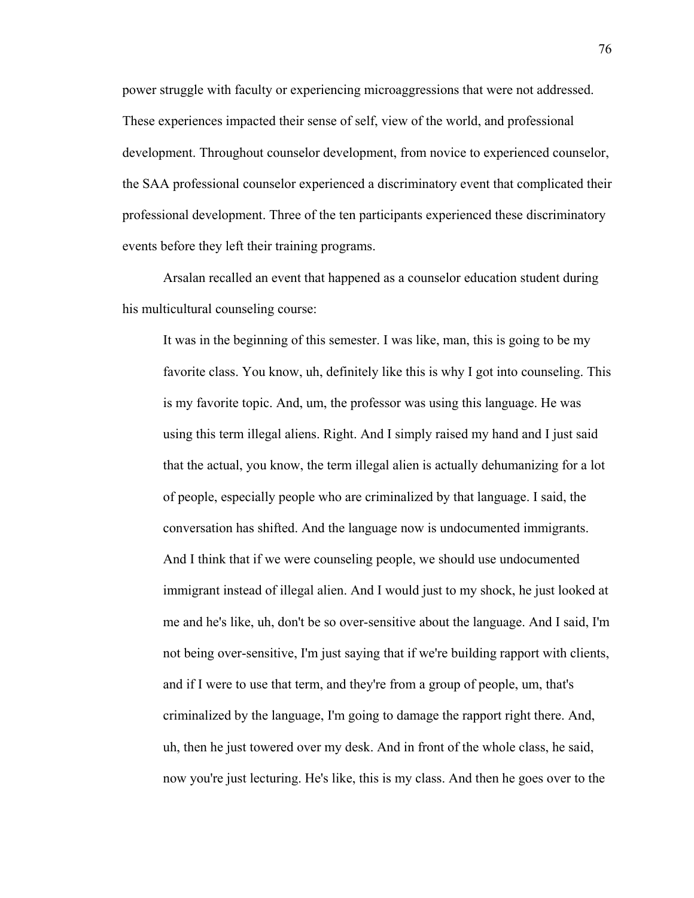power struggle with faculty or experiencing microaggressions that were not addressed. These experiences impacted their sense of self, view of the world, and professional development. Throughout counselor development, from novice to experienced counselor, the SAA professional counselor experienced a discriminatory event that complicated their professional development. Three of the ten participants experienced these discriminatory events before they left their training programs.

Arsalan recalled an event that happened as a counselor education student during his multicultural counseling course:

> It was in the beginning of this semester. I was like, man, this is going to be my favorite class. You know, uh, definitely like this is why I got into counseling. This is my favorite topic. And, um, the professor was using this language. He was using this term illegal aliens. Right. And I simply raised my hand and I just said that the actual, you know, the term illegal alien is actually dehumanizing for a lot of people, especially people who are criminalized by that language. I said, the conversation has shifted. And the language now is undocumented immigrants. And I think that if we were counseling people, we should use undocumented immigrant instead of illegal alien. And I would just to my shock, he just looked at me and he's like, uh, don't be so over-sensitive about the language. And I said, I'm not being over-sensitive, I'm just saying that if we're building rapport with clients, and if I were to use that term, and they're from a group of people, um, that's criminalized by the language, I'm going to damage the rapport right there. And, uh, then he just towered over my desk. And in front of the whole class, he said, now you're just lecturing. He's like, this is my class. And then he goes over to the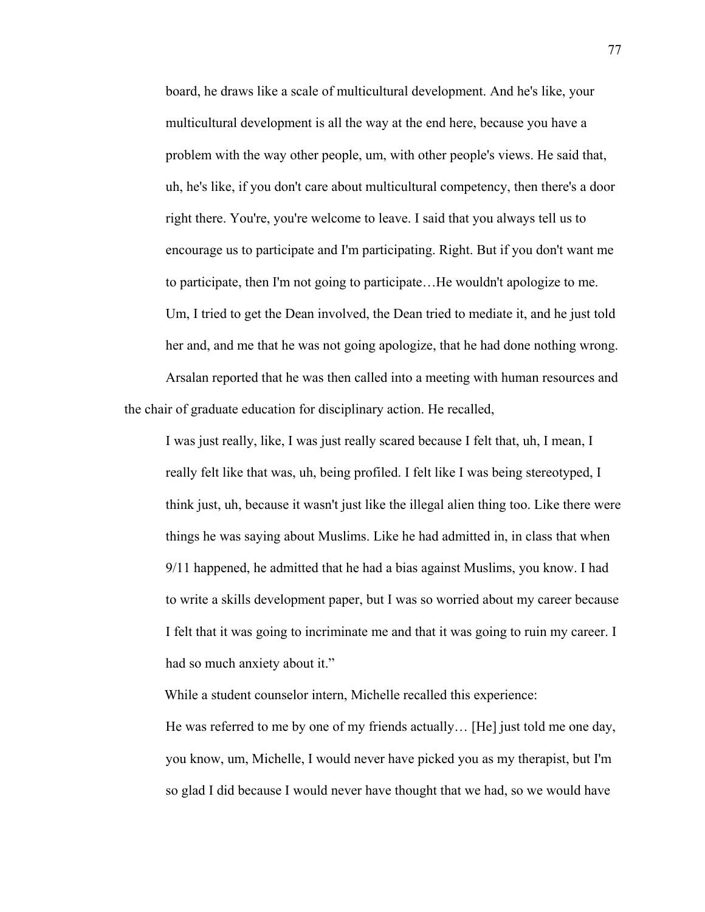> board, he draws like a scale of multicultural development. And he's like, your multicultural development is all the way at the end here, because you have a problem with the way other people, um, with other people's views. He said that, uh, he's like, if you don't care about multicultural competency, then there's a door right there. You're, you're welcome to leave. I said that you always tell us to encourage us to participate and I'm participating. Right. But if you don't want me to participate, then I'm not going to participate…He wouldn't apologize to me. Um, I tried to get the Dean involved, the Dean tried to mediate it, and he just told her and, and me that he was not going apologize, that he had done nothing wrong.

Arsalan reported that he was then called into a meeting with human resources and the chair of graduate education for disciplinary action. He recalled,

> I was just really, like, I was just really scared because I felt that, uh, I mean, I really felt like that was, uh, being profiled. I felt like I was being stereotyped, I think just, uh, because it wasn't just like the illegal alien thing too. Like there were things he was saying about Muslims. Like he had admitted in, in class that when 9/11 happened, he admitted that he had a bias against Muslims, you know. I had to write a skills development paper, but I was so worried about my career because I felt that it was going to incriminate me and that it was going to ruin my career. I had so much anxiety about it."

While a student counselor intern, Michelle recalled this experience:

> He was referred to me by one of my friends actually… [He] just told me one day, you know, um, Michelle, I would never have picked you as my therapist, but I'm so glad I did because I would never have thought that we had, so we would have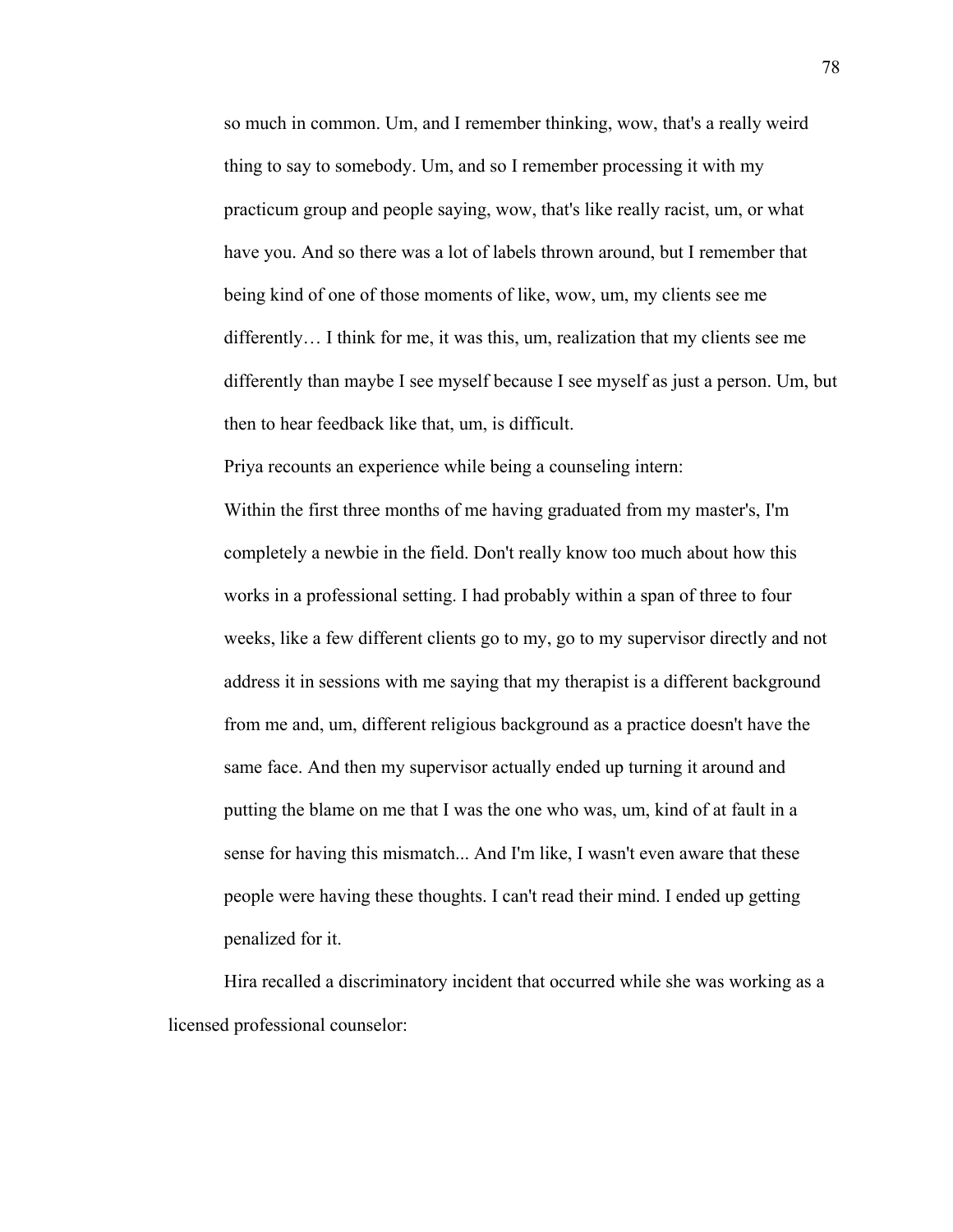> so much in common. Um, and I remember thinking, wow, that's a really weird thing to say to somebody. Um, and so I remember processing it with my practicum group and people saying, wow, that's like really racist, um, or what have you. And so there was a lot of labels thrown around, but I remember that being kind of one of those moments of like, wow, um, my clients see me differently… I think for me, it was this, um, realization that my clients see me differently than maybe I see myself because I see myself as just a person. Um, but then to hear feedback like that, um, is difficult.

Priya recounts an experience while being a counseling intern:

> Within the first three months of me having graduated from my master's, I'm completely a newbie in the field. Don't really know too much about how this works in a professional setting. I had probably within a span of three to four weeks, like a few different clients go to my, go to my supervisor directly and not address it in sessions with me saying that my therapist is a different background from me and, um, different religious background as a practice doesn't have the same face. And then my supervisor actually ended up turning it around and putting the blame on me that I was the one who was, um, kind of at fault in a sense for having this mismatch... And I'm like, I wasn't even aware that these people were having these thoughts. I can't read their mind. I ended up getting penalized for it.

Hira recalled a discriminatory incident that occurred while she was working as a licensed professional counselor: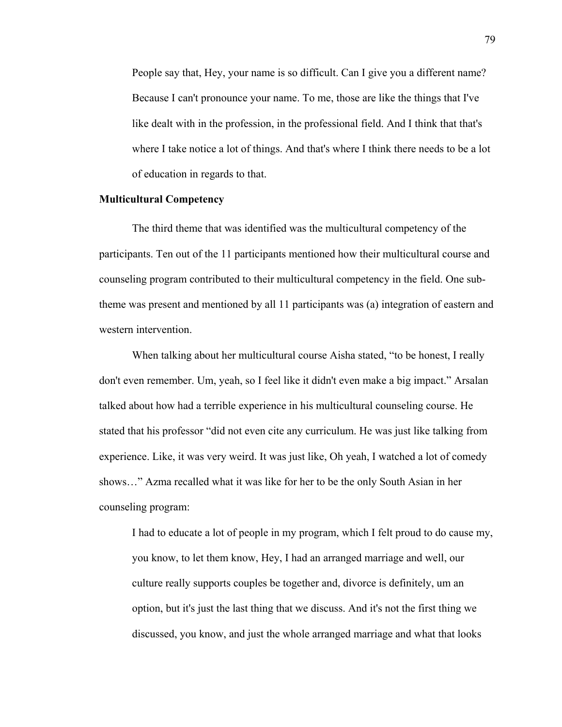> People say that, Hey, your name is so difficult. Can I give you a different name? Because I can't pronounce your name. To me, those are like the things that I've like dealt with in the profession, in the professional field. And I think that that's where I take notice a lot of things. And that's where I think there needs to be a lot of education in regards to that.

**Multicultural Competency**

The third theme that was identified was the multicultural competency of the participants. Ten out of the 11 participants mentioned how their multicultural course and counseling program contributed to their multicultural competency in the field. One sub-theme was present and mentioned by all 11 participants was (a) integration of eastern and western intervention.

When talking about her multicultural course Aisha stated, "to be honest, I really don't even remember. Um, yeah, so I feel like it didn't even make a big impact." Arsalan talked about how had a terrible experience in his multicultural counseling course. He stated that his professor "did not even cite any curriculum. He was just like talking from experience. Like, it was very weird. It was just like, Oh yeah, I watched a lot of comedy shows…" Azma recalled what it was like for her to be the only South Asian in her counseling program:

> I had to educate a lot of people in my program, which I felt proud to do cause my, you know, to let them know, Hey, I had an arranged marriage and well, our culture really supports couples be together and, divorce is definitely, um an option, but it's just the last thing that we discuss. And it's not the first thing we discussed, you know, and just the whole arranged marriage and what that looks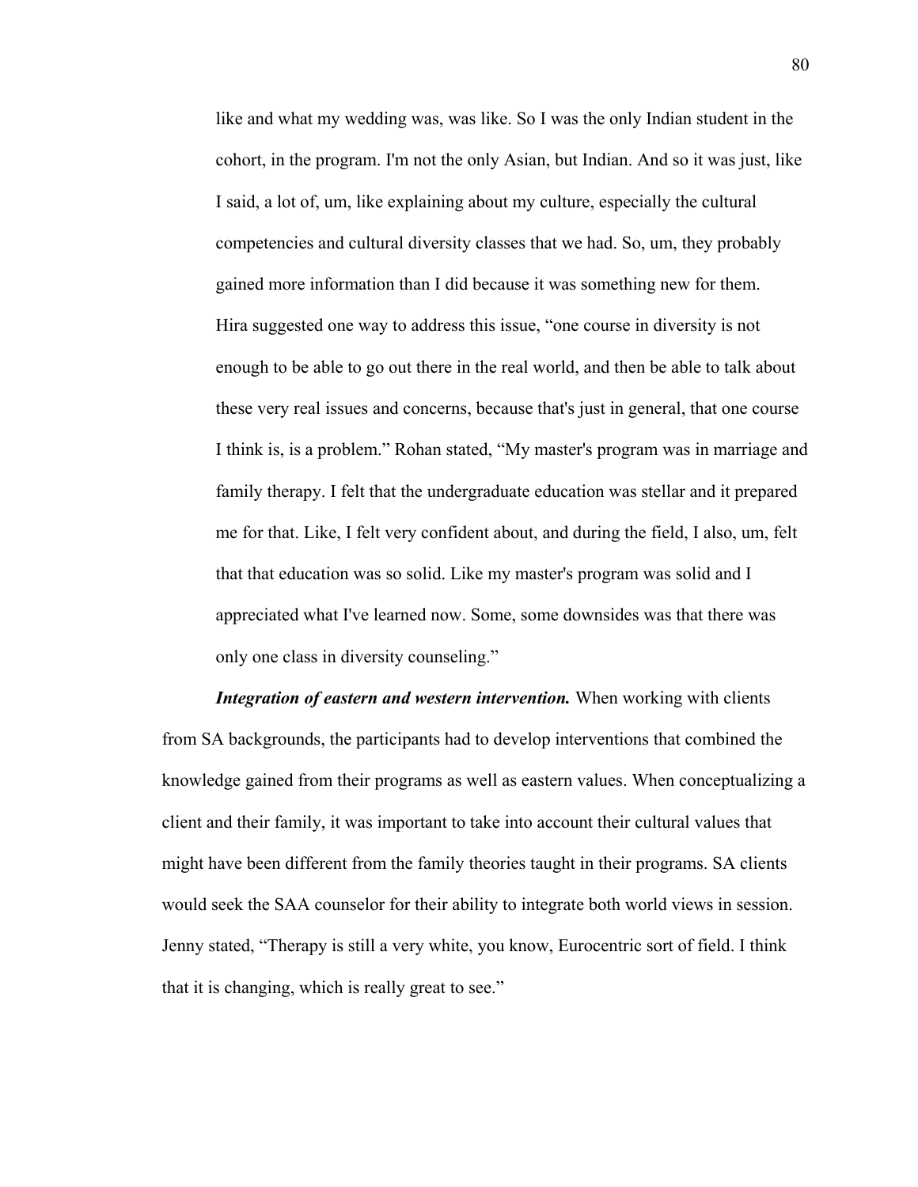> like and what my wedding was, was like. So I was the only Indian student in the cohort, in the program. I'm not the only Asian, but Indian. And so it was just, like I said, a lot of, um, like explaining about my culture, especially the cultural competencies and cultural diversity classes that we had. So, um, they probably gained more information than I did because it was something new for them.
>
> Hira suggested one way to address this issue, "one course in diversity is not enough to be able to go out there in the real world, and then be able to talk about these very real issues and concerns, because that's just in general, that one course I think is, is a problem." Rohan stated, "My master's program was in marriage and family therapy. I felt that the undergraduate education was stellar and it prepared me for that. Like, I felt very confident about, and during the field, I also, um, felt that that education was so solid. Like my master's program was solid and I appreciated what I've learned now. Some, some downsides was that there was only one class in diversity counseling."

***Integration of eastern and western intervention.*** When working with clients from SA backgrounds, the participants had to develop interventions that combined the knowledge gained from their programs as well as eastern values. When conceptualizing a client and their family, it was important to take into account their cultural values that might have been different from the family theories taught in their programs. SA clients would seek the SAA counselor for their ability to integrate both world views in session. Jenny stated, "Therapy is still a very white, you know, Eurocentric sort of field. I think that it is changing, which is really great to see."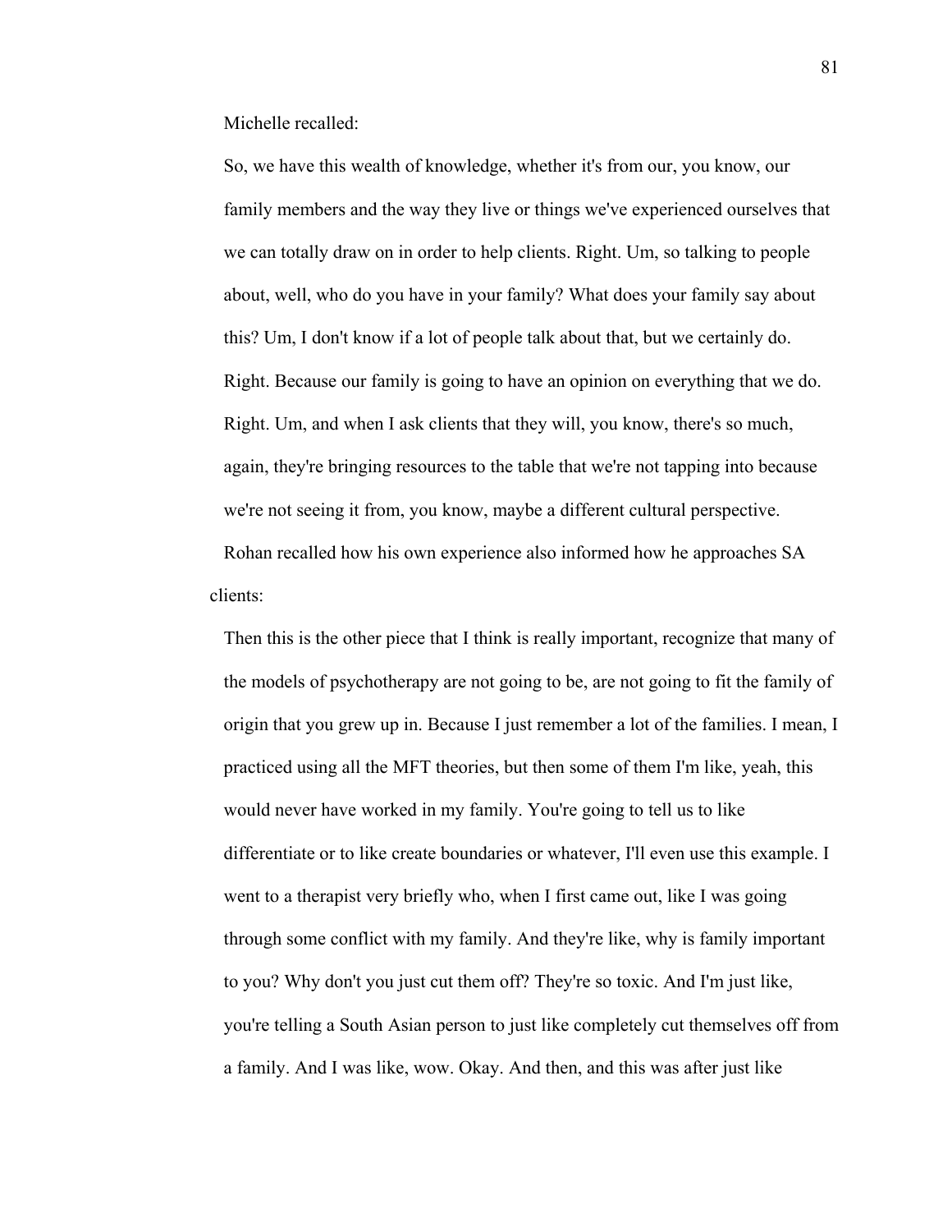Michelle recalled:

> So, we have this wealth of knowledge, whether it's from our, you know, our family members and the way they live or things we've experienced ourselves that we can totally draw on in order to help clients. Right. Um, so talking to people about, well, who do you have in your family? What does your family say about this? Um, I don't know if a lot of people talk about that, but we certainly do. Right. Because our family is going to have an opinion on everything that we do. Right. Um, and when I ask clients that they will, you know, there's so much, again, they're bringing resources to the table that we're not tapping into because we're not seeing it from, you know, maybe a different cultural perspective.

Rohan recalled how his own experience also informed how he approaches SA clients:

> Then this is the other piece that I think is really important, recognize that many of the models of psychotherapy are not going to be, are not going to fit the family of origin that you grew up in. Because I just remember a lot of the families. I mean, I practiced using all the MFT theories, but then some of them I'm like, yeah, this would never have worked in my family. You're going to tell us to like differentiate or to like create boundaries or whatever, I'll even use this example. I went to a therapist very briefly who, when I first came out, like I was going through some conflict with my family. And they're like, why is family important to you? Why don't you just cut them off? They're so toxic. And I'm just like, you're telling a South Asian person to just like completely cut themselves off from a family. And I was like, wow. Okay. And then, and this was after just like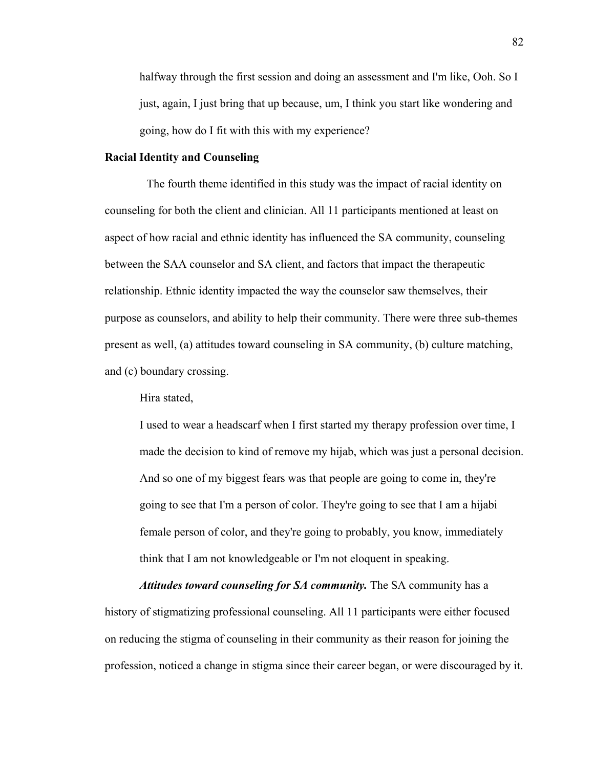> halfway through the first session and doing an assessment and I'm like, Ooh. So I just, again, I just bring that up because, um, I think you start like wondering and going, how do I fit with this with my experience?

**Racial Identity and Counseling**

The fourth theme identified in this study was the impact of racial identity on counseling for both the client and clinician. All 11 participants mentioned at least on aspect of how racial and ethnic identity has influenced the SA community, counseling between the SAA counselor and SA client, and factors that impact the therapeutic relationship. Ethnic identity impacted the way the counselor saw themselves, their purpose as counselors, and ability to help their community. There were three sub-themes present as well, (a) attitudes toward counseling in SA community, (b) culture matching, and (c) boundary crossing.

Hira stated,

> I used to wear a headscarf when I first started my therapy profession over time, I made the decision to kind of remove my hijab, which was just a personal decision. And so one of my biggest fears was that people are going to come in, they're going to see that I'm a person of color. They're going to see that I am a hijabi female person of color, and they're going to probably, you know, immediately think that I am not knowledgeable or I'm not eloquent in speaking.

***Attitudes toward counseling for SA community.*** The SA community has a history of stigmatizing professional counseling. All 11 participants were either focused on reducing the stigma of counseling in their community as their reason for joining the profession, noticed a change in stigma since their career began, or were discouraged by it.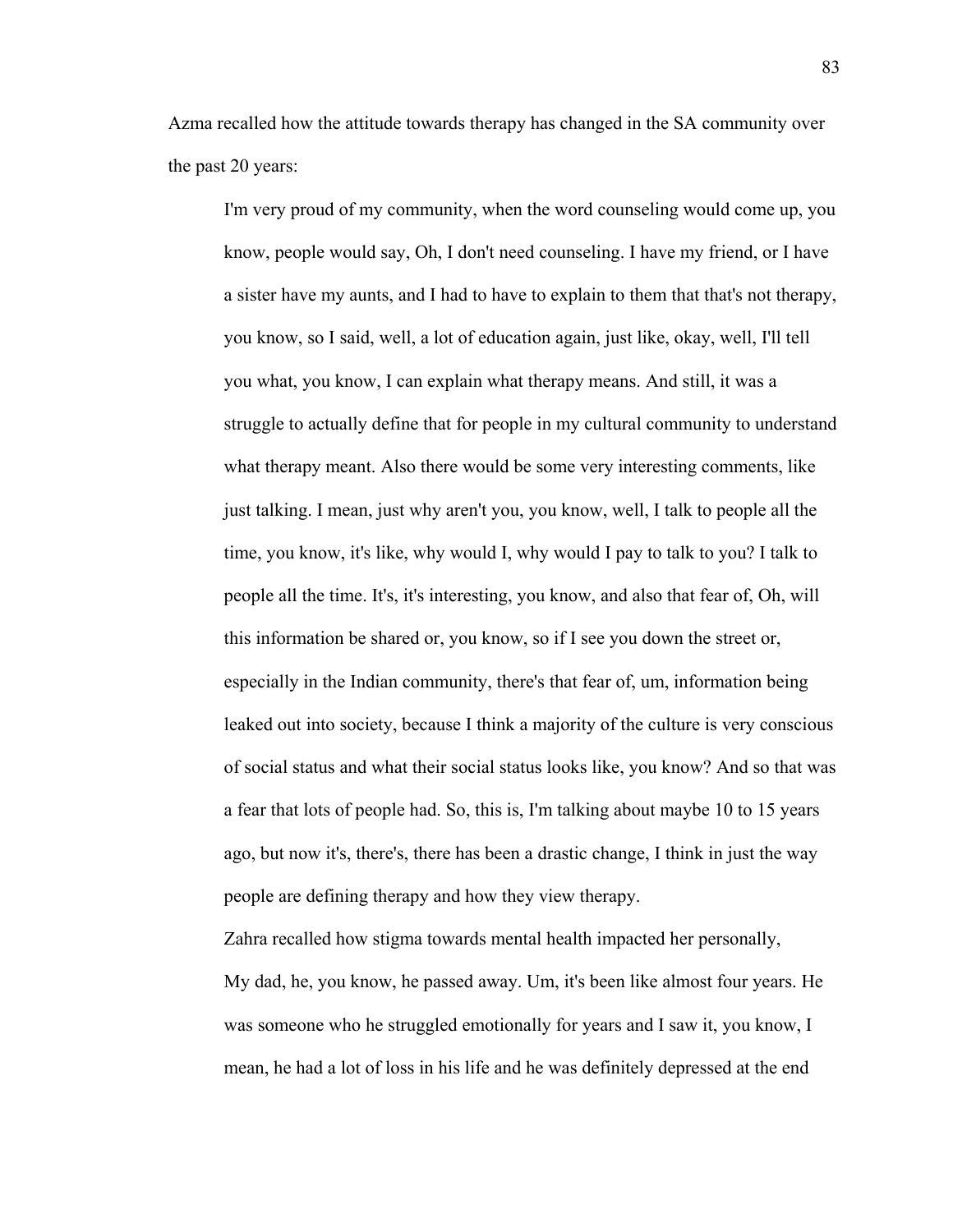Azma recalled how the attitude towards therapy has changed in the SA community over the past 20 years:

> I'm very proud of my community, when the word counseling would come up, you know, people would say, Oh, I don't need counseling. I have my friend, or I have a sister have my aunts, and I had to have to explain to them that that's not therapy, you know, so I said, well, a lot of education again, just like, okay, well, I'll tell you what, you know, I can explain what therapy means. And still, it was a struggle to actually define that for people in my cultural community to understand what therapy meant. Also there would be some very interesting comments, like just talking. I mean, just why aren't you, you know, well, I talk to people all the time, you know, it's like, why would I, why would I pay to talk to you? I talk to people all the time. It's, it's interesting, you know, and also that fear of, Oh, will this information be shared or, you know, so if I see you down the street or, especially in the Indian community, there's that fear of, um, information being leaked out into society, because I think a majority of the culture is very conscious of social status and what their social status looks like, you know? And so that was a fear that lots of people had. So, this is, I'm talking about maybe 10 to 15 years ago, but now it's, there's, there has been a drastic change, I think in just the way people are defining therapy and how they view therapy.

Zahra recalled how stigma towards mental health impacted her personally,

> My dad, he, you know, he passed away. Um, it's been like almost four years. He was someone who he struggled emotionally for years and I saw it, you know, I mean, he had a lot of loss in his life and he was definitely depressed at the end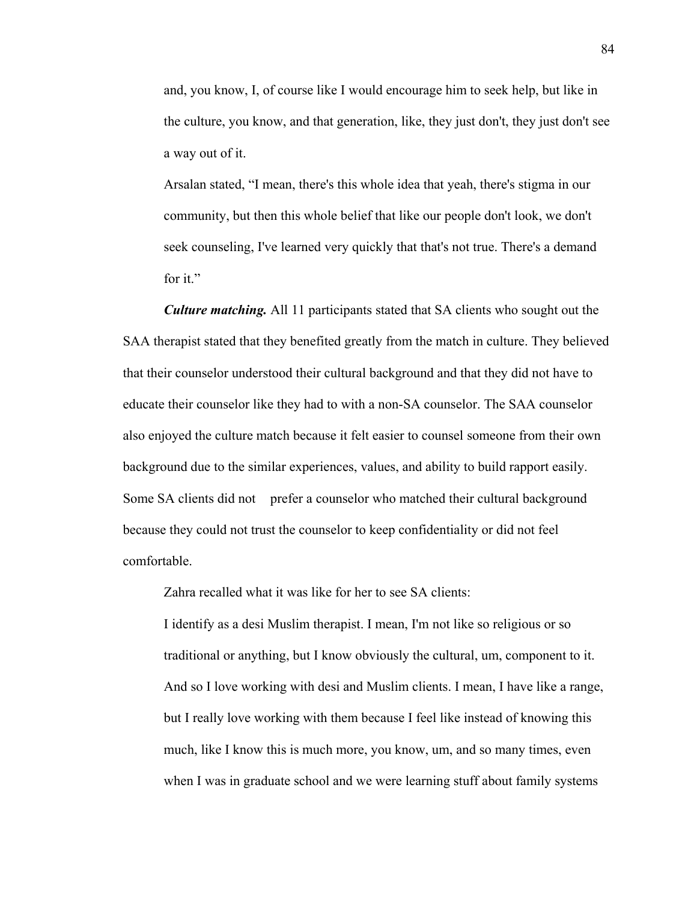> and, you know, I, of course like I would encourage him to seek help, but like in the culture, you know, and that generation, like, they just don't, they just don't see a way out of it.

> Arsalan stated, "I mean, there's this whole idea that yeah, there's stigma in our community, but then this whole belief that like our people don't look, we don't seek counseling, I've learned very quickly that that's not true. There's a demand for it."

***Culture matching.*** All 11 participants stated that SA clients who sought out the SAA therapist stated that they benefited greatly from the match in culture. They believed that their counselor understood their cultural background and that they did not have to educate their counselor like they had to with a non-SA counselor. The SAA counselor also enjoyed the culture match because it felt easier to counsel someone from their own background due to the similar experiences, values, and ability to build rapport easily. Some SA clients did not prefer a counselor who matched their cultural background because they could not trust the counselor to keep confidentiality or did not feel comfortable.

Zahra recalled what it was like for her to see SA clients:

> I identify as a desi Muslim therapist. I mean, I'm not like so religious or so traditional or anything, but I know obviously the cultural, um, component to it. And so I love working with desi and Muslim clients. I mean, I have like a range, but I really love working with them because I feel like instead of knowing this much, like I know this is much more, you know, um, and so many times, even when I was in graduate school and we were learning stuff about family systems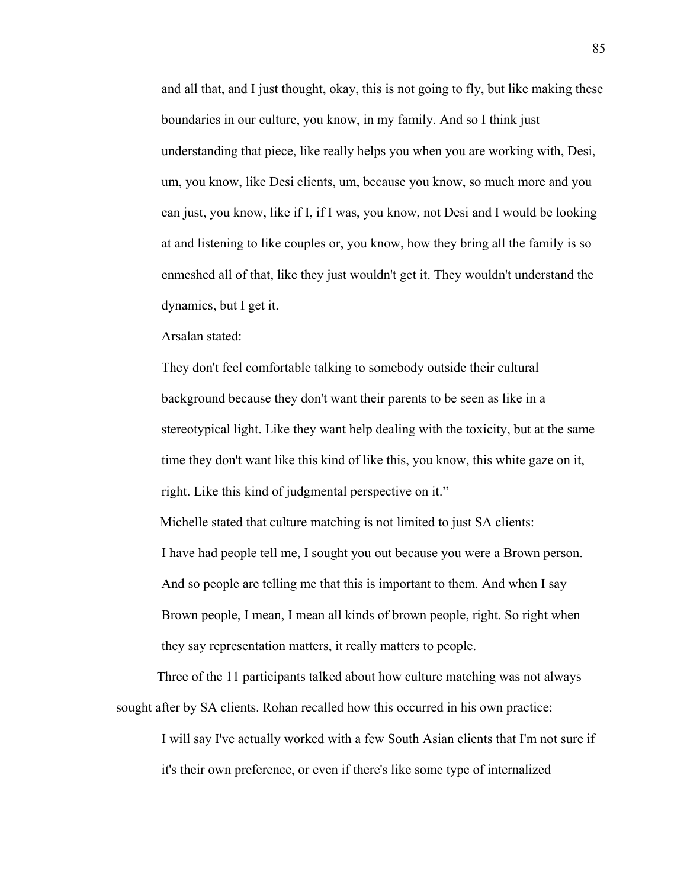> and all that, and I just thought, okay, this is not going to fly, but like making these boundaries in our culture, you know, in my family. And so I think just understanding that piece, like really helps you when you are working with, Desi, um, you know, like Desi clients, um, because you know, so much more and you can just, you know, like if I, if I was, you know, not Desi and I would be looking at and listening to like couples or, you know, how they bring all the family is so enmeshed all of that, like they just wouldn't get it. They wouldn't understand the dynamics, but I get it.

Arsalan stated:

> They don't feel comfortable talking to somebody outside their cultural background because they don't want their parents to be seen as like in a stereotypical light. Like they want help dealing with the toxicity, but at the same time they don't want like this kind of like this, you know, this white gaze on it, right. Like this kind of judgmental perspective on it."

Michelle stated that culture matching is not limited to just SA clients:

> I have had people tell me, I sought you out because you were a Brown person. And so people are telling me that this is important to them. And when I say Brown people, I mean, I mean all kinds of brown people, right. So right when they say representation matters, it really matters to people.

Three of the 11 participants talked about how culture matching was not always sought after by SA clients. Rohan recalled how this occurred in his own practice:

> I will say I've actually worked with a few South Asian clients that I'm not sure if it's their own preference, or even if there's like some type of internalized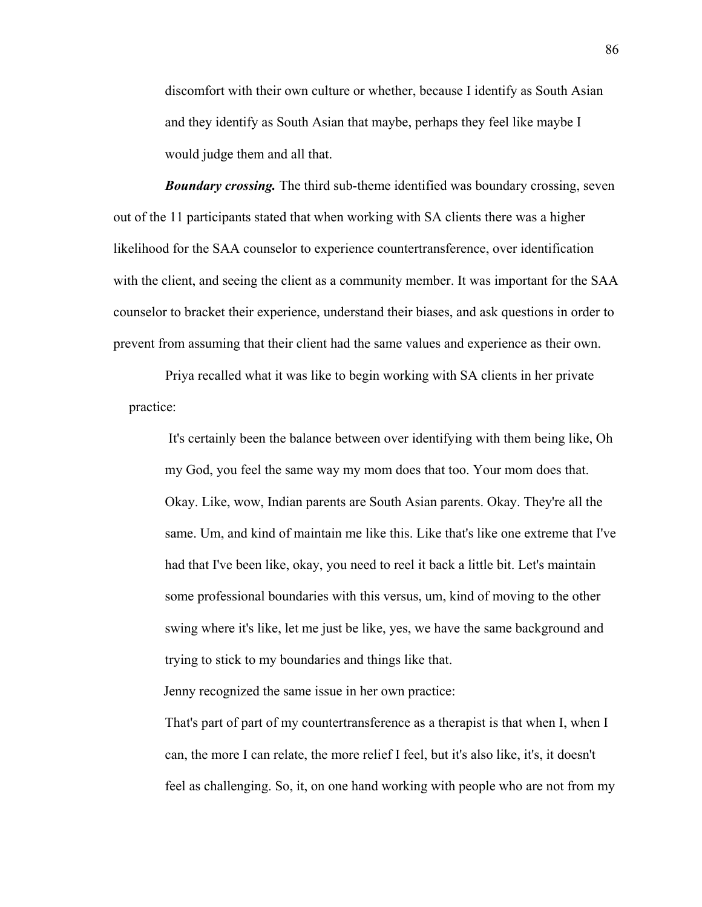discomfort with their own culture or whether, because I identify as South Asian and they identify as South Asian that maybe, perhaps they feel like maybe I would judge them and all that.

***Boundary crossing.*** The third sub-theme identified was boundary crossing, seven out of the 11 participants stated that when working with SA clients there was a higher likelihood for the SAA counselor to experience countertransference, over identification with the client, and seeing the client as a community member. It was important for the SAA counselor to bracket their experience, understand their biases, and ask questions in order to prevent from assuming that their client had the same values and experience as their own.

Priya recalled what it was like to begin working with SA clients in her private practice:

> It's certainly been the balance between over identifying with them being like, Oh my God, you feel the same way my mom does that too. Your mom does that. Okay. Like, wow, Indian parents are South Asian parents. Okay. They're all the same. Um, and kind of maintain me like this. Like that's like one extreme that I've had that I've been like, okay, you need to reel it back a little bit. Let's maintain some professional boundaries with this versus, um, kind of moving to the other swing where it's like, let me just be like, yes, we have the same background and trying to stick to my boundaries and things like that.

Jenny recognized the same issue in her own practice:

> That's part of part of my countertransference as a therapist is that when I, when I can, the more I can relate, the more relief I feel, but it's also like, it's, it doesn't feel as challenging. So, it, on one hand working with people who are not from my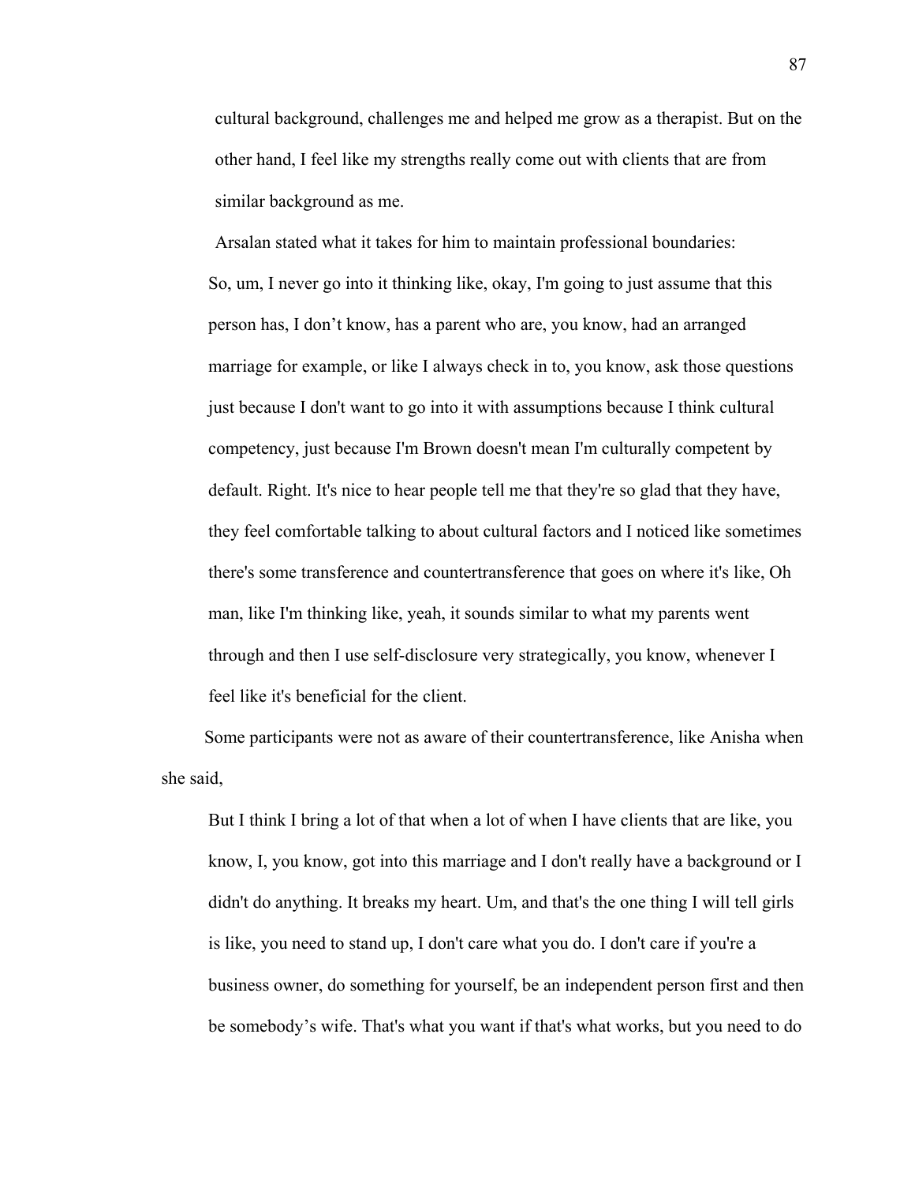> cultural background, challenges me and helped me grow as a therapist. But on the other hand, I feel like my strengths really come out with clients that are from similar background as me.

Arsalan stated what it takes for him to maintain professional boundaries:

> So, um, I never go into it thinking like, okay, I'm going to just assume that this person has, I don't know, has a parent who are, you know, had an arranged marriage for example, or like I always check in to, you know, ask those questions just because I don't want to go into it with assumptions because I think cultural competency, just because I'm Brown doesn't mean I'm culturally competent by default. Right. It's nice to hear people tell me that they're so glad that they have, they feel comfortable talking to about cultural factors and I noticed like sometimes there's some transference and countertransference that goes on where it's like, Oh man, like I'm thinking like, yeah, it sounds similar to what my parents went through and then I use self-disclosure very strategically, you know, whenever I feel like it's beneficial for the client.

Some participants were not as aware of their countertransference, like Anisha when she said,

> But I think I bring a lot of that when a lot of when I have clients that are like, you know, I, you know, got into this marriage and I don't really have a background or I didn't do anything. It breaks my heart. Um, and that's the one thing I will tell girls is like, you need to stand up, I don't care what you do. I don't care if you're a business owner, do something for yourself, be an independent person first and then be somebody's wife. That's what you want if that's what works, but you need to do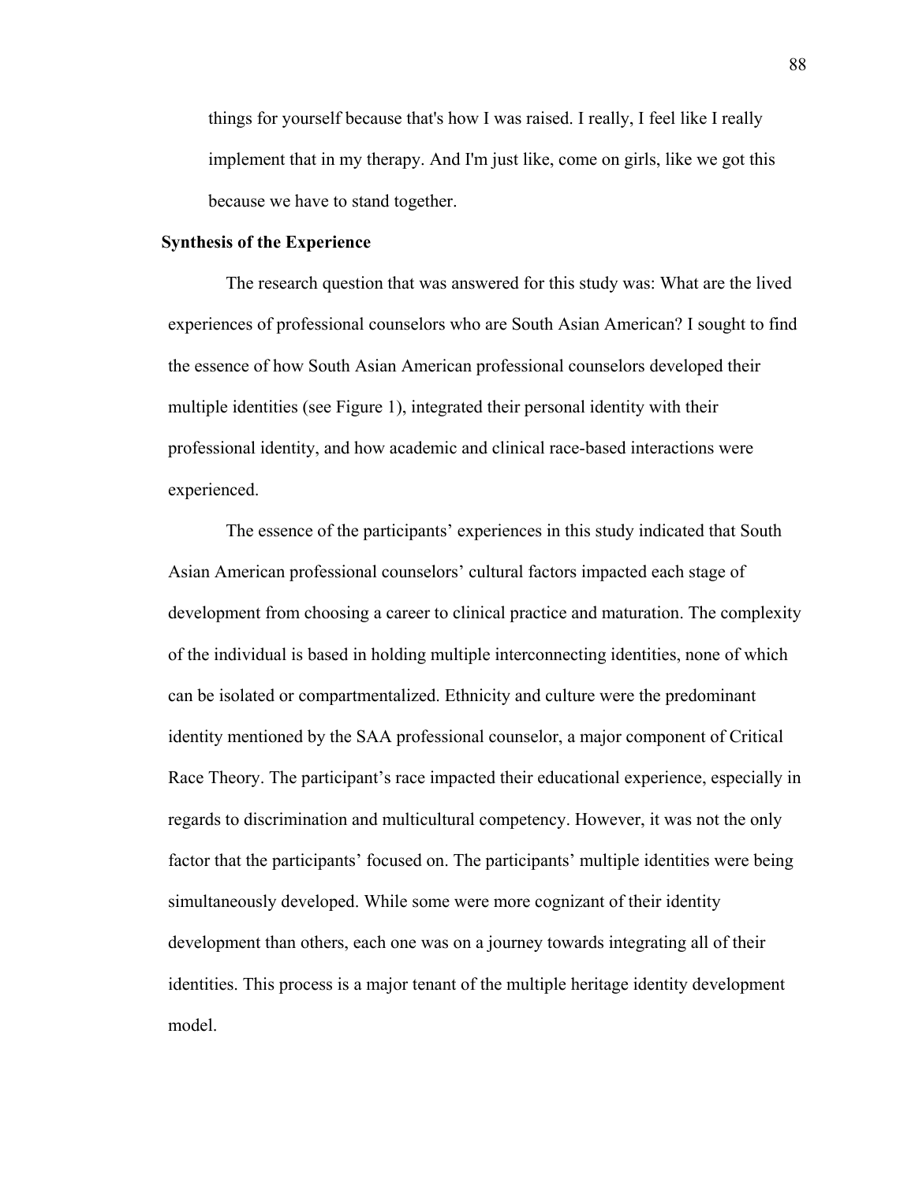> things for yourself because that's how I was raised. I really, I feel like I really implement that in my therapy. And I'm just like, come on girls, like we got this because we have to stand together.

**Synthesis of the Experience**

The research question that was answered for this study was: What are the lived experiences of professional counselors who are South Asian American? I sought to find the essence of how South Asian American professional counselors developed their multiple identities (see Figure 1), integrated their personal identity with their professional identity, and how academic and clinical race-based interactions were experienced.

The essence of the participants' experiences in this study indicated that South Asian American professional counselors' cultural factors impacted each stage of development from choosing a career to clinical practice and maturation. The complexity of the individual is based in holding multiple interconnecting identities, none of which can be isolated or compartmentalized. Ethnicity and culture were the predominant identity mentioned by the SAA professional counselor, a major component of Critical Race Theory. The participant's race impacted their educational experience, especially in regards to discrimination and multicultural competency. However, it was not the only factor that the participants' focused on. The participants' multiple identities were being simultaneously developed. While some were more cognizant of their identity development than others, each one was on a journey towards integrating all of their identities. This process is a major tenant of the multiple heritage identity development model.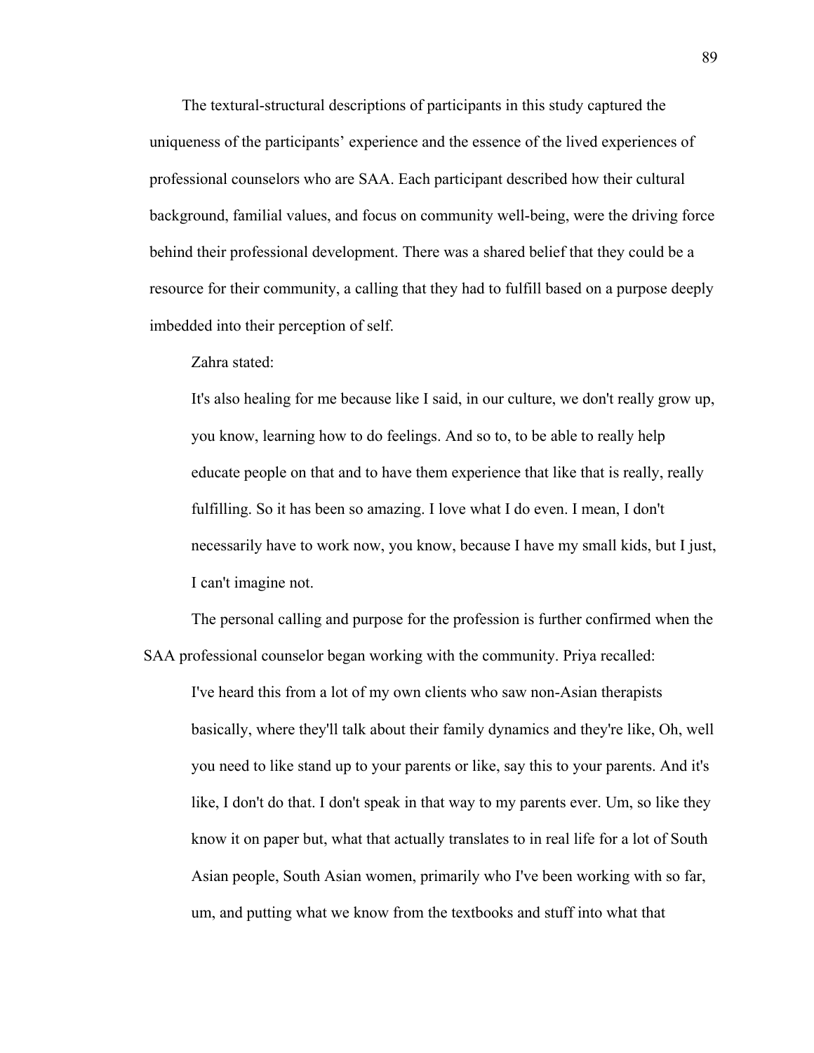The textural-structural descriptions of participants in this study captured the uniqueness of the participants' experience and the essence of the lived experiences of professional counselors who are SAA. Each participant described how their cultural background, familial values, and focus on community well-being, were the driving force behind their professional development. There was a shared belief that they could be a resource for their community, a calling that they had to fulfill based on a purpose deeply imbedded into their perception of self.

Zahra stated:

> It's also healing for me because like I said, in our culture, we don't really grow up, you know, learning how to do feelings. And so to, to be able to really help educate people on that and to have them experience that like that is really, really fulfilling. So it has been so amazing. I love what I do even. I mean, I don't necessarily have to work now, you know, because I have my small kids, but I just, I can't imagine not.

The personal calling and purpose for the profession is further confirmed when the SAA professional counselor began working with the community. Priya recalled:

> I've heard this from a lot of my own clients who saw non-Asian therapists basically, where they'll talk about their family dynamics and they're like, Oh, well you need to like stand up to your parents or like, say this to your parents. And it's like, I don't do that. I don't speak in that way to my parents ever. Um, so like they know it on paper but, what that actually translates to in real life for a lot of South Asian people, South Asian women, primarily who I've been working with so far, um, and putting what we know from the textbooks and stuff into what that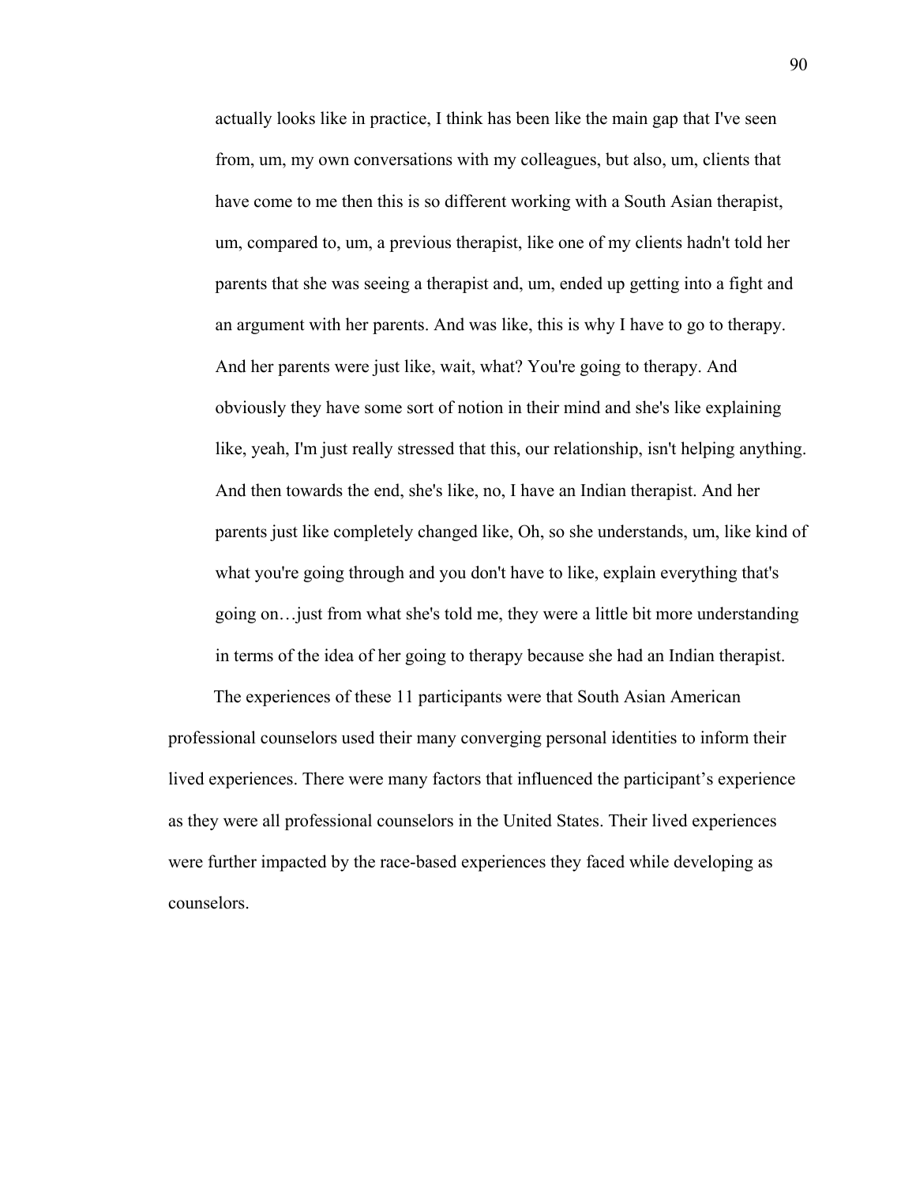> actually looks like in practice, I think has been like the main gap that I've seen from, um, my own conversations with my colleagues, but also, um, clients that have come to me then this is so different working with a South Asian therapist, um, compared to, um, a previous therapist, like one of my clients hadn't told her parents that she was seeing a therapist and, um, ended up getting into a fight and an argument with her parents. And was like, this is why I have to go to therapy. And her parents were just like, wait, what? You're going to therapy. And obviously they have some sort of notion in their mind and she's like explaining like, yeah, I'm just really stressed that this, our relationship, isn't helping anything. And then towards the end, she's like, no, I have an Indian therapist. And her parents just like completely changed like, Oh, so she understands, um, like kind of what you're going through and you don't have to like, explain everything that's going on…just from what she's told me, they were a little bit more understanding in terms of the idea of her going to therapy because she had an Indian therapist.

The experiences of these 11 participants were that South Asian American professional counselors used their many converging personal identities to inform their lived experiences. There were many factors that influenced the participant's experience as they were all professional counselors in the United States. Their lived experiences were further impacted by the race-based experiences they faced while developing as counselors.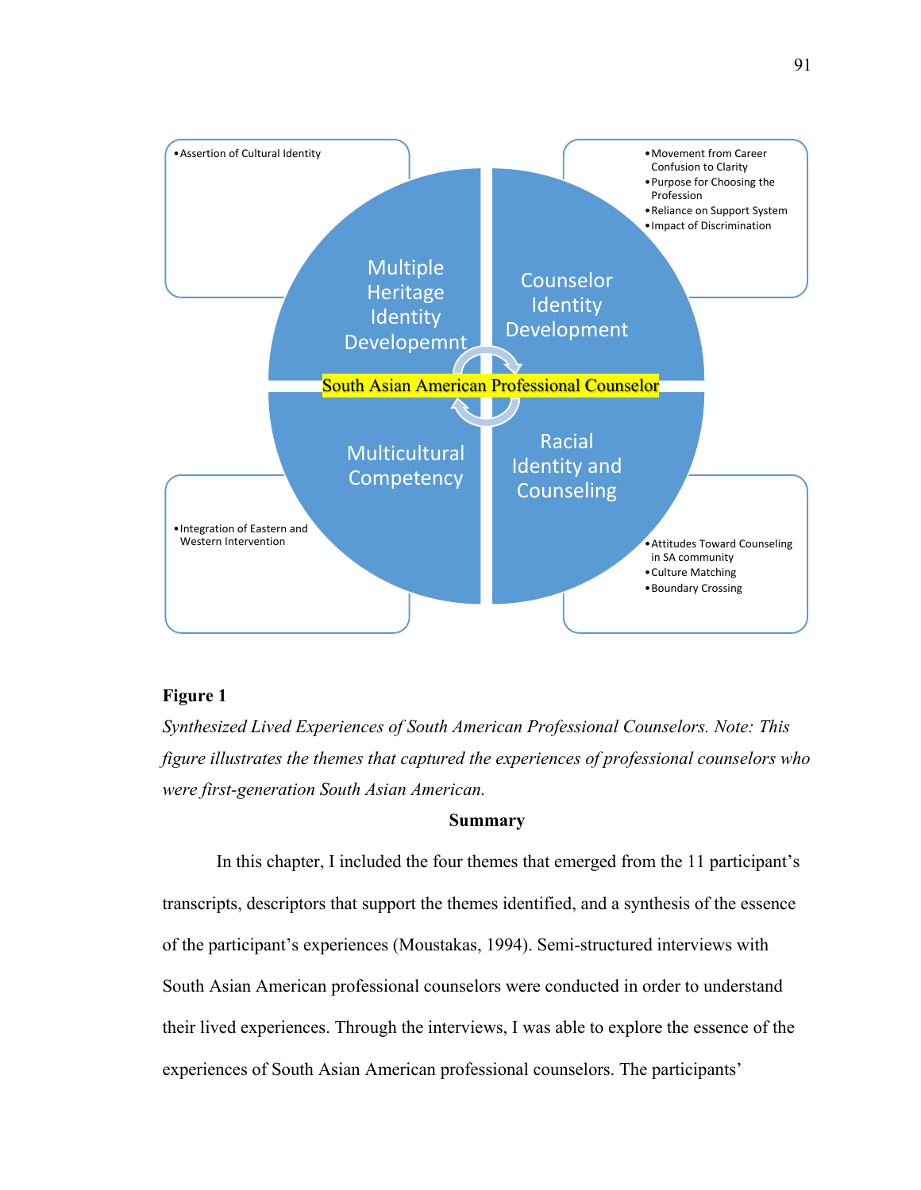- Assertion of Cultural Identity

- Movement from Career Confusion to Clarity
- Purpose for Choosing the Profession
- Reliance on Support System
- Impact of Discrimination

Multiple Heritage Identity Developemnt

Counselor Identity Development

South Asian American Professional Counselor

Multicultural Competency

Racial Identity and Counseling

- Integration of Eastern and Western Intervention

- Attitudes Toward Counseling in SA community
- Culture Matching
- Boundary Crossing

**Figure 1**

*Synthesized Lived Experiences of South American Professional Counselors. Note: This figure illustrates the themes that captured the experiences of professional counselors who were first-generation South Asian American.*

## Summary

In this chapter, I included the four themes that emerged from the 11 participant's transcripts, descriptors that support the themes identified, and a synthesis of the essence of the participant's experiences (Moustakas, 1994). Semi-structured interviews with South Asian American professional counselors were conducted in order to understand their lived experiences. Through the interviews, I was able to explore the essence of the experiences of South Asian American professional counselors. The participants'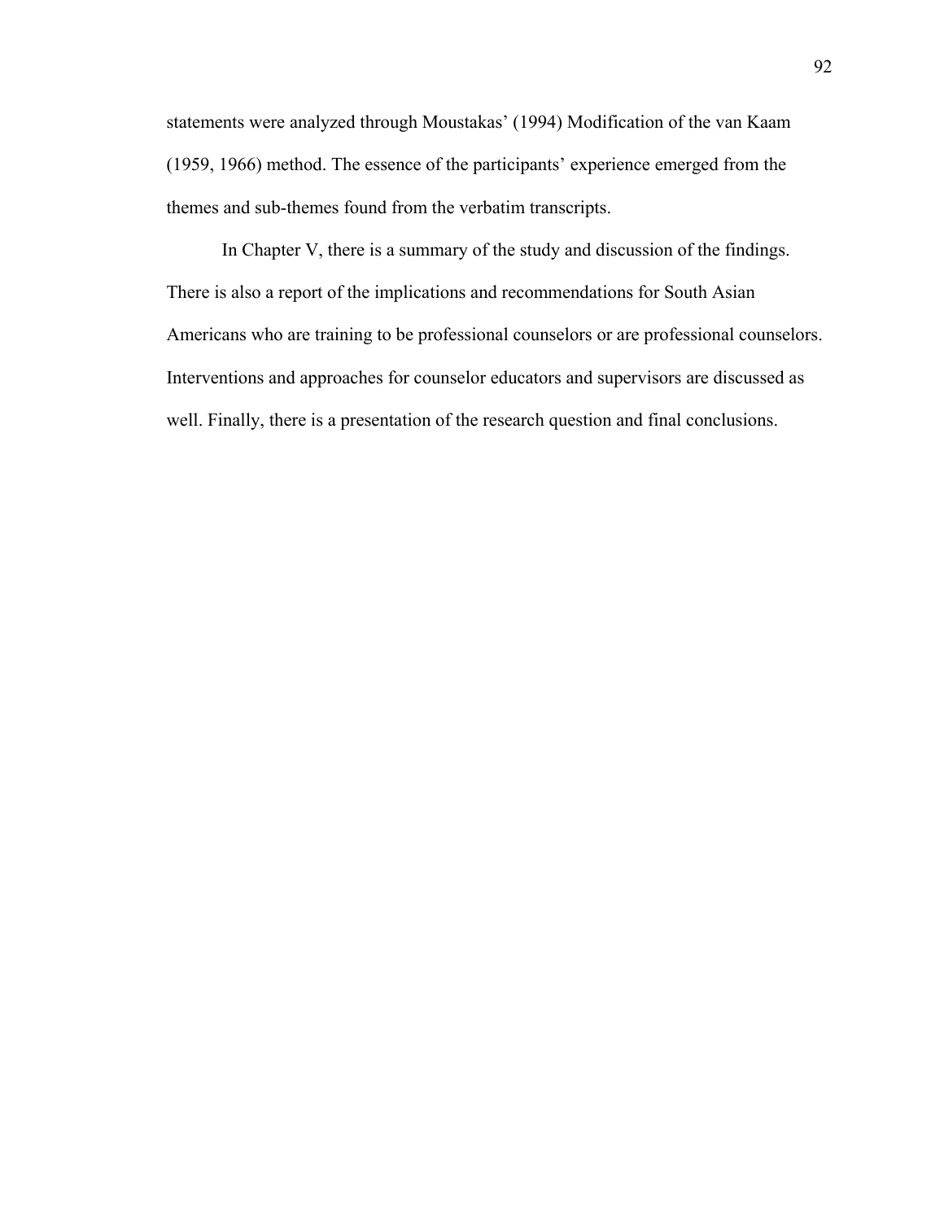statements were analyzed through Moustakas' (1994) Modification of the van Kaam (1959, 1966) method. The essence of the participants' experience emerged from the themes and sub-themes found from the verbatim transcripts.

In Chapter V, there is a summary of the study and discussion of the findings. There is also a report of the implications and recommendations for South Asian Americans who are training to be professional counselors or are professional counselors. Interventions and approaches for counselor educators and supervisors are discussed as well. Finally, there is a presentation of the research question and final conclusions.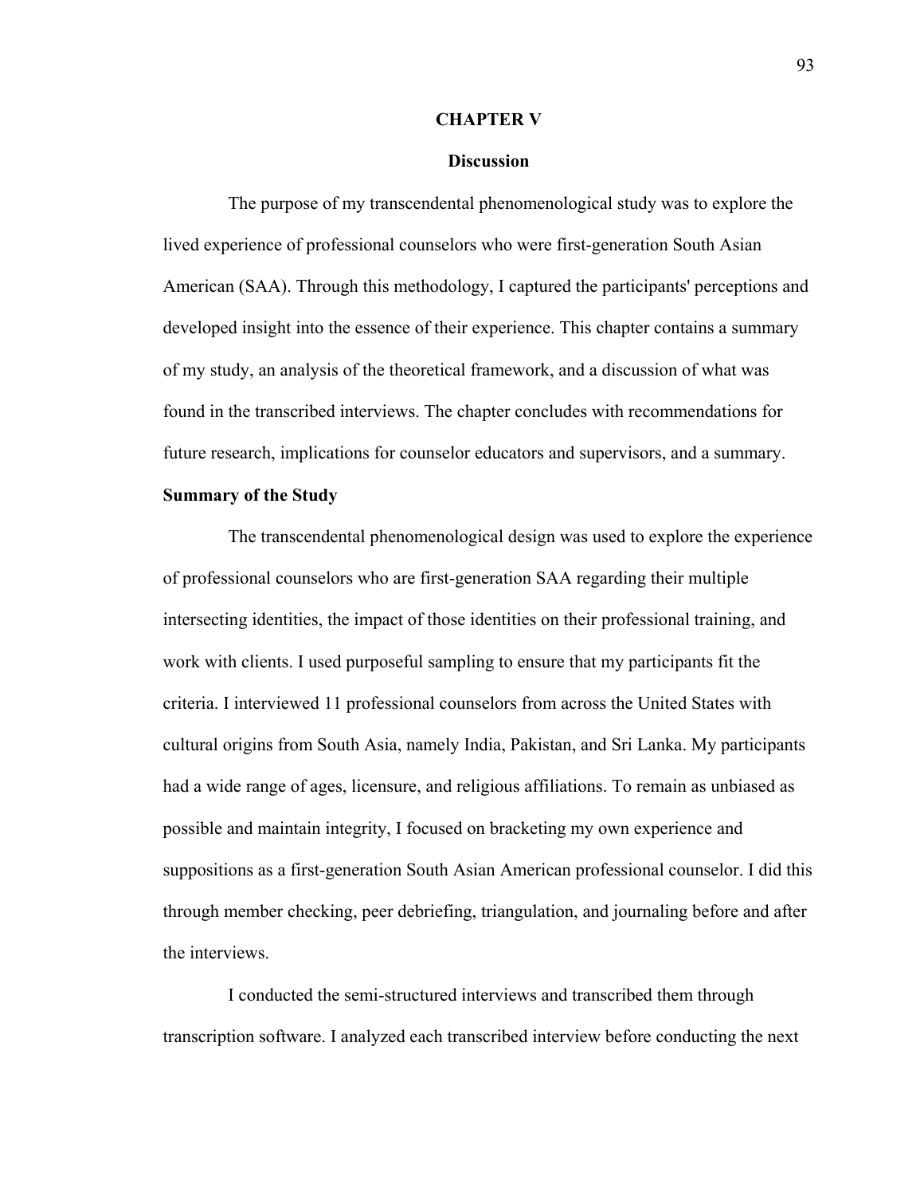# CHAPTER V

## Discussion

The purpose of my transcendental phenomenological study was to explore the lived experience of professional counselors who were first-generation South Asian American (SAA). Through this methodology, I captured the participants' perceptions and developed insight into the essence of their experience. This chapter contains a summary of my study, an analysis of the theoretical framework, and a discussion of what was found in the transcribed interviews. The chapter concludes with recommendations for future research, implications for counselor educators and supervisors, and a summary.

### Summary of the Study

The transcendental phenomenological design was used to explore the experience of professional counselors who are first-generation SAA regarding their multiple intersecting identities, the impact of those identities on their professional training, and work with clients. I used purposeful sampling to ensure that my participants fit the criteria. I interviewed 11 professional counselors from across the United States with cultural origins from South Asia, namely India, Pakistan, and Sri Lanka. My participants had a wide range of ages, licensure, and religious affiliations. To remain as unbiased as possible and maintain integrity, I focused on bracketing my own experience and suppositions as a first-generation South Asian American professional counselor. I did this through member checking, peer debriefing, triangulation, and journaling before and after the interviews.

I conducted the semi-structured interviews and transcribed them through transcription software. I analyzed each transcribed interview before conducting the next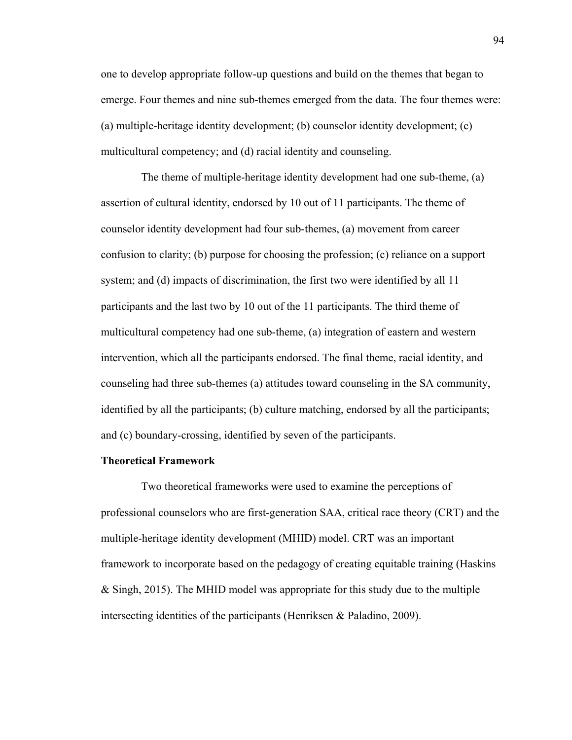one to develop appropriate follow-up questions and build on the themes that began to emerge. Four themes and nine sub-themes emerged from the data. The four themes were: (a) multiple-heritage identity development; (b) counselor identity development; (c) multicultural competency; and (d) racial identity and counseling.

The theme of multiple-heritage identity development had one sub-theme, (a) assertion of cultural identity, endorsed by 10 out of 11 participants. The theme of counselor identity development had four sub-themes, (a) movement from career confusion to clarity; (b) purpose for choosing the profession; (c) reliance on a support system; and (d) impacts of discrimination, the first two were identified by all 11 participants and the last two by 10 out of the 11 participants. The third theme of multicultural competency had one sub-theme, (a) integration of eastern and western intervention, which all the participants endorsed. The final theme, racial identity, and counseling had three sub-themes (a) attitudes toward counseling in the SA community, identified by all the participants; (b) culture matching, endorsed by all the participants; and (c) boundary-crossing, identified by seven of the participants.

**Theoretical Framework**

Two theoretical frameworks were used to examine the perceptions of professional counselors who are first-generation SAA, critical race theory (CRT) and the multiple-heritage identity development (MHID) model. CRT was an important framework to incorporate based on the pedagogy of creating equitable training (Haskins & Singh, 2015). The MHID model was appropriate for this study due to the multiple intersecting identities of the participants (Henriksen & Paladino, 2009).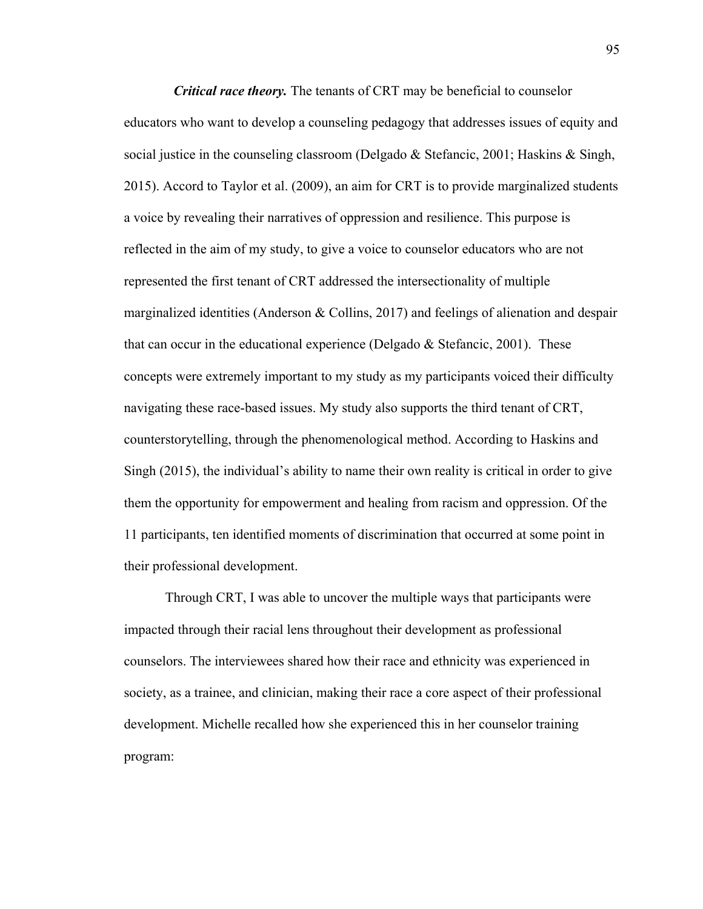***Critical race theory.*** The tenants of CRT may be beneficial to counselor educators who want to develop a counseling pedagogy that addresses issues of equity and social justice in the counseling classroom (Delgado & Stefancic, 2001; Haskins & Singh, 2015). Accord to Taylor et al. (2009), an aim for CRT is to provide marginalized students a voice by revealing their narratives of oppression and resilience. This purpose is reflected in the aim of my study, to give a voice to counselor educators who are not represented the first tenant of CRT addressed the intersectionality of multiple marginalized identities (Anderson & Collins, 2017) and feelings of alienation and despair that can occur in the educational experience (Delgado & Stefancic, 2001). These concepts were extremely important to my study as my participants voiced their difficulty navigating these race-based issues. My study also supports the third tenant of CRT, counterstorytelling, through the phenomenological method. According to Haskins and Singh (2015), the individual's ability to name their own reality is critical in order to give them the opportunity for empowerment and healing from racism and oppression. Of the 11 participants, ten identified moments of discrimination that occurred at some point in their professional development.

Through CRT, I was able to uncover the multiple ways that participants were impacted through their racial lens throughout their development as professional counselors. The interviewees shared how their race and ethnicity was experienced in society, as a trainee, and clinician, making their race a core aspect of their professional development. Michelle recalled how she experienced this in her counselor training program: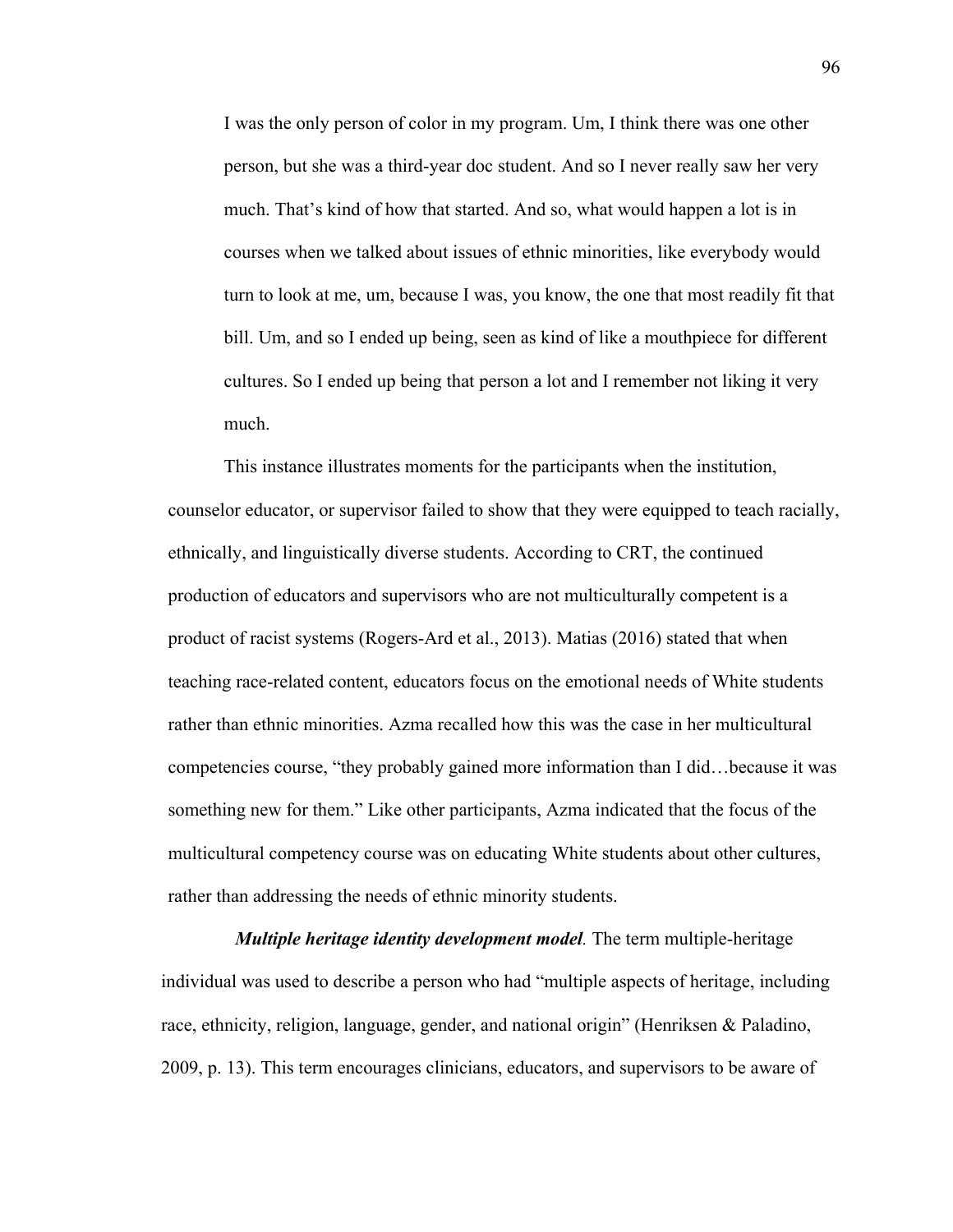> I was the only person of color in my program. Um, I think there was one other person, but she was a third-year doc student. And so I never really saw her very much. That's kind of how that started. And so, what would happen a lot is in courses when we talked about issues of ethnic minorities, like everybody would turn to look at me, um, because I was, you know, the one that most readily fit that bill. Um, and so I ended up being, seen as kind of like a mouthpiece for different cultures. So I ended up being that person a lot and I remember not liking it very much.

This instance illustrates moments for the participants when the institution, counselor educator, or supervisor failed to show that they were equipped to teach racially, ethnically, and linguistically diverse students. According to CRT, the continued production of educators and supervisors who are not multiculturally competent is a product of racist systems (Rogers-Ard et al., 2013). Matias (2016) stated that when teaching race-related content, educators focus on the emotional needs of White students rather than ethnic minorities. Azma recalled how this was the case in her multicultural competencies course, "they probably gained more information than I did…because it was something new for them." Like other participants, Azma indicated that the focus of the multicultural competency course was on educating White students about other cultures, rather than addressing the needs of ethnic minority students.

***Multiple heritage identity development model.*** The term multiple-heritage individual was used to describe a person who had "multiple aspects of heritage, including race, ethnicity, religion, language, gender, and national origin" (Henriksen & Paladino, 2009, p. 13). This term encourages clinicians, educators, and supervisors to be aware of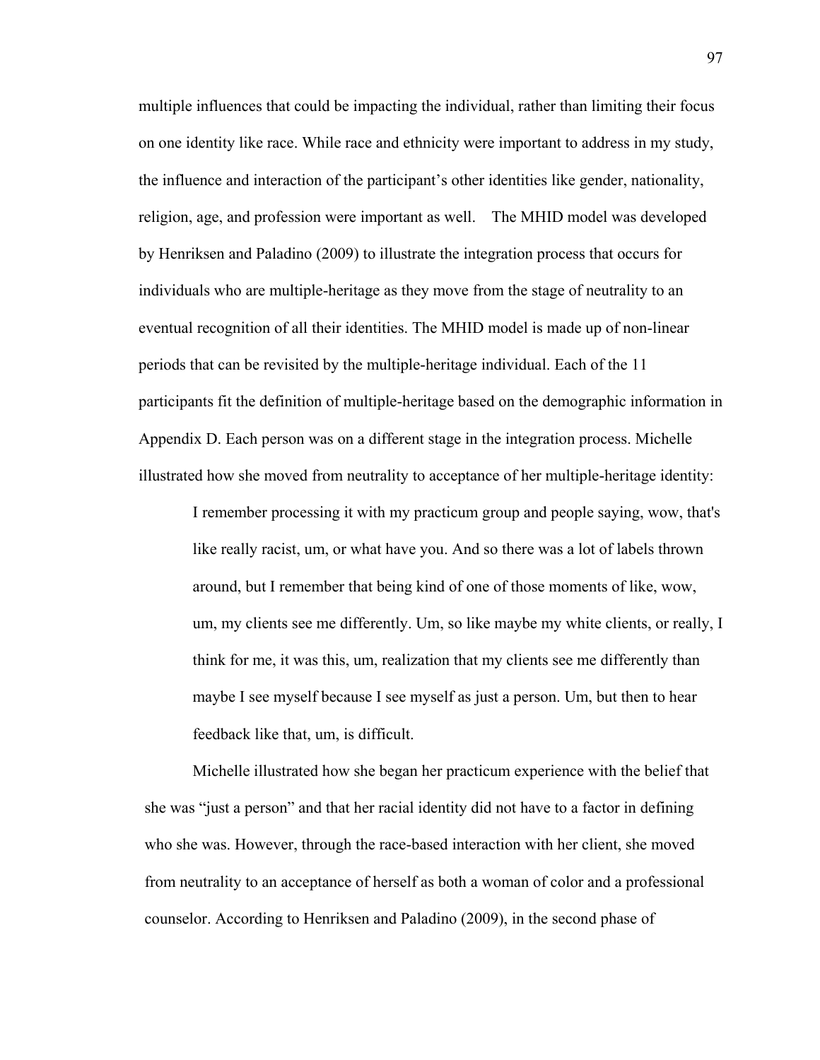multiple influences that could be impacting the individual, rather than limiting their focus on one identity like race. While race and ethnicity were important to address in my study, the influence and interaction of the participant's other identities like gender, nationality, religion, age, and profession were important as well. The MHID model was developed by Henriksen and Paladino (2009) to illustrate the integration process that occurs for individuals who are multiple-heritage as they move from the stage of neutrality to an eventual recognition of all their identities. The MHID model is made up of non-linear periods that can be revisited by the multiple-heritage individual. Each of the 11 participants fit the definition of multiple-heritage based on the demographic information in Appendix D. Each person was on a different stage in the integration process. Michelle illustrated how she moved from neutrality to acceptance of her multiple-heritage identity:

> I remember processing it with my practicum group and people saying, wow, that's like really racist, um, or what have you. And so there was a lot of labels thrown around, but I remember that being kind of one of those moments of like, wow, um, my clients see me differently. Um, so like maybe my white clients, or really, I think for me, it was this, um, realization that my clients see me differently than maybe I see myself because I see myself as just a person. Um, but then to hear feedback like that, um, is difficult.

Michelle illustrated how she began her practicum experience with the belief that she was "just a person" and that her racial identity did not have to a factor in defining who she was. However, through the race-based interaction with her client, she moved from neutrality to an acceptance of herself as both a woman of color and a professional counselor. According to Henriksen and Paladino (2009), in the second phase of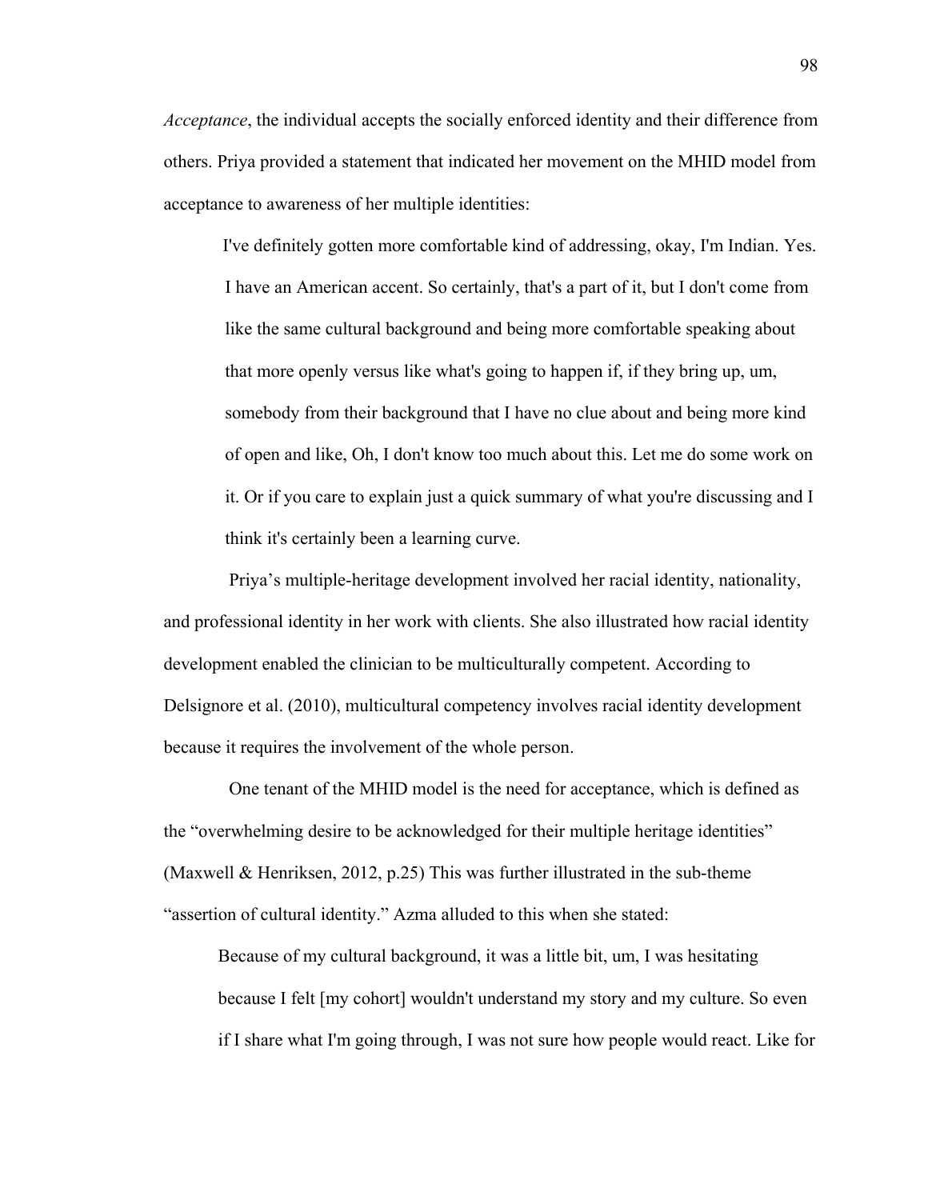*Acceptance*, the individual accepts the socially enforced identity and their difference from others. Priya provided a statement that indicated her movement on the MHID model from acceptance to awareness of her multiple identities:

> I've definitely gotten more comfortable kind of addressing, okay, I'm Indian. Yes. I have an American accent. So certainly, that's a part of it, but I don't come from like the same cultural background and being more comfortable speaking about that more openly versus like what's going to happen if, if they bring up, um, somebody from their background that I have no clue about and being more kind of open and like, Oh, I don't know too much about this. Let me do some work on it. Or if you care to explain just a quick summary of what you're discussing and I think it's certainly been a learning curve.

Priya's multiple-heritage development involved her racial identity, nationality, and professional identity in her work with clients. She also illustrated how racial identity development enabled the clinician to be multiculturally competent. According to Delsignore et al. (2010), multicultural competency involves racial identity development because it requires the involvement of the whole person.

One tenant of the MHID model is the need for acceptance, which is defined as the "overwhelming desire to be acknowledged for their multiple heritage identities" (Maxwell & Henriksen, 2012, p.25) This was further illustrated in the sub-theme "assertion of cultural identity." Azma alluded to this when she stated:

> Because of my cultural background, it was a little bit, um, I was hesitating because I felt [my cohort] wouldn't understand my story and my culture. So even if I share what I'm going through, I was not sure how people would react. Like for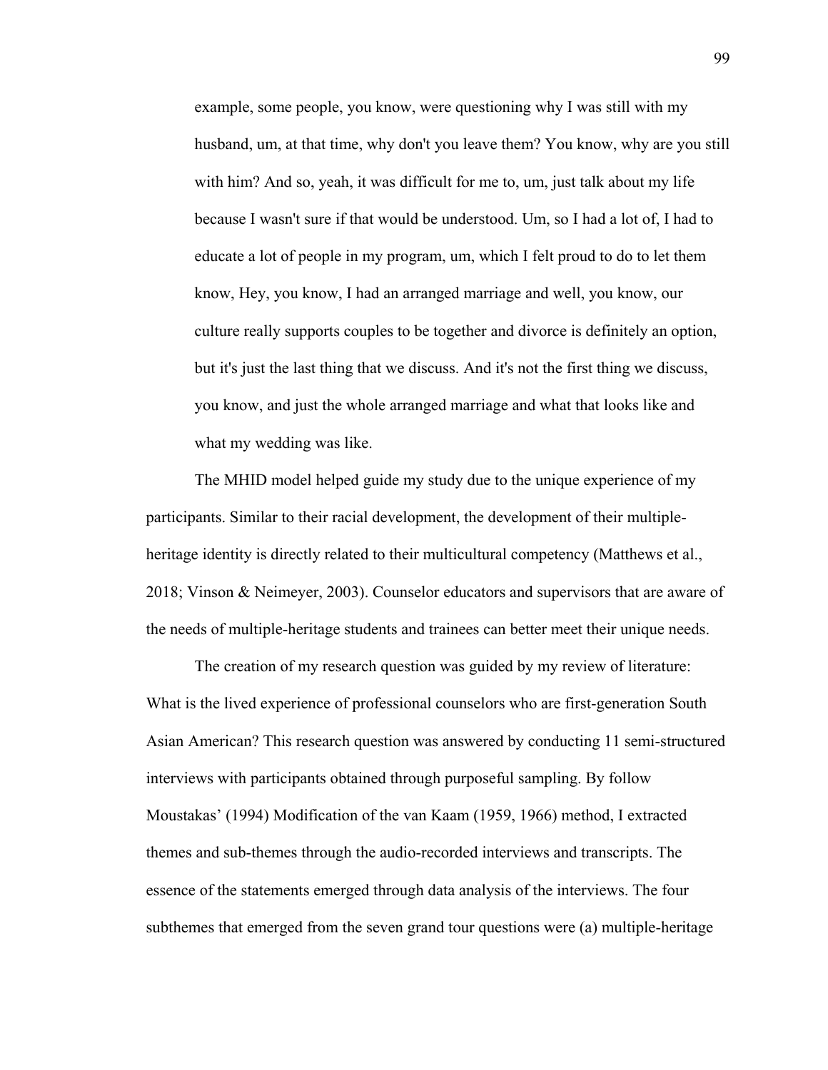> example, some people, you know, were questioning why I was still with my husband, um, at that time, why don't you leave them? You know, why are you still with him? And so, yeah, it was difficult for me to, um, just talk about my life because I wasn't sure if that would be understood. Um, so I had a lot of, I had to educate a lot of people in my program, um, which I felt proud to do to let them know, Hey, you know, I had an arranged marriage and well, you know, our culture really supports couples to be together and divorce is definitely an option, but it's just the last thing that we discuss. And it's not the first thing we discuss, you know, and just the whole arranged marriage and what that looks like and what my wedding was like.

The MHID model helped guide my study due to the unique experience of my participants. Similar to their racial development, the development of their multiple-heritage identity is directly related to their multicultural competency (Matthews et al., 2018; Vinson & Neimeyer, 2003). Counselor educators and supervisors that are aware of the needs of multiple-heritage students and trainees can better meet their unique needs.

The creation of my research question was guided by my review of literature: What is the lived experience of professional counselors who are first-generation South Asian American? This research question was answered by conducting 11 semi-structured interviews with participants obtained through purposeful sampling. By follow Moustakas' (1994) Modification of the van Kaam (1959, 1966) method, I extracted themes and sub-themes through the audio-recorded interviews and transcripts. The essence of the statements emerged through data analysis of the interviews. The four subthemes that emerged from the seven grand tour questions were (a) multiple-heritage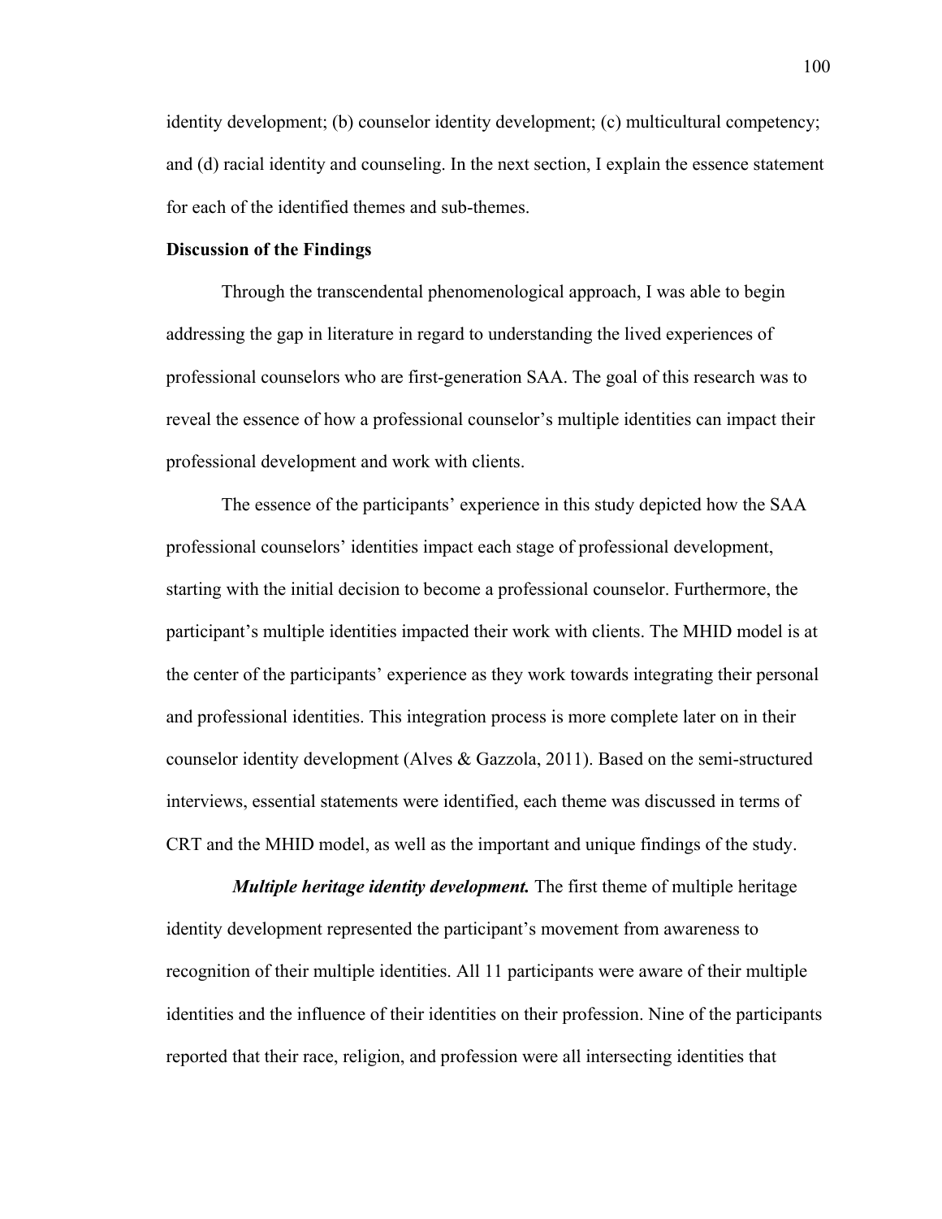identity development; (b) counselor identity development; (c) multicultural competency; and (d) racial identity and counseling. In the next section, I explain the essence statement for each of the identified themes and sub-themes.

**Discussion of the Findings**

Through the transcendental phenomenological approach, I was able to begin addressing the gap in literature in regard to understanding the lived experiences of professional counselors who are first-generation SAA. The goal of this research was to reveal the essence of how a professional counselor's multiple identities can impact their professional development and work with clients.

The essence of the participants' experience in this study depicted how the SAA professional counselors' identities impact each stage of professional development, starting with the initial decision to become a professional counselor. Furthermore, the participant's multiple identities impacted their work with clients. The MHID model is at the center of the participants' experience as they work towards integrating their personal and professional identities. This integration process is more complete later on in their counselor identity development (Alves & Gazzola, 2011). Based on the semi-structured interviews, essential statements were identified, each theme was discussed in terms of CRT and the MHID model, as well as the important and unique findings of the study.

***Multiple heritage identity development.*** The first theme of multiple heritage identity development represented the participant's movement from awareness to recognition of their multiple identities. All 11 participants were aware of their multiple identities and the influence of their identities on their profession. Nine of the participants reported that their race, religion, and profession were all intersecting identities that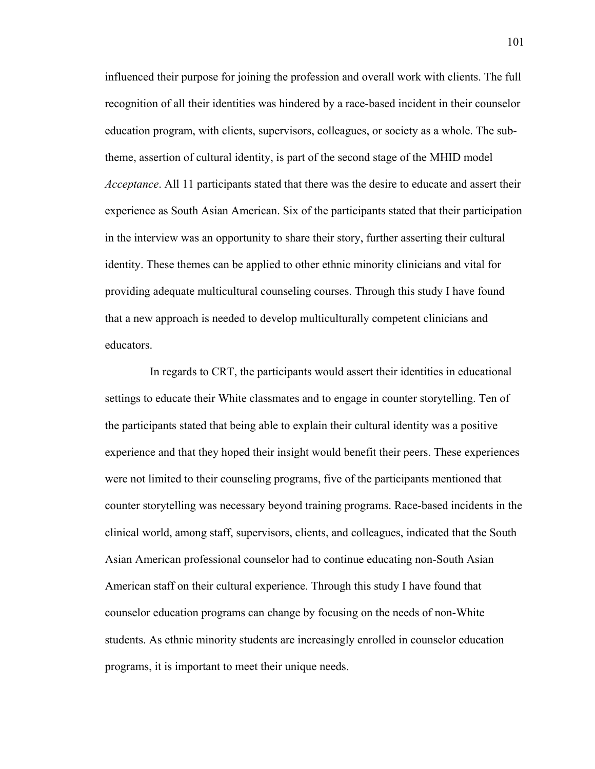influenced their purpose for joining the profession and overall work with clients. The full recognition of all their identities was hindered by a race-based incident in their counselor education program, with clients, supervisors, colleagues, or society as a whole. The sub-theme, assertion of cultural identity, is part of the second stage of the MHID model *Acceptance*. All 11 participants stated that there was the desire to educate and assert their experience as South Asian American. Six of the participants stated that their participation in the interview was an opportunity to share their story, further asserting their cultural identity. These themes can be applied to other ethnic minority clinicians and vital for providing adequate multicultural counseling courses. Through this study I have found that a new approach is needed to develop multiculturally competent clinicians and educators.

In regards to CRT, the participants would assert their identities in educational settings to educate their White classmates and to engage in counter storytelling. Ten of the participants stated that being able to explain their cultural identity was a positive experience and that they hoped their insight would benefit their peers. These experiences were not limited to their counseling programs, five of the participants mentioned that counter storytelling was necessary beyond training programs. Race-based incidents in the clinical world, among staff, supervisors, clients, and colleagues, indicated that the South Asian American professional counselor had to continue educating non-South Asian American staff on their cultural experience. Through this study I have found that counselor education programs can change by focusing on the needs of non-White students. As ethnic minority students are increasingly enrolled in counselor education programs, it is important to meet their unique needs.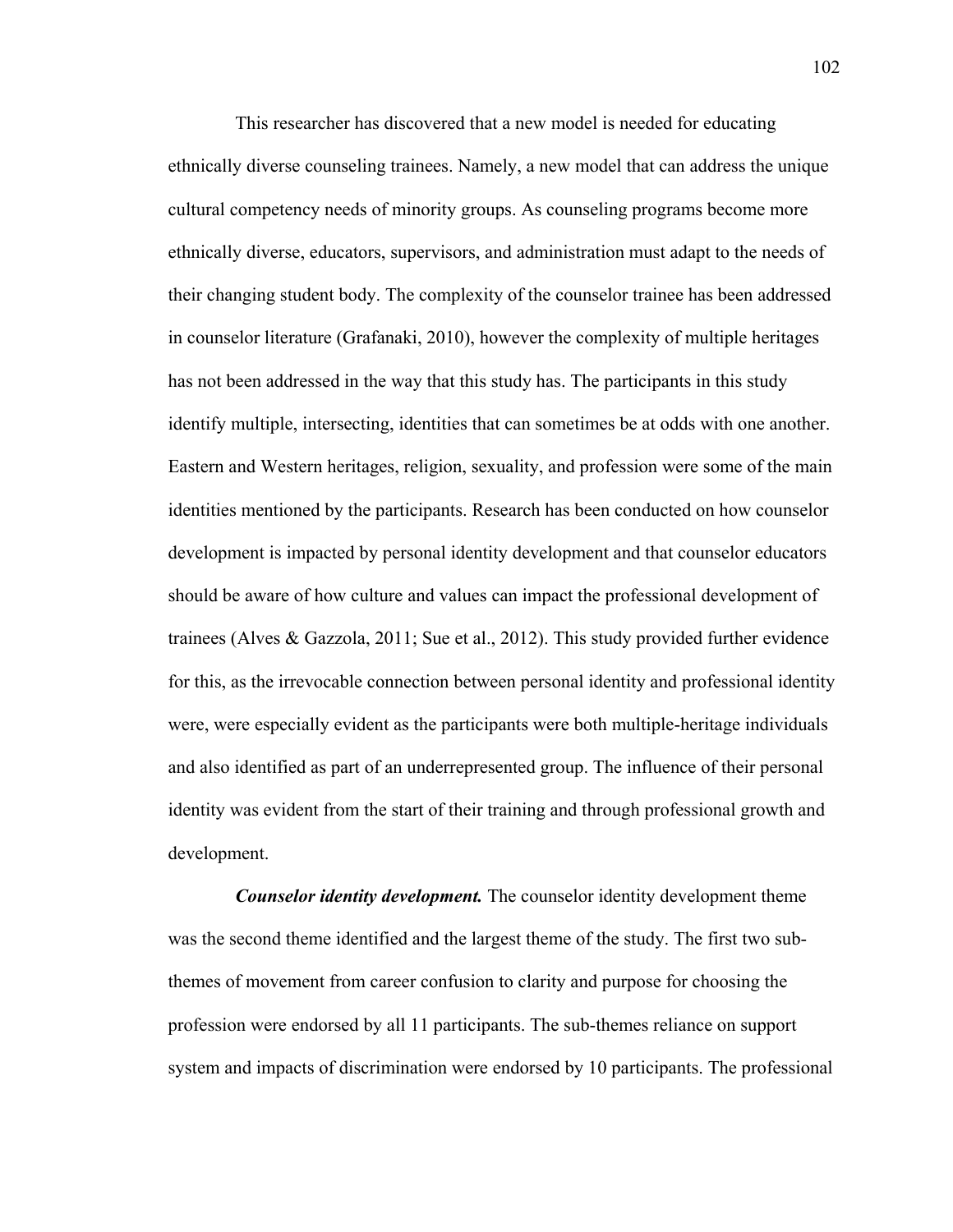This researcher has discovered that a new model is needed for educating ethnically diverse counseling trainees. Namely, a new model that can address the unique cultural competency needs of minority groups. As counseling programs become more ethnically diverse, educators, supervisors, and administration must adapt to the needs of their changing student body. The complexity of the counselor trainee has been addressed in counselor literature (Grafanaki, 2010), however the complexity of multiple heritages has not been addressed in the way that this study has. The participants in this study identify multiple, intersecting, identities that can sometimes be at odds with one another. Eastern and Western heritages, religion, sexuality, and profession were some of the main identities mentioned by the participants. Research has been conducted on how counselor development is impacted by personal identity development and that counselor educators should be aware of how culture and values can impact the professional development of trainees (Alves & Gazzola, 2011; Sue et al., 2012). This study provided further evidence for this, as the irrevocable connection between personal identity and professional identity were, were especially evident as the participants were both multiple-heritage individuals and also identified as part of an underrepresented group. The influence of their personal identity was evident from the start of their training and through professional growth and development.

***Counselor identity development.*** The counselor identity development theme was the second theme identified and the largest theme of the study. The first two sub-themes of movement from career confusion to clarity and purpose for choosing the profession were endorsed by all 11 participants. The sub-themes reliance on support system and impacts of discrimination were endorsed by 10 participants. The professional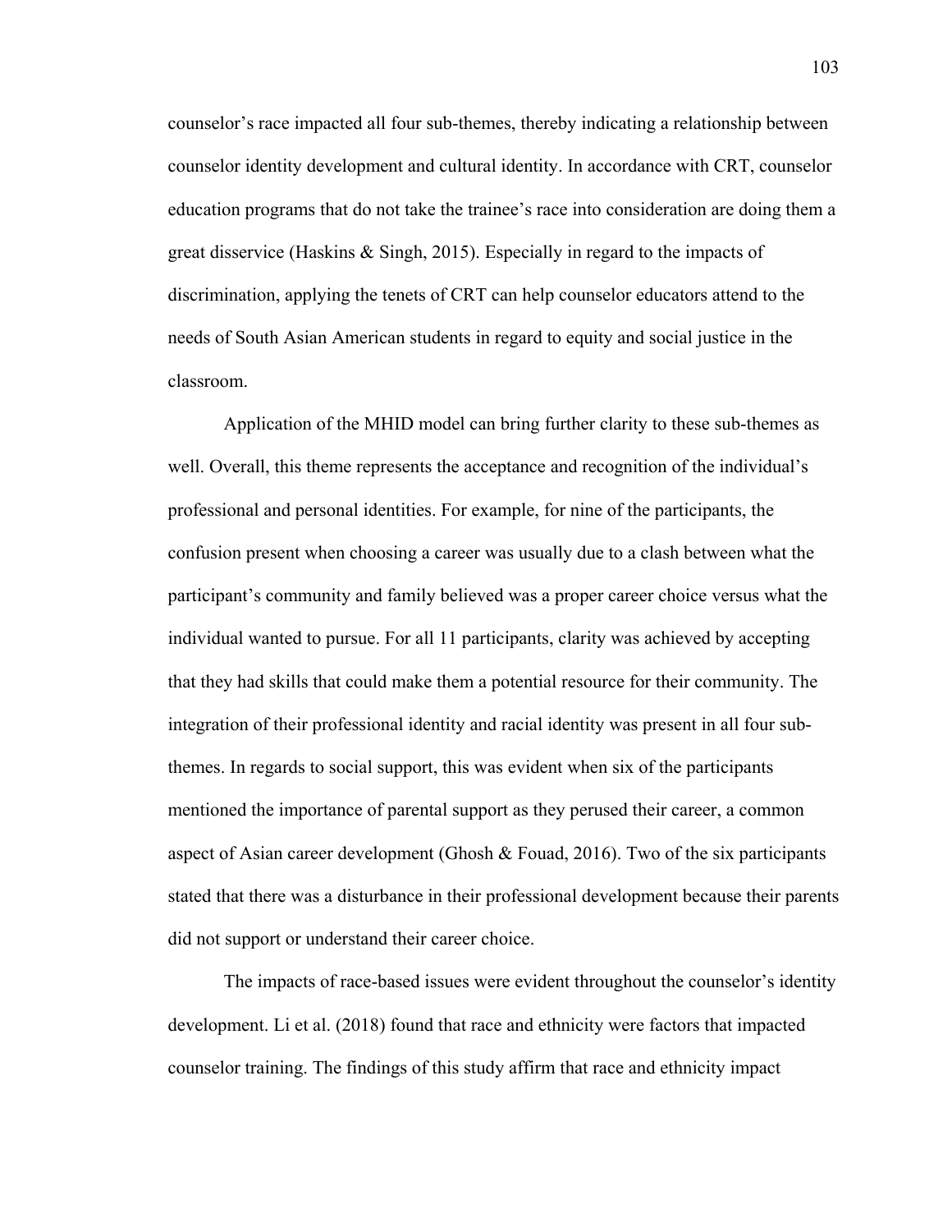counselor's race impacted all four sub-themes, thereby indicating a relationship between counselor identity development and cultural identity. In accordance with CRT, counselor education programs that do not take the trainee's race into consideration are doing them a great disservice (Haskins & Singh, 2015). Especially in regard to the impacts of discrimination, applying the tenets of CRT can help counselor educators attend to the needs of South Asian American students in regard to equity and social justice in the classroom.

Application of the MHID model can bring further clarity to these sub-themes as well. Overall, this theme represents the acceptance and recognition of the individual's professional and personal identities. For example, for nine of the participants, the confusion present when choosing a career was usually due to a clash between what the participant's community and family believed was a proper career choice versus what the individual wanted to pursue. For all 11 participants, clarity was achieved by accepting that they had skills that could make them a potential resource for their community. The integration of their professional identity and racial identity was present in all four sub-themes. In regards to social support, this was evident when six of the participants mentioned the importance of parental support as they perused their career, a common aspect of Asian career development (Ghosh & Fouad, 2016). Two of the six participants stated that there was a disturbance in their professional development because their parents did not support or understand their career choice.

The impacts of race-based issues were evident throughout the counselor's identity development. Li et al. (2018) found that race and ethnicity were factors that impacted counselor training. The findings of this study affirm that race and ethnicity impact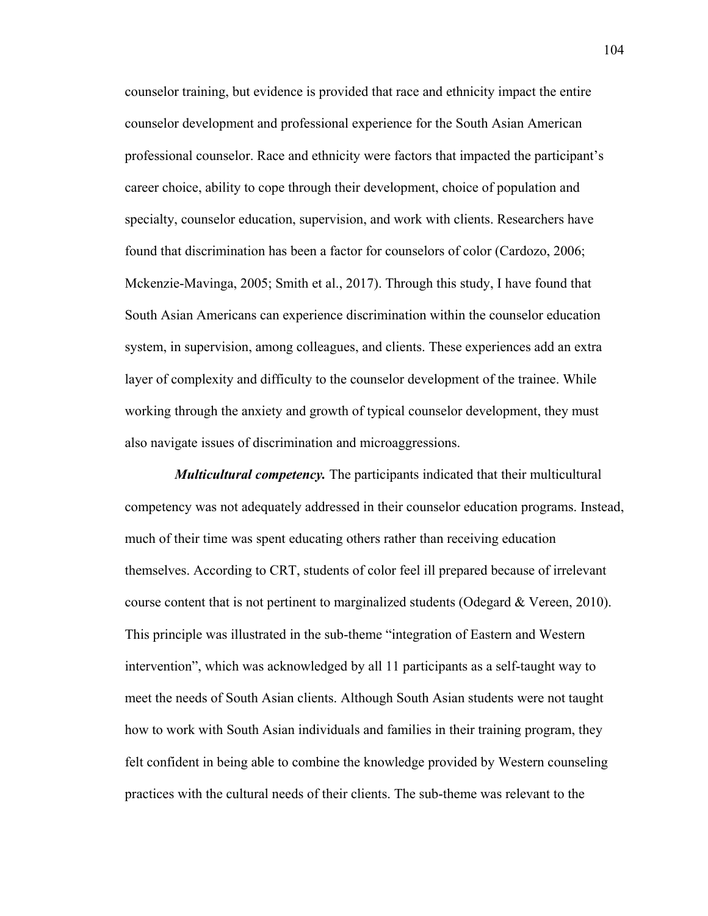counselor training, but evidence is provided that race and ethnicity impact the entire counselor development and professional experience for the South Asian American professional counselor. Race and ethnicity were factors that impacted the participant's career choice, ability to cope through their development, choice of population and specialty, counselor education, supervision, and work with clients. Researchers have found that discrimination has been a factor for counselors of color (Cardozo, 2006; Mckenzie-Mavinga, 2005; Smith et al., 2017). Through this study, I have found that South Asian Americans can experience discrimination within the counselor education system, in supervision, among colleagues, and clients. These experiences add an extra layer of complexity and difficulty to the counselor development of the trainee. While working through the anxiety and growth of typical counselor development, they must also navigate issues of discrimination and microaggressions.

***Multicultural competency.*** The participants indicated that their multicultural competency was not adequately addressed in their counselor education programs. Instead, much of their time was spent educating others rather than receiving education themselves. According to CRT, students of color feel ill prepared because of irrelevant course content that is not pertinent to marginalized students (Odegard & Vereen, 2010). This principle was illustrated in the sub-theme "integration of Eastern and Western intervention", which was acknowledged by all 11 participants as a self-taught way to meet the needs of South Asian clients. Although South Asian students were not taught how to work with South Asian individuals and families in their training program, they felt confident in being able to combine the knowledge provided by Western counseling practices with the cultural needs of their clients. The sub-theme was relevant to the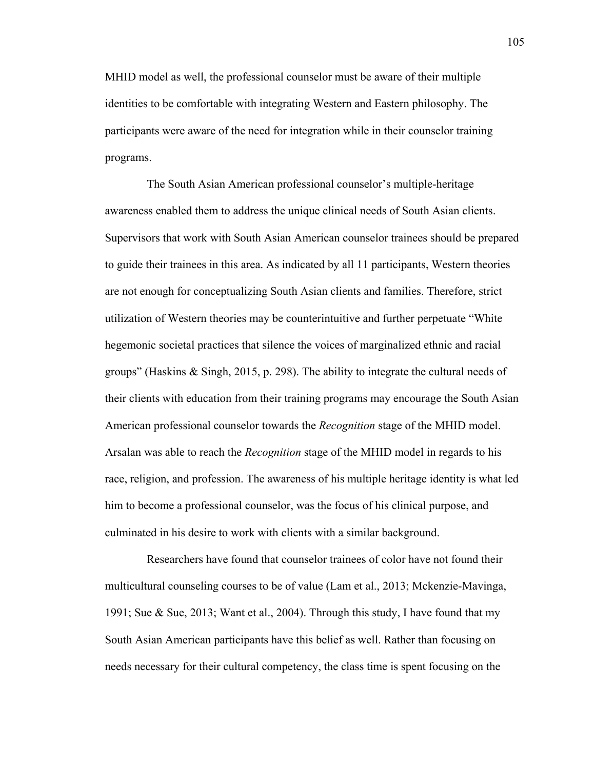MHID model as well, the professional counselor must be aware of their multiple identities to be comfortable with integrating Western and Eastern philosophy. The participants were aware of the need for integration while in their counselor training programs.

The South Asian American professional counselor's multiple-heritage awareness enabled them to address the unique clinical needs of South Asian clients. Supervisors that work with South Asian American counselor trainees should be prepared to guide their trainees in this area. As indicated by all 11 participants, Western theories are not enough for conceptualizing South Asian clients and families. Therefore, strict utilization of Western theories may be counterintuitive and further perpetuate "White hegemonic societal practices that silence the voices of marginalized ethnic and racial groups" (Haskins & Singh, 2015, p. 298). The ability to integrate the cultural needs of their clients with education from their training programs may encourage the South Asian American professional counselor towards the *Recognition* stage of the MHID model. Arsalan was able to reach the *Recognition* stage of the MHID model in regards to his race, religion, and profession. The awareness of his multiple heritage identity is what led him to become a professional counselor, was the focus of his clinical purpose, and culminated in his desire to work with clients with a similar background.

Researchers have found that counselor trainees of color have not found their multicultural counseling courses to be of value (Lam et al., 2013; Mckenzie-Mavinga, 1991; Sue & Sue, 2013; Want et al., 2004). Through this study, I have found that my South Asian American participants have this belief as well. Rather than focusing on needs necessary for their cultural competency, the class time is spent focusing on the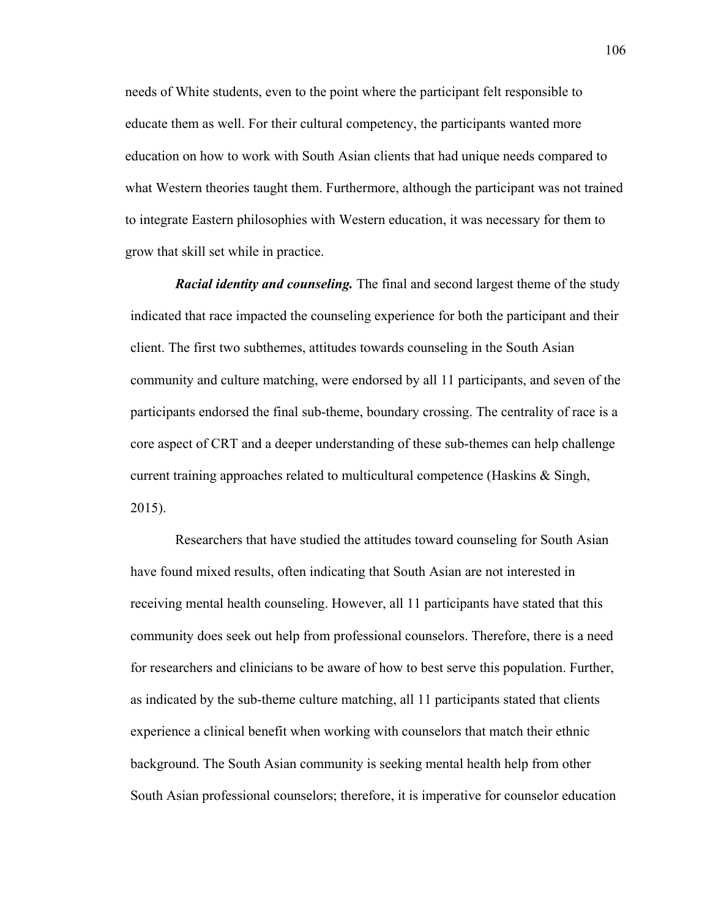needs of White students, even to the point where the participant felt responsible to educate them as well. For their cultural competency, the participants wanted more education on how to work with South Asian clients that had unique needs compared to what Western theories taught them. Furthermore, although the participant was not trained to integrate Eastern philosophies with Western education, it was necessary for them to grow that skill set while in practice.

***Racial identity and counseling.*** The final and second largest theme of the study indicated that race impacted the counseling experience for both the participant and their client. The first two subthemes, attitudes towards counseling in the South Asian community and culture matching, were endorsed by all 11 participants, and seven of the participants endorsed the final sub-theme, boundary crossing. The centrality of race is a core aspect of CRT and a deeper understanding of these sub-themes can help challenge current training approaches related to multicultural competence (Haskins & Singh, 2015).

Researchers that have studied the attitudes toward counseling for South Asian have found mixed results, often indicating that South Asian are not interested in receiving mental health counseling. However, all 11 participants have stated that this community does seek out help from professional counselors. Therefore, there is a need for researchers and clinicians to be aware of how to best serve this population. Further, as indicated by the sub-theme culture matching, all 11 participants stated that clients experience a clinical benefit when working with counselors that match their ethnic background. The South Asian community is seeking mental health help from other South Asian professional counselors; therefore, it is imperative for counselor education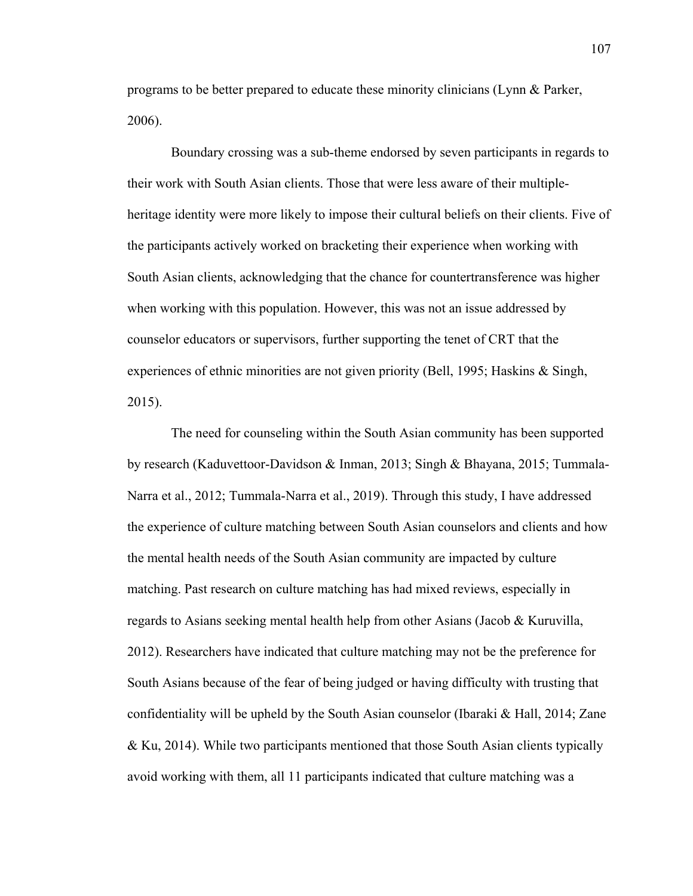programs to be better prepared to educate these minority clinicians (Lynn & Parker, 2006).

Boundary crossing was a sub-theme endorsed by seven participants in regards to their work with South Asian clients. Those that were less aware of their multiple-heritage identity were more likely to impose their cultural beliefs on their clients. Five of the participants actively worked on bracketing their experience when working with South Asian clients, acknowledging that the chance for countertransference was higher when working with this population. However, this was not an issue addressed by counselor educators or supervisors, further supporting the tenet of CRT that the experiences of ethnic minorities are not given priority (Bell, 1995; Haskins & Singh, 2015).

The need for counseling within the South Asian community has been supported by research (Kaduvettoor-Davidson & Inman, 2013; Singh & Bhayana, 2015; Tummala-Narra et al., 2012; Tummala-Narra et al., 2019). Through this study, I have addressed the experience of culture matching between South Asian counselors and clients and how the mental health needs of the South Asian community are impacted by culture matching. Past research on culture matching has had mixed reviews, especially in regards to Asians seeking mental health help from other Asians (Jacob & Kuruvilla, 2012). Researchers have indicated that culture matching may not be the preference for South Asians because of the fear of being judged or having difficulty with trusting that confidentiality will be upheld by the South Asian counselor (Ibaraki & Hall, 2014; Zane & Ku, 2014). While two participants mentioned that those South Asian clients typically avoid working with them, all 11 participants indicated that culture matching was a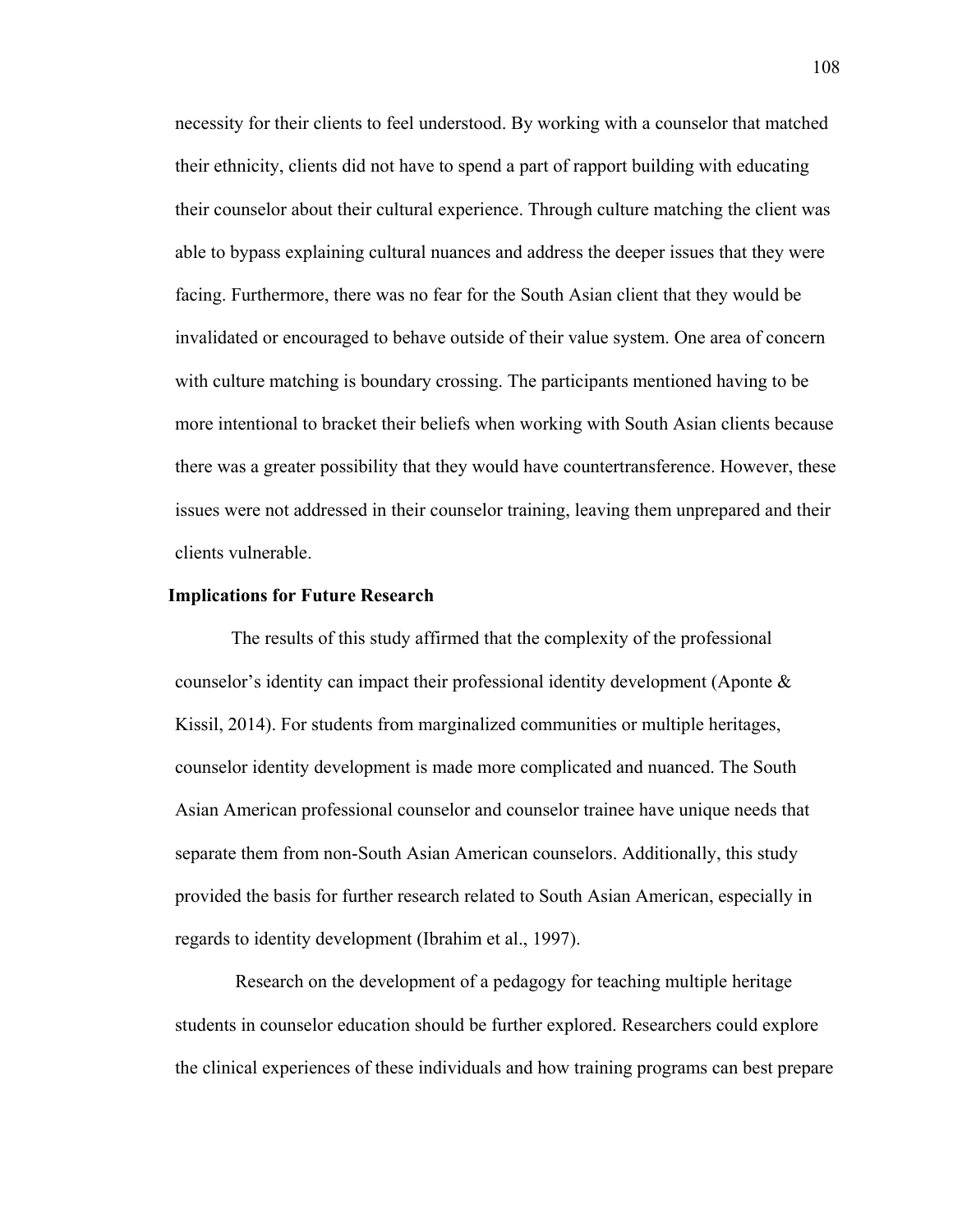necessity for their clients to feel understood. By working with a counselor that matched their ethnicity, clients did not have to spend a part of rapport building with educating their counselor about their cultural experience. Through culture matching the client was able to bypass explaining cultural nuances and address the deeper issues that they were facing. Furthermore, there was no fear for the South Asian client that they would be invalidated or encouraged to behave outside of their value system. One area of concern with culture matching is boundary crossing. The participants mentioned having to be more intentional to bracket their beliefs when working with South Asian clients because there was a greater possibility that they would have countertransference. However, these issues were not addressed in their counselor training, leaving them unprepared and their clients vulnerable.

## Implications for Future Research

The results of this study affirmed that the complexity of the professional counselor's identity can impact their professional identity development (Aponte & Kissil, 2014). For students from marginalized communities or multiple heritages, counselor identity development is made more complicated and nuanced. The South Asian American professional counselor and counselor trainee have unique needs that separate them from non-South Asian American counselors. Additionally, this study provided the basis for further research related to South Asian American, especially in regards to identity development (Ibrahim et al., 1997).

Research on the development of a pedagogy for teaching multiple heritage students in counselor education should be further explored. Researchers could explore the clinical experiences of these individuals and how training programs can best prepare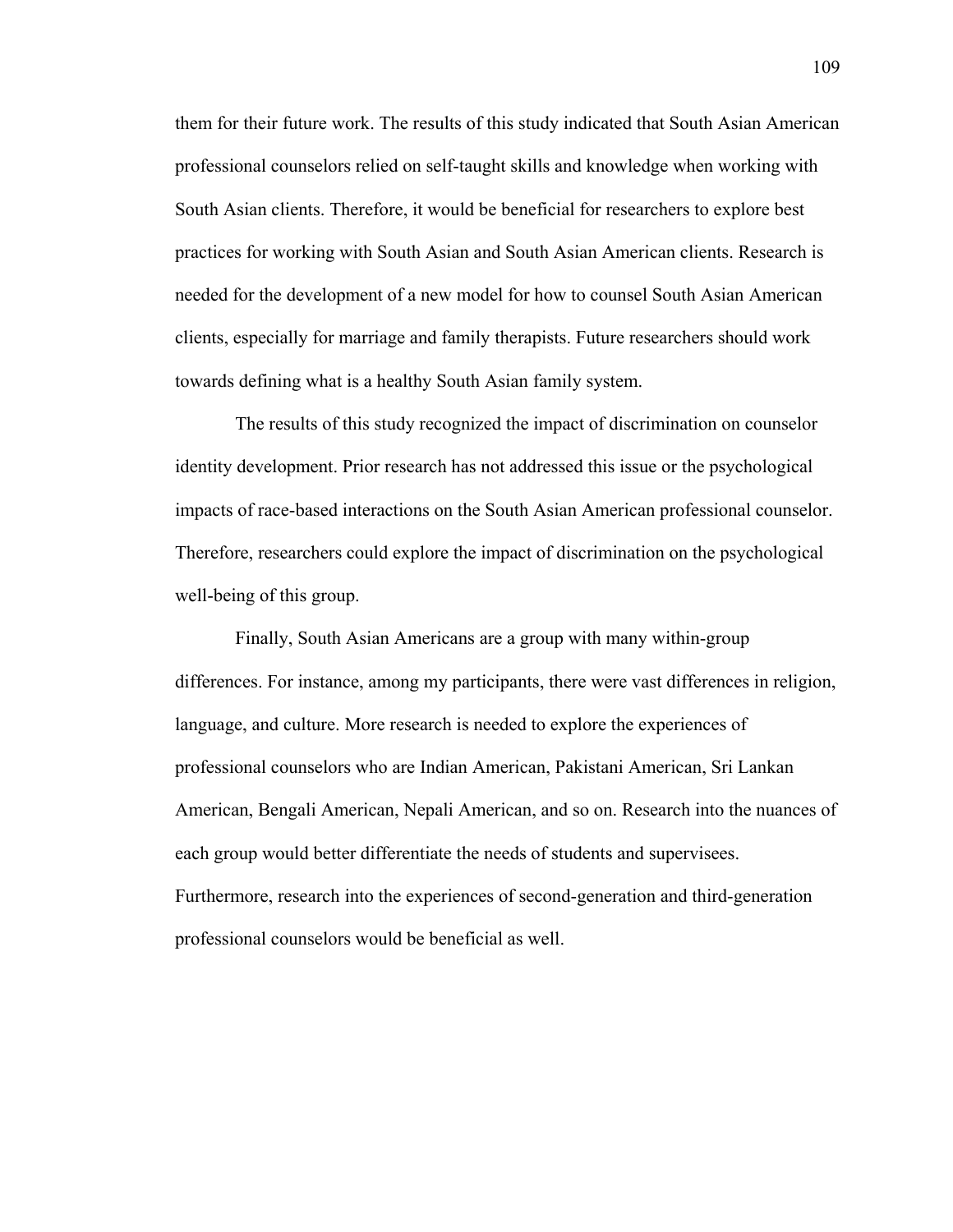them for their future work. The results of this study indicated that South Asian American professional counselors relied on self-taught skills and knowledge when working with South Asian clients. Therefore, it would be beneficial for researchers to explore best practices for working with South Asian and South Asian American clients. Research is needed for the development of a new model for how to counsel South Asian American clients, especially for marriage and family therapists. Future researchers should work towards defining what is a healthy South Asian family system.

The results of this study recognized the impact of discrimination on counselor identity development. Prior research has not addressed this issue or the psychological impacts of race-based interactions on the South Asian American professional counselor. Therefore, researchers could explore the impact of discrimination on the psychological well-being of this group.

Finally, South Asian Americans are a group with many within-group differences. For instance, among my participants, there were vast differences in religion, language, and culture. More research is needed to explore the experiences of professional counselors who are Indian American, Pakistani American, Sri Lankan American, Bengali American, Nepali American, and so on. Research into the nuances of each group would better differentiate the needs of students and supervisees. Furthermore, research into the experiences of second-generation and third-generation professional counselors would be beneficial as well.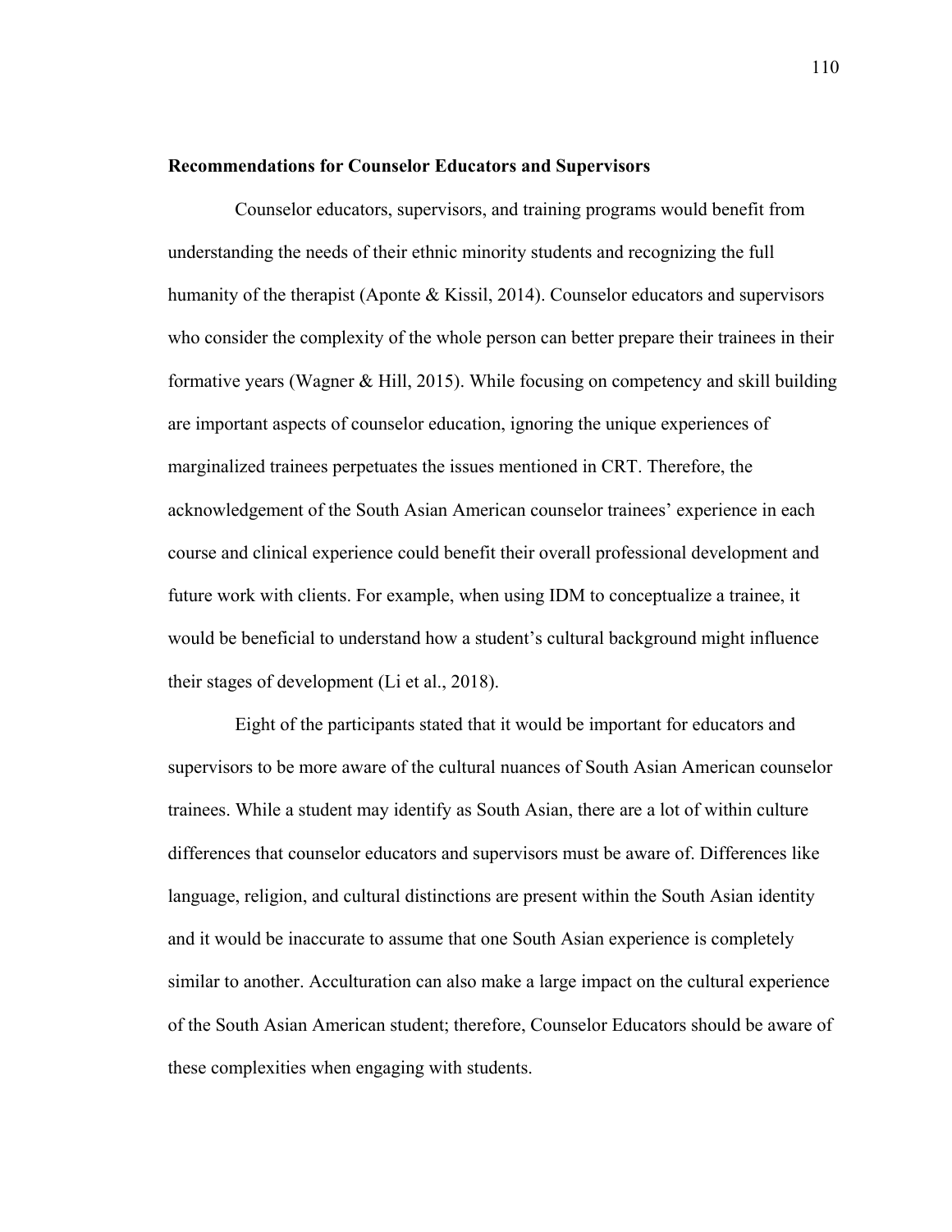**Recommendations for Counselor Educators and Supervisors**

Counselor educators, supervisors, and training programs would benefit from understanding the needs of their ethnic minority students and recognizing the full humanity of the therapist (Aponte & Kissil, 2014). Counselor educators and supervisors who consider the complexity of the whole person can better prepare their trainees in their formative years (Wagner & Hill, 2015). While focusing on competency and skill building are important aspects of counselor education, ignoring the unique experiences of marginalized trainees perpetuates the issues mentioned in CRT. Therefore, the acknowledgement of the South Asian American counselor trainees' experience in each course and clinical experience could benefit their overall professional development and future work with clients. For example, when using IDM to conceptualize a trainee, it would be beneficial to understand how a student's cultural background might influence their stages of development (Li et al., 2018).

Eight of the participants stated that it would be important for educators and supervisors to be more aware of the cultural nuances of South Asian American counselor trainees. While a student may identify as South Asian, there are a lot of within culture differences that counselor educators and supervisors must be aware of. Differences like language, religion, and cultural distinctions are present within the South Asian identity and it would be inaccurate to assume that one South Asian experience is completely similar to another. Acculturation can also make a large impact on the cultural experience of the South Asian American student; therefore, Counselor Educators should be aware of these complexities when engaging with students.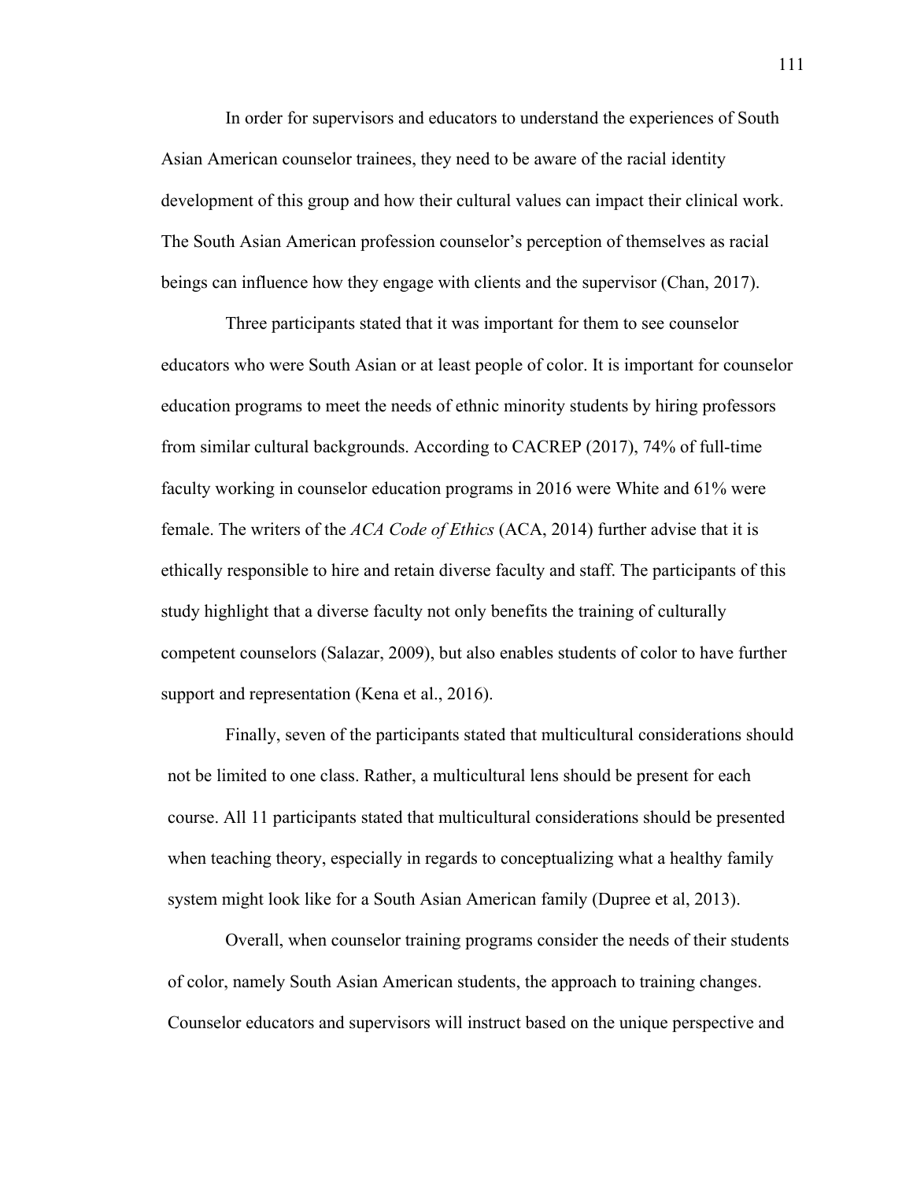In order for supervisors and educators to understand the experiences of South Asian American counselor trainees, they need to be aware of the racial identity development of this group and how their cultural values can impact their clinical work. The South Asian American profession counselor's perception of themselves as racial beings can influence how they engage with clients and the supervisor (Chan, 2017).

Three participants stated that it was important for them to see counselor educators who were South Asian or at least people of color. It is important for counselor education programs to meet the needs of ethnic minority students by hiring professors from similar cultural backgrounds. According to CACREP (2017), 74% of full-time faculty working in counselor education programs in 2016 were White and 61% were female. The writers of the *ACA Code of Ethics* (ACA, 2014) further advise that it is ethically responsible to hire and retain diverse faculty and staff. The participants of this study highlight that a diverse faculty not only benefits the training of culturally competent counselors (Salazar, 2009), but also enables students of color to have further support and representation (Kena et al., 2016).

Finally, seven of the participants stated that multicultural considerations should not be limited to one class. Rather, a multicultural lens should be present for each course. All 11 participants stated that multicultural considerations should be presented when teaching theory, especially in regards to conceptualizing what a healthy family system might look like for a South Asian American family (Dupree et al, 2013).

Overall, when counselor training programs consider the needs of their students of color, namely South Asian American students, the approach to training changes. Counselor educators and supervisors will instruct based on the unique perspective and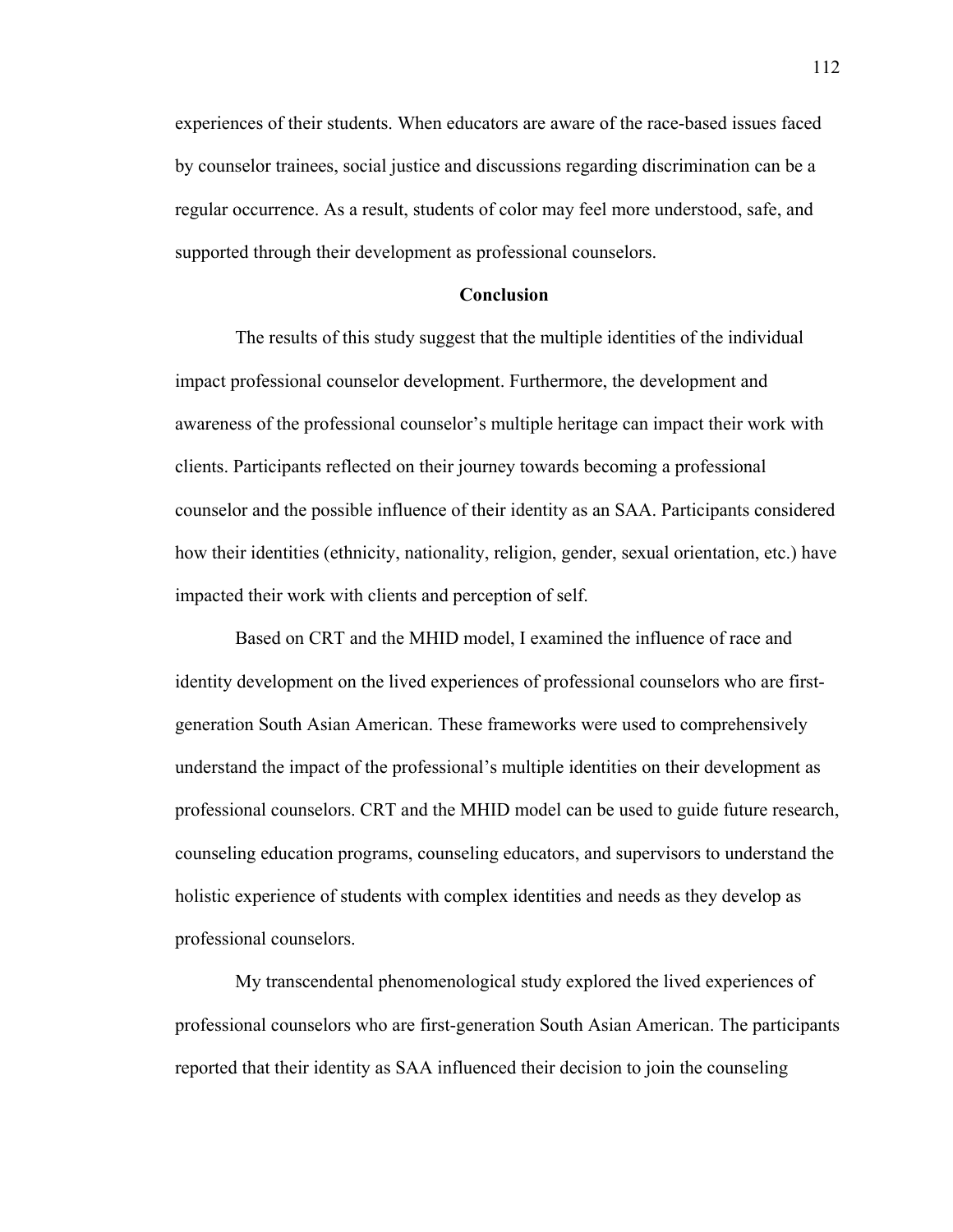experiences of their students. When educators are aware of the race-based issues faced by counselor trainees, social justice and discussions regarding discrimination can be a regular occurrence. As a result, students of color may feel more understood, safe, and supported through their development as professional counselors.

## Conclusion

The results of this study suggest that the multiple identities of the individual impact professional counselor development. Furthermore, the development and awareness of the professional counselor's multiple heritage can impact their work with clients. Participants reflected on their journey towards becoming a professional counselor and the possible influence of their identity as an SAA. Participants considered how their identities (ethnicity, nationality, religion, gender, sexual orientation, etc.) have impacted their work with clients and perception of self.

Based on CRT and the MHID model, I examined the influence of race and identity development on the lived experiences of professional counselors who are first-generation South Asian American. These frameworks were used to comprehensively understand the impact of the professional's multiple identities on their development as professional counselors. CRT and the MHID model can be used to guide future research, counseling education programs, counseling educators, and supervisors to understand the holistic experience of students with complex identities and needs as they develop as professional counselors.

My transcendental phenomenological study explored the lived experiences of professional counselors who are first-generation South Asian American. The participants reported that their identity as SAA influenced their decision to join the counseling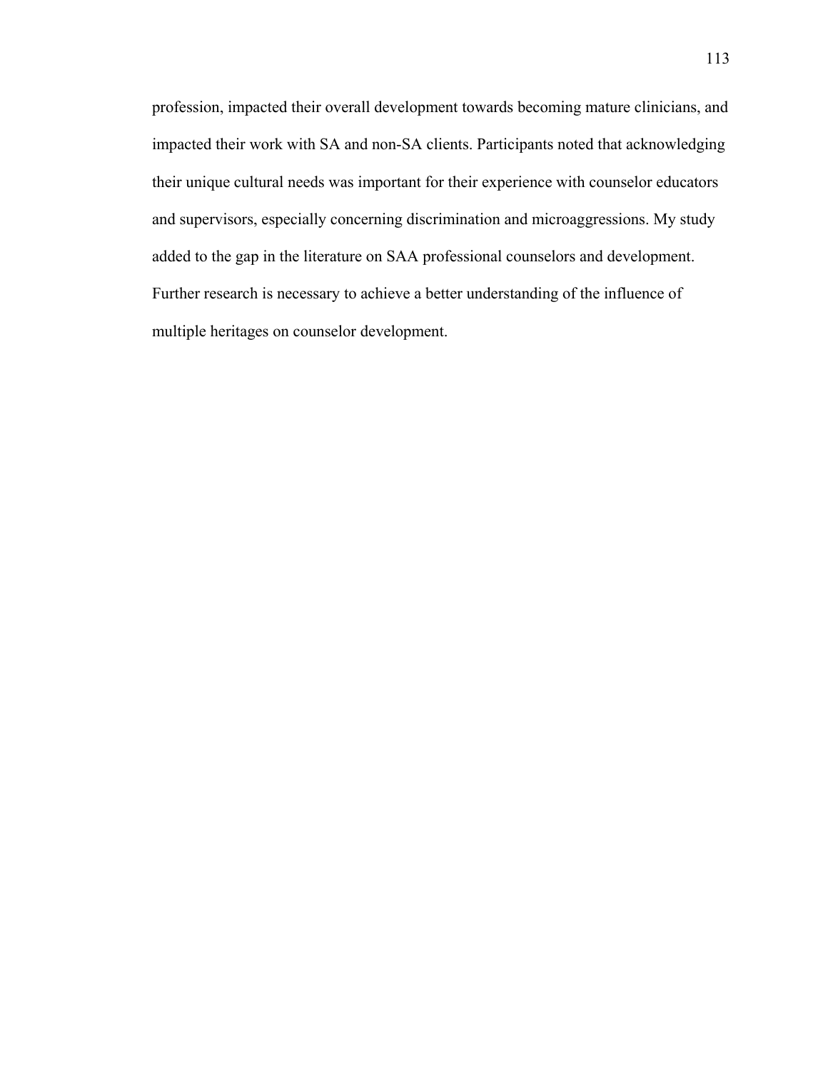profession, impacted their overall development towards becoming mature clinicians, and impacted their work with SA and non-SA clients. Participants noted that acknowledging their unique cultural needs was important for their experience with counselor educators and supervisors, especially concerning discrimination and microaggressions. My study added to the gap in the literature on SAA professional counselors and development. Further research is necessary to achieve a better understanding of the influence of multiple heritages on counselor development.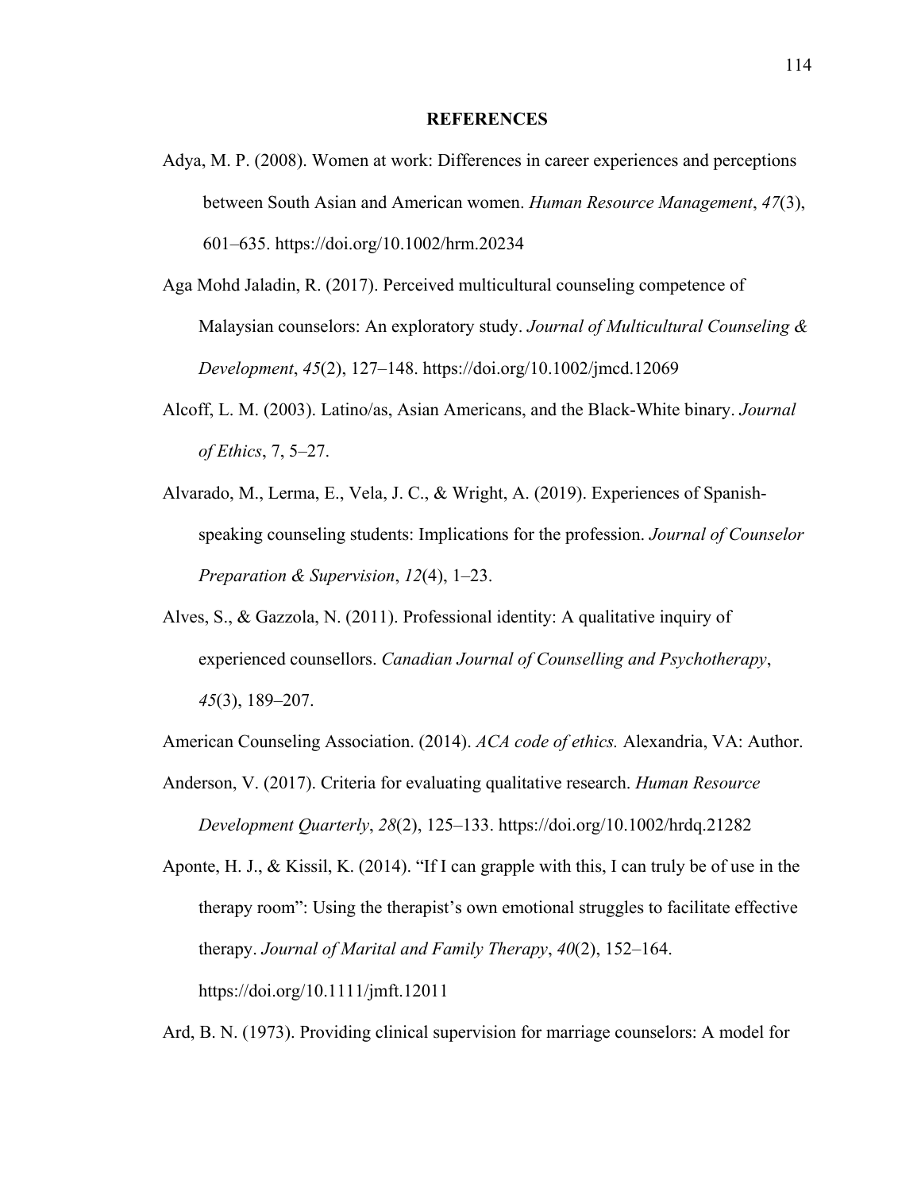# REFERENCES

Adya, M. P. (2008). Women at work: Differences in career experiences and perceptions between South Asian and American women. *Human Resource Management*, *47*(3), 601–635. https://doi.org/10.1002/hrm.20234

Aga Mohd Jaladin, R. (2017). Perceived multicultural counseling competence of Malaysian counselors: An exploratory study. *Journal of Multicultural Counseling & Development*, *45*(2), 127–148. https://doi.org/10.1002/jmcd.12069

Alcoff, L. M. (2003). Latino/as, Asian Americans, and the Black-White binary. *Journal of Ethics*, 7, 5–27.

Alvarado, M., Lerma, E., Vela, J. C., & Wright, A. (2019). Experiences of Spanish-speaking counseling students: Implications for the profession. *Journal of Counselor Preparation & Supervision*, *12*(4), 1–23.

Alves, S., & Gazzola, N. (2011). Professional identity: A qualitative inquiry of experienced counsellors. *Canadian Journal of Counselling and Psychotherapy*, *45*(3), 189–207.

American Counseling Association. (2014). *ACA code of ethics.* Alexandria, VA: Author.

Anderson, V. (2017). Criteria for evaluating qualitative research. *Human Resource Development Quarterly*, *28*(2), 125–133. https://doi.org/10.1002/hrdq.21282

Aponte, H. J., & Kissil, K. (2014). "If I can grapple with this, I can truly be of use in the therapy room": Using the therapist's own emotional struggles to facilitate effective therapy. *Journal of Marital and Family Therapy*, *40*(2), 152–164. https://doi.org/10.1111/jmft.12011

Ard, B. N. (1973). Providing clinical supervision for marriage counselors: A model for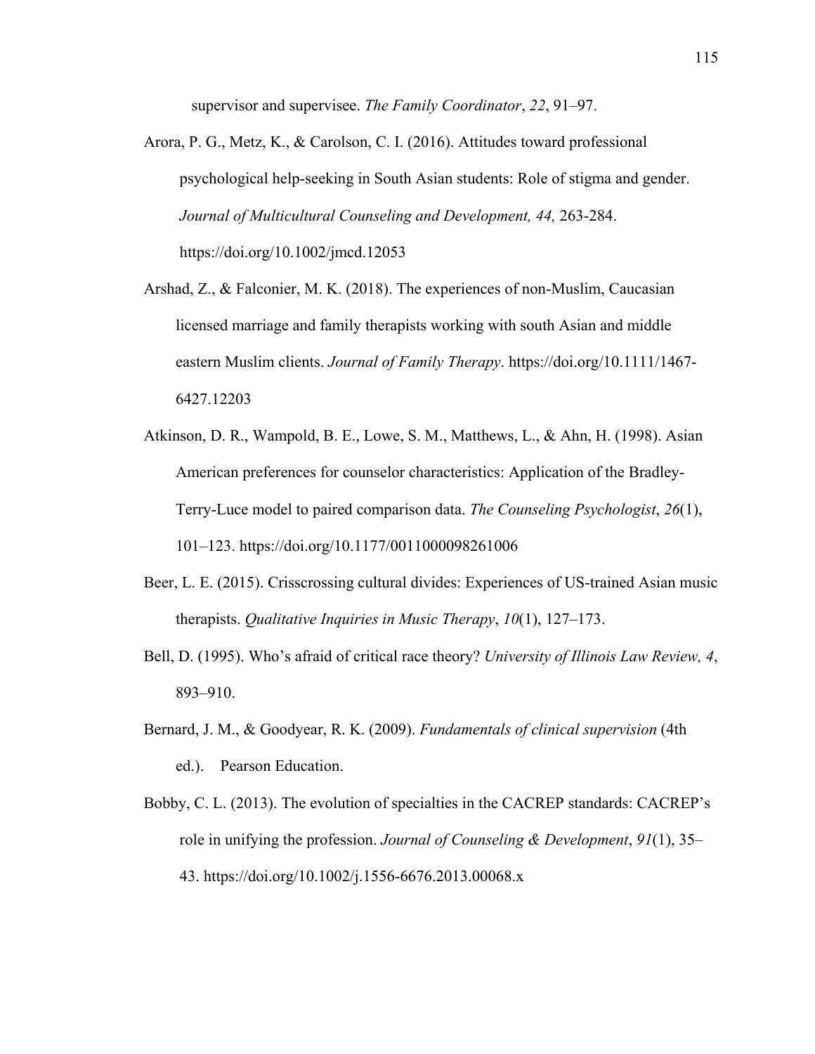supervisor and supervisee. *The Family Coordinator*, *22*, 91–97.

Arora, P. G., Metz, K., & Carolson, C. I. (2016). Attitudes toward professional psychological help-seeking in South Asian students: Role of stigma and gender. *Journal of Multicultural Counseling and Development, 44,* 263-284. https://doi.org/10.1002/jmcd.12053

Arshad, Z., & Falconier, M. K. (2018). The experiences of non-Muslim, Caucasian licensed marriage and family therapists working with south Asian and middle eastern Muslim clients. *Journal of Family Therapy*. https://doi.org/10.1111/1467-6427.12203

Atkinson, D. R., Wampold, B. E., Lowe, S. M., Matthews, L., & Ahn, H. (1998). Asian American preferences for counselor characteristics: Application of the Bradley-Terry-Luce model to paired comparison data. *The Counseling Psychologist*, *26*(1), 101–123. https://doi.org/10.1177/0011000098261006

Beer, L. E. (2015). Crisscrossing cultural divides: Experiences of US-trained Asian music therapists. *Qualitative Inquiries in Music Therapy*, *10*(1), 127–173.

Bell, D. (1995). Who's afraid of critical race theory? *University of Illinois Law Review, 4*, 893–910.

Bernard, J. M., & Goodyear, R. K. (2009). *Fundamentals of clinical supervision* (4th ed.). Pearson Education.

Bobby, C. L. (2013). The evolution of specialties in the CACREP standards: CACREP's role in unifying the profession. *Journal of Counseling & Development*, *91*(1), 35–43. https://doi.org/10.1002/j.1556-6676.2013.00068.x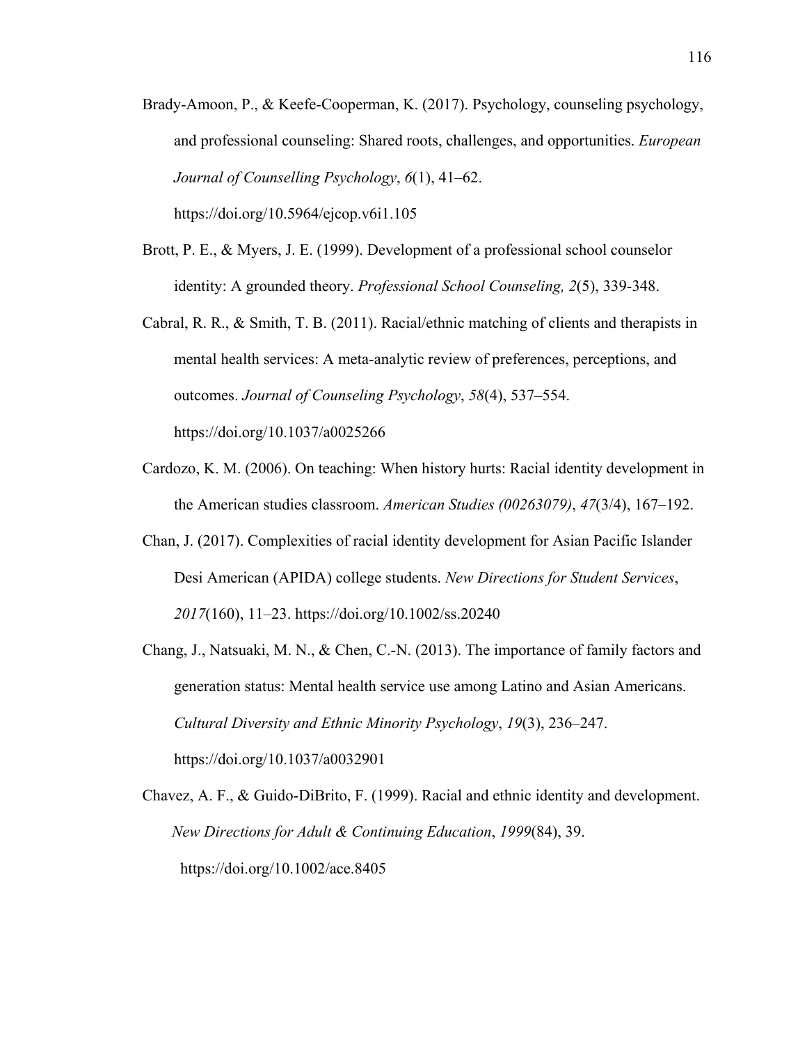Brady-Amoon, P., & Keefe-Cooperman, K. (2017). Psychology, counseling psychology, and professional counseling: Shared roots, challenges, and opportunities. *European Journal of Counselling Psychology*, *6*(1), 41–62. https://doi.org/10.5964/ejcop.v6i1.105

Brott, P. E., & Myers, J. E. (1999). Development of a professional school counselor identity: A grounded theory. *Professional School Counseling, 2*(5), 339-348.

Cabral, R. R., & Smith, T. B. (2011). Racial/ethnic matching of clients and therapists in mental health services: A meta-analytic review of preferences, perceptions, and outcomes. *Journal of Counseling Psychology*, *58*(4), 537–554. https://doi.org/10.1037/a0025266

Cardozo, K. M. (2006). On teaching: When history hurts: Racial identity development in the American studies classroom. *American Studies (00263079)*, *47*(3/4), 167–192.

Chan, J. (2017). Complexities of racial identity development for Asian Pacific Islander Desi American (APIDA) college students. *New Directions for Student Services*, *2017*(160), 11–23. https://doi.org/10.1002/ss.20240

Chang, J., Natsuaki, M. N., & Chen, C.-N. (2013). The importance of family factors and generation status: Mental health service use among Latino and Asian Americans. *Cultural Diversity and Ethnic Minority Psychology*, *19*(3), 236–247. https://doi.org/10.1037/a0032901

Chavez, A. F., & Guido-DiBrito, F. (1999). Racial and ethnic identity and development. *New Directions for Adult & Continuing Education*, *1999*(84), 39. https://doi.org/10.1002/ace.8405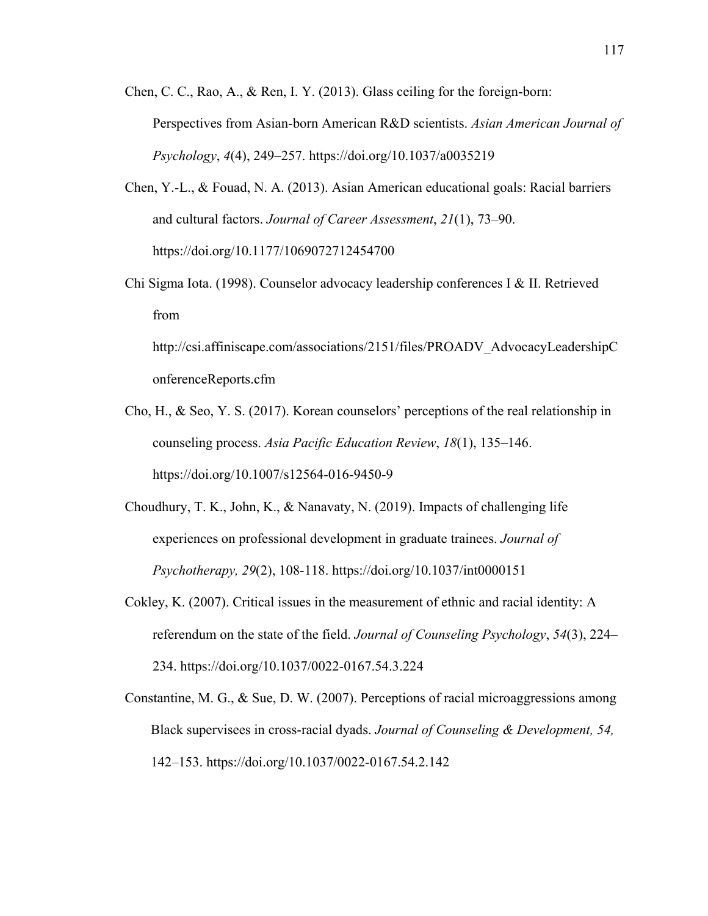Chen, C. C., Rao, A., & Ren, I. Y. (2013). Glass ceiling for the foreign-born: Perspectives from Asian-born American R&D scientists. *Asian American Journal of Psychology*, *4*(4), 249–257. https://doi.org/10.1037/a0035219

Chen, Y.-L., & Fouad, N. A. (2013). Asian American educational goals: Racial barriers and cultural factors. *Journal of Career Assessment*, *21*(1), 73–90. https://doi.org/10.1177/1069072712454700

Chi Sigma Iota. (1998). Counselor advocacy leadership conferences I & II. Retrieved from http://csi.affiniscape.com/associations/2151/files/PROADV_AdvocacyLeadershipConferenceReports.cfm

Cho, H., & Seo, Y. S. (2017). Korean counselors' perceptions of the real relationship in counseling process. *Asia Pacific Education Review*, *18*(1), 135–146. https://doi.org/10.1007/s12564-016-9450-9

Choudhury, T. K., John, K., & Nanavaty, N. (2019). Impacts of challenging life experiences on professional development in graduate trainees. *Journal of Psychotherapy, 29*(2), 108-118. https://doi.org/10.1037/int0000151

Cokley, K. (2007). Critical issues in the measurement of ethnic and racial identity: A referendum on the state of the field. *Journal of Counseling Psychology*, *54*(3), 224–234. https://doi.org/10.1037/0022-0167.54.3.224

Constantine, M. G., & Sue, D. W. (2007). Perceptions of racial microaggressions among Black supervisees in cross-racial dyads. *Journal of Counseling & Development, 54,* 142–153. https://doi.org/10.1037/0022-0167.54.2.142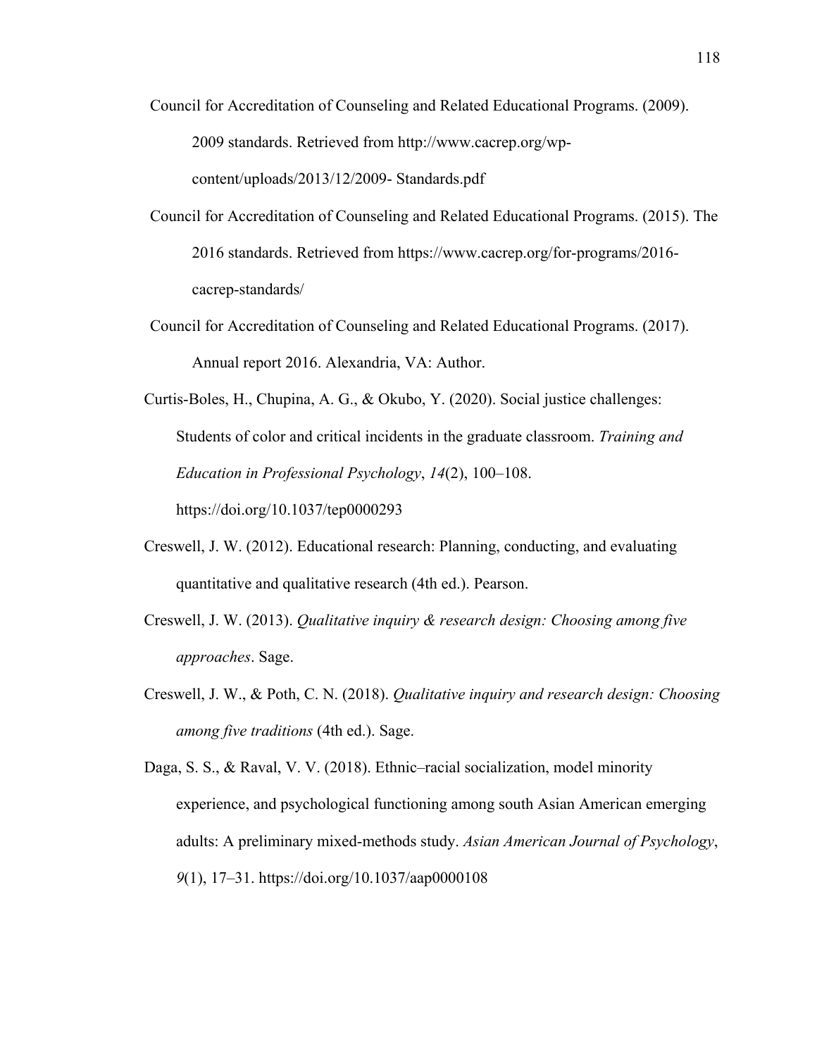Council for Accreditation of Counseling and Related Educational Programs. (2009). 2009 standards. Retrieved from http://www.cacrep.org/wp-content/uploads/2013/12/2009- Standards.pdf

Council for Accreditation of Counseling and Related Educational Programs. (2015). The 2016 standards. Retrieved from https://www.cacrep.org/for-programs/2016-cacrep-standards/

Council for Accreditation of Counseling and Related Educational Programs. (2017). Annual report 2016. Alexandria, VA: Author.

Curtis-Boles, H., Chupina, A. G., & Okubo, Y. (2020). Social justice challenges: Students of color and critical incidents in the graduate classroom. *Training and Education in Professional Psychology*, *14*(2), 100–108. https://doi.org/10.1037/tep0000293

Creswell, J. W. (2012). Educational research: Planning, conducting, and evaluating quantitative and qualitative research (4th ed.). Pearson.

Creswell, J. W. (2013). *Qualitative inquiry & research design: Choosing among five approaches*. Sage.

Creswell, J. W., & Poth, C. N. (2018). *Qualitative inquiry and research design: Choosing among five traditions* (4th ed.). Sage.

Daga, S. S., & Raval, V. V. (2018). Ethnic–racial socialization, model minority experience, and psychological functioning among south Asian American emerging adults: A preliminary mixed-methods study. *Asian American Journal of Psychology*, *9*(1), 17–31. https://doi.org/10.1037/aap0000108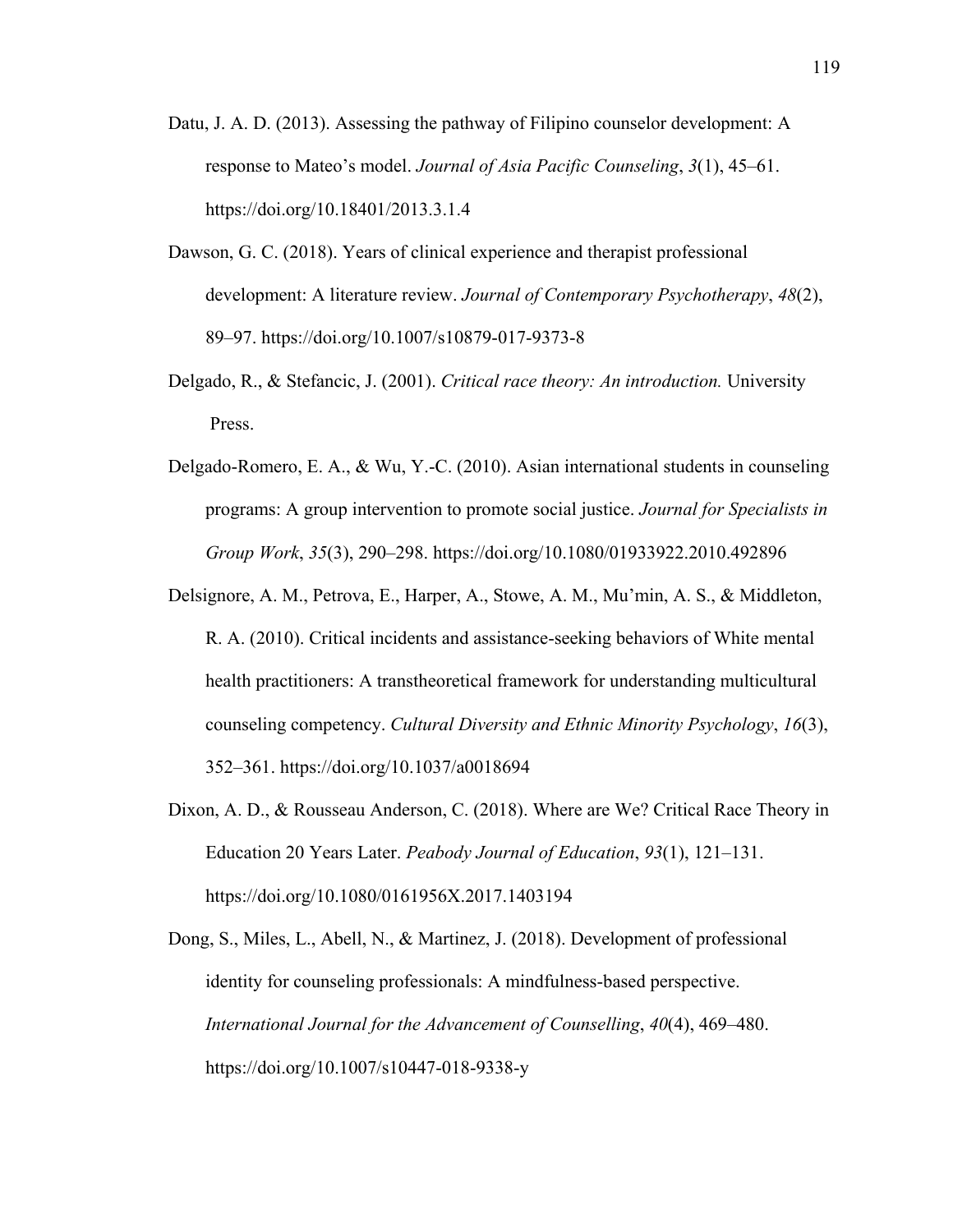Datu, J. A. D. (2013). Assessing the pathway of Filipino counselor development: A response to Mateo's model. *Journal of Asia Pacific Counseling*, *3*(1), 45–61. https://doi.org/10.18401/2013.3.1.4

Dawson, G. C. (2018). Years of clinical experience and therapist professional development: A literature review. *Journal of Contemporary Psychotherapy*, *48*(2), 89–97. https://doi.org/10.1007/s10879-017-9373-8

Delgado, R., & Stefancic, J. (2001). *Critical race theory: An introduction.* University Press.

Delgado-Romero, E. A., & Wu, Y.-C. (2010). Asian international students in counseling programs: A group intervention to promote social justice. *Journal for Specialists in Group Work*, *35*(3), 290–298. https://doi.org/10.1080/01933922.2010.492896

Delsignore, A. M., Petrova, E., Harper, A., Stowe, A. M., Mu'min, A. S., & Middleton, R. A. (2010). Critical incidents and assistance-seeking behaviors of White mental health practitioners: A transtheoretical framework for understanding multicultural counseling competency. *Cultural Diversity and Ethnic Minority Psychology*, *16*(3), 352–361. https://doi.org/10.1037/a0018694

Dixon, A. D., & Rousseau Anderson, C. (2018). Where are We? Critical Race Theory in Education 20 Years Later. *Peabody Journal of Education*, *93*(1), 121–131. https://doi.org/10.1080/0161956X.2017.1403194

Dong, S., Miles, L., Abell, N., & Martinez, J. (2018). Development of professional identity for counseling professionals: A mindfulness-based perspective. *International Journal for the Advancement of Counselling*, *40*(4), 469–480. https://doi.org/10.1007/s10447-018-9338-y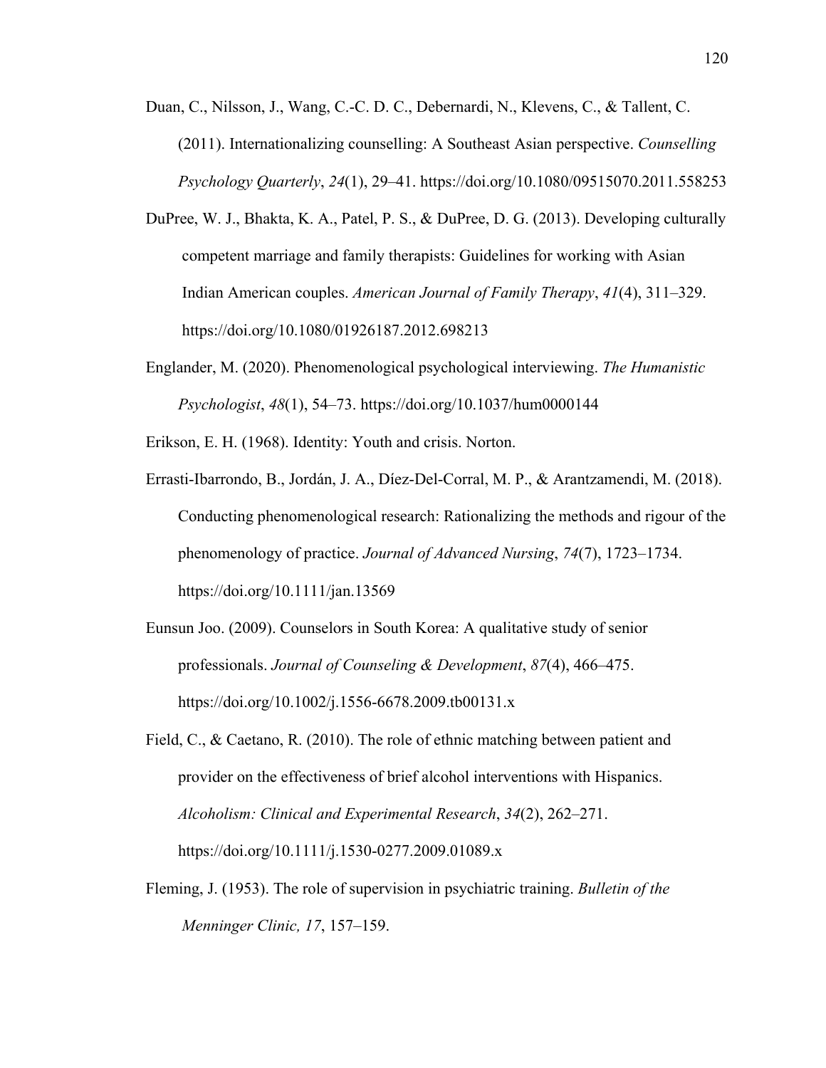Duan, C., Nilsson, J., Wang, C.-C. D. C., Debernardi, N., Klevens, C., & Tallent, C. (2011). Internationalizing counselling: A Southeast Asian perspective. *Counselling Psychology Quarterly*, *24*(1), 29–41. https://doi.org/10.1080/09515070.2011.558253

DuPree, W. J., Bhakta, K. A., Patel, P. S., & DuPree, D. G. (2013). Developing culturally competent marriage and family therapists: Guidelines for working with Asian Indian American couples. *American Journal of Family Therapy*, *41*(4), 311–329. https://doi.org/10.1080/01926187.2012.698213

Englander, M. (2020). Phenomenological psychological interviewing. *The Humanistic Psychologist*, *48*(1), 54–73. https://doi.org/10.1037/hum0000144

Erikson, E. H. (1968). Identity: Youth and crisis. Norton.

Errasti-Ibarrondo, B., Jordán, J. A., Díez-Del-Corral, M. P., & Arantzamendi, M. (2018). Conducting phenomenological research: Rationalizing the methods and rigour of the phenomenology of practice. *Journal of Advanced Nursing*, *74*(7), 1723–1734. https://doi.org/10.1111/jan.13569

Eunsun Joo. (2009). Counselors in South Korea: A qualitative study of senior professionals. *Journal of Counseling & Development*, *87*(4), 466–475. https://doi.org/10.1002/j.1556-6678.2009.tb00131.x

Field, C., & Caetano, R. (2010). The role of ethnic matching between patient and provider on the effectiveness of brief alcohol interventions with Hispanics. *Alcoholism: Clinical and Experimental Research*, *34*(2), 262–271. https://doi.org/10.1111/j.1530-0277.2009.01089.x

Fleming, J. (1953). The role of supervision in psychiatric training. *Bulletin of the Menninger Clinic, 17*, 157–159.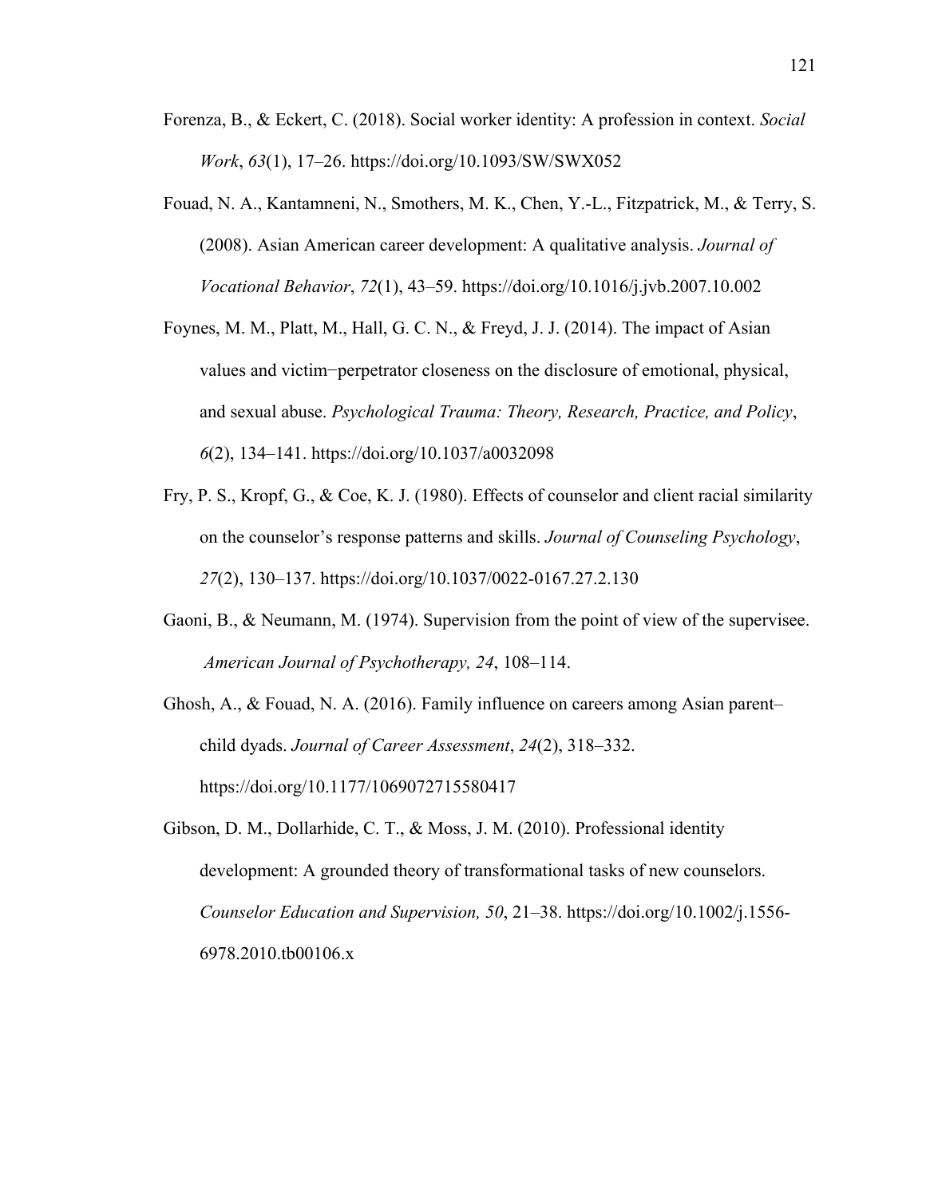Forenza, B., & Eckert, C. (2018). Social worker identity: A profession in context. *Social Work*, *63*(1), 17–26. https://doi.org/10.1093/SW/SWX052

Fouad, N. A., Kantamneni, N., Smothers, M. K., Chen, Y.-L., Fitzpatrick, M., & Terry, S. (2008). Asian American career development: A qualitative analysis. *Journal of Vocational Behavior*, *72*(1), 43–59. https://doi.org/10.1016/j.jvb.2007.10.002

Foynes, M. M., Platt, M., Hall, G. C. N., & Freyd, J. J. (2014). The impact of Asian values and victim−perpetrator closeness on the disclosure of emotional, physical, and sexual abuse. *Psychological Trauma: Theory, Research, Practice, and Policy*, *6*(2), 134–141. https://doi.org/10.1037/a0032098

Fry, P. S., Kropf, G., & Coe, K. J. (1980). Effects of counselor and client racial similarity on the counselor's response patterns and skills. *Journal of Counseling Psychology*, *27*(2), 130–137. https://doi.org/10.1037/0022-0167.27.2.130

Gaoni, B., & Neumann, M. (1974). Supervision from the point of view of the supervisee. *American Journal of Psychotherapy, 24*, 108–114.

Ghosh, A., & Fouad, N. A. (2016). Family influence on careers among Asian parent–child dyads. *Journal of Career Assessment*, *24*(2), 318–332. https://doi.org/10.1177/1069072715580417

Gibson, D. M., Dollarhide, C. T., & Moss, J. M. (2010). Professional identity development: A grounded theory of transformational tasks of new counselors. *Counselor Education and Supervision, 50*, 21–38. https://doi.org/10.1002/j.1556-6978.2010.tb00106.x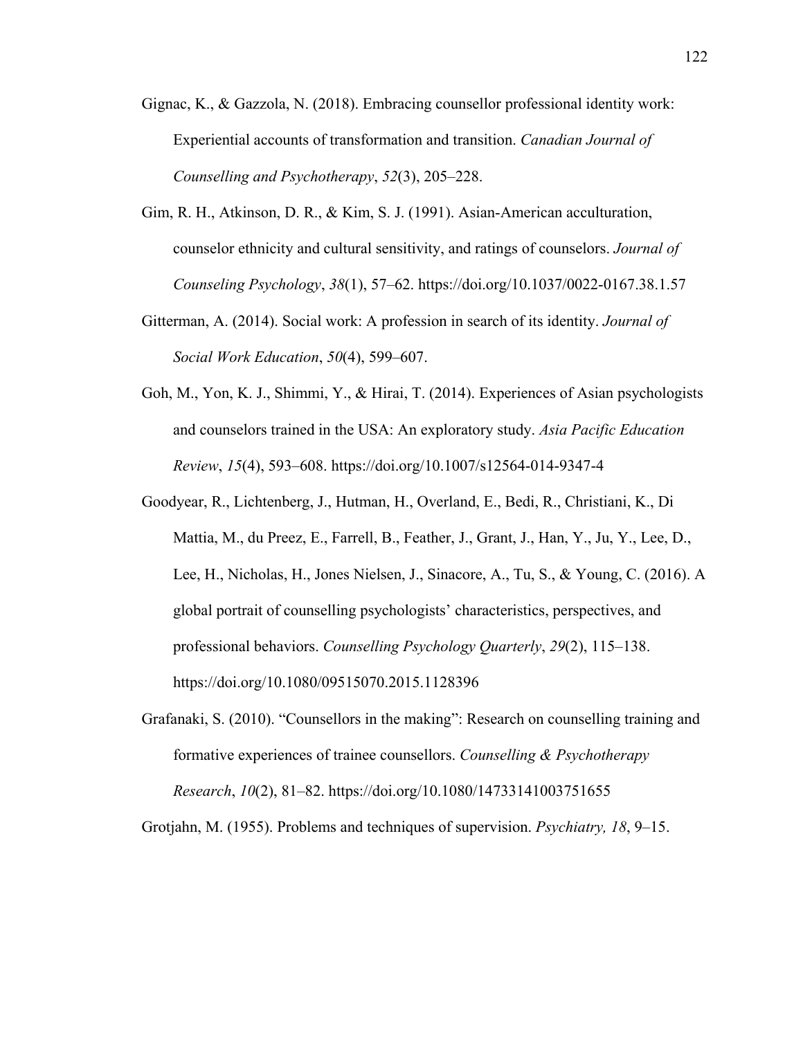Gignac, K., & Gazzola, N. (2018). Embracing counsellor professional identity work: Experiential accounts of transformation and transition. *Canadian Journal of Counselling and Psychotherapy*, *52*(3), 205–228.

Gim, R. H., Atkinson, D. R., & Kim, S. J. (1991). Asian-American acculturation, counselor ethnicity and cultural sensitivity, and ratings of counselors. *Journal of Counseling Psychology*, *38*(1), 57–62. https://doi.org/10.1037/0022-0167.38.1.57

Gitterman, A. (2014). Social work: A profession in search of its identity. *Journal of Social Work Education*, *50*(4), 599–607.

Goh, M., Yon, K. J., Shimmi, Y., & Hirai, T. (2014). Experiences of Asian psychologists and counselors trained in the USA: An exploratory study. *Asia Pacific Education Review*, *15*(4), 593–608. https://doi.org/10.1007/s12564-014-9347-4

Goodyear, R., Lichtenberg, J., Hutman, H., Overland, E., Bedi, R., Christiani, K., Di Mattia, M., du Preez, E., Farrell, B., Feather, J., Grant, J., Han, Y., Ju, Y., Lee, D., Lee, H., Nicholas, H., Jones Nielsen, J., Sinacore, A., Tu, S., & Young, C. (2016). A global portrait of counselling psychologists' characteristics, perspectives, and professional behaviors. *Counselling Psychology Quarterly*, *29*(2), 115–138. https://doi.org/10.1080/09515070.2015.1128396

Grafanaki, S. (2010). "Counsellors in the making": Research on counselling training and formative experiences of trainee counsellors. *Counselling & Psychotherapy Research*, *10*(2), 81–82. https://doi.org/10.1080/14733141003751655

Grotjahn, M. (1955). Problems and techniques of supervision. *Psychiatry, 18*, 9–15.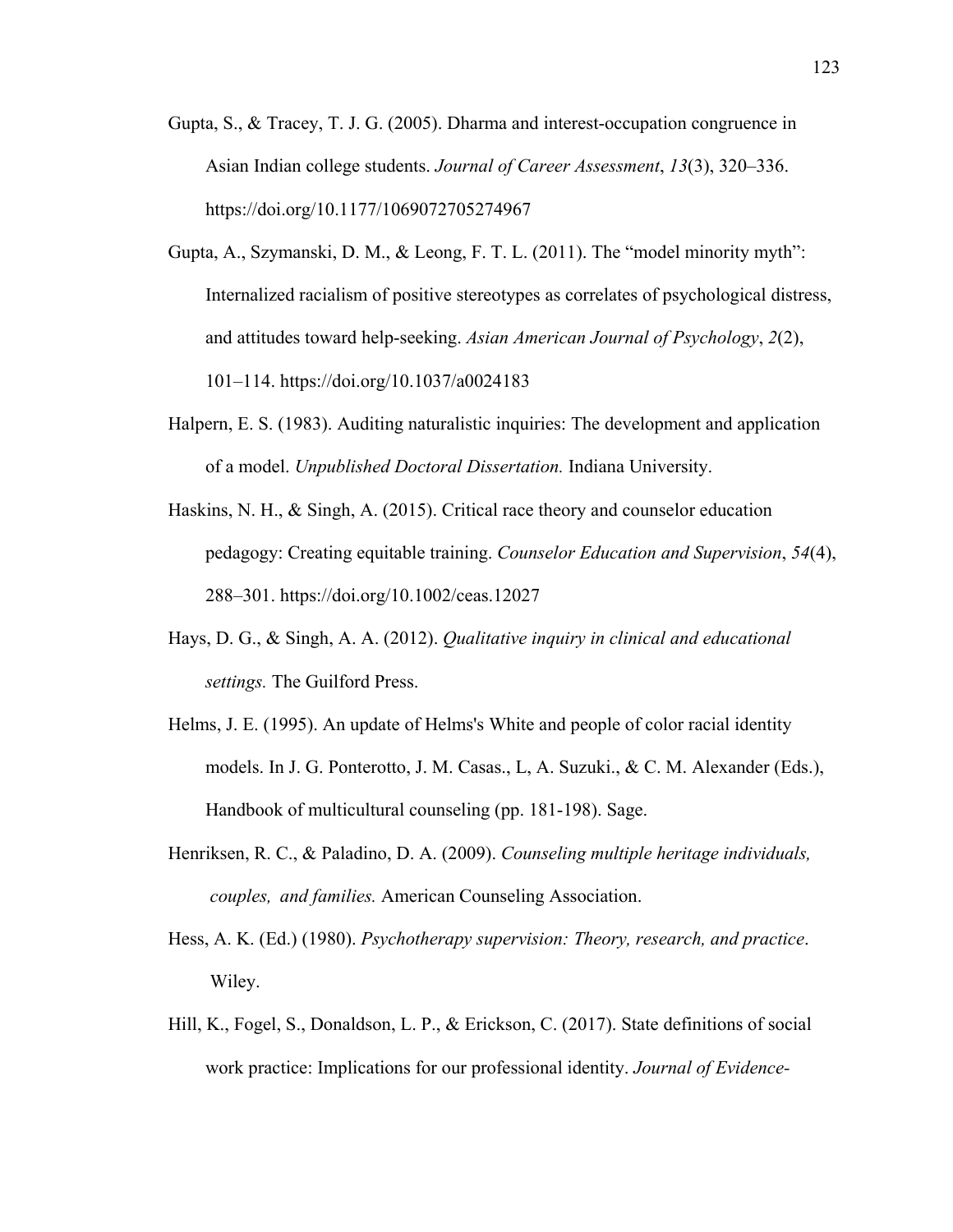Gupta, S., & Tracey, T. J. G. (2005). Dharma and interest-occupation congruence in Asian Indian college students. *Journal of Career Assessment*, *13*(3), 320–336. https://doi.org/10.1177/1069072705274967

Gupta, A., Szymanski, D. M., & Leong, F. T. L. (2011). The "model minority myth": Internalized racialism of positive stereotypes as correlates of psychological distress, and attitudes toward help-seeking. *Asian American Journal of Psychology*, *2*(2), 101–114. https://doi.org/10.1037/a0024183

Halpern, E. S. (1983). Auditing naturalistic inquiries: The development and application of a model. *Unpublished Doctoral Dissertation.* Indiana University.

Haskins, N. H., & Singh, A. (2015). Critical race theory and counselor education pedagogy: Creating equitable training. *Counselor Education and Supervision*, *54*(4), 288–301. https://doi.org/10.1002/ceas.12027

Hays, D. G., & Singh, A. A. (2012). *Qualitative inquiry in clinical and educational settings.* The Guilford Press.

Helms, J. E. (1995). An update of Helms's White and people of color racial identity models. In J. G. Ponterotto, J. M. Casas., L, A. Suzuki., & C. M. Alexander (Eds.), Handbook of multicultural counseling (pp. 181-198). Sage.

Henriksen, R. C., & Paladino, D. A. (2009). *Counseling multiple heritage individuals, couples, and families.* American Counseling Association.

Hess, A. K. (Ed.) (1980). *Psychotherapy supervision: Theory, research, and practice*. Wiley.

Hill, K., Fogel, S., Donaldson, L. P., & Erickson, C. (2017). State definitions of social work practice: Implications for our professional identity. *Journal of Evidence-*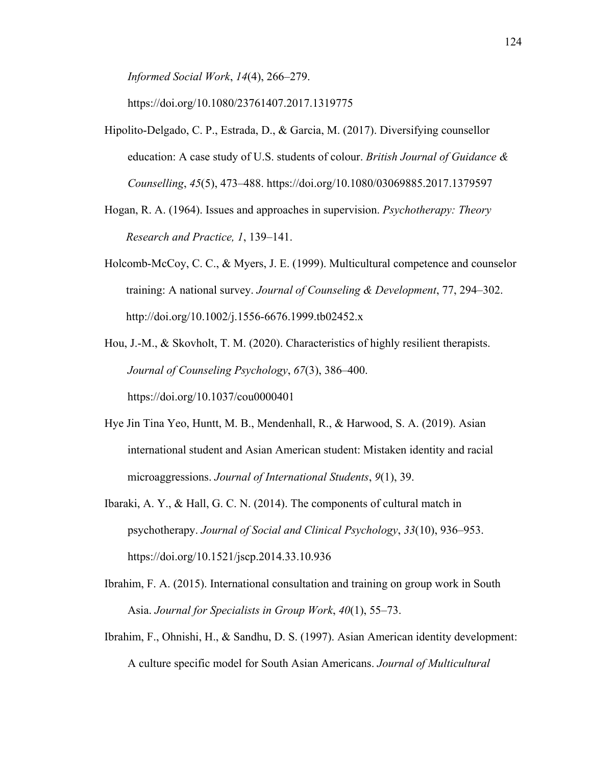*Informed Social Work*, *14*(4), 266–279. https://doi.org/10.1080/23761407.2017.1319775

Hipolito-Delgado, C. P., Estrada, D., & Garcia, M. (2017). Diversifying counsellor education: A case study of U.S. students of colour. *British Journal of Guidance & Counselling*, *45*(5), 473–488. https://doi.org/10.1080/03069885.2017.1379597

Hogan, R. A. (1964). Issues and approaches in supervision. *Psychotherapy: Theory Research and Practice, 1*, 139–141.

Holcomb-McCoy, C. C., & Myers, J. E. (1999). Multicultural competence and counselor training: A national survey. *Journal of Counseling & Development*, 77, 294–302. http://doi.org/10.1002/j.1556-6676.1999.tb02452.x

Hou, J.-M., & Skovholt, T. M. (2020). Characteristics of highly resilient therapists. *Journal of Counseling Psychology*, *67*(3), 386–400. https://doi.org/10.1037/cou0000401

Hye Jin Tina Yeo, Huntt, M. B., Mendenhall, R., & Harwood, S. A. (2019). Asian international student and Asian American student: Mistaken identity and racial microaggressions. *Journal of International Students*, *9*(1), 39.

Ibaraki, A. Y., & Hall, G. C. N. (2014). The components of cultural match in psychotherapy. *Journal of Social and Clinical Psychology*, *33*(10), 936–953. https://doi.org/10.1521/jscp.2014.33.10.936

Ibrahim, F. A. (2015). International consultation and training on group work in South Asia. *Journal for Specialists in Group Work*, *40*(1), 55–73.

Ibrahim, F., Ohnishi, H., & Sandhu, D. S. (1997). Asian American identity development: A culture specific model for South Asian Americans. *Journal of Multicultural*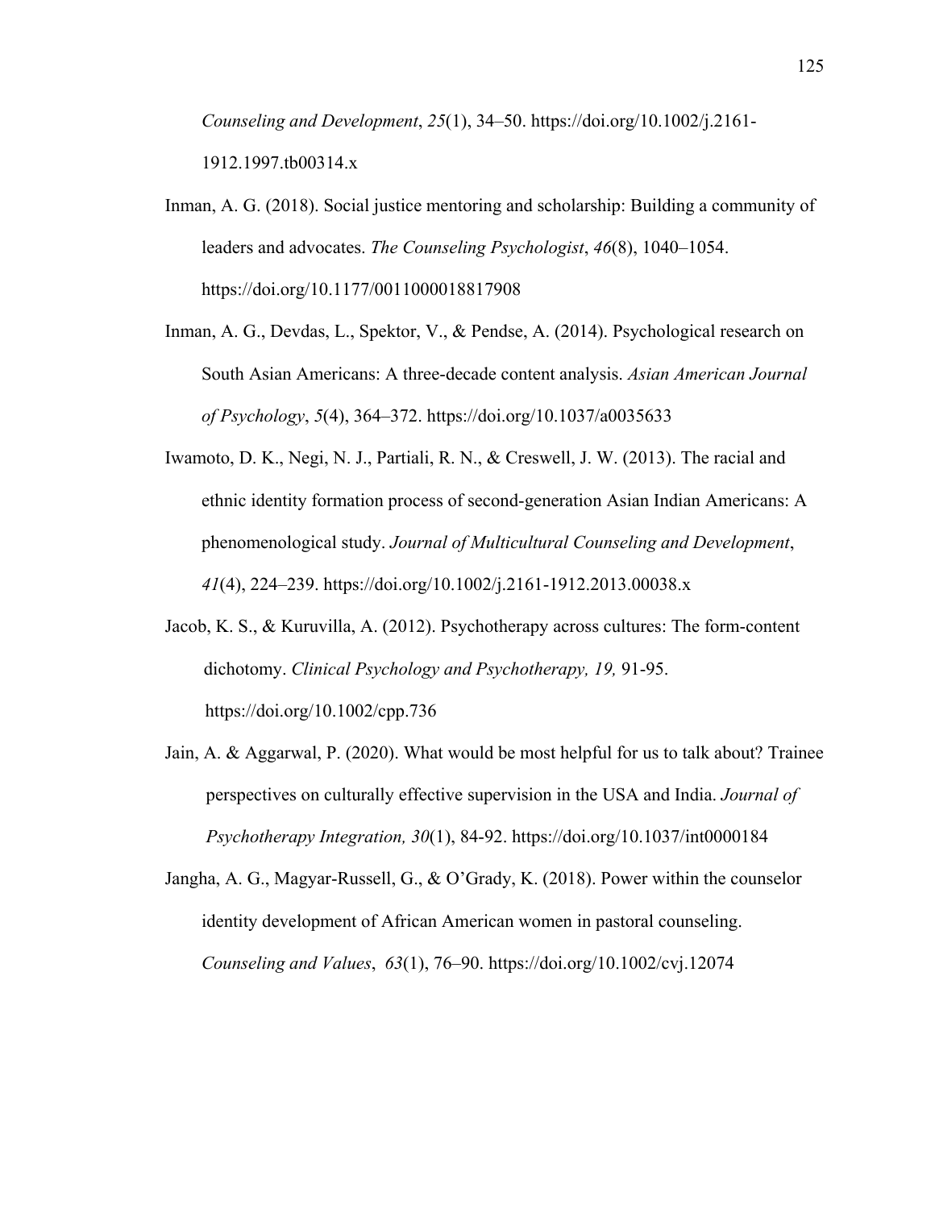*Counseling and Development*, *25*(1), 34–50. https://doi.org/10.1002/j.2161-1912.1997.tb00314.x

Inman, A. G. (2018). Social justice mentoring and scholarship: Building a community of leaders and advocates. *The Counseling Psychologist*, *46*(8), 1040–1054. https://doi.org/10.1177/0011000018817908

Inman, A. G., Devdas, L., Spektor, V., & Pendse, A. (2014). Psychological research on South Asian Americans: A three-decade content analysis. *Asian American Journal of Psychology*, *5*(4), 364–372. https://doi.org/10.1037/a0035633

Iwamoto, D. K., Negi, N. J., Partiali, R. N., & Creswell, J. W. (2013). The racial and ethnic identity formation process of second-generation Asian Indian Americans: A phenomenological study. *Journal of Multicultural Counseling and Development*, *41*(4), 224–239. https://doi.org/10.1002/j.2161-1912.2013.00038.x

Jacob, K. S., & Kuruvilla, A. (2012). Psychotherapy across cultures: The form-content dichotomy. *Clinical Psychology and Psychotherapy, 19,* 91-95. https://doi.org/10.1002/cpp.736

Jain, A. & Aggarwal, P. (2020). What would be most helpful for us to talk about? Trainee perspectives on culturally effective supervision in the USA and India. *Journal of Psychotherapy Integration, 30*(1), 84-92. https://doi.org/10.1037/int0000184

Jangha, A. G., Magyar-Russell, G., & O'Grady, K. (2018). Power within the counselor identity development of African American women in pastoral counseling. *Counseling and Values*, *63*(1), 76–90. https://doi.org/10.1002/cvj.12074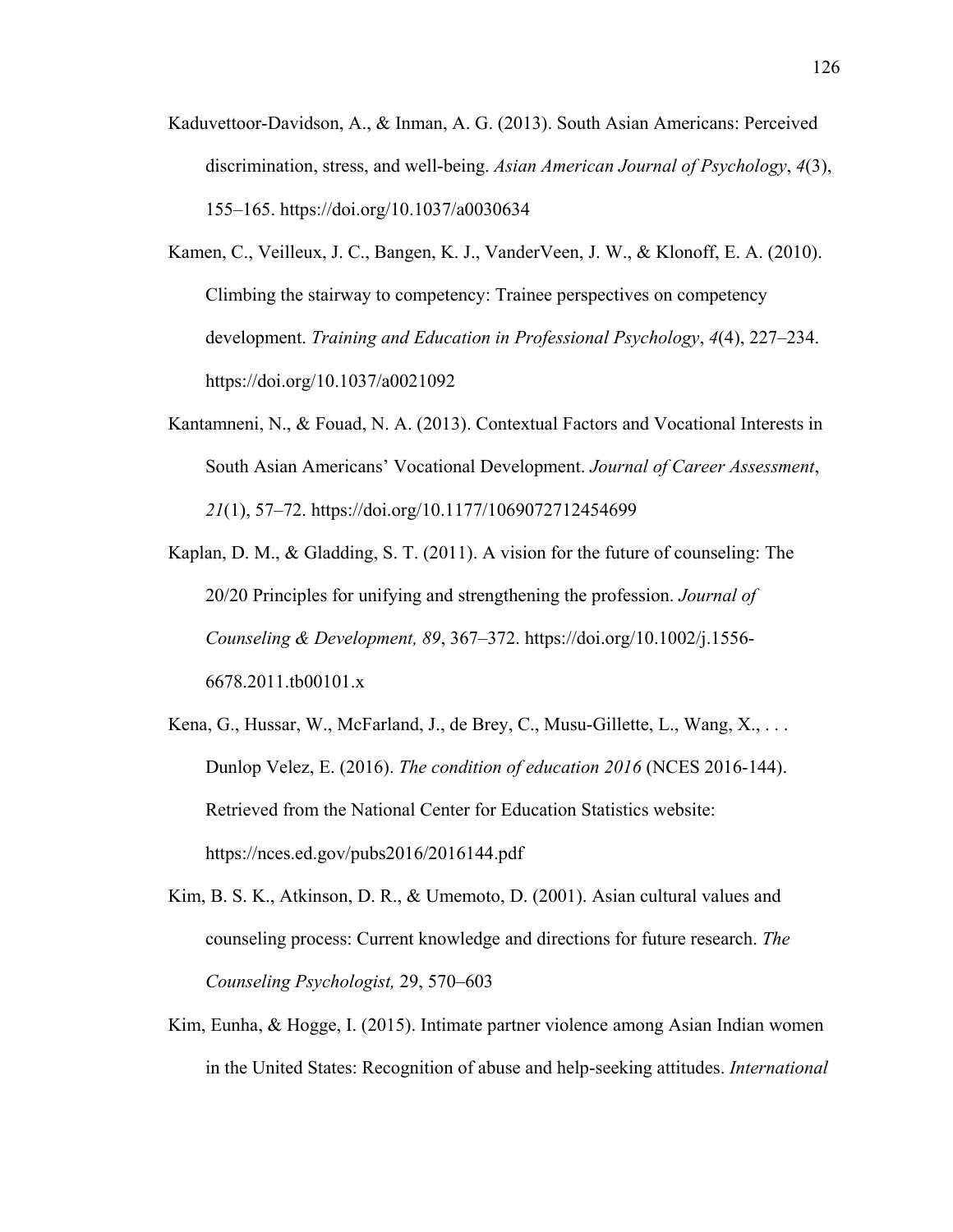Kaduvettoor-Davidson, A., & Inman, A. G. (2013). South Asian Americans: Perceived discrimination, stress, and well-being. *Asian American Journal of Psychology*, *4*(3), 155–165. https://doi.org/10.1037/a0030634

Kamen, C., Veilleux, J. C., Bangen, K. J., VanderVeen, J. W., & Klonoff, E. A. (2010). Climbing the stairway to competency: Trainee perspectives on competency development. *Training and Education in Professional Psychology*, *4*(4), 227–234. https://doi.org/10.1037/a0021092

Kantamneni, N., & Fouad, N. A. (2013). Contextual Factors and Vocational Interests in South Asian Americans' Vocational Development. *Journal of Career Assessment*, *21*(1), 57–72. https://doi.org/10.1177/1069072712454699

Kaplan, D. M., & Gladding, S. T. (2011). A vision for the future of counseling: The 20/20 Principles for unifying and strengthening the profession. *Journal of Counseling & Development, 89*, 367–372. https://doi.org/10.1002/j.1556-6678.2011.tb00101.x

Kena, G., Hussar, W., McFarland, J., de Brey, C., Musu-Gillette, L., Wang, X., . . . Dunlop Velez, E. (2016). *The condition of education 2016* (NCES 2016-144). Retrieved from the National Center for Education Statistics website: https://nces.ed.gov/pubs2016/2016144.pdf

Kim, B. S. K., Atkinson, D. R., & Umemoto, D. (2001). Asian cultural values and counseling process: Current knowledge and directions for future research. *The Counseling Psychologist,* 29, 570–603

Kim, Eunha, & Hogge, I. (2015). Intimate partner violence among Asian Indian women in the United States: Recognition of abuse and help-seeking attitudes. *International*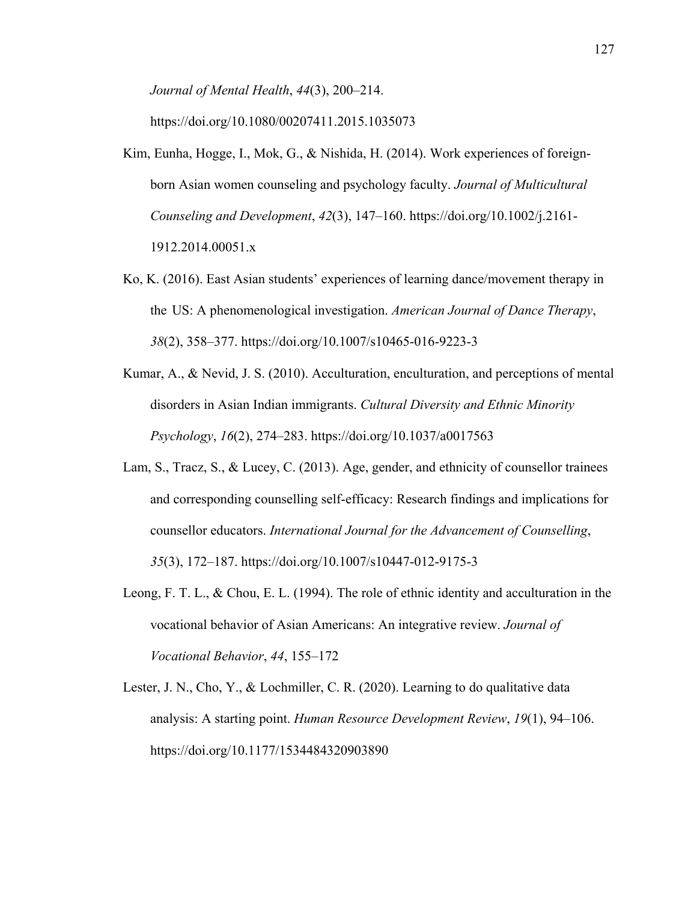*Journal of Mental Health*, *44*(3), 200–214. https://doi.org/10.1080/00207411.2015.1035073

Kim, Eunha, Hogge, I., Mok, G., & Nishida, H. (2014). Work experiences of foreign-born Asian women counseling and psychology faculty. *Journal of Multicultural Counseling and Development*, *42*(3), 147–160. https://doi.org/10.1002/j.2161-1912.2014.00051.x

Ko, K. (2016). East Asian students' experiences of learning dance/movement therapy in the US: A phenomenological investigation. *American Journal of Dance Therapy*, *38*(2), 358–377. https://doi.org/10.1007/s10465-016-9223-3

Kumar, A., & Nevid, J. S. (2010). Acculturation, enculturation, and perceptions of mental disorders in Asian Indian immigrants. *Cultural Diversity and Ethnic Minority Psychology*, *16*(2), 274–283. https://doi.org/10.1037/a0017563

Lam, S., Tracz, S., & Lucey, C. (2013). Age, gender, and ethnicity of counsellor trainees and corresponding counselling self-efficacy: Research findings and implications for counsellor educators. *International Journal for the Advancement of Counselling*, *35*(3), 172–187. https://doi.org/10.1007/s10447-012-9175-3

Leong, F. T. L., & Chou, E. L. (1994). The role of ethnic identity and acculturation in the vocational behavior of Asian Americans: An integrative review. *Journal of Vocational Behavior*, *44*, 155–172

Lester, J. N., Cho, Y., & Lochmiller, C. R. (2020). Learning to do qualitative data analysis: A starting point. *Human Resource Development Review*, *19*(1), 94–106. https://doi.org/10.1177/1534484320903890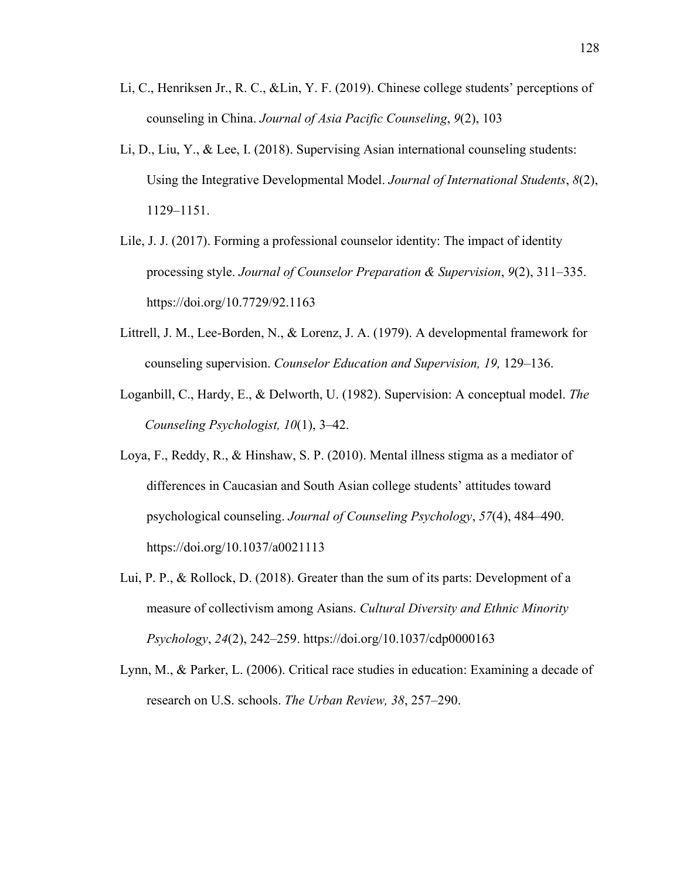Li, C., Henriksen Jr., R. C., &Lin, Y. F. (2019). Chinese college students' perceptions of counseling in China. *Journal of Asia Pacific Counseling*, *9*(2), 103

Li, D., Liu, Y., & Lee, I. (2018). Supervising Asian international counseling students: Using the Integrative Developmental Model. *Journal of International Students*, *8*(2), 1129–1151.

Lile, J. J. (2017). Forming a professional counselor identity: The impact of identity processing style. *Journal of Counselor Preparation & Supervision*, *9*(2), 311–335. https://doi.org/10.7729/92.1163

Littrell, J. M., Lee-Borden, N., & Lorenz, J. A. (1979). A developmental framework for counseling supervision. *Counselor Education and Supervision, 19,* 129–136.

Loganbill, C., Hardy, E., & Delworth, U. (1982). Supervision: A conceptual model. *The Counseling Psychologist, 10*(1), 3–42.

Loya, F., Reddy, R., & Hinshaw, S. P. (2010). Mental illness stigma as a mediator of differences in Caucasian and South Asian college students' attitudes toward psychological counseling. *Journal of Counseling Psychology*, *57*(4), 484–490. https://doi.org/10.1037/a0021113

Lui, P. P., & Rollock, D. (2018). Greater than the sum of its parts: Development of a measure of collectivism among Asians. *Cultural Diversity and Ethnic Minority Psychology*, *24*(2), 242–259. https://doi.org/10.1037/cdp0000163

Lynn, M., & Parker, L. (2006). Critical race studies in education: Examining a decade of research on U.S. schools. *The Urban Review, 38*, 257–290.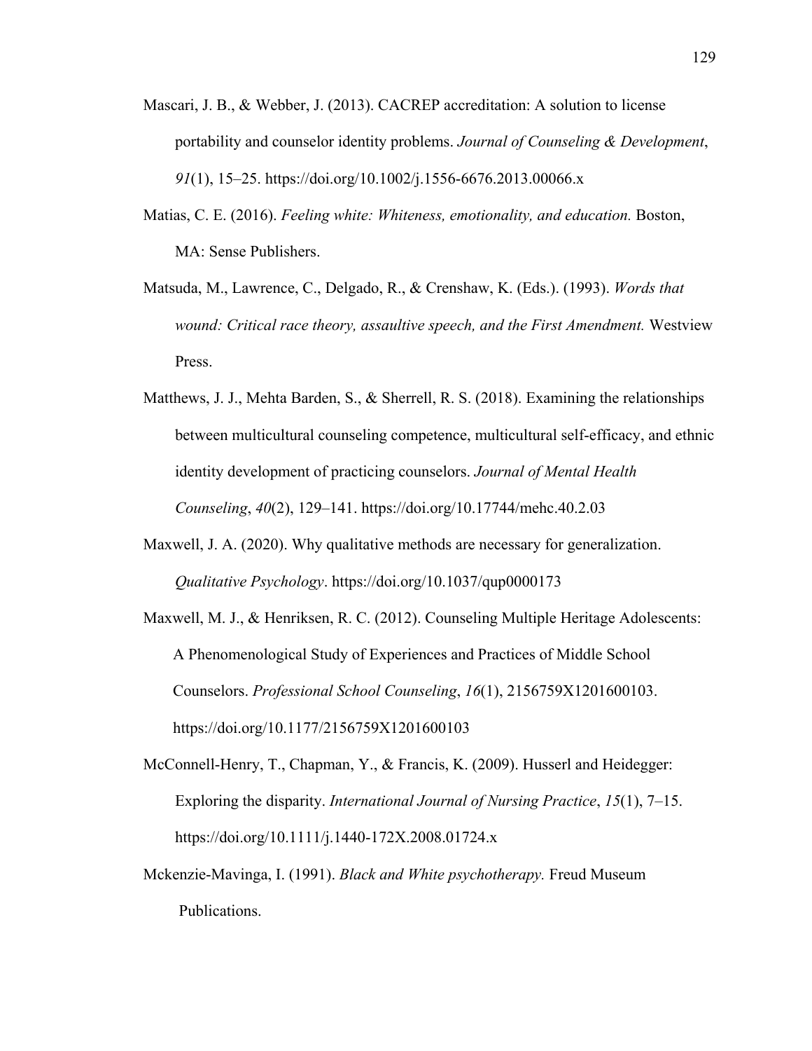Mascari, J. B., & Webber, J. (2013). CACREP accreditation: A solution to license portability and counselor identity problems. *Journal of Counseling & Development*, *91*(1), 15–25. https://doi.org/10.1002/j.1556-6676.2013.00066.x

Matias, C. E. (2016). *Feeling white: Whiteness, emotionality, and education.* Boston, MA: Sense Publishers.

Matsuda, M., Lawrence, C., Delgado, R., & Crenshaw, K. (Eds.). (1993). *Words that wound: Critical race theory, assaultive speech, and the First Amendment.* Westview Press.

Matthews, J. J., Mehta Barden, S., & Sherrell, R. S. (2018). Examining the relationships between multicultural counseling competence, multicultural self-efficacy, and ethnic identity development of practicing counselors. *Journal of Mental Health Counseling*, *40*(2), 129–141. https://doi.org/10.17744/mehc.40.2.03

Maxwell, J. A. (2020). Why qualitative methods are necessary for generalization. *Qualitative Psychology*. https://doi.org/10.1037/qup0000173

Maxwell, M. J., & Henriksen, R. C. (2012). Counseling Multiple Heritage Adolescents: A Phenomenological Study of Experiences and Practices of Middle School Counselors. *Professional School Counseling*, *16*(1), 2156759X1201600103. https://doi.org/10.1177/2156759X1201600103

McConnell-Henry, T., Chapman, Y., & Francis, K. (2009). Husserl and Heidegger: Exploring the disparity. *International Journal of Nursing Practice*, *15*(1), 7–15. https://doi.org/10.1111/j.1440-172X.2008.01724.x

Mckenzie-Mavinga, I. (1991). *Black and White psychotherapy.* Freud Museum Publications.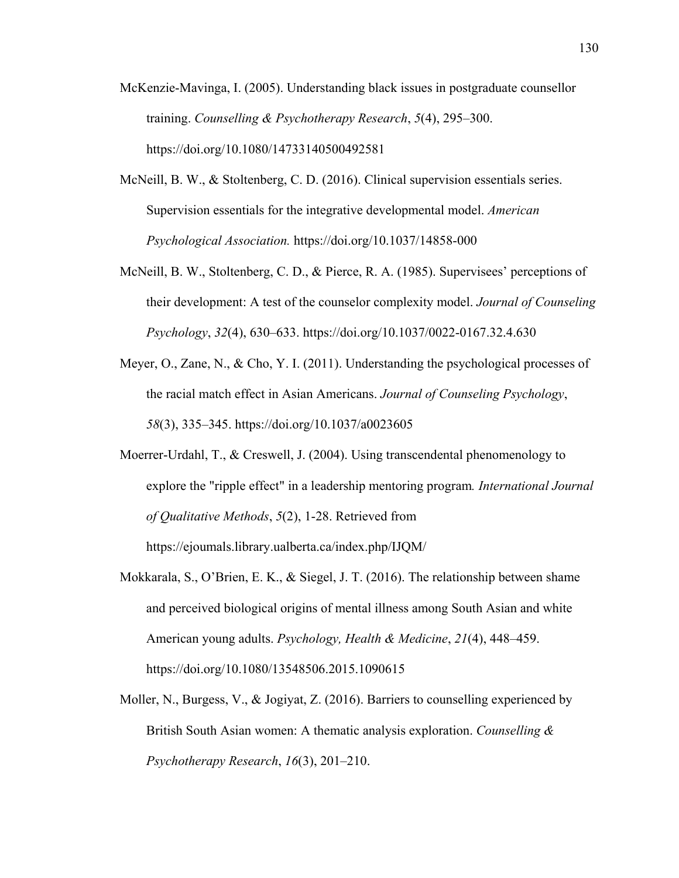McKenzie-Mavinga, I. (2005). Understanding black issues in postgraduate counsellor training. *Counselling & Psychotherapy Research*, *5*(4), 295–300. https://doi.org/10.1080/14733140500492581

McNeill, B. W., & Stoltenberg, C. D. (2016). Clinical supervision essentials series. Supervision essentials for the integrative developmental model. *American Psychological Association.* https://doi.org/10.1037/14858-000

McNeill, B. W., Stoltenberg, C. D., & Pierce, R. A. (1985). Supervisees' perceptions of their development: A test of the counselor complexity model. *Journal of Counseling Psychology*, *32*(4), 630–633. https://doi.org/10.1037/0022-0167.32.4.630

Meyer, O., Zane, N., & Cho, Y. I. (2011). Understanding the psychological processes of the racial match effect in Asian Americans. *Journal of Counseling Psychology*, *58*(3), 335–345. https://doi.org/10.1037/a0023605

Moerrer-Urdahl, T., & Creswell, J. (2004). Using transcendental phenomenology to explore the "ripple effect" in a leadership mentoring program*. International Journal of Qualitative Methods*, *5*(2), 1-28. Retrieved from https://ejoumals.library.ualberta.ca/index.php/IJQM/

Mokkarala, S., O'Brien, E. K., & Siegel, J. T. (2016). The relationship between shame and perceived biological origins of mental illness among South Asian and white American young adults. *Psychology, Health & Medicine*, *21*(4), 448–459. https://doi.org/10.1080/13548506.2015.1090615

Moller, N., Burgess, V., & Jogiyat, Z. (2016). Barriers to counselling experienced by British South Asian women: A thematic analysis exploration. *Counselling & Psychotherapy Research*, *16*(3), 201–210.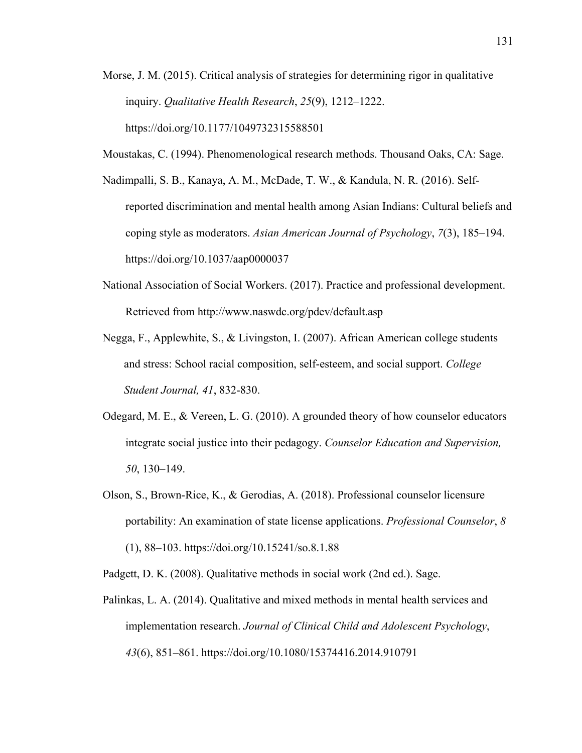Morse, J. M. (2015). Critical analysis of strategies for determining rigor in qualitative inquiry. *Qualitative Health Research*, *25*(9), 1212–1222. https://doi.org/10.1177/1049732315588501

Moustakas, C. (1994). Phenomenological research methods. Thousand Oaks, CA: Sage.

Nadimpalli, S. B., Kanaya, A. M., McDade, T. W., & Kandula, N. R. (2016). Self-reported discrimination and mental health among Asian Indians: Cultural beliefs and coping style as moderators. *Asian American Journal of Psychology*, *7*(3), 185–194. https://doi.org/10.1037/aap0000037

National Association of Social Workers. (2017). Practice and professional development. Retrieved from http://www.naswdc.org/pdev/default.asp

Negga, F., Applewhite, S., & Livingston, I. (2007). African American college students and stress: School racial composition, self-esteem, and social support. *College Student Journal, 41*, 832-830.

Odegard, M. E., & Vereen, L. G. (2010). A grounded theory of how counselor educators integrate social justice into their pedagogy. *Counselor Education and Supervision, 50*, 130–149.

Olson, S., Brown-Rice, K., & Gerodias, A. (2018). Professional counselor licensure portability: An examination of state license applications. *Professional Counselor*, *8* (1), 88–103. https://doi.org/10.15241/so.8.1.88

Padgett, D. K. (2008). Qualitative methods in social work (2nd ed.). Sage.

Palinkas, L. A. (2014). Qualitative and mixed methods in mental health services and implementation research. *Journal of Clinical Child and Adolescent Psychology*, *43*(6), 851–861. https://doi.org/10.1080/15374416.2014.910791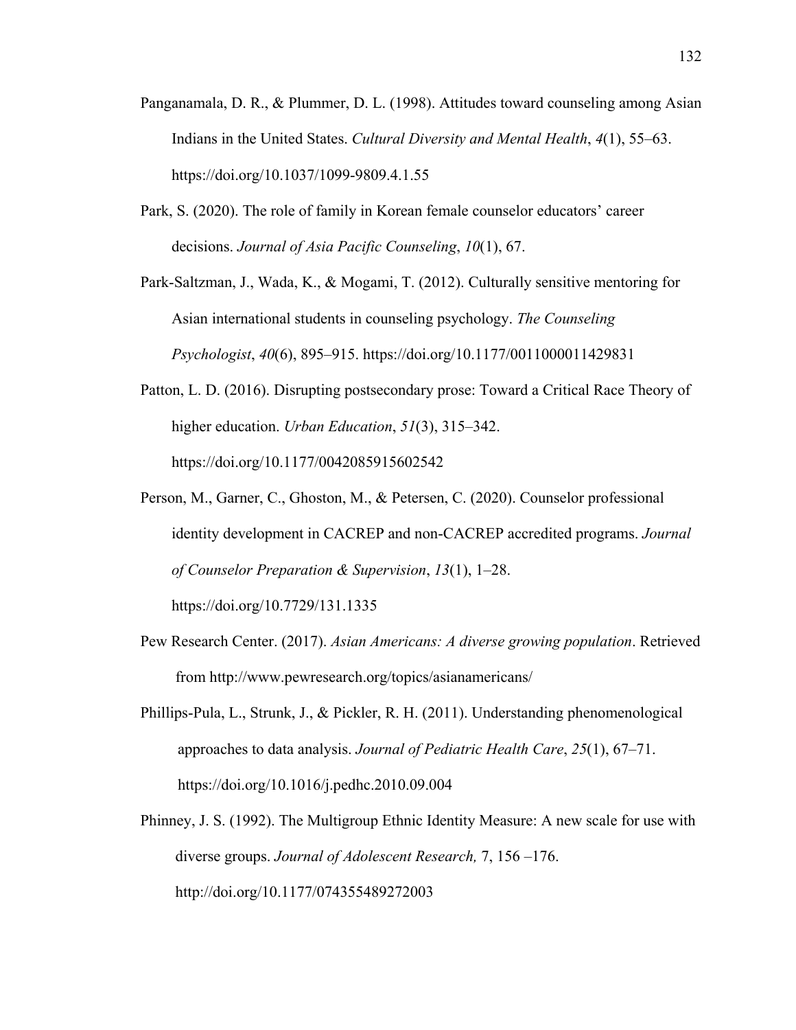Panganamala, D. R., & Plummer, D. L. (1998). Attitudes toward counseling among Asian Indians in the United States. *Cultural Diversity and Mental Health*, *4*(1), 55–63. https://doi.org/10.1037/1099-9809.4.1.55

Park, S. (2020). The role of family in Korean female counselor educators' career decisions. *Journal of Asia Pacific Counseling*, *10*(1), 67.

Park-Saltzman, J., Wada, K., & Mogami, T. (2012). Culturally sensitive mentoring for Asian international students in counseling psychology. *The Counseling Psychologist*, *40*(6), 895–915. https://doi.org/10.1177/0011000011429831

Patton, L. D. (2016). Disrupting postsecondary prose: Toward a Critical Race Theory of higher education. *Urban Education*, *51*(3), 315–342. https://doi.org/10.1177/0042085915602542

Person, M., Garner, C., Ghoston, M., & Petersen, C. (2020). Counselor professional identity development in CACREP and non-CACREP accredited programs. *Journal of Counselor Preparation & Supervision*, *13*(1), 1–28. https://doi.org/10.7729/131.1335

Pew Research Center. (2017). *Asian Americans: A diverse growing population*. Retrieved from http://www.pewresearch.org/topics/asianamericans/

Phillips-Pula, L., Strunk, J., & Pickler, R. H. (2011). Understanding phenomenological approaches to data analysis. *Journal of Pediatric Health Care*, *25*(1), 67–71. https://doi.org/10.1016/j.pedhc.2010.09.004

Phinney, J. S. (1992). The Multigroup Ethnic Identity Measure: A new scale for use with diverse groups. *Journal of Adolescent Research,* 7, 156 –176. http://doi.org/10.1177/074355489272003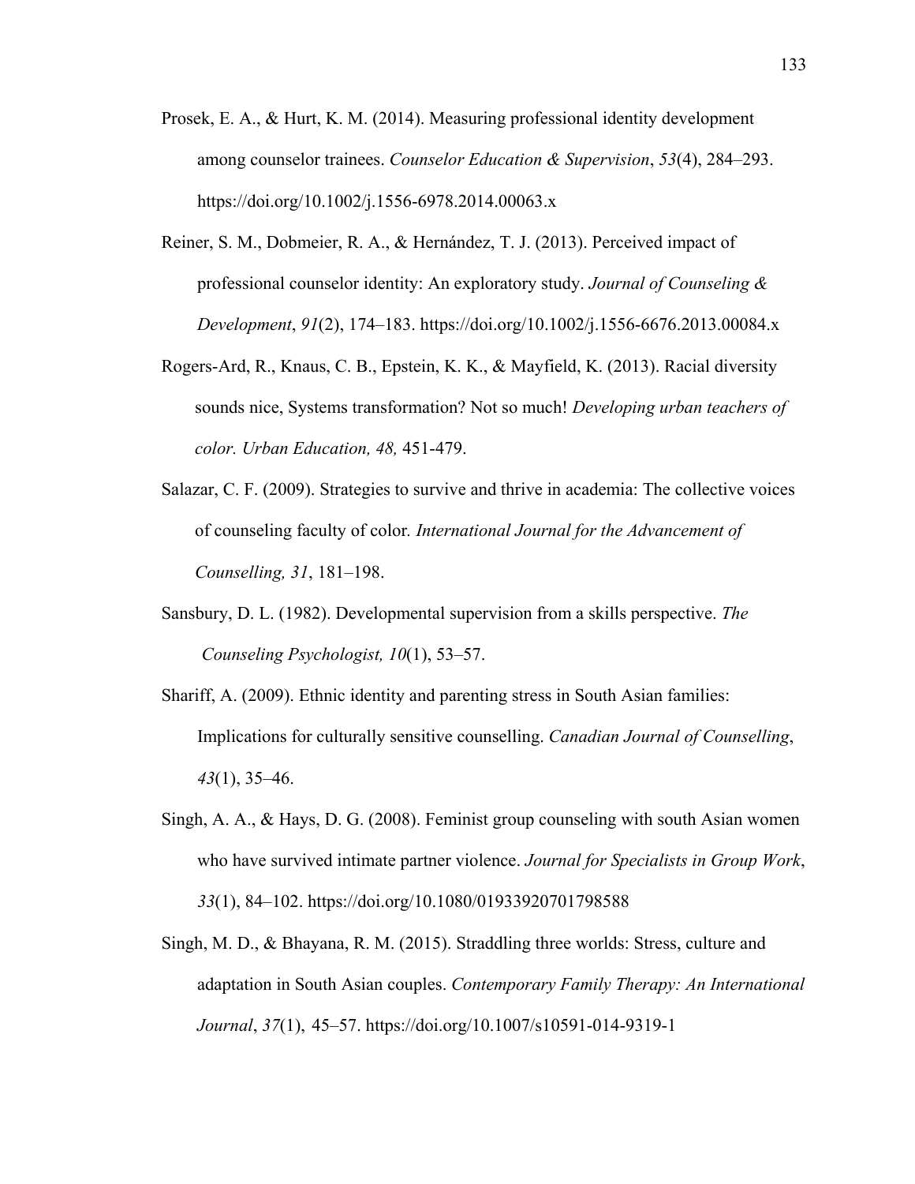Prosek, E. A., & Hurt, K. M. (2014). Measuring professional identity development among counselor trainees. *Counselor Education & Supervision*, *53*(4), 284–293. https://doi.org/10.1002/j.1556-6978.2014.00063.x

Reiner, S. M., Dobmeier, R. A., & Hernández, T. J. (2013). Perceived impact of professional counselor identity: An exploratory study. *Journal of Counseling & Development*, *91*(2), 174–183. https://doi.org/10.1002/j.1556-6676.2013.00084.x

Rogers-Ard, R., Knaus, C. B., Epstein, K. K., & Mayfield, K. (2013). Racial diversity sounds nice, Systems transformation? Not so much! *Developing urban teachers of color. Urban Education, 48,* 451-479.

Salazar, C. F. (2009). Strategies to survive and thrive in academia: The collective voices of counseling faculty of color*. International Journal for the Advancement of Counselling, 31*, 181–198.

Sansbury, D. L. (1982). Developmental supervision from a skills perspective. *The Counseling Psychologist, 10*(1), 53–57.

Shariff, A. (2009). Ethnic identity and parenting stress in South Asian families: Implications for culturally sensitive counselling. *Canadian Journal of Counselling*, *43*(1), 35–46.

Singh, A. A., & Hays, D. G. (2008). Feminist group counseling with south Asian women who have survived intimate partner violence. *Journal for Specialists in Group Work*, *33*(1), 84–102. https://doi.org/10.1080/01933920701798588

Singh, M. D., & Bhayana, R. M. (2015). Straddling three worlds: Stress, culture and adaptation in South Asian couples. *Contemporary Family Therapy: An International Journal*, *37*(1), 45–57. https://doi.org/10.1007/s10591-014-9319-1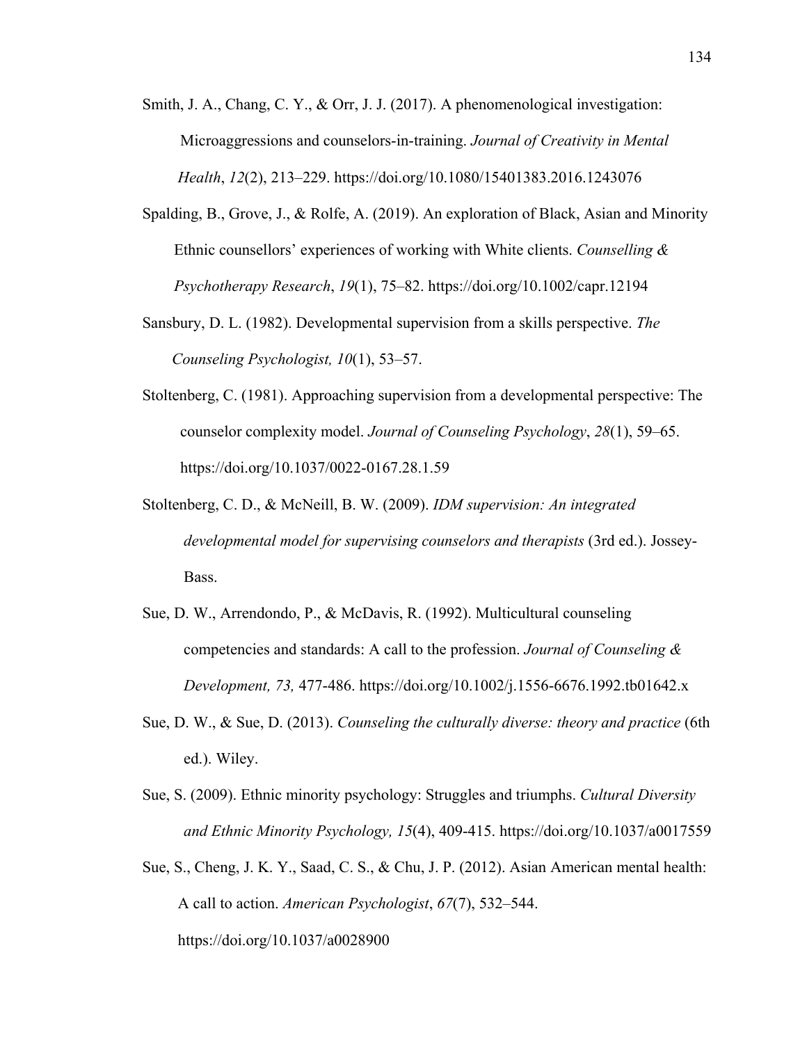Smith, J. A., Chang, C. Y., & Orr, J. J. (2017). A phenomenological investigation: Microaggressions and counselors-in-training. *Journal of Creativity in Mental Health*, *12*(2), 213–229. https://doi.org/10.1080/15401383.2016.1243076

Spalding, B., Grove, J., & Rolfe, A. (2019). An exploration of Black, Asian and Minority Ethnic counsellors' experiences of working with White clients. *Counselling & Psychotherapy Research*, *19*(1), 75–82. https://doi.org/10.1002/capr.12194

Sansbury, D. L. (1982). Developmental supervision from a skills perspective. *The Counseling Psychologist, 10*(1), 53–57.

Stoltenberg, C. (1981). Approaching supervision from a developmental perspective: The counselor complexity model. *Journal of Counseling Psychology*, *28*(1), 59–65. https://doi.org/10.1037/0022-0167.28.1.59

Stoltenberg, C. D., & McNeill, B. W. (2009). *IDM supervision: An integrated developmental model for supervising counselors and therapists* (3rd ed.). Jossey-Bass.

Sue, D. W., Arrendondo, P., & McDavis, R. (1992). Multicultural counseling competencies and standards: A call to the profession. *Journal of Counseling & Development, 73,* 477-486. https://doi.org/10.1002/j.1556-6676.1992.tb01642.x

Sue, D. W., & Sue, D. (2013). *Counseling the culturally diverse: theory and practice* (6th ed.). Wiley.

Sue, S. (2009). Ethnic minority psychology: Struggles and triumphs. *Cultural Diversity and Ethnic Minority Psychology, 15*(4), 409-415. https://doi.org/10.1037/a0017559

Sue, S., Cheng, J. K. Y., Saad, C. S., & Chu, J. P. (2012). Asian American mental health: A call to action. *American Psychologist*, *67*(7), 532–544. https://doi.org/10.1037/a0028900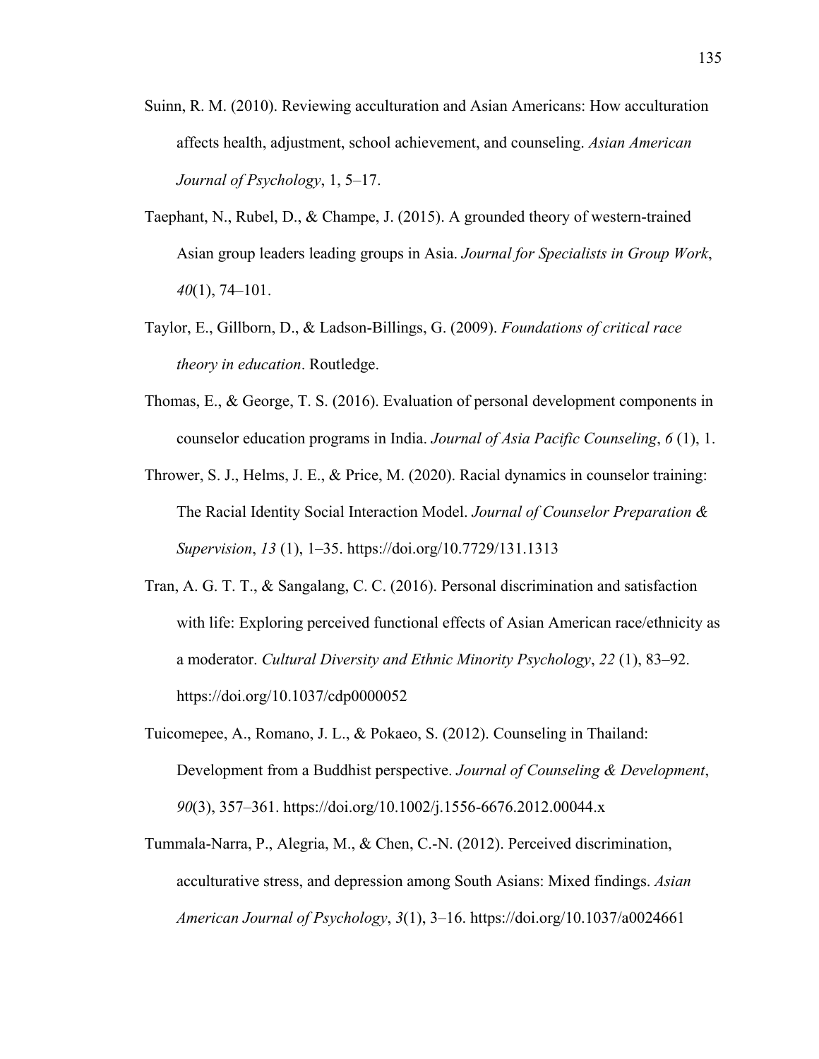Suinn, R. M. (2010). Reviewing acculturation and Asian Americans: How acculturation affects health, adjustment, school achievement, and counseling. *Asian American Journal of Psychology*, 1, 5–17.

Taephant, N., Rubel, D., & Champe, J. (2015). A grounded theory of western-trained Asian group leaders leading groups in Asia. *Journal for Specialists in Group Work*, *40*(1), 74–101.

Taylor, E., Gillborn, D., & Ladson-Billings, G. (2009). *Foundations of critical race theory in education*. Routledge.

Thomas, E., & George, T. S. (2016). Evaluation of personal development components in counselor education programs in India. *Journal of Asia Pacific Counseling*, *6* (1), 1.

Thrower, S. J., Helms, J. E., & Price, M. (2020). Racial dynamics in counselor training: The Racial Identity Social Interaction Model. *Journal of Counselor Preparation & Supervision*, *13* (1), 1–35. https://doi.org/10.7729/131.1313

Tran, A. G. T. T., & Sangalang, C. C. (2016). Personal discrimination and satisfaction with life: Exploring perceived functional effects of Asian American race/ethnicity as a moderator. *Cultural Diversity and Ethnic Minority Psychology*, *22* (1), 83–92. https://doi.org/10.1037/cdp0000052

Tuicomepee, A., Romano, J. L., & Pokaeo, S. (2012). Counseling in Thailand: Development from a Buddhist perspective. *Journal of Counseling & Development*, *90*(3), 357–361. https://doi.org/10.1002/j.1556-6676.2012.00044.x

Tummala-Narra, P., Alegria, M., & Chen, C.-N. (2012). Perceived discrimination, acculturative stress, and depression among South Asians: Mixed findings. *Asian American Journal of Psychology*, *3*(1), 3–16. https://doi.org/10.1037/a0024661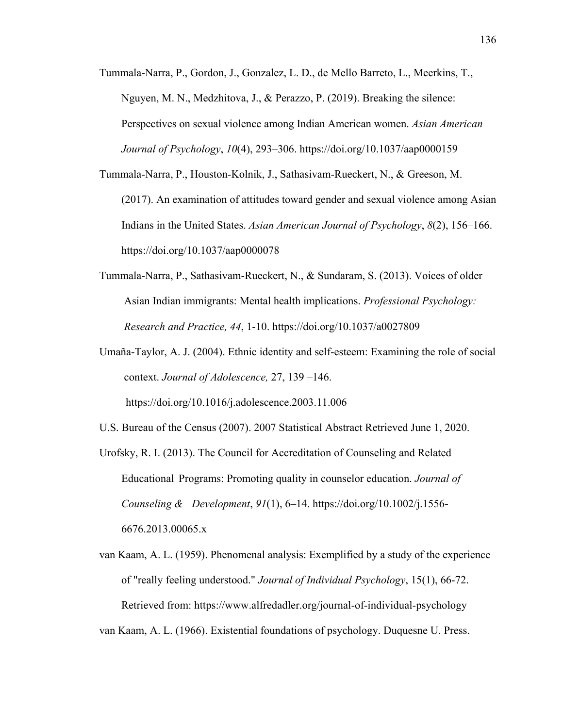Tummala-Narra, P., Gordon, J., Gonzalez, L. D., de Mello Barreto, L., Meerkins, T., Nguyen, M. N., Medzhitova, J., & Perazzo, P. (2019). Breaking the silence: Perspectives on sexual violence among Indian American women. *Asian American Journal of Psychology*, *10*(4), 293–306. https://doi.org/10.1037/aap0000159

Tummala-Narra, P., Houston-Kolnik, J., Sathasivam-Rueckert, N., & Greeson, M. (2017). An examination of attitudes toward gender and sexual violence among Asian Indians in the United States. *Asian American Journal of Psychology*, *8*(2), 156–166. https://doi.org/10.1037/aap0000078

Tummala-Narra, P., Sathasivam-Rueckert, N., & Sundaram, S. (2013). Voices of older Asian Indian immigrants: Mental health implications. *Professional Psychology: Research and Practice, 44*, 1-10. https://doi.org/10.1037/a0027809

Umaña-Taylor, A. J. (2004). Ethnic identity and self-esteem: Examining the role of social context. *Journal of Adolescence,* 27, 139 –146. https://doi.org/10.1016/j.adolescence.2003.11.006

U.S. Bureau of the Census (2007). 2007 Statistical Abstract Retrieved June 1, 2020.

Urofsky, R. I. (2013). The Council for Accreditation of Counseling and Related Educational Programs: Promoting quality in counselor education. *Journal of Counseling & Development*, *91*(1), 6–14. https://doi.org/10.1002/j.1556-6676.2013.00065.x

van Kaam, A. L. (1959). Phenomenal analysis: Exemplified by a study of the experience of "really feeling understood." *Journal of Individual Psychology*, 15(1), 66-72. Retrieved from: https://www.alfredadler.org/journal-of-individual-psychology

van Kaam, A. L. (1966). Existential foundations of psychology. Duquesne U. Press.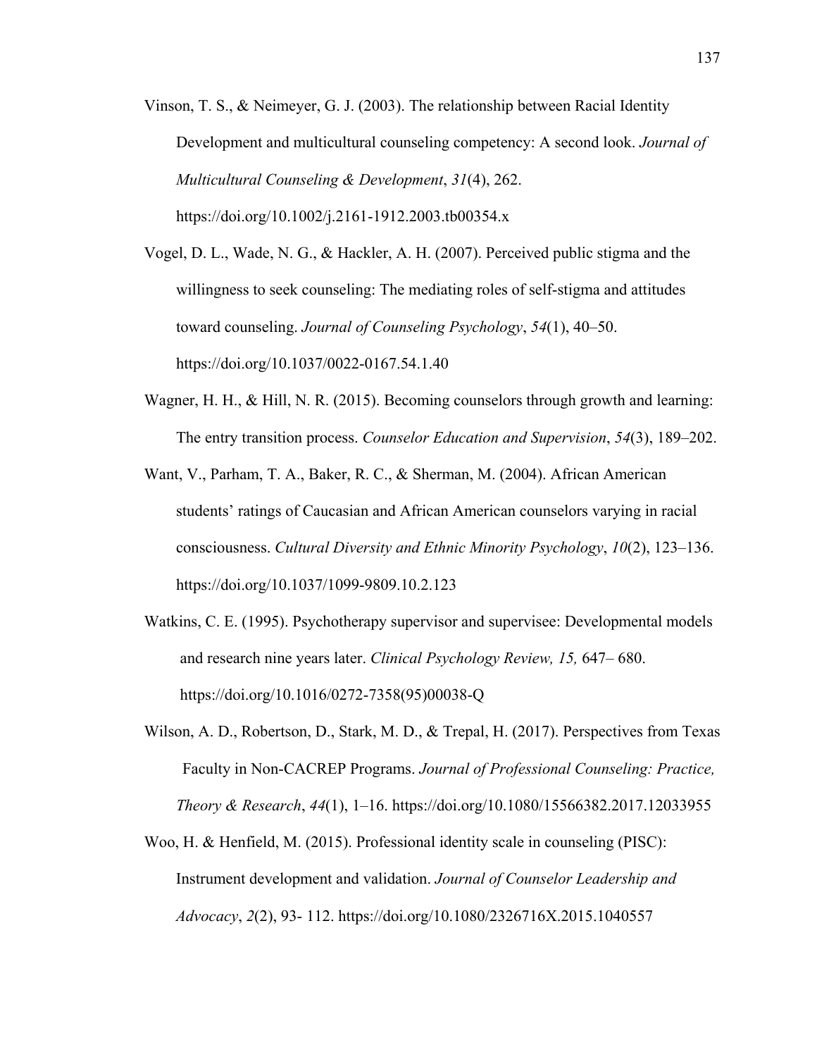Vinson, T. S., & Neimeyer, G. J. (2003). The relationship between Racial Identity Development and multicultural counseling competency: A second look. *Journal of Multicultural Counseling & Development*, *31*(4), 262. https://doi.org/10.1002/j.2161-1912.2003.tb00354.x

Vogel, D. L., Wade, N. G., & Hackler, A. H. (2007). Perceived public stigma and the willingness to seek counseling: The mediating roles of self-stigma and attitudes toward counseling. *Journal of Counseling Psychology*, *54*(1), 40–50. https://doi.org/10.1037/0022-0167.54.1.40

Wagner, H. H., & Hill, N. R. (2015). Becoming counselors through growth and learning: The entry transition process. *Counselor Education and Supervision*, *54*(3), 189–202.

Want, V., Parham, T. A., Baker, R. C., & Sherman, M. (2004). African American students' ratings of Caucasian and African American counselors varying in racial consciousness. *Cultural Diversity and Ethnic Minority Psychology*, *10*(2), 123–136. https://doi.org/10.1037/1099-9809.10.2.123

Watkins, C. E. (1995). Psychotherapy supervisor and supervisee: Developmental models and research nine years later. *Clinical Psychology Review, 15,* 647– 680. https://doi.org/10.1016/0272-7358(95)00038-Q

Wilson, A. D., Robertson, D., Stark, M. D., & Trepal, H. (2017). Perspectives from Texas Faculty in Non-CACREP Programs. *Journal of Professional Counseling: Practice, Theory & Research*, *44*(1), 1–16. https://doi.org/10.1080/15566382.2017.12033955

Woo, H. & Henfield, M. (2015). Professional identity scale in counseling (PISC): Instrument development and validation. *Journal of Counselor Leadership and Advocacy*, *2*(2), 93- 112. https://doi.org/10.1080/2326716X.2015.1040557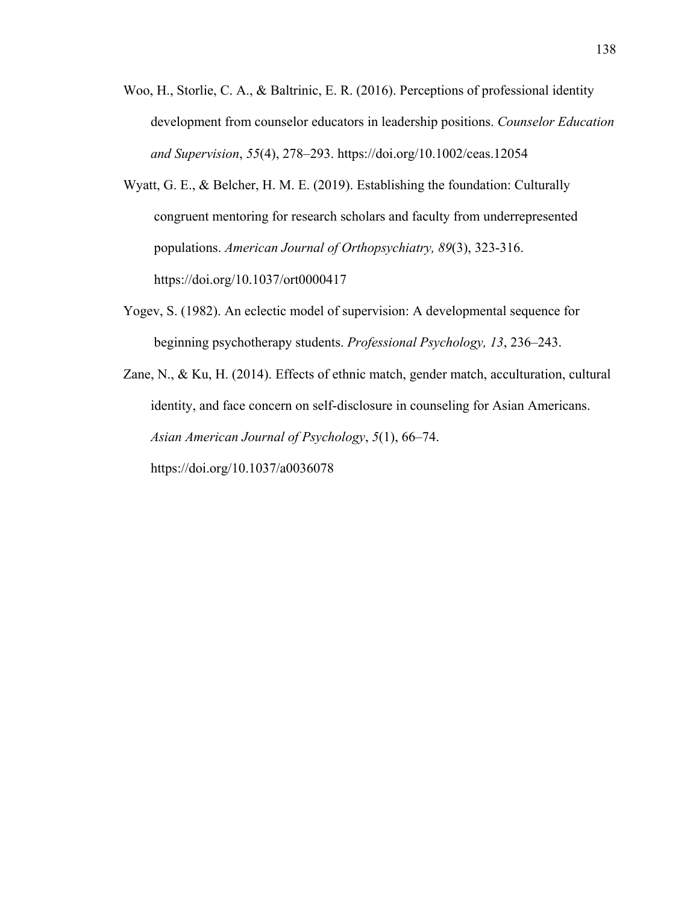Woo, H., Storlie, C. A., & Baltrinic, E. R. (2016). Perceptions of professional identity development from counselor educators in leadership positions. *Counselor Education and Supervision*, *55*(4), 278–293. https://doi.org/10.1002/ceas.12054

Wyatt, G. E., & Belcher, H. M. E. (2019). Establishing the foundation: Culturally congruent mentoring for research scholars and faculty from underrepresented populations. *American Journal of Orthopsychiatry, 89*(3), 323-316. https://doi.org/10.1037/ort0000417

Yogev, S. (1982). An eclectic model of supervision: A developmental sequence for beginning psychotherapy students. *Professional Psychology, 13*, 236–243.

Zane, N., & Ku, H. (2014). Effects of ethnic match, gender match, acculturation, cultural identity, and face concern on self-disclosure in counseling for Asian Americans. *Asian American Journal of Psychology*, *5*(1), 66–74. https://doi.org/10.1037/a0036078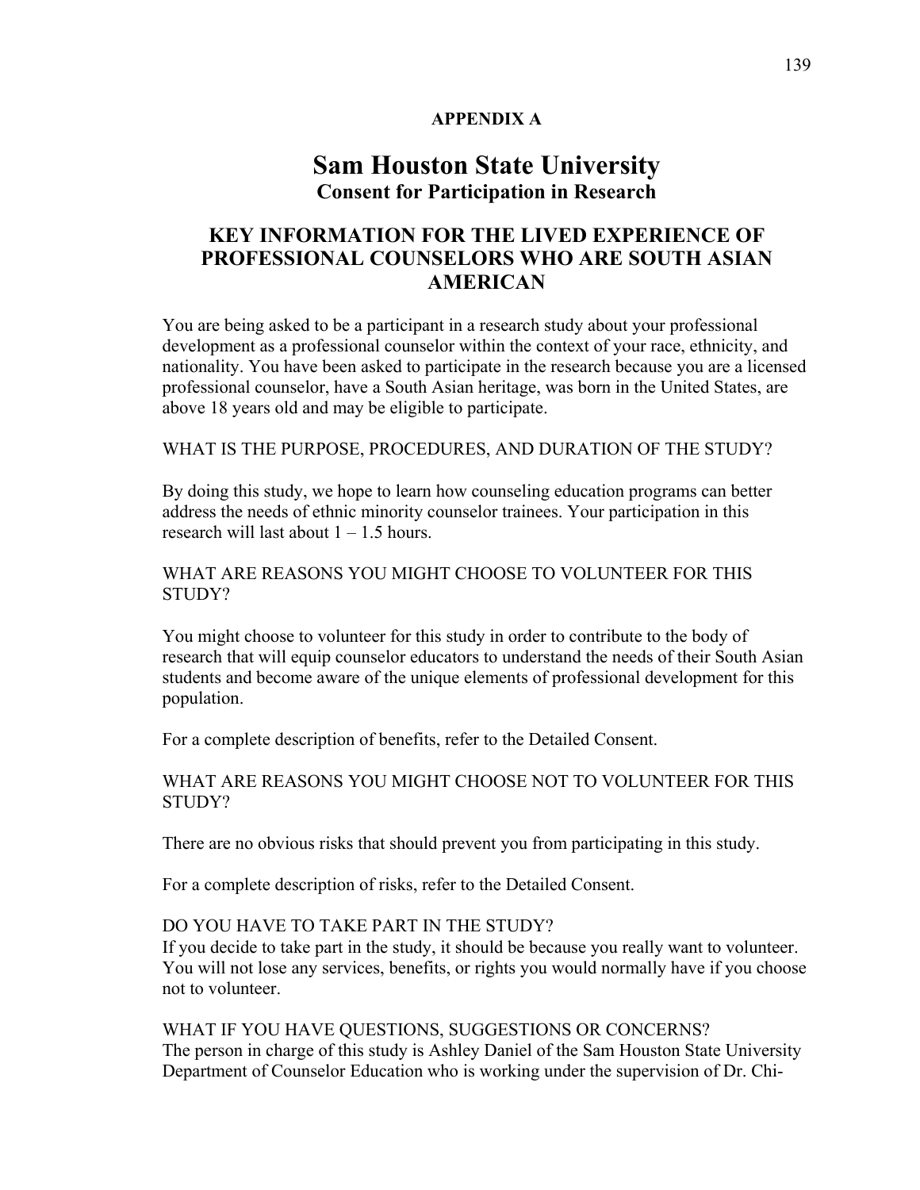**APPENDIX A**

# Sam Houston State University

## Consent for Participation in Research

## KEY INFORMATION FOR THE LIVED EXPERIENCE OF PROFESSIONAL COUNSELORS WHO ARE SOUTH ASIAN AMERICAN

You are being asked to be a participant in a research study about your professional development as a professional counselor within the context of your race, ethnicity, and nationality. You have been asked to participate in the research because you are a licensed professional counselor, have a South Asian heritage, was born in the United States, are above 18 years old and may be eligible to participate.

WHAT IS THE PURPOSE, PROCEDURES, AND DURATION OF THE STUDY?

By doing this study, we hope to learn how counseling education programs can better address the needs of ethnic minority counselor trainees. Your participation in this research will last about 1 – 1.5 hours.

WHAT ARE REASONS YOU MIGHT CHOOSE TO VOLUNTEER FOR THIS STUDY?

You might choose to volunteer for this study in order to contribute to the body of research that will equip counselor educators to understand the needs of their South Asian students and become aware of the unique elements of professional development for this population.

For a complete description of benefits, refer to the Detailed Consent.

WHAT ARE REASONS YOU MIGHT CHOOSE NOT TO VOLUNTEER FOR THIS STUDY?

There are no obvious risks that should prevent you from participating in this study.

For a complete description of risks, refer to the Detailed Consent.

DO YOU HAVE TO TAKE PART IN THE STUDY?
If you decide to take part in the study, it should be because you really want to volunteer. You will not lose any services, benefits, or rights you would normally have if you choose not to volunteer.

WHAT IF YOU HAVE QUESTIONS, SUGGESTIONS OR CONCERNS?
The person in charge of this study is Ashley Daniel of the Sam Houston State University Department of Counselor Education who is working under the supervision of Dr. Chi-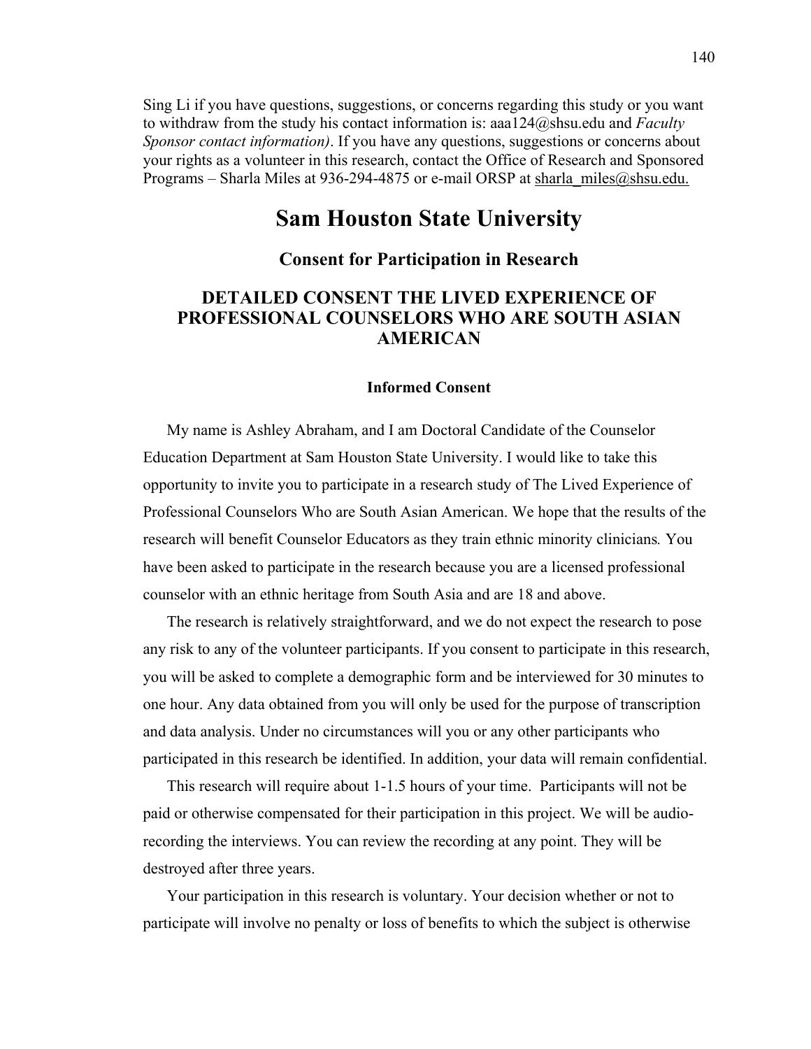Sing Li if you have questions, suggestions, or concerns regarding this study or you want to withdraw from the study his contact information is: aaa124@shsu.edu and *Faculty Sponsor contact information)*. If you have any questions, suggestions or concerns about your rights as a volunteer in this research, contact the Office of Research and Sponsored Programs – Sharla Miles at 936-294-4875 or e-mail ORSP at sharla_miles@shsu.edu.

# Sam Houston State University

## Consent for Participation in Research

## DETAILED CONSENT THE LIVED EXPERIENCE OF PROFESSIONAL COUNSELORS WHO ARE SOUTH ASIAN AMERICAN

### Informed Consent

My name is Ashley Abraham, and I am Doctoral Candidate of the Counselor Education Department at Sam Houston State University. I would like to take this opportunity to invite you to participate in a research study of The Lived Experience of Professional Counselors Who are South Asian American. We hope that the results of the research will benefit Counselor Educators as they train ethnic minority clinicians. You have been asked to participate in the research because you are a licensed professional counselor with an ethnic heritage from South Asia and are 18 and above.

The research is relatively straightforward, and we do not expect the research to pose any risk to any of the volunteer participants. If you consent to participate in this research, you will be asked to complete a demographic form and be interviewed for 30 minutes to one hour. Any data obtained from you will only be used for the purpose of transcription and data analysis. Under no circumstances will you or any other participants who participated in this research be identified. In addition, your data will remain confidential.

This research will require about 1-1.5 hours of your time. Participants will not be paid or otherwise compensated for their participation in this project. We will be audio-recording the interviews. You can review the recording at any point. They will be destroyed after three years.

Your participation in this research is voluntary. Your decision whether or not to participate will involve no penalty or loss of benefits to which the subject is otherwise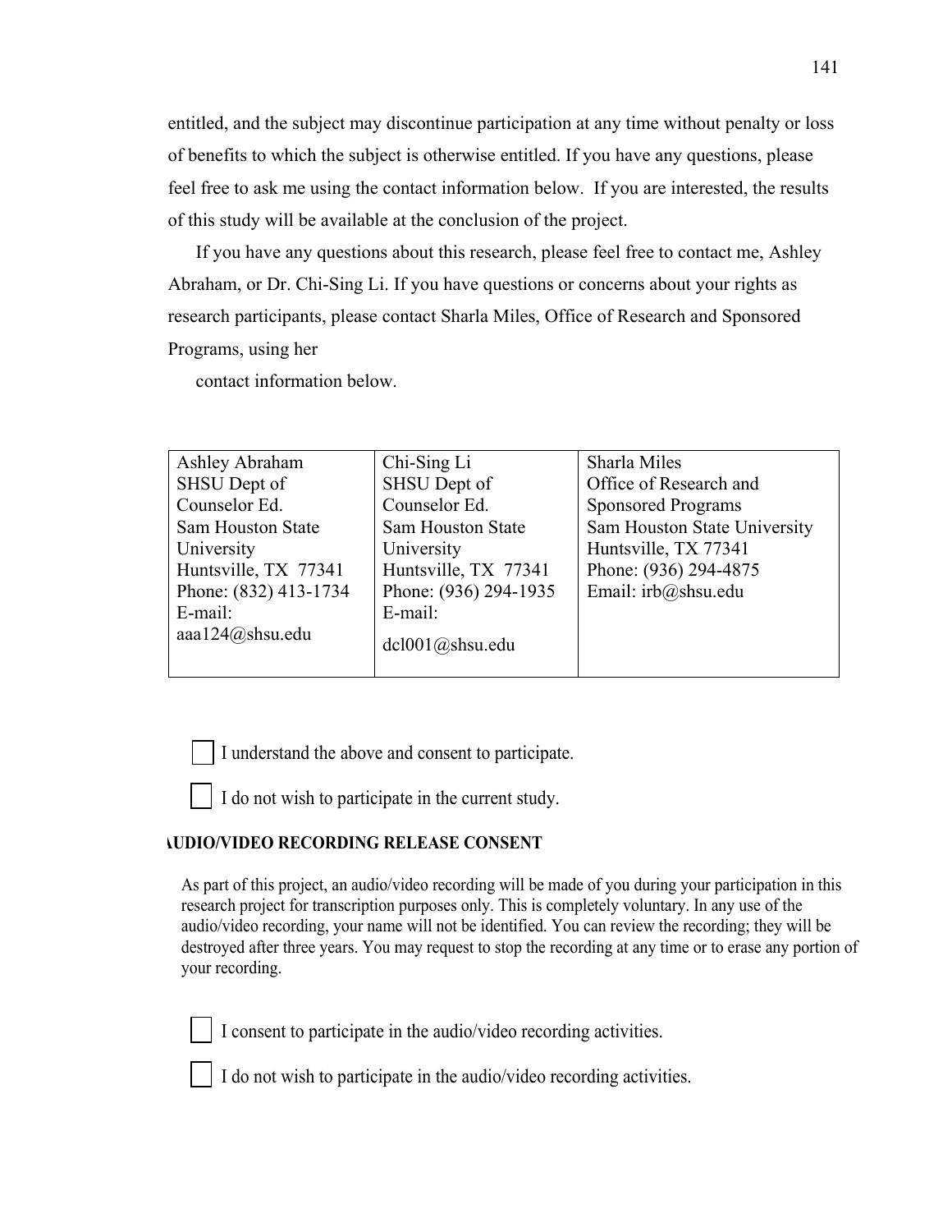entitled, and the subject may discontinue participation at any time without penalty or loss of benefits to which the subject is otherwise entitled. If you have any questions, please feel free to ask me using the contact information below. If you are interested, the results of this study will be available at the conclusion of the project.

If you have any questions about this research, please feel free to contact me, Ashley Abraham, or Dr. Chi-Sing Li. If you have questions or concerns about your rights as research participants, please contact Sharla Miles, Office of Research and Sponsored Programs, using her contact information below.

| Ashley Abraham<br>SHSU Dept of Counselor Ed.<br>Sam Houston State University<br>Huntsville, TX 77341<br>Phone: (832) 413-1734<br>E-mail: aaa124@shsu.edu | Chi-Sing Li<br>SHSU Dept of Counselor Ed.<br>Sam Houston State University<br>Huntsville, TX 77341<br>Phone: (936) 294-1935<br>E-mail: dcl001@shsu.edu | Sharla Miles<br>Office of Research and Sponsored Programs<br>Sam Houston State University<br>Huntsville, TX 77341<br>Phone: (936) 294-4875<br>Email: irb@shsu.edu |
|---|---|---|

☐ I understand the above and consent to participate.

☐ I do not wish to participate in the current study.

**AUDIO/VIDEO RECORDING RELEASE CONSENT**

As part of this project, an audio/video recording will be made of you during your participation in this research project for transcription purposes only. This is completely voluntary. In any use of the audio/video recording, your name will not be identified. You can review the recording; they will be destroyed after three years. You may request to stop the recording at any time or to erase any portion of your recording.

☐ I consent to participate in the audio/video recording activities.

☐ I do not wish to participate in the audio/video recording activities.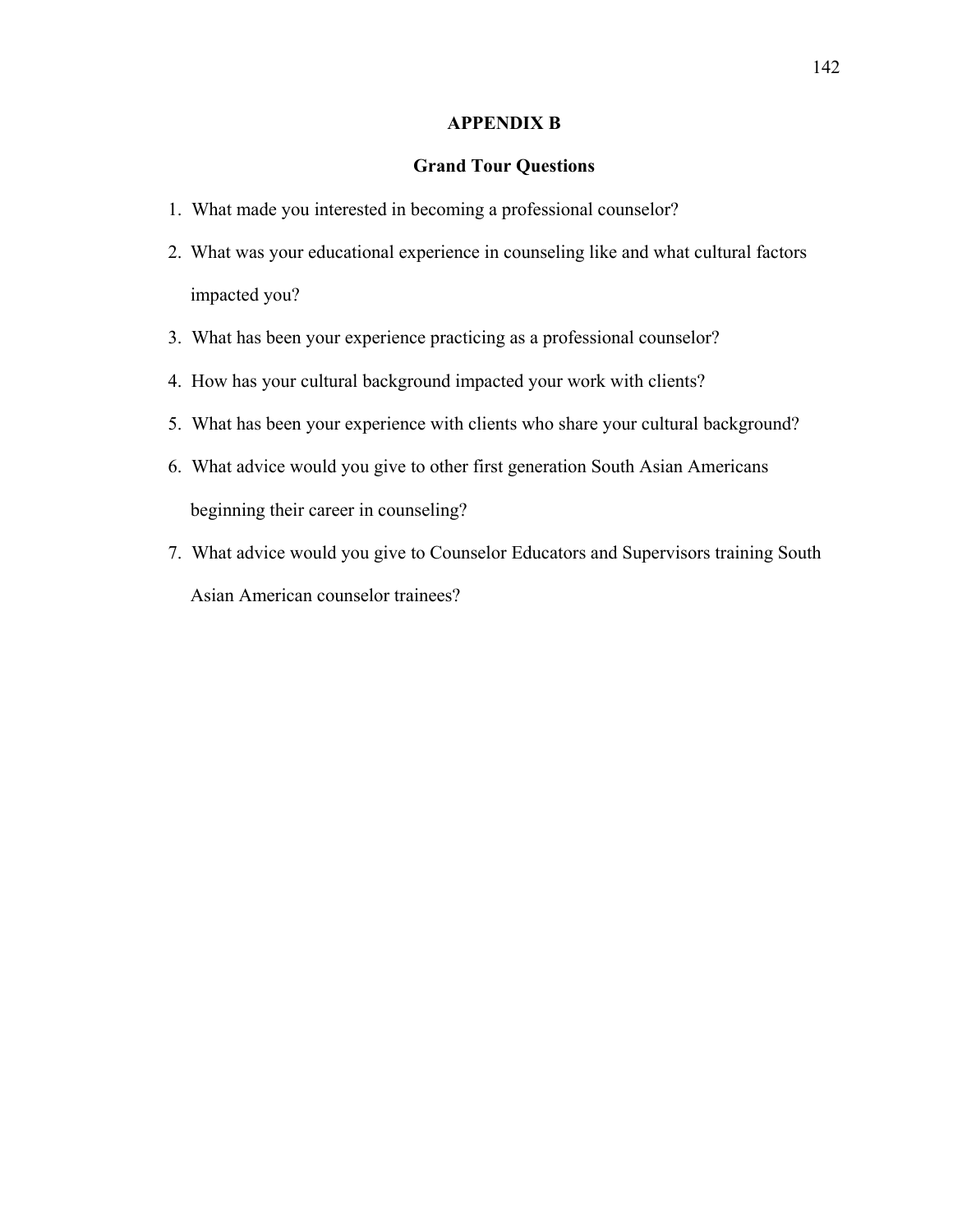# APPENDIX B

## Grand Tour Questions

1. What made you interested in becoming a professional counselor?
2. What was your educational experience in counseling like and what cultural factors impacted you?
3. What has been your experience practicing as a professional counselor?
4. How has your cultural background impacted your work with clients?
5. What has been your experience with clients who share your cultural background?
6. What advice would you give to other first generation South Asian Americans beginning their career in counseling?
7. What advice would you give to Counselor Educators and Supervisors training South Asian American counselor trainees?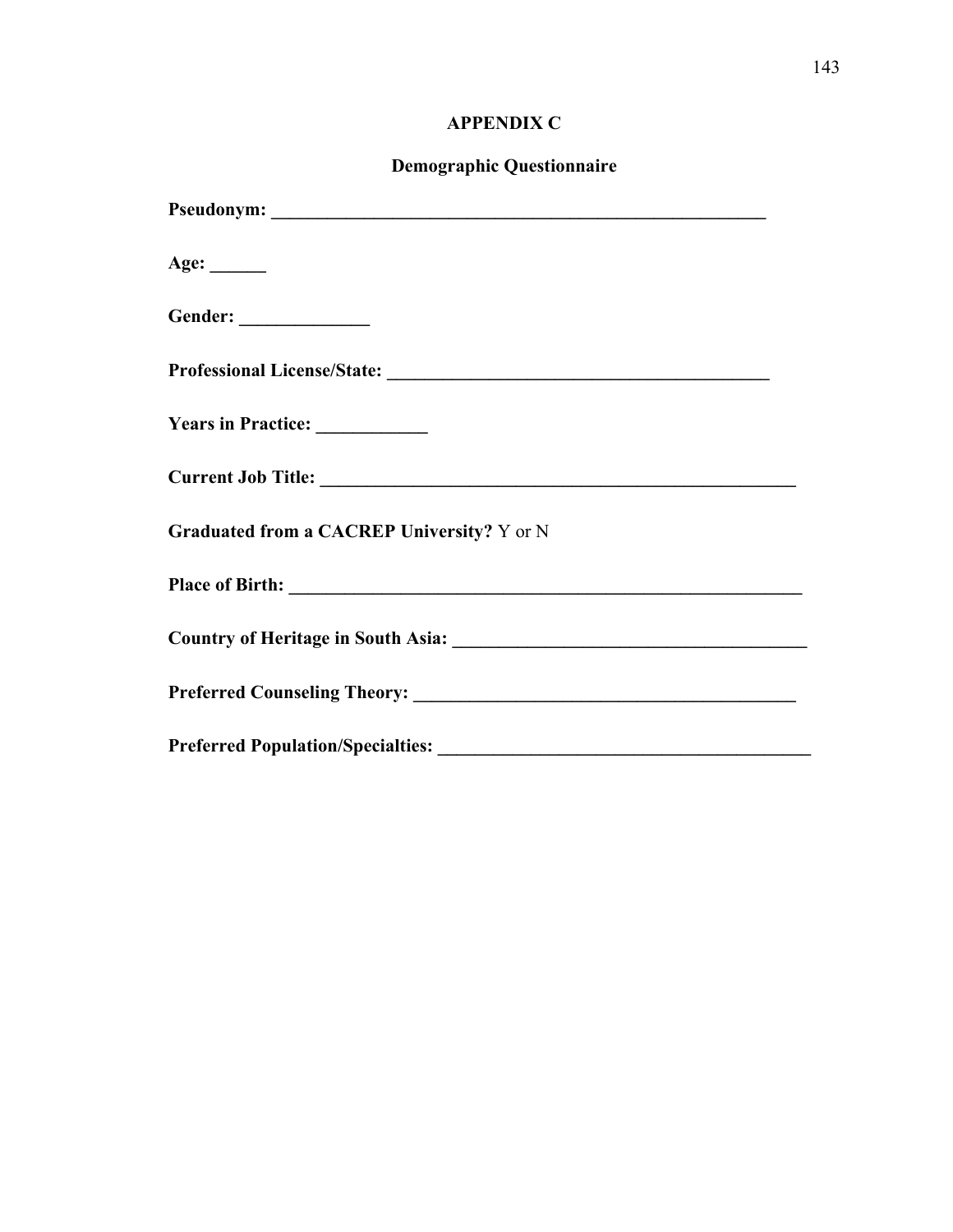# APPENDIX C

## Demographic Questionnaire

**Pseudonym: _______________________________________________________**

**Age: ______**

**Gender: ______________**

**Professional License/State: ________________________________________**

**Years in Practice: ____________**

**Current Job Title: ____________________________________________________**

**Graduated from a CACREP University?** Y or N

**Place of Birth: ________________________________________________________**

**Country of Heritage in South Asia: _______________________________________**

**Preferred Counseling Theory: _______________________________________**

**Preferred Population/Specialties: _____________________________________**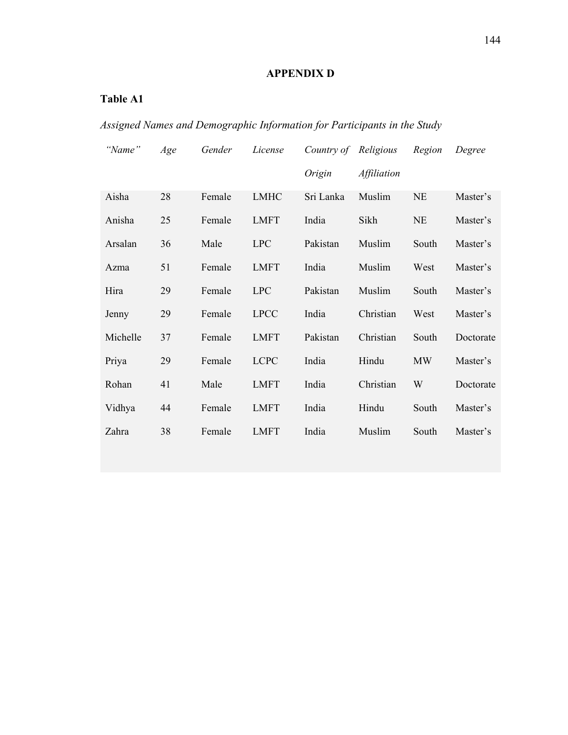# APPENDIX D

**Table A1**

*Assigned Names and Demographic Information for Participants in the Study*

| *"Name"* | *Age* | *Gender* | *License* | *Country of Origin* | *Religious Affiliation* | *Region* | *Degree* |
|---|---|---|---|---|---|---|---|
| Aisha | 28 | Female | LMHC | Sri Lanka | Muslim | NE | Master's |
| Anisha | 25 | Female | LMFT | India | Sikh | NE | Master's |
| Arsalan | 36 | Male | LPC | Pakistan | Muslim | South | Master's |
| Azma | 51 | Female | LMFT | India | Muslim | West | Master's |
| Hira | 29 | Female | LPC | Pakistan | Muslim | South | Master's |
| Jenny | 29 | Female | LPCC | India | Christian | West | Master's |
| Michelle | 37 | Female | LMFT | Pakistan | Christian | South | Doctorate |
| Priya | 29 | Female | LCPC | India | Hindu | MW | Master's |
| Rohan | 41 | Male | LMFT | India | Christian | W | Doctorate |
| Vidhya | 44 | Female | LMFT | India | Hindu | South | Master's |
| Zahra | 38 | Female | LMFT | India | Muslim | South | Master's |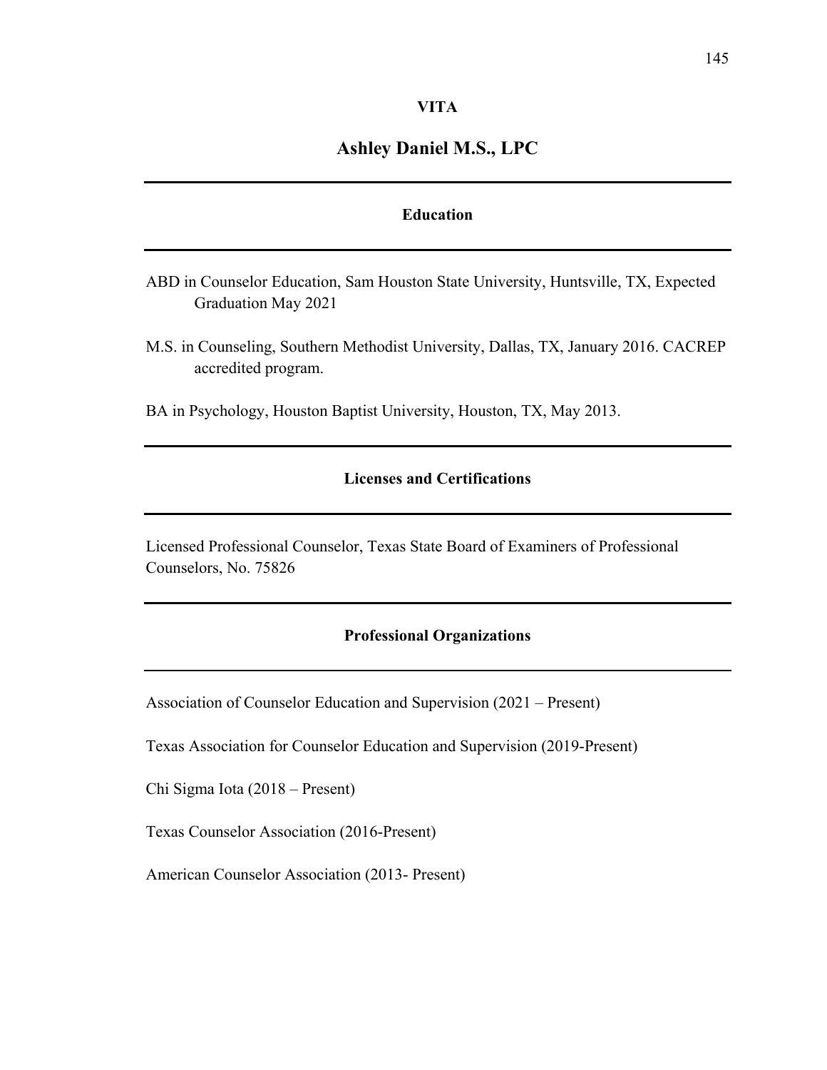# VITA

## Ashley Daniel M.S., LPC

### Education

ABD in Counselor Education, Sam Houston State University, Huntsville, TX, Expected Graduation May 2021

M.S. in Counseling, Southern Methodist University, Dallas, TX, January 2016. CACREP accredited program.

BA in Psychology, Houston Baptist University, Houston, TX, May 2013.

### Licenses and Certifications

Licensed Professional Counselor, Texas State Board of Examiners of Professional Counselors, No. 75826

### Professional Organizations

Association of Counselor Education and Supervision (2021 – Present)

Texas Association for Counselor Education and Supervision (2019-Present)

Chi Sigma Iota (2018 – Present)

Texas Counselor Association (2016-Present)

American Counselor Association (2013- Present)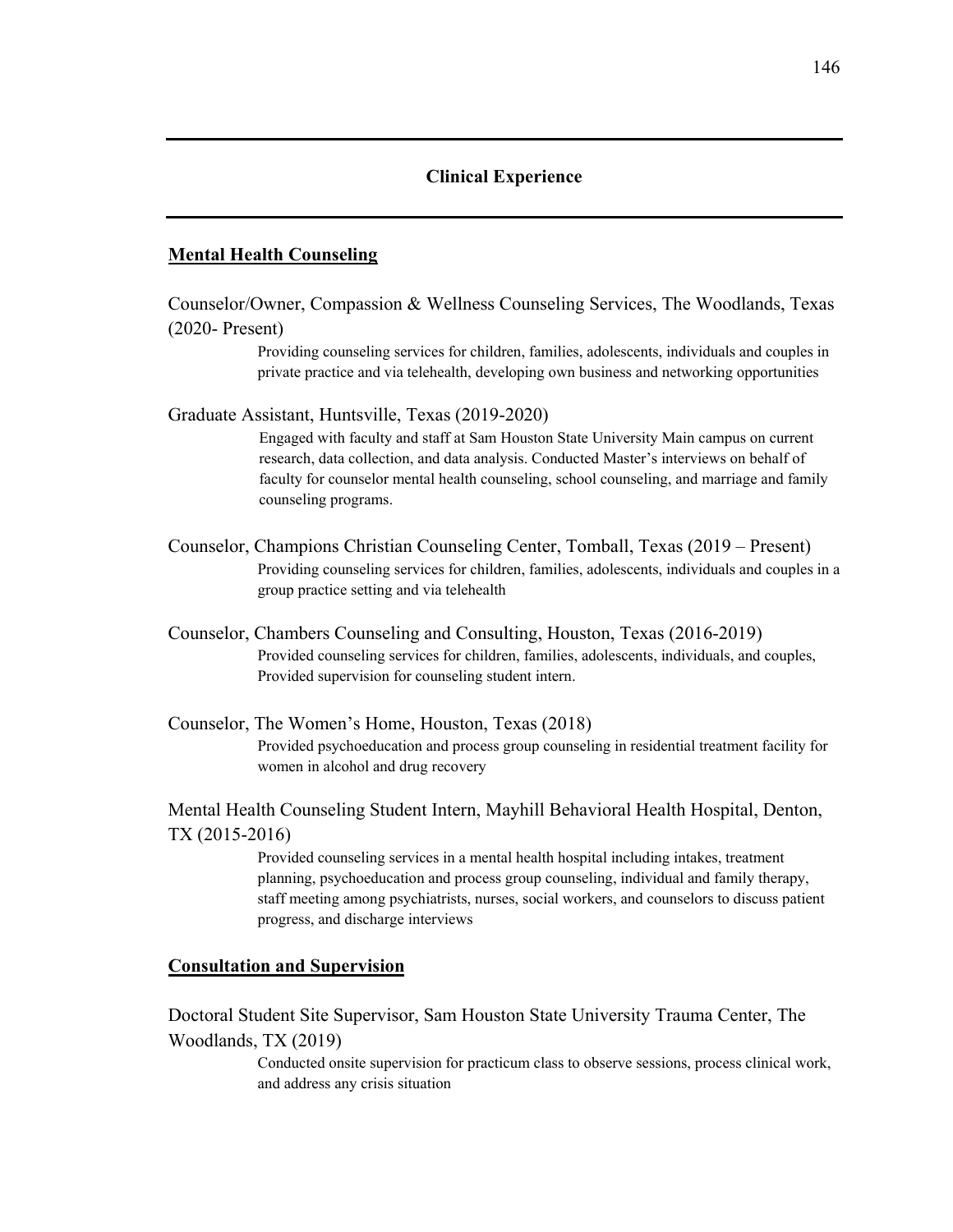## Clinical Experience

### Mental Health Counseling

Counselor/Owner, Compassion & Wellness Counseling Services, The Woodlands, Texas (2020- Present)

> Providing counseling services for children, families, adolescents, individuals and couples in private practice and via telehealth, developing own business and networking opportunities

Graduate Assistant, Huntsville, Texas (2019-2020)

> Engaged with faculty and staff at Sam Houston State University Main campus on current research, data collection, and data analysis. Conducted Master's interviews on behalf of faculty for counselor mental health counseling, school counseling, and marriage and family counseling programs.

Counselor, Champions Christian Counseling Center, Tomball, Texas (2019 – Present)

> Providing counseling services for children, families, adolescents, individuals and couples in a group practice setting and via telehealth

Counselor, Chambers Counseling and Consulting, Houston, Texas (2016-2019)

> Provided counseling services for children, families, adolescents, individuals, and couples, Provided supervision for counseling student intern.

Counselor, The Women's Home, Houston, Texas (2018)

> Provided psychoeducation and process group counseling in residential treatment facility for women in alcohol and drug recovery

Mental Health Counseling Student Intern, Mayhill Behavioral Health Hospital, Denton, TX (2015-2016)

> Provided counseling services in a mental health hospital including intakes, treatment planning, psychoeducation and process group counseling, individual and family therapy, staff meeting among psychiatrists, nurses, social workers, and counselors to discuss patient progress, and discharge interviews

### Consultation and Supervision

Doctoral Student Site Supervisor, Sam Houston State University Trauma Center, The Woodlands, TX (2019)

> Conducted onsite supervision for practicum class to observe sessions, process clinical work, and address any crisis situation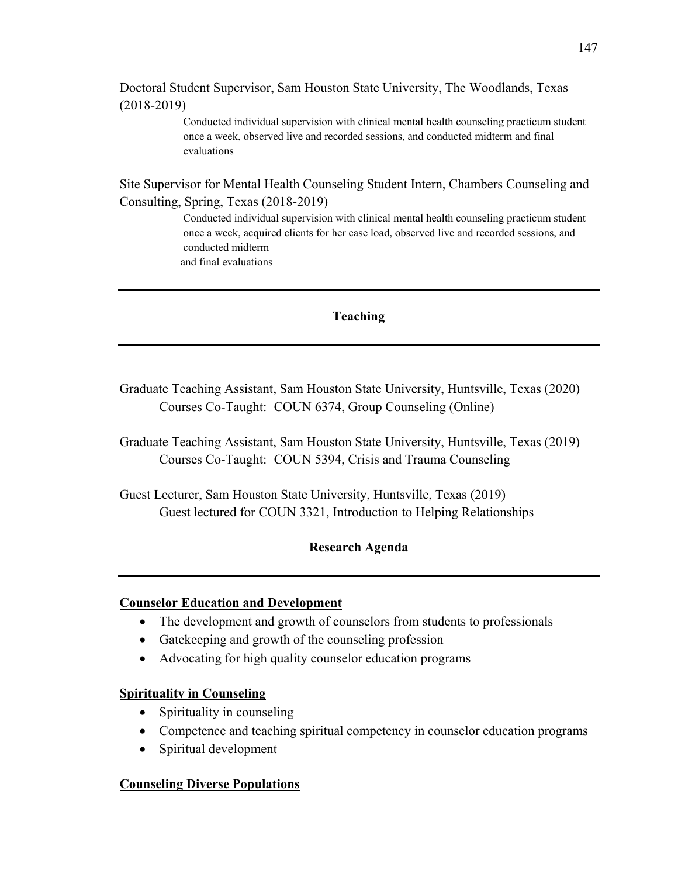Doctoral Student Supervisor, Sam Houston State University, The Woodlands, Texas (2018-2019)

Conducted individual supervision with clinical mental health counseling practicum student once a week, observed live and recorded sessions, and conducted midterm and final evaluations

Site Supervisor for Mental Health Counseling Student Intern, Chambers Counseling and Consulting, Spring, Texas (2018-2019)

Conducted individual supervision with clinical mental health counseling practicum student once a week, acquired clients for her case load, observed live and recorded sessions, and conducted midterm and final evaluations

## Teaching

Graduate Teaching Assistant, Sam Houston State University, Huntsville, Texas (2020)
Courses Co-Taught: COUN 6374, Group Counseling (Online)

Graduate Teaching Assistant, Sam Houston State University, Huntsville, Texas (2019)
Courses Co-Taught: COUN 5394, Crisis and Trauma Counseling

Guest Lecturer, Sam Houston State University, Huntsville, Texas (2019)
Guest lectured for COUN 3321, Introduction to Helping Relationships

## Research Agenda

**Counselor Education and Development**

- The development and growth of counselors from students to professionals
- Gatekeeping and growth of the counseling profession
- Advocating for high quality counselor education programs

**Spirituality in Counseling**

- Spirituality in counseling
- Competence and teaching spiritual competency in counselor education programs
- Spiritual development

**Counseling Diverse Populations**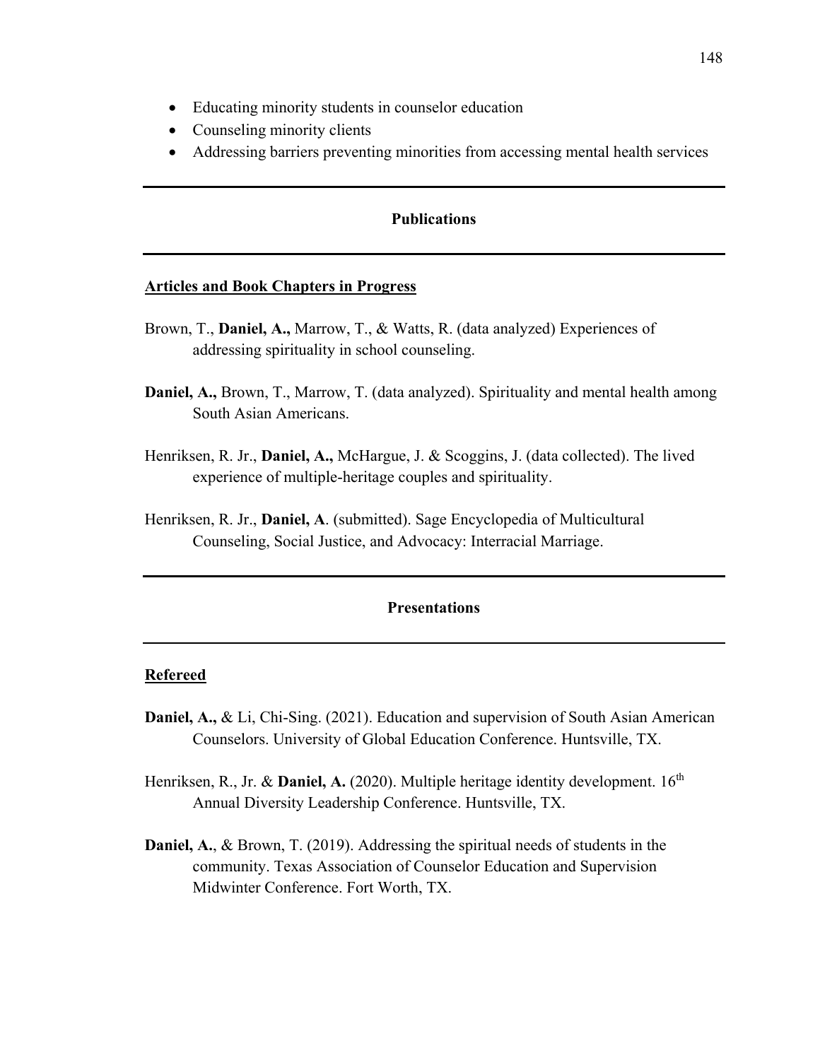- Educating minority students in counselor education
- Counseling minority clients
- Addressing barriers preventing minorities from accessing mental health services

## Publications

**Articles and Book Chapters in Progress**

Brown, T., **Daniel, A.,** Marrow, T., & Watts, R. (data analyzed) Experiences of addressing spirituality in school counseling.

**Daniel, A.,** Brown, T., Marrow, T. (data analyzed). Spirituality and mental health among South Asian Americans.

Henriksen, R. Jr., **Daniel, A.,** McHargue, J. & Scoggins, J. (data collected). The lived experience of multiple-heritage couples and spirituality.

Henriksen, R. Jr., **Daniel, A**. (submitted). Sage Encyclopedia of Multicultural Counseling, Social Justice, and Advocacy: Interracial Marriage.

## Presentations

**Refereed**

**Daniel, A.,** & Li, Chi-Sing. (2021). Education and supervision of South Asian American Counselors. University of Global Education Conference. Huntsville, TX.

Henriksen, R., Jr. & **Daniel, A.** (2020). Multiple heritage identity development. 16th Annual Diversity Leadership Conference. Huntsville, TX.

**Daniel, A.**, & Brown, T. (2019). Addressing the spiritual needs of students in the community. Texas Association of Counselor Education and Supervision Midwinter Conference. Fort Worth, TX.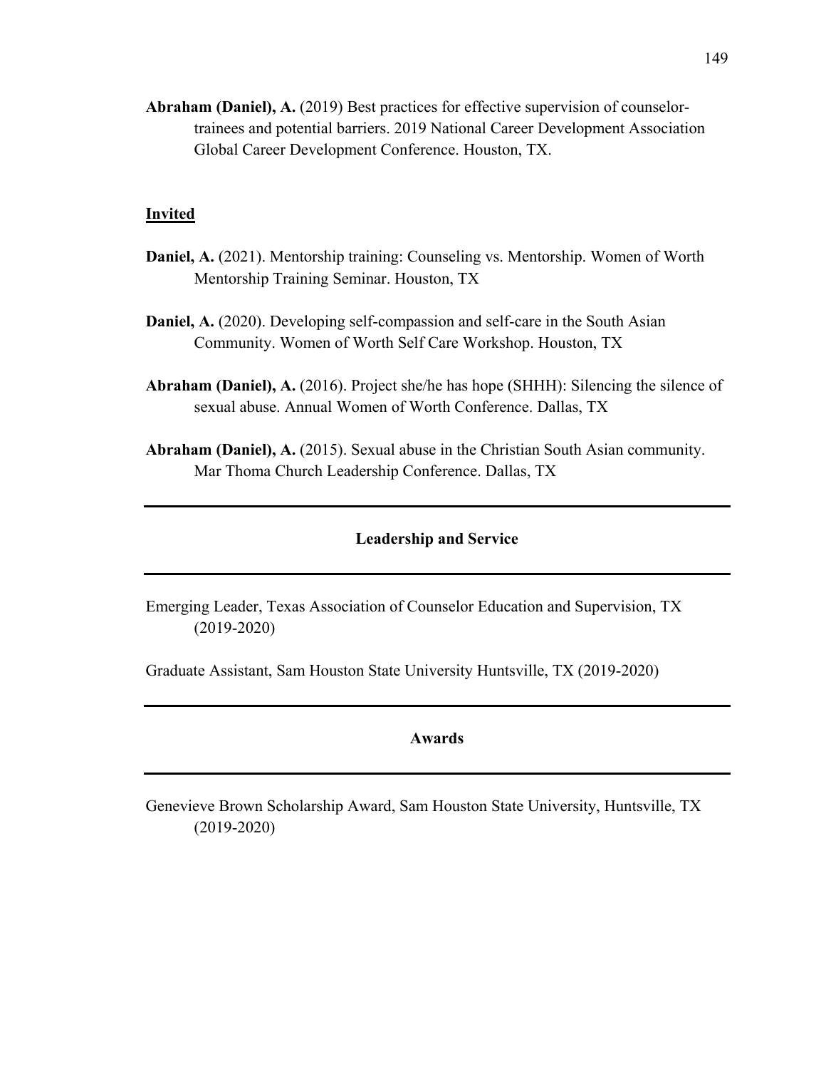**Abraham (Daniel), A.** (2019) Best practices for effective supervision of counselor-trainees and potential barriers. 2019 National Career Development Association Global Career Development Conference. Houston, TX.

### Invited

**Daniel, A.** (2021). Mentorship training: Counseling vs. Mentorship. Women of Worth Mentorship Training Seminar. Houston, TX

**Daniel, A.** (2020). Developing self-compassion and self-care in the South Asian Community. Women of Worth Self Care Workshop. Houston, TX

**Abraham (Daniel), A.** (2016). Project she/he has hope (SHHH): Silencing the silence of sexual abuse. Annual Women of Worth Conference. Dallas, TX

**Abraham (Daniel), A.** (2015). Sexual abuse in the Christian South Asian community. Mar Thoma Church Leadership Conference. Dallas, TX

## Leadership and Service

Emerging Leader, Texas Association of Counselor Education and Supervision, TX (2019-2020)

Graduate Assistant, Sam Houston State University Huntsville, TX (2019-2020)

## Awards

Genevieve Brown Scholarship Award, Sam Houston State University, Huntsville, TX (2019-2020)